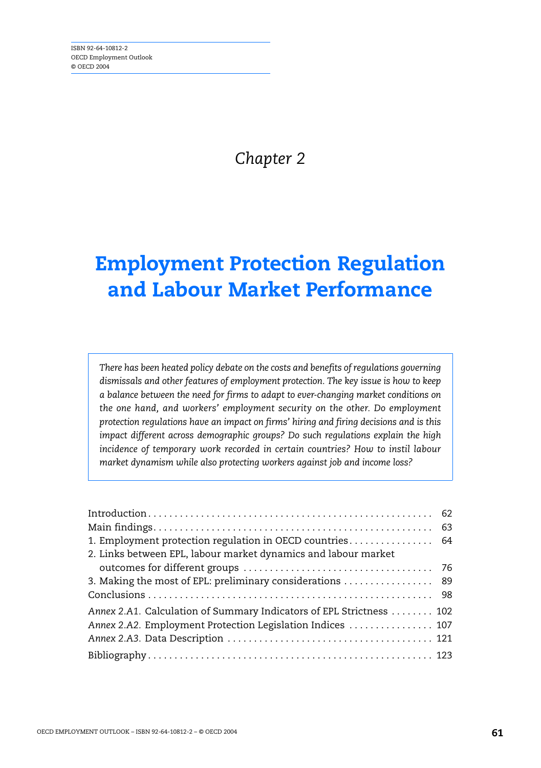*Chapter 2* 

# **Employment Protection Regulation and Labour Market Performance**

*There has been heated policy debate on the costs and benefits of regulations governing dismissals and other features of employment protection. The key issue is how to keep a balance between the need for firms to adapt to ever-changing market conditions on the one hand, and workers' employment security on the other. Do employment protection regulations have an impact on firms' hiring and firing decisions and is this impact different across demographic groups? Do such regulations explain the high incidence of temporary work recorded in certain countries? How to instil labour market dynamism while also protecting workers against job and income loss?*

| 1. Employment protection regulation in OECD countries 64             |  |
|----------------------------------------------------------------------|--|
| 2. Links between EPL, labour market dynamics and labour market       |  |
|                                                                      |  |
| 3. Making the most of EPL: preliminary considerations  89            |  |
|                                                                      |  |
| Annex 2.A1. Calculation of Summary Indicators of EPL Strictness  102 |  |
| Annex 2.A2. Employment Protection Legislation Indices  107           |  |
|                                                                      |  |
|                                                                      |  |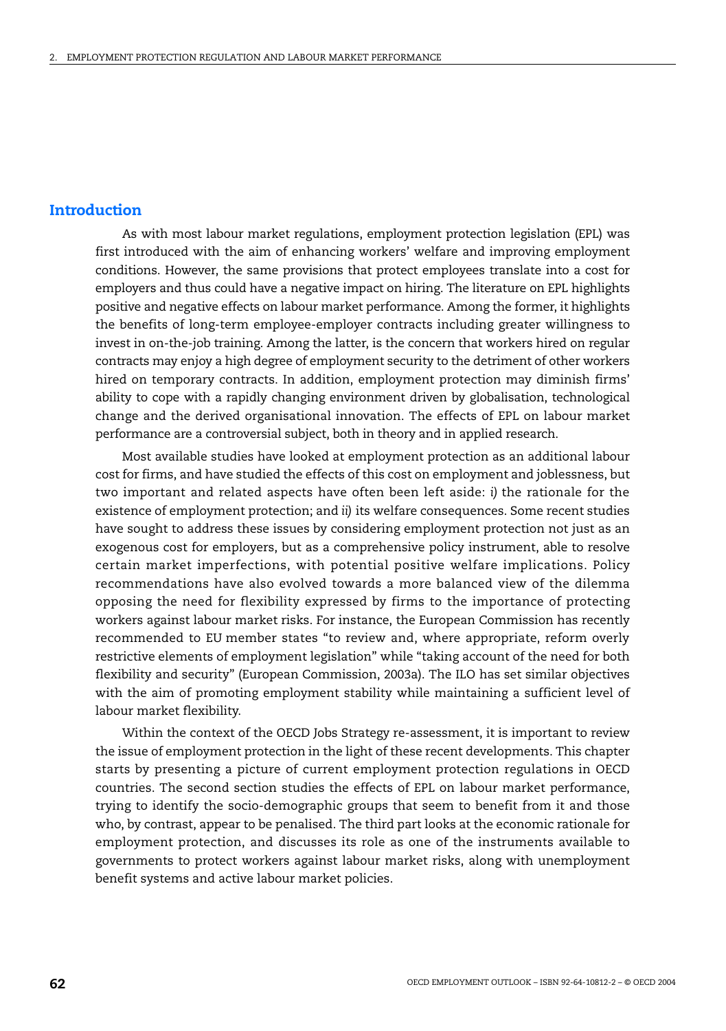#### **Introduction**

As with most labour market regulations, employment protection legislation (EPL) was first introduced with the aim of enhancing workers' welfare and improving employment conditions. However, the same provisions that protect employees translate into a cost for employers and thus could have a negative impact on hiring. The literature on EPL highlights positive and negative effects on labour market performance. Among the former, it highlights the benefits of long-term employee-employer contracts including greater willingness to invest in on-the-job training. Among the latter, is the concern that workers hired on regular contracts may enjoy a high degree of employment security to the detriment of other workers hired on temporary contracts. In addition, employment protection may diminish firms' ability to cope with a rapidly changing environment driven by globalisation, technological change and the derived organisational innovation. The effects of EPL on labour market performance are a controversial subject, both in theory and in applied research.

Most available studies have looked at employment protection as an additional labour cost for firms, and have studied the effects of this cost on employment and joblessness, but two important and related aspects have often been left aside: *i)* the rationale for the existence of employment protection; and *ii)* its welfare consequences. Some recent studies have sought to address these issues by considering employment protection not just as an exogenous cost for employers, but as a comprehensive policy instrument, able to resolve certain market imperfections, with potential positive welfare implications. Policy recommendations have also evolved towards a more balanced view of the dilemma opposing the need for flexibility expressed by firms to the importance of protecting workers against labour market risks. For instance, the European Commission has recently recommended to EU member states "to review and, where appropriate, reform overly restrictive elements of employment legislation" while "taking account of the need for both flexibility and security" (European Commission, 2003a). The ILO has set similar objectives with the aim of promoting employment stability while maintaining a sufficient level of labour market flexibility.

Within the context of the OECD Jobs Strategy re-assessment, it is important to review the issue of employment protection in the light of these recent developments. This chapter starts by presenting a picture of current employment protection regulations in OECD countries. The second section studies the effects of EPL on labour market performance, trying to identify the socio-demographic groups that seem to benefit from it and those who, by contrast, appear to be penalised. The third part looks at the economic rationale for employment protection, and discusses its role as one of the instruments available to governments to protect workers against labour market risks, along with unemployment benefit systems and active labour market policies.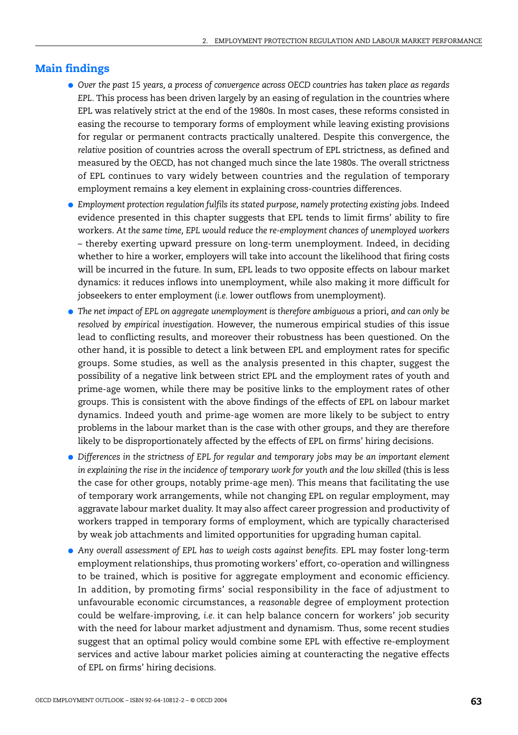## **Main findings**

- *Over the past 15 years, a process of convergence across OECD countries has taken place as regards EPL.* This process has been driven largely by an easing of regulation in the countries where EPL was relatively strict at the end of the 1980s. In most cases, these reforms consisted in easing the recourse to temporary forms of employment while leaving existing provisions for regular or permanent contracts practically unaltered. Despite this convergence, the *relative* position of countries across the overall spectrum of EPL strictness, as defined and measured by the OECD, has not changed much since the late 1980s. The overall strictness of EPL continues to vary widely between countries and the regulation of temporary employment remains a key element in explaining cross-countries differences.
- *Employment protection regulation fulfils its stated purpose, namely protecting existing jobs.* Indeed evidence presented in this chapter suggests that EPL tends to limit firms' ability to fire workers. *At the same time, EPL would reduce the re-employment chances of unemployed workers* – thereby exerting upward pressure on long-term unemployment. Indeed, in deciding whether to hire a worker, employers will take into account the likelihood that firing costs will be incurred in the future. In sum, EPL leads to two opposite effects on labour market dynamics: it reduces inflows into unemployment, while also making it more difficult for jobseekers to enter employment (*i.e.* lower outflows from unemployment).
- *The net impact of EPL on aggregate unemployment is therefore ambiguous* a priori*, and can only be resolved by empirical investigation.* However, the numerous empirical studies of this issue lead to conflicting results, and moreover their robustness has been questioned. On the other hand, it is possible to detect a link between EPL and employment rates for specific groups. Some studies, as well as the analysis presented in this chapter, suggest the possibility of a negative link between strict EPL and the employment rates of youth and prime-age women, while there may be positive links to the employment rates of other groups. This is consistent with the above findings of the effects of EPL on labour market dynamics. Indeed youth and prime-age women are more likely to be subject to entry problems in the labour market than is the case with other groups, and they are therefore likely to be disproportionately affected by the effects of EPL on firms' hiring decisions.
- *Differences in the strictness of EPL for regular and temporary jobs may be an important element in explaining the rise in the incidence of temporary work for youth and the low skilled* (this is less the case for other groups, notably prime-age men). This means that facilitating the use of temporary work arrangements, while not changing EPL on regular employment, may aggravate labour market duality. It may also affect career progression and productivity of workers trapped in temporary forms of employment, which are typically characterised by weak job attachments and limited opportunities for upgrading human capital.
- *Any overall assessment of EPL has to weigh costs against benefits.* EPL may foster long-term employment relationships, thus promoting workers' effort, co-operation and willingness to be trained, which is positive for aggregate employment and economic efficiency. In addition, by promoting firms' social responsibility in the face of adjustment to unfavourable economic circumstances, a *reasonable* degree of employment protection could be welfare-improving, *i.e.* it can help balance concern for workers' job security with the need for labour market adjustment and dynamism. Thus, some recent studies suggest that an optimal policy would combine some EPL with effective re-employment services and active labour market policies aiming at counteracting the negative effects of EPL on firms' hiring decisions.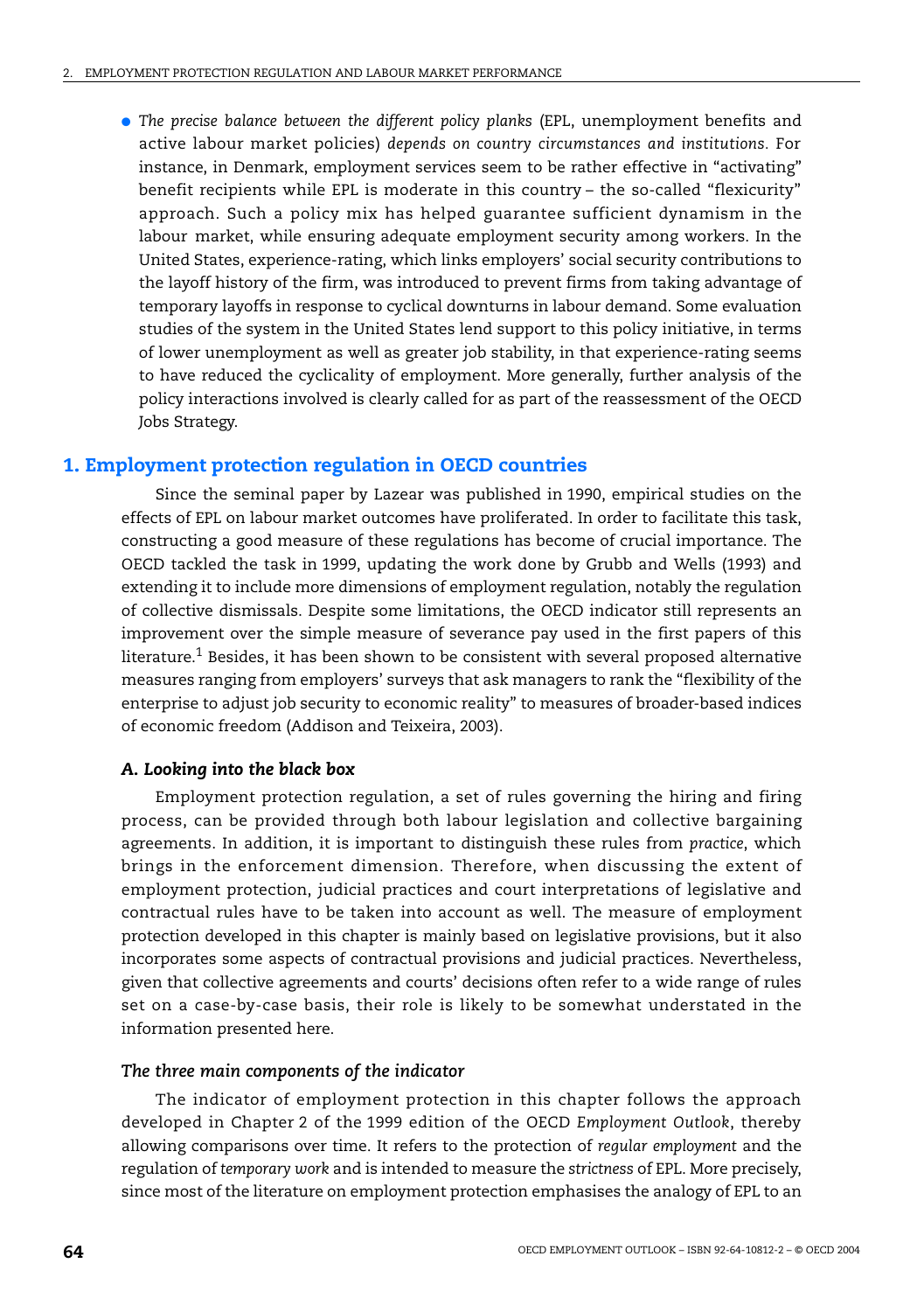● *The precise balance between the different policy planks* (EPL, unemployment benefits and active labour market policies) *depends on country circumstances and institutions.* For instance, in Denmark, employment services seem to be rather effective in "activating" benefit recipients while EPL is moderate in this country – the so-called "flexicurity" approach. Such a policy mix has helped guarantee sufficient dynamism in the labour market, while ensuring adequate employment security among workers. In the United States, experience-rating, which links employers' social security contributions to the layoff history of the firm, was introduced to prevent firms from taking advantage of temporary layoffs in response to cyclical downturns in labour demand. Some evaluation studies of the system in the United States lend support to this policy initiative, in terms of lower unemployment as well as greater job stability, in that experience-rating seems to have reduced the cyclicality of employment. More generally, further analysis of the policy interactions involved is clearly called for as part of the reassessment of the OECD Jobs Strategy.

### **1. Employment protection regulation in OECD countries**

Since the seminal paper by Lazear was published in 1990, empirical studies on the effects of EPL on labour market outcomes have proliferated. In order to facilitate this task, constructing a good measure of these regulations has become of crucial importance. The OECD tackled the task in 1999, updating the work done by Grubb and Wells (1993) and extending it to include more dimensions of employment regulation, notably the regulation of collective dismissals. Despite some limitations, the OECD indicator still represents an improvement over the simple measure of severance pay used in the first papers of this literature.<sup>1</sup> Besides, it has been shown to be consistent with several proposed alternative measures ranging from employers' surveys that ask managers to rank the "flexibility of the enterprise to adjust job security to economic reality" to measures of broader-based indices of economic freedom (Addison and Teixeira, 2003).

### *A. Looking into the black box*

Employment protection regulation, a set of rules governing the hiring and firing process, can be provided through both labour legislation and collective bargaining agreements. In addition, it is important to distinguish these rules from *practice*, which brings in the enforcement dimension. Therefore, when discussing the extent of employment protection, judicial practices and court interpretations of legislative and contractual rules have to be taken into account as well. The measure of employment protection developed in this chapter is mainly based on legislative provisions, but it also incorporates some aspects of contractual provisions and judicial practices. Nevertheless, given that collective agreements and courts' decisions often refer to a wide range of rules set on a case-by-case basis, their role is likely to be somewhat understated in the information presented here.

#### *The three main components of the indicator*

The indicator of employment protection in this chapter follows the approach developed in Chapter 2 of the 1999 edition of the OECD *Employment Outlook*, thereby allowing comparisons over time. It refers to the protection of *regular employment* and the regulation of *temporary work* and is intended to measure the *strictness* of EPL. More precisely, since most of the literature on employment protection emphasises the analogy of EPL to an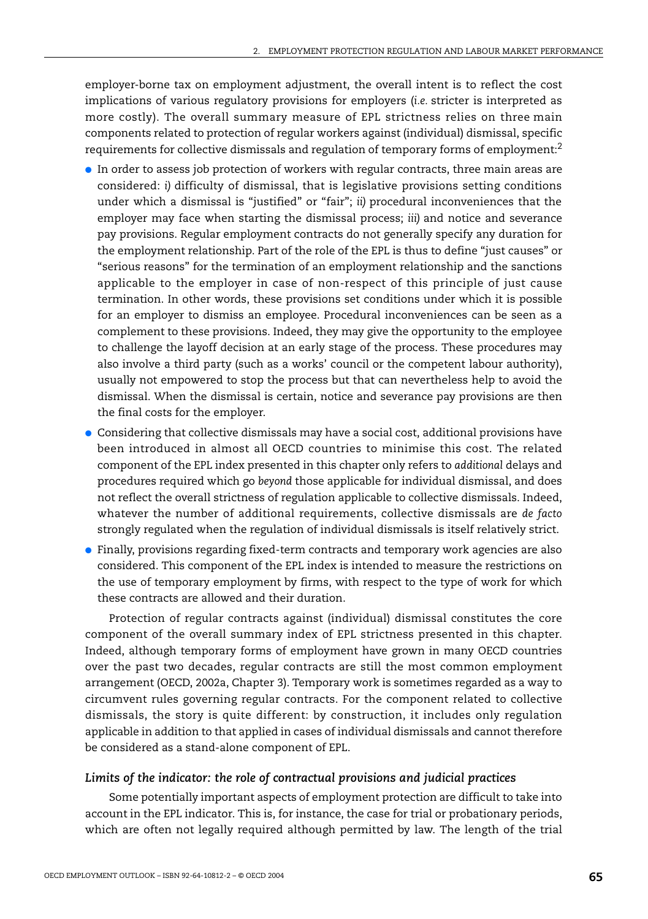employer-borne tax on employment adjustment, the overall intent is to reflect the cost implications of various regulatory provisions for employers (*i.e.* stricter is interpreted as more costly). The overall summary measure of EPL strictness relies on three main components related to protection of regular workers against (individual) dismissal, specific requirements for collective dismissals and regulation of temporary forms of employment:2

- In order to assess job protection of workers with regular contracts, three main areas are considered: *i)* difficulty of dismissal, that is legislative provisions setting conditions under which a dismissal is "justified" or "fair"; *ii)* procedural inconveniences that the employer may face when starting the dismissal process; *iii)* and notice and severance pay provisions. Regular employment contracts do not generally specify any duration for the employment relationship. Part of the role of the EPL is thus to define "just causes" or "serious reasons" for the termination of an employment relationship and the sanctions applicable to the employer in case of non-respect of this principle of just cause termination. In other words, these provisions set conditions under which it is possible for an employer to dismiss an employee. Procedural inconveniences can be seen as a complement to these provisions. Indeed, they may give the opportunity to the employee to challenge the layoff decision at an early stage of the process. These procedures may also involve a third party (such as a works' council or the competent labour authority), usually not empowered to stop the process but that can nevertheless help to avoid the dismissal. When the dismissal is certain, notice and severance pay provisions are then the final costs for the employer.
- Considering that collective dismissals may have a social cost, additional provisions have been introduced in almost all OECD countries to minimise this cost. The related component of the EPL index presented in this chapter only refers to *additional* delays and procedures required which go *beyond* those applicable for individual dismissal, and does not reflect the overall strictness of regulation applicable to collective dismissals. Indeed, whatever the number of additional requirements, collective dismissals are *de facto* strongly regulated when the regulation of individual dismissals is itself relatively strict.
- Finally, provisions regarding fixed-term contracts and temporary work agencies are also considered. This component of the EPL index is intended to measure the restrictions on the use of temporary employment by firms, with respect to the type of work for which these contracts are allowed and their duration.

Protection of regular contracts against (individual) dismissal constitutes the core component of the overall summary index of EPL strictness presented in this chapter. Indeed, although temporary forms of employment have grown in many OECD countries over the past two decades, regular contracts are still the most common employment arrangement (OECD, 2002a, Chapter 3). Temporary work is sometimes regarded as a way to circumvent rules governing regular contracts. For the component related to collective dismissals, the story is quite different: by construction, it includes only regulation applicable in addition to that applied in cases of individual dismissals and cannot therefore be considered as a stand-alone component of EPL.

#### *Limits of the indicator: the role of contractual provisions and judicial practices*

Some potentially important aspects of employment protection are difficult to take into account in the EPL indicator. This is, for instance, the case for trial or probationary periods, which are often not legally required although permitted by law. The length of the trial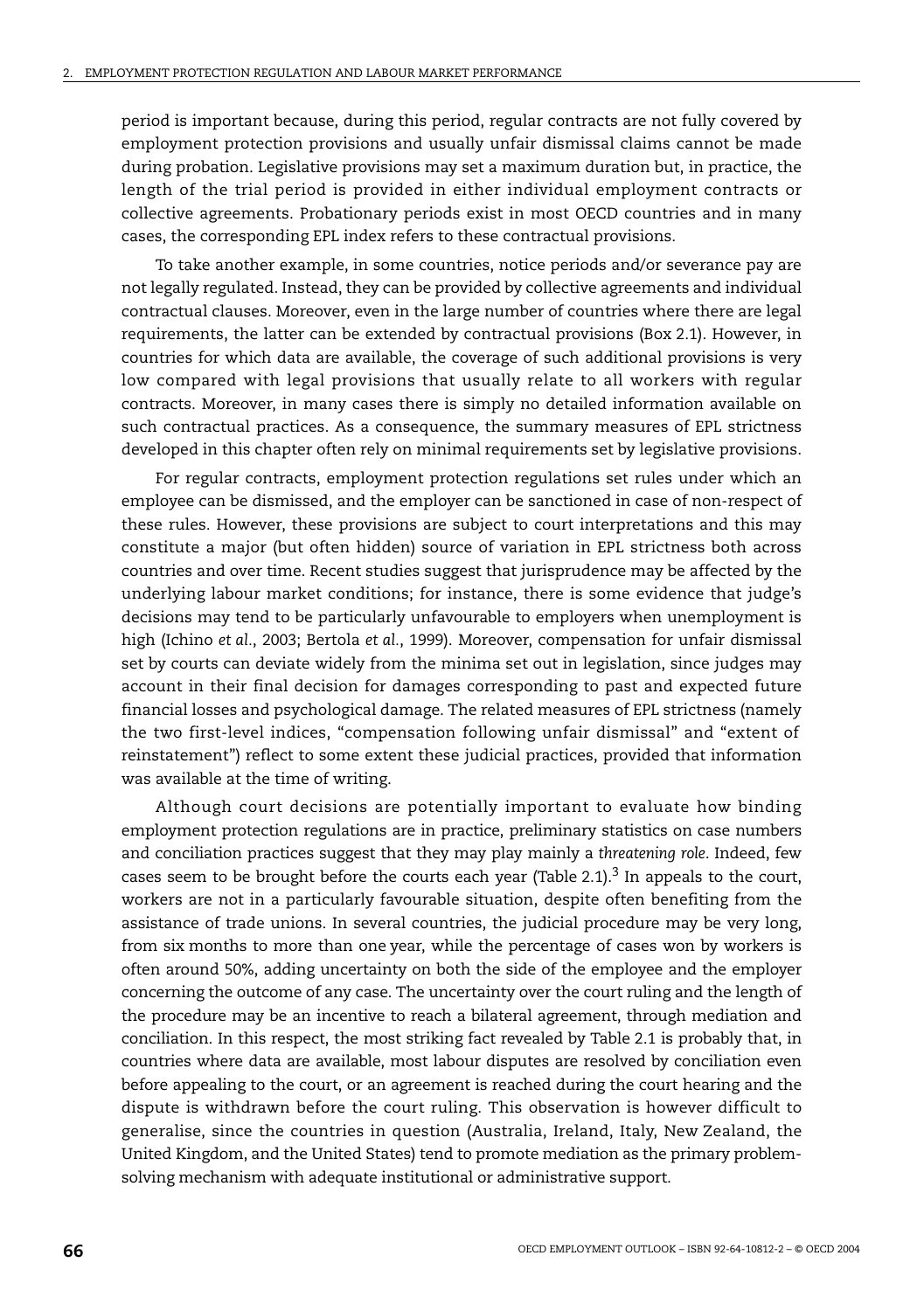period is important because, during this period, regular contracts are not fully covered by employment protection provisions and usually unfair dismissal claims cannot be made during probation. Legislative provisions may set a maximum duration but, in practice, the length of the trial period is provided in either individual employment contracts or collective agreements. Probationary periods exist in most OECD countries and in many cases, the corresponding EPL index refers to these contractual provisions.

To take another example, in some countries, notice periods and/or severance pay are not legally regulated. Instead, they can be provided by collective agreements and individual contractual clauses. Moreover, even in the large number of countries where there are legal requirements, the latter can be extended by contractual provisions (Box 2.1). However, in countries for which data are available, the coverage of such additional provisions is very low compared with legal provisions that usually relate to all workers with regular contracts. Moreover, in many cases there is simply no detailed information available on such contractual practices. As a consequence, the summary measures of EPL strictness developed in this chapter often rely on minimal requirements set by legislative provisions.

For regular contracts, employment protection regulations set rules under which an employee can be dismissed, and the employer can be sanctioned in case of non-respect of these rules. However, these provisions are subject to court interpretations and this may constitute a major (but often hidden) source of variation in EPL strictness both across countries and over time. Recent studies suggest that jurisprudence may be affected by the underlying labour market conditions; for instance, there is some evidence that judge's decisions may tend to be particularly unfavourable to employers when unemployment is high (Ichino *et al.*, 2003; Bertola *et al.*, 1999). Moreover, compensation for unfair dismissal set by courts can deviate widely from the minima set out in legislation, since judges may account in their final decision for damages corresponding to past and expected future financial losses and psychological damage. The related measures of EPL strictness (namely the two first-level indices, "compensation following unfair dismissal" and "extent of reinstatement") reflect to some extent these judicial practices, provided that information was available at the time of writing.

Although court decisions are potentially important to evaluate how binding employment protection regulations are in practice, preliminary statistics on case numbers and conciliation practices suggest that they may play mainly a *threatening role*. Indeed, few cases seem to be brought before the courts each year (Table 2.1). $3$  In appeals to the court, workers are not in a particularly favourable situation, despite often benefiting from the assistance of trade unions. In several countries, the judicial procedure may be very long, from six months to more than one year, while the percentage of cases won by workers is often around 50%, adding uncertainty on both the side of the employee and the employer concerning the outcome of any case. The uncertainty over the court ruling and the length of the procedure may be an incentive to reach a bilateral agreement, through mediation and conciliation. In this respect, the most striking fact revealed by Table 2.1 is probably that, in countries where data are available, most labour disputes are resolved by conciliation even before appealing to the court, or an agreement is reached during the court hearing and the dispute is withdrawn before the court ruling. This observation is however difficult to generalise, since the countries in question (Australia, Ireland, Italy, New Zealand, the United Kingdom, and the United States) tend to promote mediation as the primary problemsolving mechanism with adequate institutional or administrative support.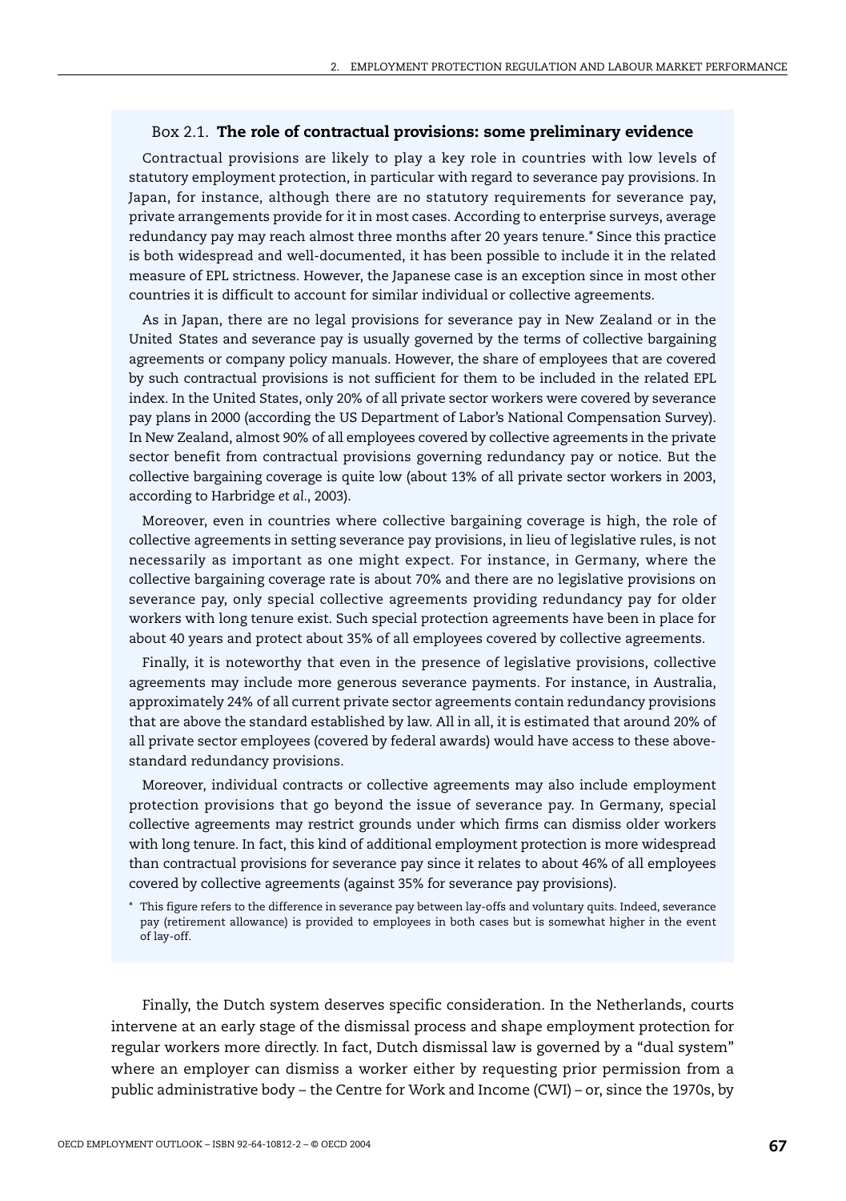#### Box 2.1. **The role of contractual provisions: some preliminary evidence**

Contractual provisions are likely to play a key role in countries with low levels of statutory employment protection, in particular with regard to severance pay provisions. In Japan, for instance, although there are no statutory requirements for severance pay, private arrangements provide for it in most cases. According to enterprise surveys, average redundancy pay may reach almost three months after 20 years tenure.*\** Since this practice is both widespread and well-documented, it has been possible to include it in the related measure of EPL strictness. However, the Japanese case is an exception since in most other countries it is difficult to account for similar individual or collective agreements.

As in Japan, there are no legal provisions for severance pay in New Zealand or in the United States and severance pay is usually governed by the terms of collective bargaining agreements or company policy manuals. However, the share of employees that are covered by such contractual provisions is not sufficient for them to be included in the related EPL index. In the United States, only 20% of all private sector workers were covered by severance pay plans in 2000 (according the US Department of Labor's National Compensation Survey). In New Zealand, almost 90% of all employees covered by collective agreements in the private sector benefit from contractual provisions governing redundancy pay or notice. But the collective bargaining coverage is quite low (about 13% of all private sector workers in 2003, according to Harbridge *et al.*, 2003).

Moreover, even in countries where collective bargaining coverage is high, the role of collective agreements in setting severance pay provisions, in lieu of legislative rules, is not necessarily as important as one might expect. For instance, in Germany, where the collective bargaining coverage rate is about 70% and there are no legislative provisions on severance pay, only special collective agreements providing redundancy pay for older workers with long tenure exist. Such special protection agreements have been in place for about 40 years and protect about 35% of all employees covered by collective agreements.

Finally, it is noteworthy that even in the presence of legislative provisions, collective agreements may include more generous severance payments. For instance, in Australia, approximately 24% of all current private sector agreements contain redundancy provisions that are above the standard established by law. All in all, it is estimated that around 20% of all private sector employees (covered by federal awards) would have access to these abovestandard redundancy provisions.

Moreover, individual contracts or collective agreements may also include employment protection provisions that go beyond the issue of severance pay. In Germany, special collective agreements may restrict grounds under which firms can dismiss older workers with long tenure. In fact, this kind of additional employment protection is more widespread than contractual provisions for severance pay since it relates to about 46% of all employees covered by collective agreements (against 35% for severance pay provisions).

Finally, the Dutch system deserves specific consideration. In the Netherlands, courts intervene at an early stage of the dismissal process and shape employment protection for regular workers more directly. In fact, Dutch dismissal law is governed by a "dual system" where an employer can dismiss a worker either by requesting prior permission from a public administrative body – the Centre for Work and Income (CWI) – or, since the 1970s, by

<sup>\*</sup> This figure refers to the difference in severance pay between lay-offs and voluntary quits. Indeed, severance pay (retirement allowance) is provided to employees in both cases but is somewhat higher in the event of lay-off.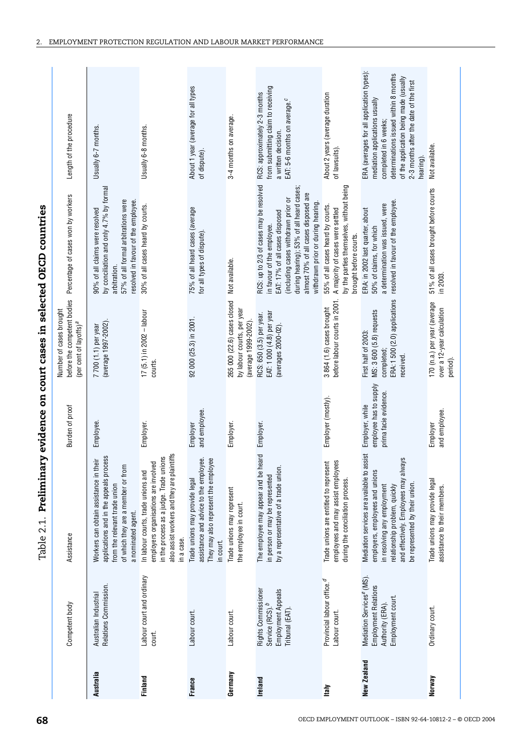|             | Competent body                                                                                                | Assistance                                                                                                                                                                                                               | Burden of proof                                                    | before the competent bodies<br>Number of cases brought<br>(per cent of layoffs) <sup>a</sup>               | Percentage of cases won by workers                                                                                                                                                                                                                                       | Length of the procedure                                                                                                                                                                                                                       |
|-------------|---------------------------------------------------------------------------------------------------------------|--------------------------------------------------------------------------------------------------------------------------------------------------------------------------------------------------------------------------|--------------------------------------------------------------------|------------------------------------------------------------------------------------------------------------|--------------------------------------------------------------------------------------------------------------------------------------------------------------------------------------------------------------------------------------------------------------------------|-----------------------------------------------------------------------------------------------------------------------------------------------------------------------------------------------------------------------------------------------|
| Australia   | Relations Commission.<br>Australian Industrial                                                                | applications and in the appeals process<br>Workers can obtain assistance in their<br>of which they are a member or from<br>from the relevant trade union<br>a nominated agent.                                           | <b>Employee</b>                                                    | (average 1997-2002)<br>7 700 (1.1) per year                                                                | by conciliation and only 4.7% by formal<br>57% of all formal arbitrations were<br>resolved in favour of the employee.<br>90% of all claims were resolved<br>arbitration.                                                                                                 | Usually 6-7 months.                                                                                                                                                                                                                           |
| Finland     | Labour court and ordinary<br>court.                                                                           | also assist workers and they are plaintiffs<br>in the process as a judge. Trade unions<br>employers organisations are involved<br>In labour courts, trade unions and<br>in a case.                                       | Employer.                                                          | $17(5.1)$ in 2002 - labour<br>courts.                                                                      | 30% of all cases heard by courts.                                                                                                                                                                                                                                        | Usually 6-8 months.                                                                                                                                                                                                                           |
| France      | Labour court.                                                                                                 | assistance and advice to the employee.<br>They may also represent the employee<br>vide legal<br>Trade unions may pro<br>in court.                                                                                        | and employee.<br>Employer                                          | 92 000 (25.3) in 2001.                                                                                     | 75% of all heard cases (average<br>for all types of dispute).                                                                                                                                                                                                            | About 1 year (average for all types<br>of dispute).                                                                                                                                                                                           |
| Germany     | Labour court.                                                                                                 | Trade unions may represent<br>the employee in court                                                                                                                                                                      | Employer.                                                          | 265 000 (22.6) cases closed<br>by labour courts, per year<br>(average 1999-2002).                          | Not available.                                                                                                                                                                                                                                                           | 3-4 months on average.                                                                                                                                                                                                                        |
| Ireland     | Rights Commissioner<br>Employment Appeals<br>Service (RCS). <sup>b</sup><br>Tribunal (EAT).                   | The employee may appear and be heard<br>a trade union.<br>in person or may be represented<br>by a representative of                                                                                                      | Employer.                                                          | EAT: 1 000 (4.8) per year<br>RCS: 650 (3.5) per year.<br>(averages 2000-02)                                | RCS: up to 2/3 of cases may be resolved<br>during hearing); 53% of all heard cases;<br>almost 70% of all cases disposed are<br>(including cases withdrawn prior or<br>withdrawn prior or during hearing.<br>EAT: 17% of all cases disposed<br>in favour of the employee. | from submitting claim to receiving<br>RCS: approximately 2-3 months<br>EAT: 5-6 months on average. <sup>c</sup><br>a written decision.                                                                                                        |
| Italy       | Provincial labour office. <sup>d</sup><br>Labour court.                                                       | employees and may assist employees<br>tled to represent<br>during the conciliation process.<br>Trade unions are entit                                                                                                    | Employer (mostly).                                                 | before labour courts in 2001.<br>3 864 (1.6) cases brought                                                 | by the parties themselves, without being<br>55% of all cases heard by courts.<br>A majority of cases were settled<br>brought before courts.                                                                                                                              | About 2 years (average duration<br>of lawsuits).                                                                                                                                                                                              |
| New Zealand | Mediation Services <sup>e</sup> (MS).<br><b>Employment Relations</b><br>Employment court.<br>Authority (ERA). | Mediation services are available to assist<br>and effectively. Employees may always<br>employers, employees and unions<br>be represented by their union.<br>in resolving any employment<br>relationship problem, quickly | employee has to supply<br>prima facie evidence.<br>Employer, while | ERA: 1500 (2.0) applications<br>MS: 3 600 (5.8) requests<br>First half of 2003:<br>completed;<br>received. | resolved in favour of the employee<br>a determination was issued, were<br>ERA: in 2002 last quarter, about<br>50% of claims, for which                                                                                                                                   | ERA (averages for all application types):<br>determinations issued within 8 months<br>of the application being made (usually<br>2-3 months after the date of the first<br>mediation applications usually<br>completed in 6 weeks;<br>hearing) |
| Norway      | Ordinary court.                                                                                               | Trade unions may provide legal<br>assistance to their members.                                                                                                                                                           | and employee.<br>Employer                                          | 170 (n.a.) per year (average<br>over a 12-year calculation<br>period).                                     | 51% of all cases brought before courts<br>in 2003.                                                                                                                                                                                                                       | Not available.                                                                                                                                                                                                                                |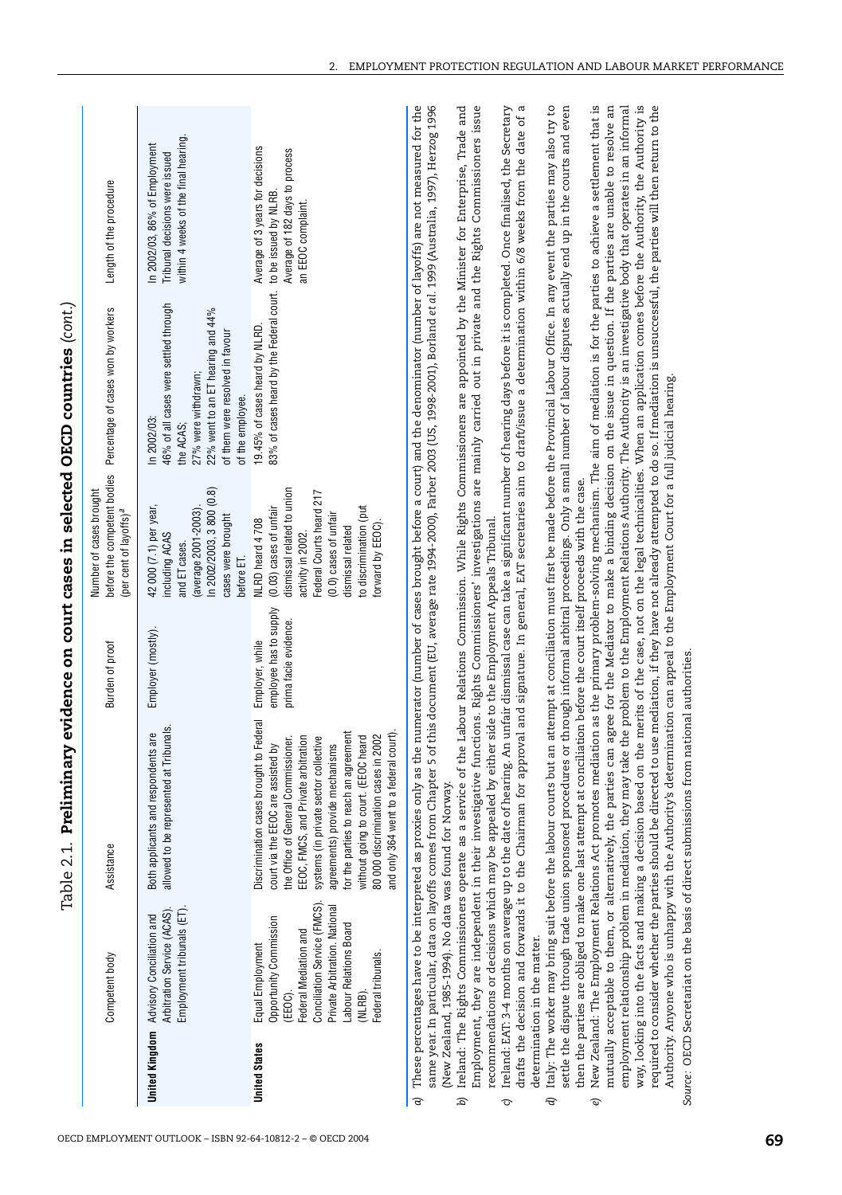|                                              |                                                                                                                                                                                                                                                                |                                                                                                                                                                                                                                                                                                                                                                                                                                                                                                                                                                                                                                                                                                                                                                                                                                                                                                                                                                                                                                                                                                                                                                                                                                                                                                                                                                                                                                                                                                                                                                                                                                                                                                                                                                                                                                                                                                                                                                                                                                                                                                                                                                                                                                                                                                                                                                                                                                                                                                   |                                                                    |                                                                                                                                                                                                                           | minary evidence on court cases in selected OECD countries (cont.)                                                                                                                    |                                                                                                                   |
|----------------------------------------------|----------------------------------------------------------------------------------------------------------------------------------------------------------------------------------------------------------------------------------------------------------------|---------------------------------------------------------------------------------------------------------------------------------------------------------------------------------------------------------------------------------------------------------------------------------------------------------------------------------------------------------------------------------------------------------------------------------------------------------------------------------------------------------------------------------------------------------------------------------------------------------------------------------------------------------------------------------------------------------------------------------------------------------------------------------------------------------------------------------------------------------------------------------------------------------------------------------------------------------------------------------------------------------------------------------------------------------------------------------------------------------------------------------------------------------------------------------------------------------------------------------------------------------------------------------------------------------------------------------------------------------------------------------------------------------------------------------------------------------------------------------------------------------------------------------------------------------------------------------------------------------------------------------------------------------------------------------------------------------------------------------------------------------------------------------------------------------------------------------------------------------------------------------------------------------------------------------------------------------------------------------------------------------------------------------------------------------------------------------------------------------------------------------------------------------------------------------------------------------------------------------------------------------------------------------------------------------------------------------------------------------------------------------------------------------------------------------------------------------------------------------------------------|--------------------------------------------------------------------|---------------------------------------------------------------------------------------------------------------------------------------------------------------------------------------------------------------------------|--------------------------------------------------------------------------------------------------------------------------------------------------------------------------------------|-------------------------------------------------------------------------------------------------------------------|
|                                              | Competent body                                                                                                                                                                                                                                                 | Assistance                                                                                                                                                                                                                                                                                                                                                                                                                                                                                                                                                                                                                                                                                                                                                                                                                                                                                                                                                                                                                                                                                                                                                                                                                                                                                                                                                                                                                                                                                                                                                                                                                                                                                                                                                                                                                                                                                                                                                                                                                                                                                                                                                                                                                                                                                                                                                                                                                                                                                        | Burden of proof                                                    | before the competent bodies<br>Number of cases brought<br>(per cent of layoffs) <sup>a</sup>                                                                                                                              | Percentage of cases won by workers                                                                                                                                                   | Length of the procedure                                                                                           |
| <b>United Kingdom</b>                        | Employment tribunals (ET).<br>Arbitration Service (ACAS)<br>Advisory Conciliation and                                                                                                                                                                          | ented at Tribunals<br>respondents are<br>allowed to be represo<br>Both applicants and                                                                                                                                                                                                                                                                                                                                                                                                                                                                                                                                                                                                                                                                                                                                                                                                                                                                                                                                                                                                                                                                                                                                                                                                                                                                                                                                                                                                                                                                                                                                                                                                                                                                                                                                                                                                                                                                                                                                                                                                                                                                                                                                                                                                                                                                                                                                                                                                             | Employer (mostly).                                                 | In 2002/2003, 3 800 (0.8)<br>42 000 (7.1) per year,<br>(average 2001-2003).<br>cases were brought<br>including ACAS<br>and ET cases.<br>before ET.                                                                        | 46% of all cases were settled through<br>22% went to an ET hearing and 44%<br>of them were resolved in favour<br>27% were withdrawn;<br>of the employee.<br>In 2002/03:<br>the ACAS; | within 4 weeks of the final hearing.<br>In 2002/03, 86% of Employment<br>Tribunal decisions were issued           |
| <b>United States</b>                         | Conciliation Service (FMCS)<br>Private Arbitration. National<br>Opportunity Commission<br>Labour Relations Board<br>Federal Mediation and<br>Equal Employment<br>Federal tribunals.<br>(NLRB).<br>(EEOC)                                                       | brought to Federal<br>for the parties to reach an agreement<br>a federal court)<br>80 000 discrimination cases in 2002<br>systems (in private sector collective<br>without going to court. (EEOC heard<br>EEOC, FMCS, and Private arbitration<br>the Office of General Commissioner.<br>mechanisms<br>court via the EEOC are assisted by<br>Discrimination cases<br>agreements) provide<br>and only 364 went to                                                                                                                                                                                                                                                                                                                                                                                                                                                                                                                                                                                                                                                                                                                                                                                                                                                                                                                                                                                                                                                                                                                                                                                                                                                                                                                                                                                                                                                                                                                                                                                                                                                                                                                                                                                                                                                                                                                                                                                                                                                                                   | employee has to supply<br>prima facie evidence.<br>Employer, while | dismissal related to union<br>Federal Courts heard 217<br>to discrimination (put<br>$(0.03)$ cases of unfair<br>$(0.0)$ cases of unfair<br>NLRD heard 4 708<br>forward by EEOC)<br>dismissal related<br>activity in 2002. | 83% of cases heard by the Federal court.<br>19.45% of cases heard by NLRD.                                                                                                           | Average of 3 years for decisions<br>Average of 182 days to process<br>to be issued by NLRB.<br>an EEOC complaint. |
| a<br>B<br>$\widehat{e}$<br>$\mathbf{g}$<br>ত | (New Zealand, 1985-1994). No data was found for Norway.<br>Authority. Anyone who is unhappy with the Authority<br>drafts the decision and forwards it to the Chairman<br>then the parties are obliged to make one last attempt<br>determination in the matter. | These percentages have to be interpreted as proxies only as the numerator (number of cases brought before a court) and the denominator (number of layoffs) are not measured for the<br>same year. In particular, data on layoffs comes from Chapter 5 of this document (EU, average rate 1994-2000), Farber 2003 (US, 1998-2001), Borland et al. 1999 (Australia, 1997), Herzog 1996<br>New Zealand: The Employment Relations Act promotes mediation as the primary problem-solving mechanism. The aim of mediation is for the parties to achieve a settlement that is<br>way, looking into the facts and making a decision based on the merits of the case, not on the legal technicalities. When an application comes before the Authority, the Authority is<br>required to consider whether the parties should be directed to use mediation, if they have not already attempted to do so. If mediation is unsuccessful, the parties will then return to the<br>Ireland: The Rights Commissioners operate as a service of the Labour Relations Commission. While Rights Commissioners are appointed by the Minister for Enterprise, Trade and<br>Employment, they are independent in their investigative functions. Rights Commissioners' investigations are mainly carried out in private and the Rights Commissioners issue<br>Ireland: EAT: 3-4 months on average up to the date of hearing. An unfair dismissal case can take a significant number of hearing days before it is completed. Once finalised, the Secretary<br>Italy: The worker may bring suit before the labour courts but an attempt at conciliation must first be made before the Provincial Labour Office. In any event the parties may also try to<br>settle the dispute through trade union sponsored procedures or through informal arbitral proceedings. Only a small number of labour disputes actually end up in the courts and even<br>mutually acceptable to them, or alternatively, the parties can agree for the Mediator to make a binding decision on the issue in question. If the parties are unable to resolve an<br>employment relationship problem in mediation, they may take the problem to the Employment Relations Authority. The Authority is an investigative body that operates in an informal<br>recommendations or decisions which may be appealed by either side to the Employment Appeals Tribunal.<br>Source: OECD Secretariat on the basis of direct submissions from national authorities. |                                                                    | 's determination can appeal to the Employment Court for a full judicial hearing.<br>at conciliation before the court itself proceeds with the case.                                                                       | for approval and signature. In general, EAT secretaries aim to draft/issue a determination within 6/8 weeks from the date of                                                         | a                                                                                                                 |
|                                              |                                                                                                                                                                                                                                                                |                                                                                                                                                                                                                                                                                                                                                                                                                                                                                                                                                                                                                                                                                                                                                                                                                                                                                                                                                                                                                                                                                                                                                                                                                                                                                                                                                                                                                                                                                                                                                                                                                                                                                                                                                                                                                                                                                                                                                                                                                                                                                                                                                                                                                                                                                                                                                                                                                                                                                                   |                                                                    |                                                                                                                                                                                                                           |                                                                                                                                                                                      |                                                                                                                   |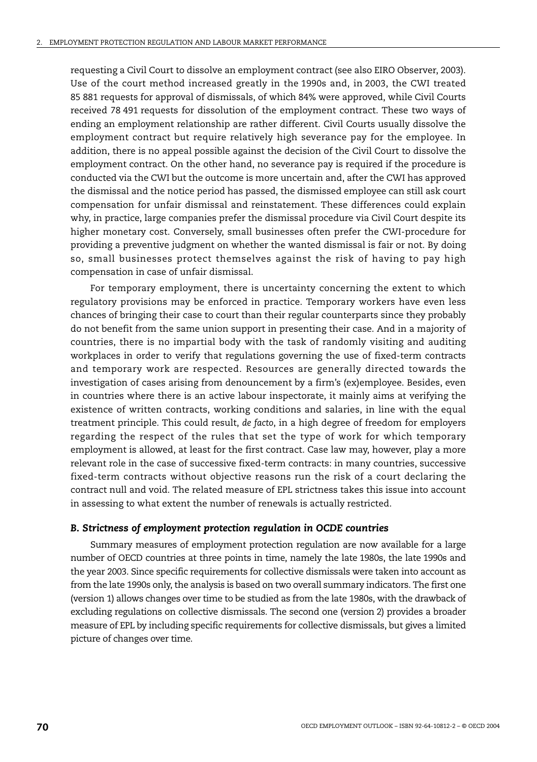requesting a Civil Court to dissolve an employment contract (see also EIRO Observer, 2003). Use of the court method increased greatly in the 1990s and, in 2003, the CWI treated 85 881 requests for approval of dismissals, of which 84% were approved, while Civil Courts received 78 491 requests for dissolution of the employment contract. These two ways of ending an employment relationship are rather different. Civil Courts usually dissolve the employment contract but require relatively high severance pay for the employee. In addition, there is no appeal possible against the decision of the Civil Court to dissolve the employment contract. On the other hand, no severance pay is required if the procedure is conducted via the CWI but the outcome is more uncertain and, after the CWI has approved the dismissal and the notice period has passed, the dismissed employee can still ask court compensation for unfair dismissal and reinstatement. These differences could explain why, in practice, large companies prefer the dismissal procedure via Civil Court despite its higher monetary cost. Conversely, small businesses often prefer the CWI-procedure for providing a preventive judgment on whether the wanted dismissal is fair or not. By doing so, small businesses protect themselves against the risk of having to pay high compensation in case of unfair dismissal.

For temporary employment, there is uncertainty concerning the extent to which regulatory provisions may be enforced in practice. Temporary workers have even less chances of bringing their case to court than their regular counterparts since they probably do not benefit from the same union support in presenting their case. And in a majority of countries, there is no impartial body with the task of randomly visiting and auditing workplaces in order to verify that regulations governing the use of fixed-term contracts and temporary work are respected. Resources are generally directed towards the investigation of cases arising from denouncement by a firm's (ex)employee. Besides, even in countries where there is an active labour inspectorate, it mainly aims at verifying the existence of written contracts, working conditions and salaries, in line with the equal treatment principle. This could result, *de facto*, in a high degree of freedom for employers regarding the respect of the rules that set the type of work for which temporary employment is allowed, at least for the first contract. Case law may, however, play a more relevant role in the case of successive fixed-term contracts: in many countries, successive fixed-term contracts without objective reasons run the risk of a court declaring the contract null and void. The related measure of EPL strictness takes this issue into account in assessing to what extent the number of renewals is actually restricted.

#### *B. Strictness of employment protection regulation in OCDE countries*

Summary measures of employment protection regulation are now available for a large number of OECD countries at three points in time, namely the late 1980s, the late 1990s and the year 2003. Since specific requirements for collective dismissals were taken into account as from the late 1990s only, the analysis is based on two overall summary indicators. The first one (version 1) allows changes over time to be studied as from the late 1980s, with the drawback of excluding regulations on collective dismissals. The second one (version 2) provides a broader measure of EPL by including specific requirements for collective dismissals, but gives a limited picture of changes over time.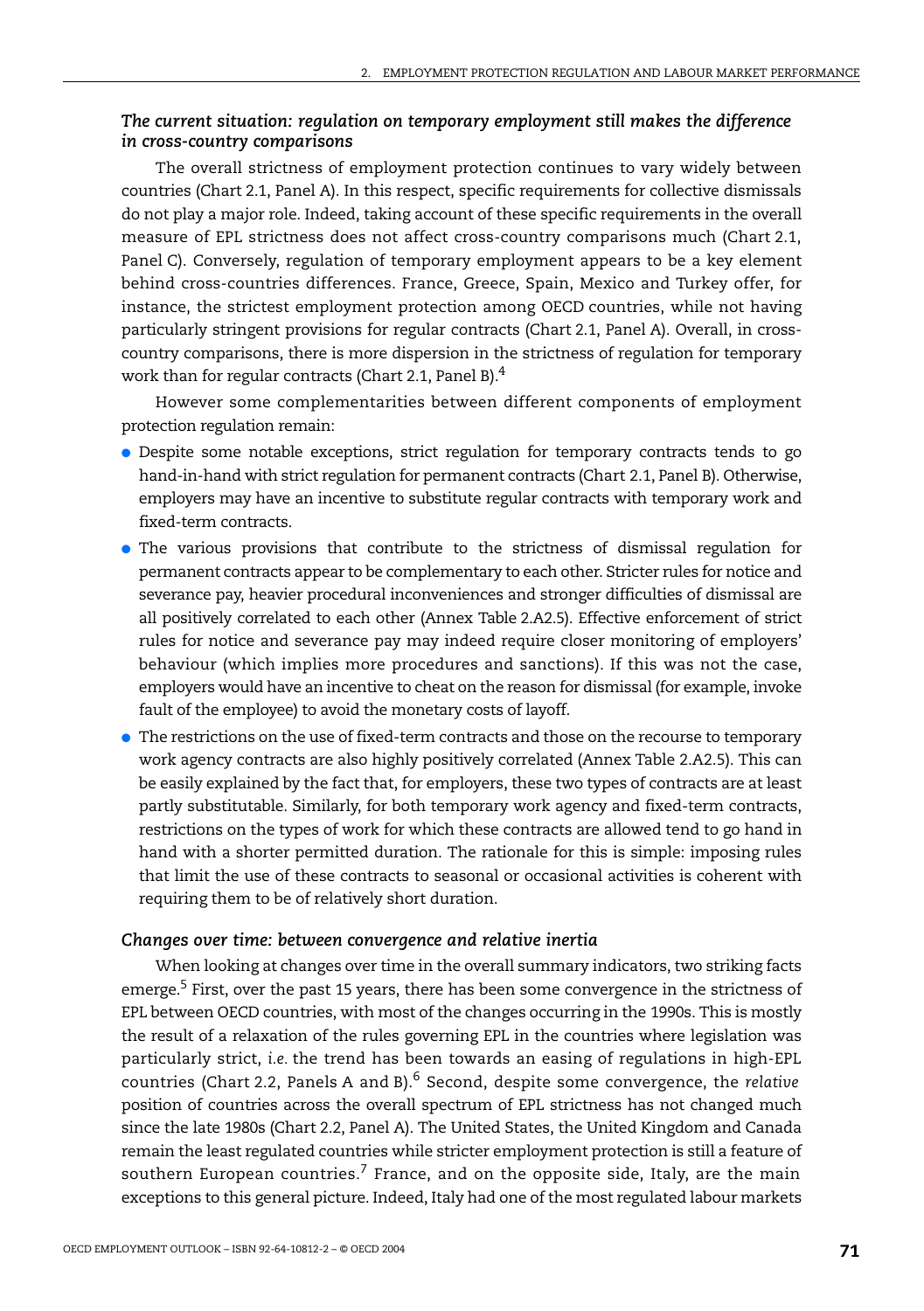## *The current situation: regulation on temporary employment still makes the difference in cross-country comparisons*

The overall strictness of employment protection continues to vary widely between countries (Chart 2.1, Panel A). In this respect, specific requirements for collective dismissals do not play a major role. Indeed, taking account of these specific requirements in the overall measure of EPL strictness does not affect cross-country comparisons much (Chart 2.1, Panel C). Conversely, regulation of temporary employment appears to be a key element behind cross-countries differences. France, Greece, Spain, Mexico and Turkey offer, for instance, the strictest employment protection among OECD countries, while not having particularly stringent provisions for regular contracts (Chart 2.1, Panel A). Overall, in crosscountry comparisons, there is more dispersion in the strictness of regulation for temporary work than for regular contracts (Chart 2.1, Panel B).<sup>4</sup>

However some complementarities between different components of employment protection regulation remain:

- Despite some notable exceptions, strict regulation for temporary contracts tends to go hand-in-hand with strict regulation for permanent contracts (Chart 2.1, Panel B). Otherwise, employers may have an incentive to substitute regular contracts with temporary work and fixed-term contracts.
- The various provisions that contribute to the strictness of dismissal regulation for permanent contracts appear to be complementary to each other. Stricter rules for notice and severance pay, heavier procedural inconveniences and stronger difficulties of dismissal are all positively correlated to each other (Annex Table 2.A2.5). Effective enforcement of strict rules for notice and severance pay may indeed require closer monitoring of employers' behaviour (which implies more procedures and sanctions). If this was not the case, employers would have an incentive to cheat on the reason for dismissal (for example, invoke fault of the employee) to avoid the monetary costs of layoff.
- The restrictions on the use of fixed-term contracts and those on the recourse to temporary work agency contracts are also highly positively correlated (Annex Table 2.A2.5). This can be easily explained by the fact that, for employers, these two types of contracts are at least partly substitutable. Similarly, for both temporary work agency and fixed-term contracts, restrictions on the types of work for which these contracts are allowed tend to go hand in hand with a shorter permitted duration. The rationale for this is simple: imposing rules that limit the use of these contracts to seasonal or occasional activities is coherent with requiring them to be of relatively short duration.

#### *Changes over time: between convergence and relative inertia*

When looking at changes over time in the overall summary indicators, two striking facts emerge.<sup>5</sup> First, over the past 15 years, there has been some convergence in the strictness of EPL between OECD countries, with most of the changes occurring in the 1990s. This is mostly the result of a relaxation of the rules governing EPL in the countries where legislation was particularly strict, *i.e.* the trend has been towards an easing of regulations in high-EPL countries (Chart 2.2, Panels A and B).6 Second, despite some convergence, the *relative* position of countries across the overall spectrum of EPL strictness has not changed much since the late 1980s (Chart 2.2, Panel A). The United States, the United Kingdom and Canada remain the least regulated countries while stricter employment protection is still a feature of southern European countries.<sup>7</sup> France, and on the opposite side, Italy, are the main exceptions to this general picture. Indeed, Italy had one of the most regulated labour markets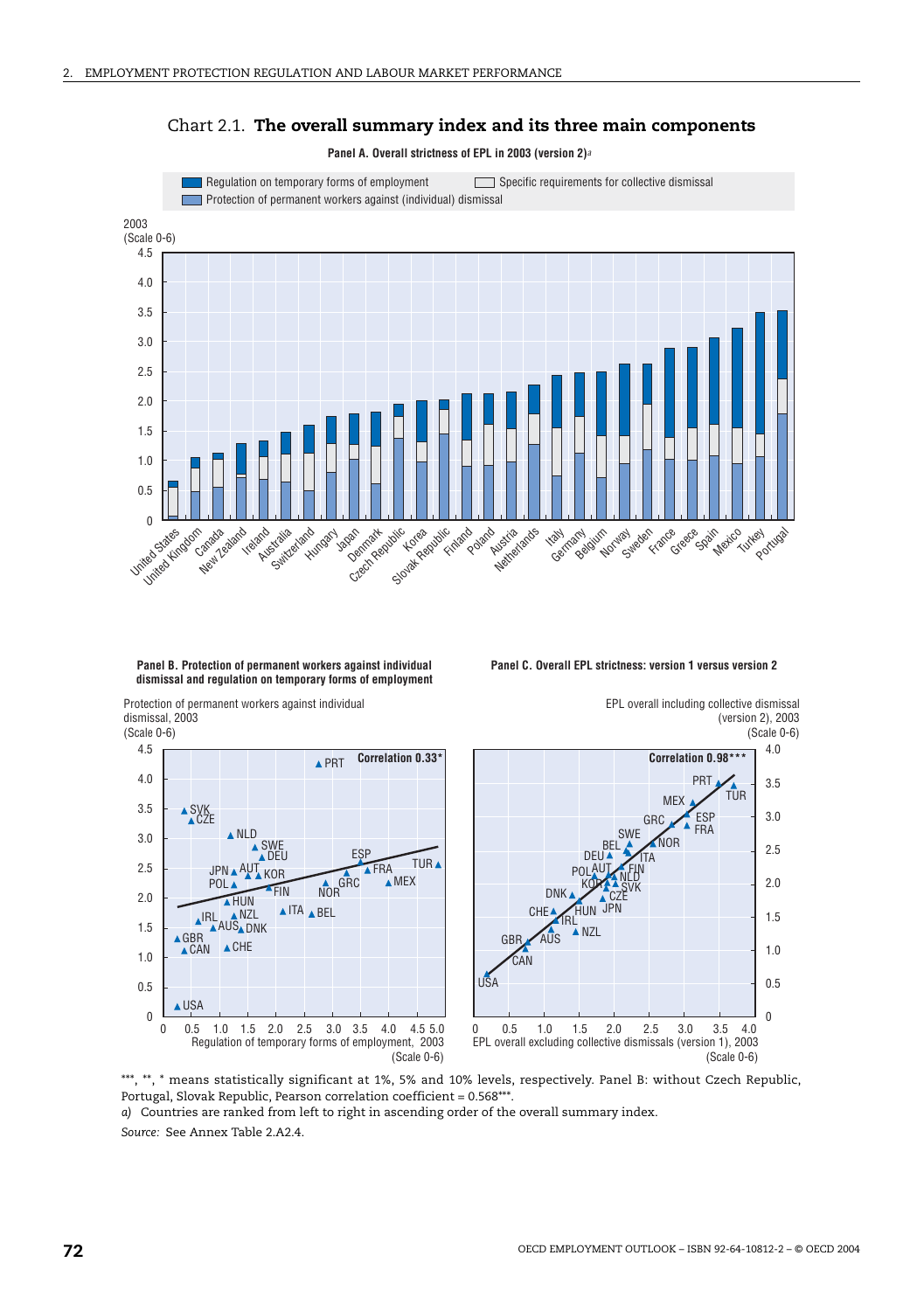

Chart 2.1. **The overall summary index and its three main components**

**Panel B. Protection of permanent workers against individual dismissal and regulation on temporary forms of employment**

Protection of permanent workers against individual dismissal, 2003 (Scale 0-6)

NLD

 $\triangle$  CHE IRL ANZL<br>LAUSADNK  $\triangle$  NZL **AHUN** 

SVK CZE

**A** CAN

**A**GBR

USA

4.0 3.5 3.0 2.5 2.0 1.5 1.0 0.5  $\theta$ 



EPL overall including collective dismissal (version 2), 2003 (Scale 0-6)

3.5 3.0 2.5 2.0 1.5 1.0 0.5  $\Omega$ 0 0.5 1.0 1.5 2.0 2.5 3.0 3.5 4.0 EPL overall excluding collective dismissals (version 1), 2003 FRA TUR PRT MEX GRC ESP **NOR** (Scale 0-6)

**Panel C. Overall EPL strictness: version 1 versus version 2**

\*\*\*, \*\*, \* means statistically significant at 1%, 5% and 10% levels, respectively. Panel B: without Czech Republic, Portugal, Slovak Republic, Pearson correlation coefficient = 0.568\*\*\*. *a)* Countries are ranked from left to right in ascending order of the overall summary index.

*Source:* See Annex Table 2.A2.4.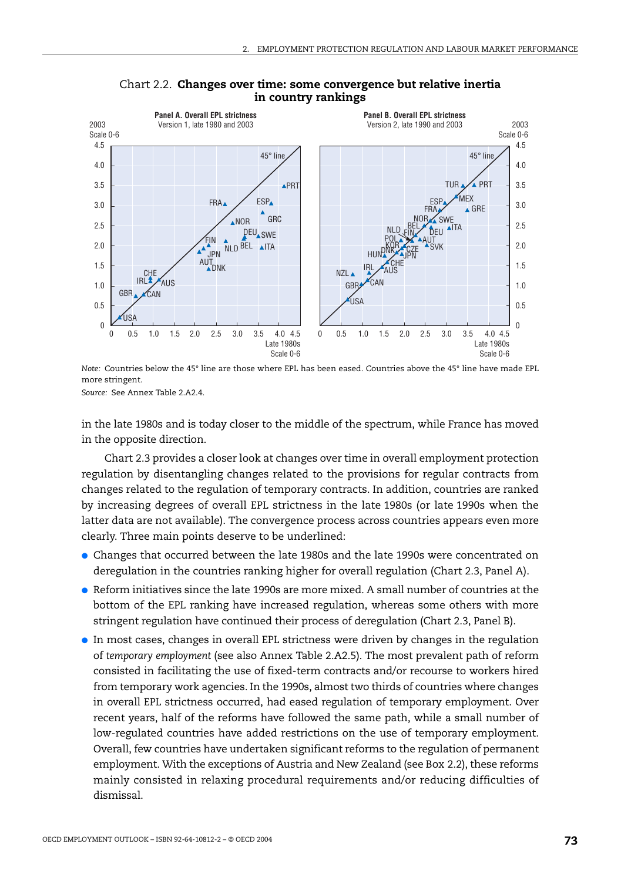

Chart 2.2. **Changes over time: some convergence but relative inertia in country rankings**

*Note:* Countries below the 45° line are those where EPL has been eased. Countries above the 45° line have made EPL more stringent.

*Source:* See Annex Table 2.A2.4.

in the late 1980s and is today closer to the middle of the spectrum, while France has moved in the opposite direction.

Chart 2.3 provides a closer look at changes over time in overall employment protection regulation by disentangling changes related to the provisions for regular contracts from changes related to the regulation of temporary contracts. In addition, countries are ranked by increasing degrees of overall EPL strictness in the late 1980s (or late 1990s when the latter data are not available). The convergence process across countries appears even more clearly. Three main points deserve to be underlined:

- Changes that occurred between the late 1980s and the late 1990s were concentrated on deregulation in the countries ranking higher for overall regulation (Chart 2.3, Panel A).
- $\bullet$  Reform initiatives since the late 1990s are more mixed. A small number of countries at the bottom of the EPL ranking have increased regulation, whereas some others with more stringent regulation have continued their process of deregulation (Chart 2.3, Panel B).
- In most cases, changes in overall EPL strictness were driven by changes in the regulation of *temporary employment* (see also Annex Table 2.A2.5). The most prevalent path of reform consisted in facilitating the use of fixed-term contracts and/or recourse to workers hired from temporary work agencies. In the 1990s, almost two thirds of countries where changes in overall EPL strictness occurred, had eased regulation of temporary employment. Over recent years, half of the reforms have followed the same path, while a small number of low-regulated countries have added restrictions on the use of temporary employment. Overall, few countries have undertaken significant reforms to the regulation of permanent employment. With the exceptions of Austria and New Zealand (see Box 2.2), these reforms mainly consisted in relaxing procedural requirements and/or reducing difficulties of dismissal.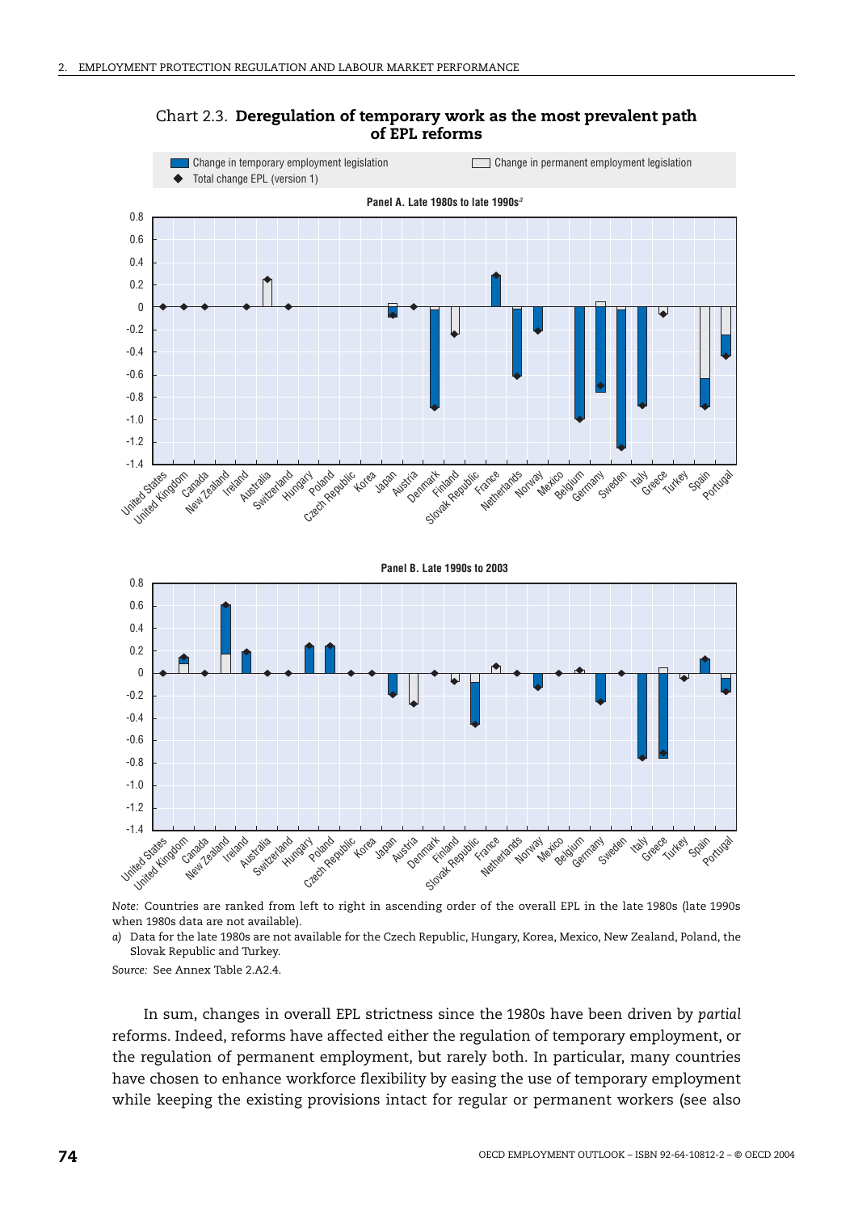

Chart 2.3. **Deregulation of temporary work as the most prevalent path of EPL reforms**

*Note:* Countries are ranked from left to right in ascending order of the overall EPL in the late 1980s (late 1990s when 1980s data are not available).

*a)* Data for the late 1980s are not available for the Czech Republic, Hungary, Korea, Mexico, New Zealand, Poland, the Slovak Republic and Turkey.

*Source:* See Annex Table 2.A2.4.

In sum, changes in overall EPL strictness since the 1980s have been driven by *partial* reforms. Indeed, reforms have affected either the regulation of temporary employment, or the regulation of permanent employment, but rarely both. In particular, many countries have chosen to enhance workforce flexibility by easing the use of temporary employment while keeping the existing provisions intact for regular or permanent workers (see also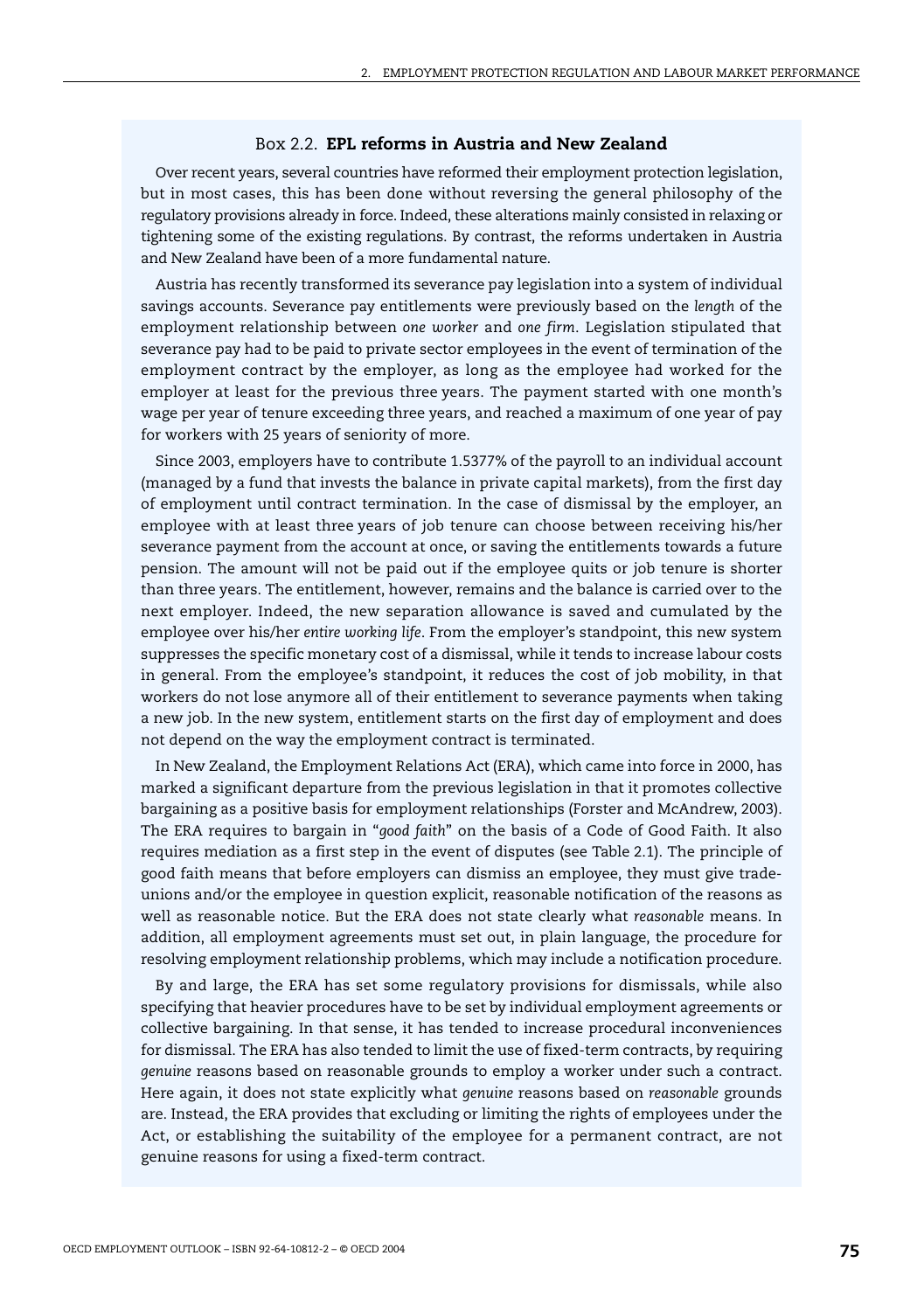#### Box 2.2. **EPL reforms in Austria and New Zealand**

Over recent years, several countries have reformed their employment protection legislation, but in most cases, this has been done without reversing the general philosophy of the regulatory provisions already in force. Indeed, these alterations mainly consisted in relaxing or tightening some of the existing regulations. By contrast, the reforms undertaken in Austria and New Zealand have been of a more fundamental nature.

Austria has recently transformed its severance pay legislation into a system of individual savings accounts. Severance pay entitlements were previously based on the *length* of the employment relationship between *one worker* and *one firm*. Legislation stipulated that severance pay had to be paid to private sector employees in the event of termination of the employment contract by the employer, as long as the employee had worked for the employer at least for the previous three years. The payment started with one month's wage per year of tenure exceeding three years, and reached a maximum of one year of pay for workers with 25 years of seniority of more.

Since 2003, employers have to contribute 1.5377% of the payroll to an individual account (managed by a fund that invests the balance in private capital markets), from the first day of employment until contract termination. In the case of dismissal by the employer, an employee with at least three years of job tenure can choose between receiving his/her severance payment from the account at once, or saving the entitlements towards a future pension. The amount will not be paid out if the employee quits or job tenure is shorter than three years. The entitlement, however, remains and the balance is carried over to the next employer. Indeed, the new separation allowance is saved and cumulated by the employee over his/her *entire working life*. From the employer's standpoint, this new system suppresses the specific monetary cost of a dismissal, while it tends to increase labour costs in general. From the employee's standpoint, it reduces the cost of job mobility, in that workers do not lose anymore all of their entitlement to severance payments when taking a new job. In the new system, entitlement starts on the first day of employment and does not depend on the way the employment contract is terminated.

In New Zealand, the Employment Relations Act (ERA), which came into force in 2000, has marked a significant departure from the previous legislation in that it promotes collective bargaining as a positive basis for employment relationships (Forster and McAndrew, 2003). The ERA requires to bargain in "*good faith*" on the basis of a Code of Good Faith. It also requires mediation as a first step in the event of disputes (see Table 2.1). The principle of good faith means that before employers can dismiss an employee, they must give tradeunions and/or the employee in question explicit, reasonable notification of the reasons as well as reasonable notice. But the ERA does not state clearly what *reasonable* means. In addition, all employment agreements must set out, in plain language, the procedure for resolving employment relationship problems, which may include a notification procedure.

By and large, the ERA has set some regulatory provisions for dismissals, while also specifying that heavier procedures have to be set by individual employment agreements or collective bargaining. In that sense, it has tended to increase procedural inconveniences for dismissal. The ERA has also tended to limit the use of fixed-term contracts, by requiring *genuine* reasons based on reasonable grounds to employ a worker under such a contract. Here again, it does not state explicitly what *genuine* reasons based on *reasonable* grounds are. Instead, the ERA provides that excluding or limiting the rights of employees under the Act, or establishing the suitability of the employee for a permanent contract, are not genuine reasons for using a fixed-term contract.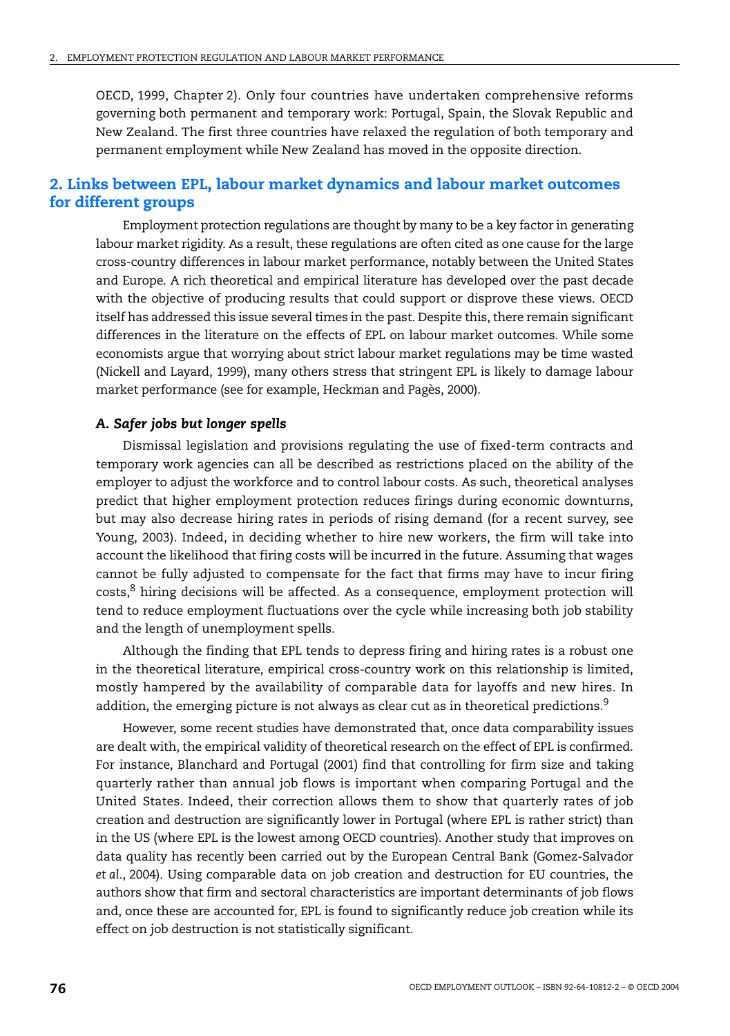OECD, 1999, Chapter 2). Only four countries have undertaken comprehensive reforms governing both permanent and temporary work: Portugal, Spain, the Slovak Republic and New Zealand. The first three countries have relaxed the regulation of both temporary and permanent employment while New Zealand has moved in the opposite direction.

## **2. Links between EPL, labour market dynamics and labour market outcomes for different groups**

Employment protection regulations are thought by many to be a key factor in generating labour market rigidity. As a result, these regulations are often cited as one cause for the large cross-country differences in labour market performance, notably between the United States and Europe. A rich theoretical and empirical literature has developed over the past decade with the objective of producing results that could support or disprove these views. OECD itself has addressed this issue several times in the past. Despite this, there remain significant differences in the literature on the effects of EPL on labour market outcomes. While some economists argue that worrying about strict labour market regulations may be time wasted (Nickell and Layard, 1999), many others stress that stringent EPL is likely to damage labour market performance (see for example, Heckman and Pagès, 2000).

#### *A. Safer jobs but longer spells*

Dismissal legislation and provisions regulating the use of fixed-term contracts and temporary work agencies can all be described as restrictions placed on the ability of the employer to adjust the workforce and to control labour costs. As such, theoretical analyses predict that higher employment protection reduces firings during economic downturns, but may also decrease hiring rates in periods of rising demand (for a recent survey, see Young, 2003). Indeed, in deciding whether to hire new workers, the firm will take into account the likelihood that firing costs will be incurred in the future. Assuming that wages cannot be fully adjusted to compensate for the fact that firms may have to incur firing costs,8 hiring decisions will be affected. As a consequence, employment protection will tend to reduce employment fluctuations over the cycle while increasing both job stability and the length of unemployment spells.

Although the finding that EPL tends to depress firing and hiring rates is a robust one in the theoretical literature, empirical cross-country work on this relationship is limited, mostly hampered by the availability of comparable data for layoffs and new hires. In addition, the emerging picture is not always as clear cut as in theoretical predictions.<sup>9</sup>

However, some recent studies have demonstrated that, once data comparability issues are dealt with, the empirical validity of theoretical research on the effect of EPL is confirmed. For instance, Blanchard and Portugal (2001) find that controlling for firm size and taking quarterly rather than annual job flows is important when comparing Portugal and the United States. Indeed, their correction allows them to show that quarterly rates of job creation and destruction are significantly lower in Portugal (where EPL is rather strict) than in the US (where EPL is the lowest among OECD countries). Another study that improves on data quality has recently been carried out by the European Central Bank (Gomez-Salvador *et al.*, 2004). Using comparable data on job creation and destruction for EU countries, the authors show that firm and sectoral characteristics are important determinants of job flows and, once these are accounted for, EPL is found to significantly reduce job creation while its effect on job destruction is not statistically significant.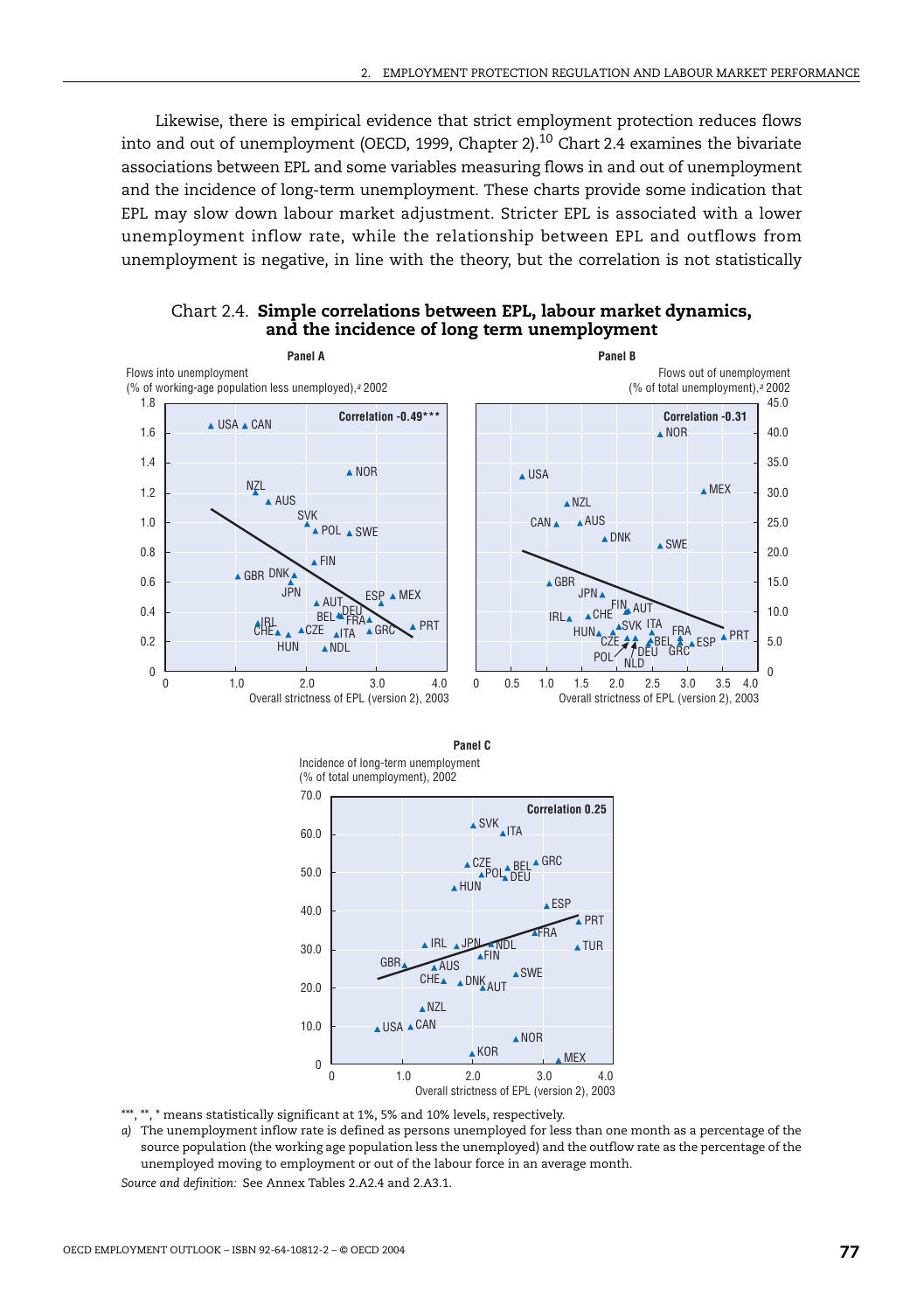Likewise, there is empirical evidence that strict employment protection reduces flows into and out of unemployment (OECD, 1999, Chapter 2).<sup>10</sup> Chart 2.4 examines the bivariate associations between EPL and some variables measuring flows in and out of unemployment and the incidence of long-term unemployment. These charts provide some indication that EPL may slow down labour market adjustment. Stricter EPL is associated with a lower unemployment inflow rate, while the relationship between EPL and outflows from unemployment is negative, in line with the theory, but the correlation is not statistically



Chart 2.4. **Simple correlations between EPL, labour market dynamics, and the incidence of long term unemployment**



\*\*\*, \*\*, \* means statistically significant at 1%, 5% and 10% levels, respectively.

*a)* The unemployment inflow rate is defined as persons unemployed for less than one month as a percentage of the source population (the working age population less the unemployed) and the outflow rate as the percentage of the unemployed moving to employment or out of the labour force in an average month.

*Source and definition:* See Annex Tables 2.A2.4 and 2.A3.1.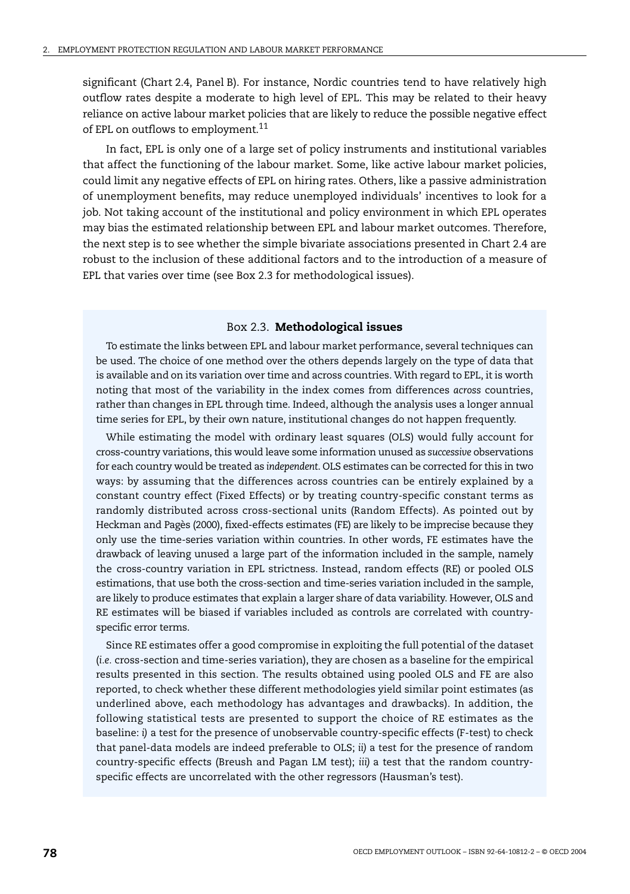significant (Chart 2.4, Panel B). For instance, Nordic countries tend to have relatively high outflow rates despite a moderate to high level of EPL. This may be related to their heavy reliance on active labour market policies that are likely to reduce the possible negative effect of EPL on outflows to employment.<sup>11</sup>

In fact, EPL is only one of a large set of policy instruments and institutional variables that affect the functioning of the labour market. Some, like active labour market policies, could limit any negative effects of EPL on hiring rates. Others, like a passive administration of unemployment benefits, may reduce unemployed individuals' incentives to look for a job. Not taking account of the institutional and policy environment in which EPL operates may bias the estimated relationship between EPL and labour market outcomes. Therefore, the next step is to see whether the simple bivariate associations presented in Chart 2.4 are robust to the inclusion of these additional factors and to the introduction of a measure of EPL that varies over time (see Box 2.3 for methodological issues).

#### Box 2.3. **Methodological issues**

To estimate the links between EPL and labour market performance, several techniques can be used. The choice of one method over the others depends largely on the type of data that is available and on its variation over time and across countries. With regard to EPL, it is worth noting that most of the variability in the index comes from differences *across* countries, rather than changes in EPL through time. Indeed, although the analysis uses a longer annual time series for EPL, by their own nature, institutional changes do not happen frequently.

While estimating the model with ordinary least squares (OLS) would fully account for cross-country variations, this would leave some information unused as *successive* observations for each country would be treated as *independent*. OLS estimates can be corrected for this in two ways: by assuming that the differences across countries can be entirely explained by a constant country effect (Fixed Effects) or by treating country-specific constant terms as randomly distributed across cross-sectional units (Random Effects). As pointed out by Heckman and Pagès (2000), fixed-effects estimates (FE) are likely to be imprecise because they only use the time-series variation within countries. In other words, FE estimates have the drawback of leaving unused a large part of the information included in the sample, namely the cross-country variation in EPL strictness. Instead, random effects (RE) or pooled OLS estimations, that use both the cross-section and time-series variation included in the sample, are likely to produce estimates that explain a larger share of data variability. However, OLS and RE estimates will be biased if variables included as controls are correlated with countryspecific error terms.

Since RE estimates offer a good compromise in exploiting the full potential of the dataset (*i.e.* cross-section and time-series variation), they are chosen as a baseline for the empirical results presented in this section. The results obtained using pooled OLS and FE are also reported, to check whether these different methodologies yield similar point estimates (as underlined above, each methodology has advantages and drawbacks). In addition, the following statistical tests are presented to support the choice of RE estimates as the baseline: *i)* a test for the presence of unobservable country-specific effects (F-test) to check that panel-data models are indeed preferable to OLS; *ii)* a test for the presence of random country-specific effects (Breush and Pagan LM test); *iii)* a test that the random countryspecific effects are uncorrelated with the other regressors (Hausman's test).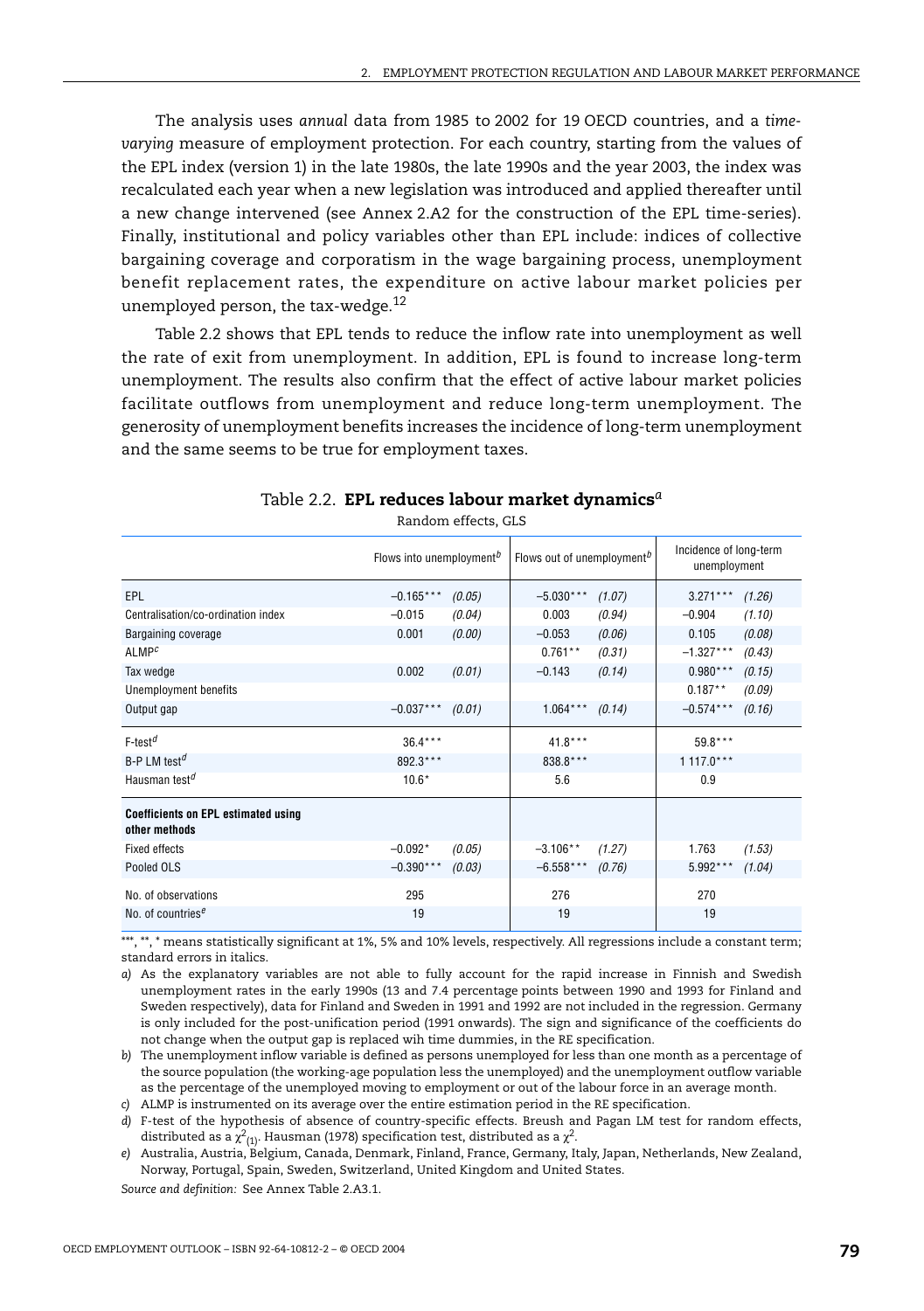The analysis uses *annual* data from 1985 to 2002 for 19 OECD countries, and a *timevarying* measure of employment protection. For each country, starting from the values of the EPL index (version 1) in the late 1980s, the late 1990s and the year 2003, the index was recalculated each year when a new legislation was introduced and applied thereafter until a new change intervened (see Annex 2.A2 for the construction of the EPL time-series). Finally, institutional and policy variables other than EPL include: indices of collective bargaining coverage and corporatism in the wage bargaining process, unemployment benefit replacement rates, the expenditure on active labour market policies per unemployed person, the tax-wedge.<sup>12</sup>

Table 2.2 shows that EPL tends to reduce the inflow rate into unemployment as well the rate of exit from unemployment. In addition, EPL is found to increase long-term unemployment. The results also confirm that the effect of active labour market policies facilitate outflows from unemployment and reduce long-term unemployment. The generosity of unemployment benefits increases the incidence of long-term unemployment and the same seems to be true for employment taxes.

|                                                             | Flows into unemployment <sup>b</sup> |        | Flows out of unemployment <sup>b</sup> |        | Incidence of long-term<br>unemployment |        |
|-------------------------------------------------------------|--------------------------------------|--------|----------------------------------------|--------|----------------------------------------|--------|
| EPL                                                         | $-0.165***$                          | (0.05) | $-5.030***$                            | (1.07) | $3.271***$                             | (1.26) |
| Centralisation/co-ordination index                          | $-0.015$                             | (0.04) | 0.003                                  | (0.94) | $-0.904$                               | (1.10) |
| Bargaining coverage                                         | 0.001                                | (0.00) | $-0.053$                               | (0.06) | 0.105                                  | (0.08) |
| ALMP <sup>c</sup>                                           |                                      |        | $0.761**$                              | (0.31) | $-1.327***$                            | (0.43) |
| Tax wedge                                                   | 0.002                                | (0.01) | $-0.143$                               | (0.14) | $0.980***$                             | (0.15) |
| Unemployment benefits                                       |                                      |        |                                        |        | $0.187**$                              | (0.09) |
| Output gap                                                  | $-0.037***$                          | (0.01) | $1.064***$                             | (0.14) | $-0.574***$                            | (0.16) |
|                                                             |                                      |        |                                        |        |                                        |        |
| $F$ -test <sup><math>d</math></sup>                         | $36.4***$                            |        | $41.8***$                              |        | 59.8***                                |        |
| $B-P$ LM test <sup>d</sup>                                  | 892.3***                             |        | 838.8 ***                              |        | $1117.0***$                            |        |
| Hausman test <sup>d</sup>                                   | $10.6*$                              |        | 5.6                                    |        | 0.9                                    |        |
| <b>Coefficients on EPL estimated using</b><br>other methods |                                      |        |                                        |        |                                        |        |
| <b>Fixed effects</b>                                        | $-0.092*$                            | (0.05) | $-3.106**$                             | (1.27) | 1.763                                  | (1.53) |
| Pooled OLS                                                  | $-0.390***$                          | (0.03) | $-6.558***$                            | (0.76) | 5.992***                               | (1.04) |
| No. of observations                                         | 295                                  |        | 276                                    |        | 270                                    |        |

## Table 2.2. **EPL reduces labour market dynamics***<sup>a</sup>*

Random effects, GLS

\*\*\*, \*\*, \* means statistically significant at 1%, 5% and 10% levels, respectively. All regressions include a constant term; standard errors in italics.

*a)* As the explanatory variables are not able to fully account for the rapid increase in Finnish and Swedish unemployment rates in the early 1990s (13 and 7.4 percentage points between 1990 and 1993 for Finland and Sweden respectively), data for Finland and Sweden in 1991 and 1992 are not included in the regression. Germany is only included for the post-unification period (1991 onwards). The sign and significance of the coefficients do not change when the output gap is replaced wih time dummies, in the RE specification.

*b)* The unemployment inflow variable is defined as persons unemployed for less than one month as a percentage of the source population (the working-age population less the unemployed) and the unemployment outflow variable as the percentage of the unemployed moving to employment or out of the labour force in an average month.

*c)* ALMP is instrumented on its average over the entire estimation period in the RE specification.

- *d)* F-test of the hypothesis of absence of country-specific effects. Breush and Pagan LM test for random effects, distributed as a  $\chi^2_{\ (1)}.$  Hausman (1978) specification test, distributed as a  $\chi^2.$
- *e)* Australia, Austria, Belgium, Canada, Denmark, Finland, France, Germany, Italy, Japan, Netherlands, New Zealand, Norway, Portugal, Spain, Sweden, Switzerland, United Kingdom and United States.

*Source and definition:* See Annex Table 2.A3.1.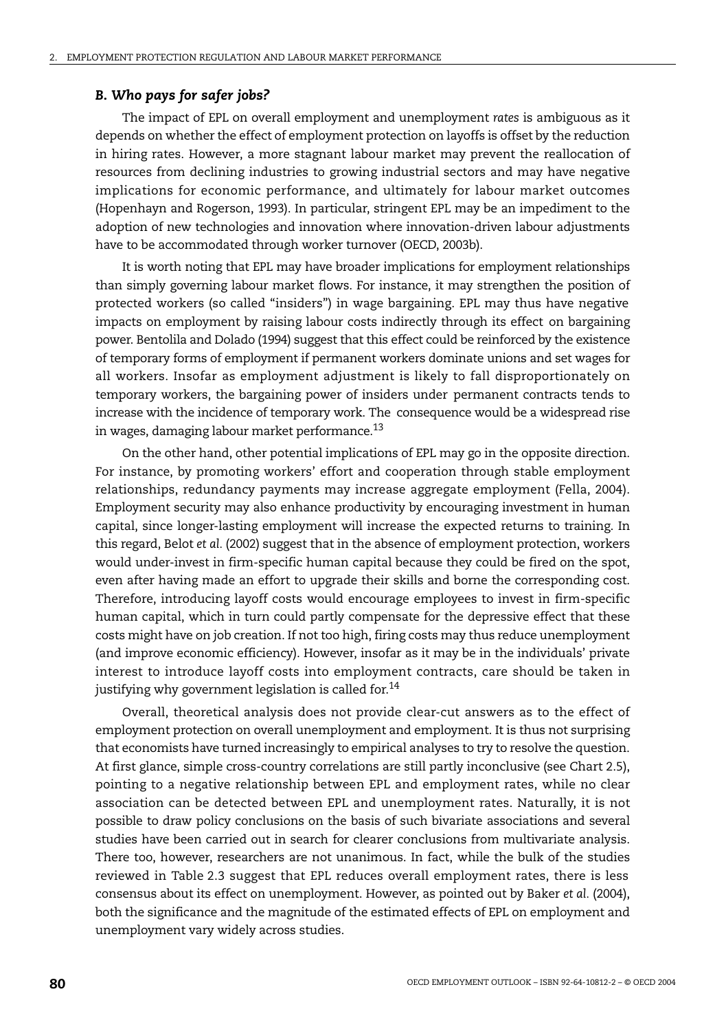#### *B. Who pays for safer jobs?*

The impact of EPL on overall employment and unemployment *rates* is ambiguous as it depends on whether the effect of employment protection on layoffs is offset by the reduction in hiring rates. However, a more stagnant labour market may prevent the reallocation of resources from declining industries to growing industrial sectors and may have negative implications for economic performance, and ultimately for labour market outcomes (Hopenhayn and Rogerson, 1993). In particular, stringent EPL may be an impediment to the adoption of new technologies and innovation where innovation-driven labour adjustments have to be accommodated through worker turnover (OECD, 2003b).

It is worth noting that EPL may have broader implications for employment relationships than simply governing labour market flows. For instance, it may strengthen the position of protected workers (so called "insiders") in wage bargaining. EPL may thus have negative impacts on employment by raising labour costs indirectly through its effect on bargaining power. Bentolila and Dolado (1994) suggest that this effect could be reinforced by the existence of temporary forms of employment if permanent workers dominate unions and set wages for all workers. Insofar as employment adjustment is likely to fall disproportionately on temporary workers, the bargaining power of insiders under permanent contracts tends to increase with the incidence of temporary work. The consequence would be a widespread rise in wages, damaging labour market performance.13

On the other hand, other potential implications of EPL may go in the opposite direction. For instance, by promoting workers' effort and cooperation through stable employment relationships, redundancy payments may increase aggregate employment (Fella, 2004). Employment security may also enhance productivity by encouraging investment in human capital, since longer-lasting employment will increase the expected returns to training. In this regard, Belot *et al.* (2002) suggest that in the absence of employment protection, workers would under-invest in firm-specific human capital because they could be fired on the spot, even after having made an effort to upgrade their skills and borne the corresponding cost. Therefore, introducing layoff costs would encourage employees to invest in firm-specific human capital, which in turn could partly compensate for the depressive effect that these costs might have on job creation. If not too high, firing costs may thus reduce unemployment (and improve economic efficiency). However, insofar as it may be in the individuals' private interest to introduce layoff costs into employment contracts, care should be taken in justifying why government legislation is called for.<sup>14</sup>

Overall, theoretical analysis does not provide clear-cut answers as to the effect of employment protection on overall unemployment and employment. It is thus not surprising that economists have turned increasingly to empirical analyses to try to resolve the question. At first glance, simple cross-country correlations are still partly inconclusive (see Chart 2.5), pointing to a negative relationship between EPL and employment rates, while no clear association can be detected between EPL and unemployment rates. Naturally, it is not possible to draw policy conclusions on the basis of such bivariate associations and several studies have been carried out in search for clearer conclusions from multivariate analysis. There too, however, researchers are not unanimous. In fact, while the bulk of the studies reviewed in Table 2.3 suggest that EPL reduces overall employment rates, there is less consensus about its effect on unemployment. However, as pointed out by Baker *et al.* (2004), both the significance and the magnitude of the estimated effects of EPL on employment and unemployment vary widely across studies.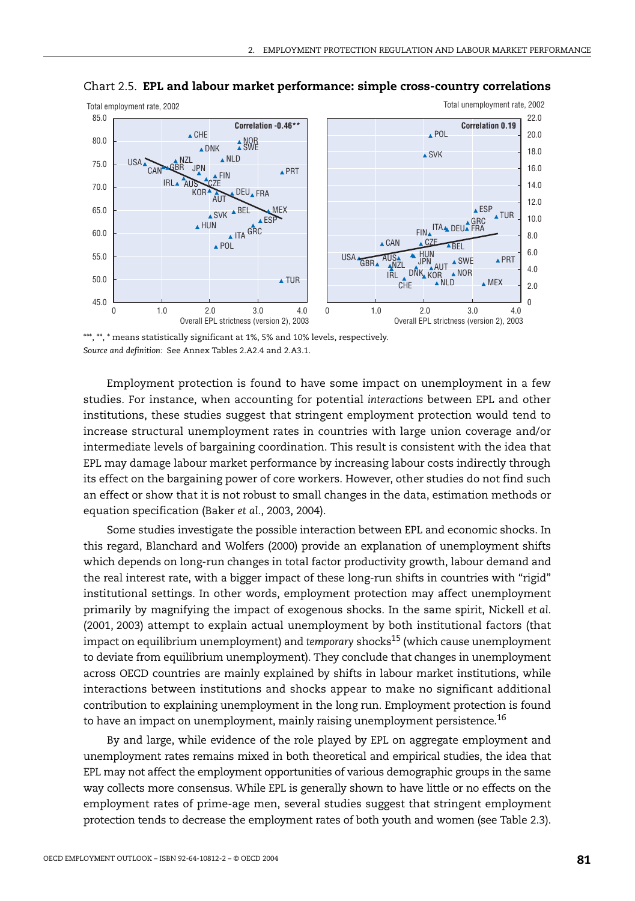

Chart 2.5. **EPL and labour market performance: simple cross-country correlations**

\*\*\*, \*\*, \* means statistically significant at 1%, 5% and 10% levels, respectively. *Source and definition:* See Annex Tables 2.A2.4 and 2.A3.1.

Employment protection is found to have some impact on unemployment in a few studies. For instance, when accounting for potential *interactions* between EPL and other institutions, these studies suggest that stringent employment protection would tend to increase structural unemployment rates in countries with large union coverage and/or intermediate levels of bargaining coordination. This result is consistent with the idea that EPL may damage labour market performance by increasing labour costs indirectly through its effect on the bargaining power of core workers. However, other studies do not find such an effect or show that it is not robust to small changes in the data, estimation methods or equation specification (Baker *et al.*, 2003, 2004).

Some studies investigate the possible interaction between EPL and economic shocks. In this regard, Blanchard and Wolfers (2000) provide an explanation of unemployment shifts which depends on long-run changes in total factor productivity growth, labour demand and the real interest rate, with a bigger impact of these long-run shifts in countries with "rigid" institutional settings. In other words, employment protection may affect unemployment primarily by magnifying the impact of exogenous shocks. In the same spirit, Nickell *et al.* (2001, 2003) attempt to explain actual unemployment by both institutional factors (that impact on equilibrium unemployment) and *temporary* shocks<sup>15</sup> (which cause unemployment to deviate from equilibrium unemployment). They conclude that changes in unemployment across OECD countries are mainly explained by shifts in labour market institutions, while interactions between institutions and shocks appear to make no significant additional contribution to explaining unemployment in the long run. Employment protection is found to have an impact on unemployment, mainly raising unemployment persistence.<sup>16</sup>

By and large, while evidence of the role played by EPL on aggregate employment and unemployment rates remains mixed in both theoretical and empirical studies, the idea that EPL may not affect the employment opportunities of various demographic groups in the same way collects more consensus. While EPL is generally shown to have little or no effects on the employment rates of prime-age men, several studies suggest that stringent employment protection tends to decrease the employment rates of both youth and women (see Table 2.3).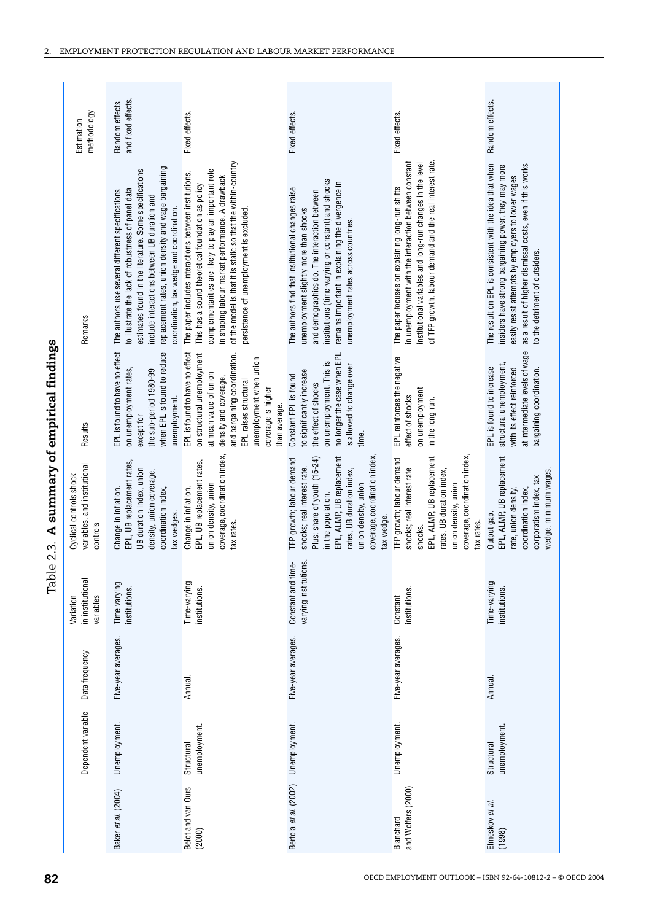|                                        | Dependent variable          | Data frequency      | in institutional<br>variables<br>Variation  | variables, and institutional<br>Cyclical controls shock<br>controls                                                                                                                                                                            | Results                                                                                                                                                                                                                                    | Remarks                                                                                                                                                                                                                                                                                                                              | methodology<br>Estimation            |
|----------------------------------------|-----------------------------|---------------------|---------------------------------------------|------------------------------------------------------------------------------------------------------------------------------------------------------------------------------------------------------------------------------------------------|--------------------------------------------------------------------------------------------------------------------------------------------------------------------------------------------------------------------------------------------|--------------------------------------------------------------------------------------------------------------------------------------------------------------------------------------------------------------------------------------------------------------------------------------------------------------------------------------|--------------------------------------|
| Baker et al. (2004)                    | Unemployment.               | Five-year averages. | Time varying<br>institutions.               | EPL, UB replacement rates,<br>UB duration index, union<br>density, union coverage,<br>Change in inflation.<br>coordination index,<br>tax wedges.                                                                                               | EPL is found to have no effect<br>when EPL is found to reduce<br>on unemployment rates,<br>the sub-period 1980-99<br>unemployment.<br>except for                                                                                           | replacement rates, union density and wage bargaining<br>estimates found in the literature. Some specifications<br>to illustrate the lack of robustness of panel data<br>The authors use several different specifications<br>include interactions between UB duration and<br>coordination, tax wedge and coordination.                | and fixed effects.<br>Random effects |
| Belot and van Ours<br>(2000)           | unemployment.<br>Structural | Annual.             | Time-varying<br>institutions.               | coverage, coordination index,<br>EPL, UB replacement rates,<br>union density, union<br>Change in inflation.<br>tax rates                                                                                                                       | EPL is found to have no effect<br>and bargaining coordination.<br>on structural unemployment<br>unemployment when union<br>at mean value of union<br>density and coverage,<br>EPL raises structural<br>coverage is higher<br>than average. | of the model is that it is static so that the within-country<br>complementarities are likely to play an important role<br>The paper includes interactions between institutions.<br>in shaping labour market performance. A drawback<br>This has a sound theoretical foundation as policy<br>persistence of unemployment is excluded. | Fixed effects.                       |
| Bertola et al. (2002)                  | Unemployment.               | Five-year averages. | varying institutions.<br>Constant and time- | coverage, coordination index<br>Plus: share of youth (15-24)<br>EPL, ALMP, UB replacement<br>TFP growth; labour demand<br>shocks; real interest rate.<br>rates, UB duration index,<br>union density, union<br>in the population.<br>tax wedge. | no longer the case when EPL<br>on unemployment. This is<br>is allowed to change over<br>to significantly increase<br>Constant EPL is found<br>the effect of shocks<br>time.                                                                | institutions (time-varying or constant) and shocks<br>remains important in explaining the divergence in<br>The authors find that institutional changes raise<br>and demographics do. The interaction between<br>unemployment slightly more than shocks<br>unemployment rates across countries.                                       | Fixed effects.                       |
| and Wolfers (2000)<br><b>Blanchard</b> | Unemployment.               | Five-year averages. | Constant<br>institutions.                   | coverage, coordination index,<br>EPL, ALMP, UB replacement<br>TFP growth; labour demand<br>shocks; real interest rate<br>ates, UB duration index,<br>union density, union<br>tax rates.<br>shocks.                                             | EPL reinforces the negative<br>on unemployment<br>effect of shocks<br>in the long run.                                                                                                                                                     | of TFP growth, labour demand and the real interest rate.<br>in unemployment with the interaction between constant<br>nstitutional variables and long-run changes in the level<br>The paper focuses on explaining long-run shifts                                                                                                     | Fixed effects.                       |
| Elmeskov et al.<br>(1998)              | unemployment.<br>Structural | Annual.             | Time-varying<br>institutions.               | EPL, ALMP, UB replacement<br>wedge, minimum wages.<br>corporatism index, tax<br>coordination index,<br>rate, union density,<br>Output gap.                                                                                                     | at intermediate levels of wage<br>structural unemployment,<br>EPL is found to increase<br>with its effect reinforced<br>bargaining coordination.                                                                                           | The result on EPL is consistent with the idea that when<br>as a result of higher dismissal costs, even if this works<br>insiders have strong bargaining power, they may more<br>easily resist attempts by employers to lower wages<br>to the detriment of outsiders.                                                                 | Random effects.                      |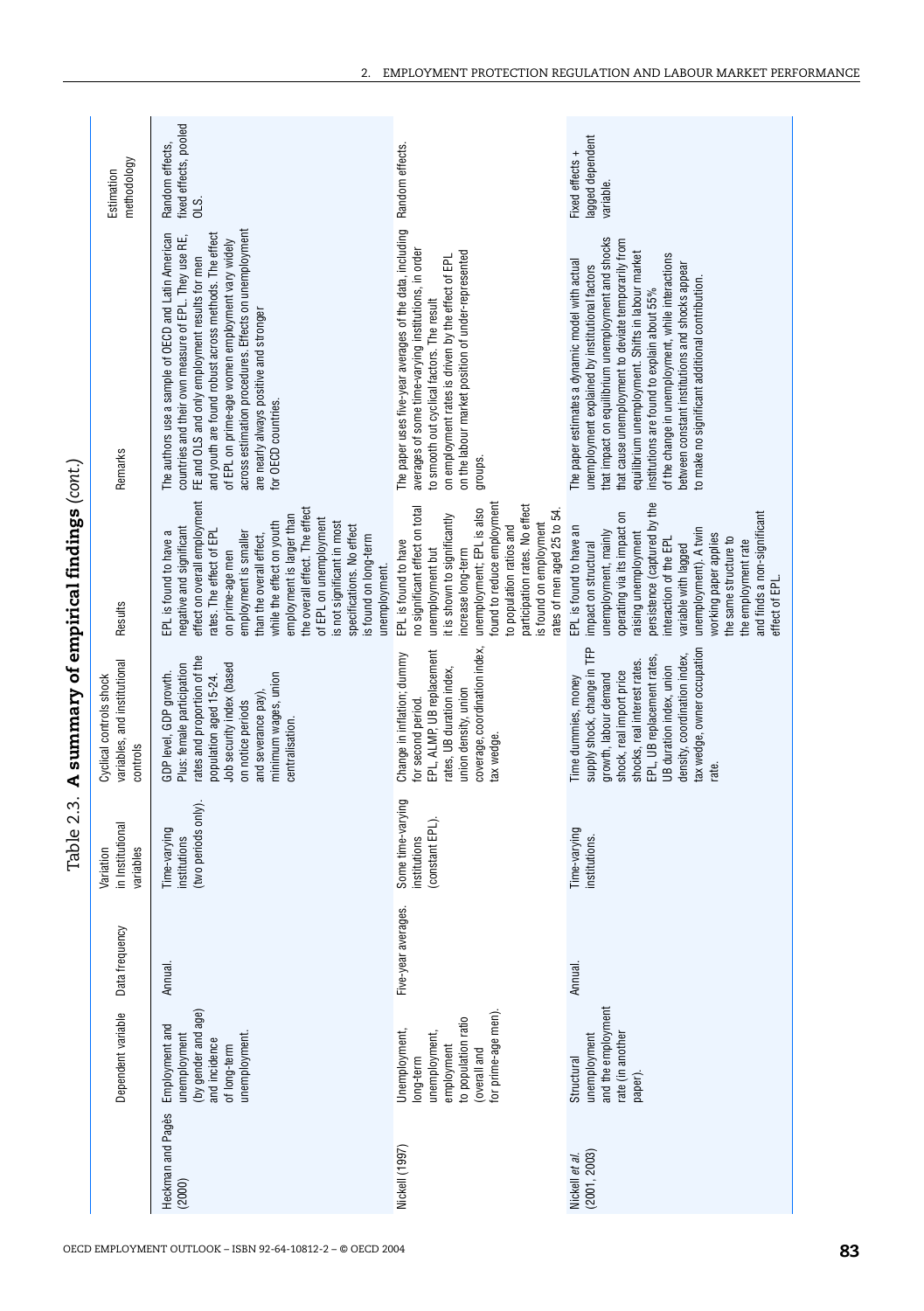|                                | Dependent variable                                                                                                     | Data frequency      | Institutional<br>Variation<br>in Instituti<br>variables | variables, and institutional<br>Cyclical controls shock<br>controls                                                                                                                                                                                                      | Results                                                                                                                                                                                                                                                                                                                                                                                                            | Remarks                                                                                                                                                                                                                                                                                                                                                                                                                                                                       | methodology<br>Estimation                        |
|--------------------------------|------------------------------------------------------------------------------------------------------------------------|---------------------|---------------------------------------------------------|--------------------------------------------------------------------------------------------------------------------------------------------------------------------------------------------------------------------------------------------------------------------------|--------------------------------------------------------------------------------------------------------------------------------------------------------------------------------------------------------------------------------------------------------------------------------------------------------------------------------------------------------------------------------------------------------------------|-------------------------------------------------------------------------------------------------------------------------------------------------------------------------------------------------------------------------------------------------------------------------------------------------------------------------------------------------------------------------------------------------------------------------------------------------------------------------------|--------------------------------------------------|
| Heckman and Pages<br>(2000)    | (by gender and age)<br>Employment and<br>unemployment<br>unemployment<br>and incidence<br>of long-term                 | Annual.             | Time-varying<br>institutions<br>(two periods only).     | rates and proportion of the<br>Job security index (based<br>Plus: female participation<br>GDP level, GDP growth.<br>minimum wages, union<br>population aged 15-24.<br>and severance pay),<br>on notice periods<br>centralisation.                                        | effect on overall employment<br>the overall effect. The effect<br>employment is larger than<br>of EPL on unemployment<br>while the effect on youth<br>is not significant in most<br>specifications. No effect<br>negative and significant<br>rates. The effect of EPL<br>EPL is found to have a<br>employment is smaller<br>than the overall effect,<br>is found on long-term<br>on prime-age men<br>unemployment. | across estimation procedures. Effects on unemployment<br>The authors use a sample of OECD and Latin American<br>and youth are found robust across methods. The effect<br>countries and their own measure of EPL. They use RE,<br>of EPL on prime-age women employment vary widely<br>FE and OLS and only employment results for men<br>are nearly always positive and stronger<br>for OECD countries.                                                                         | fixed effects, pooled<br>Random effects,<br>OLS. |
| Nickell (1997)                 | for prime-age men).<br>to population ratio<br>Unemployment,<br>unemployment<br>employment<br>(overall and<br>long-term | Five-year averages. | Some time-varying<br>institutions<br>(constant EPL).    | coverage, coordination index,<br>EPL, ALMP, UB replacement<br>Change in inflation; dummy<br>rates, UB duration index,<br>union density, union<br>for second period.<br>tax wedge.                                                                                        | participation rates. No effect<br>found to reduce employment<br>no significant effect on total<br>unemployment; EPL is also<br>rates of men aged 25 to 54<br>it is shown to significantly<br>is found on employment<br>to population ratios and<br>EPL is found to have<br>increase long-term<br>unemployment but                                                                                                  | The paper uses five-year averages of the data, including<br>averages of some time-varying institutions, in order<br>on the labour market position of under-represented<br>on employment rates is driven by the effect of EPL<br>to smooth out cyclical factors. The result<br>groups.                                                                                                                                                                                         | Random effects.                                  |
| (2001, 2003)<br>Nickell et al. | and the employment<br>rate (in another<br>unemployment<br>Structural<br>paper).                                        | Annual.             | Time-varying<br>institutions.                           | supply shock, change in TFP<br>tax wedge, owner occupation<br>density, coordination index,<br>EPL, UB replacement rates,<br>shocks, real interest rates<br>UB duration index, union<br>shock, real import price<br>growth, labour demand<br>Time dummies, money<br>rate. | persistence (captured by the<br>and finds a non-significant<br>operating via its impact on<br>EPL is found to have an<br>unemployment). A twin<br>unemployment, mainly<br>raising unemployment<br>working paper applies<br>interaction of the EPL<br>the same structure to<br>the employment rate<br>impact on structural<br>variable with lagged<br>effect of EPL.                                                | that impact on equilibrium unemployment and shocks<br>that cause unemployment to deviate temporarily from<br>equilibrium unemployment. Shifts in labour market<br>of the change in unemployment, while interactions<br>The paper estimates a dynamic model with actual<br>between constant institutions and shocks appear<br>unemployment explained by institutional factors<br>to make no significant additional contribution<br>institutions are found to explain about 55% | lagged dependent<br>Fixed effects +<br>variable. |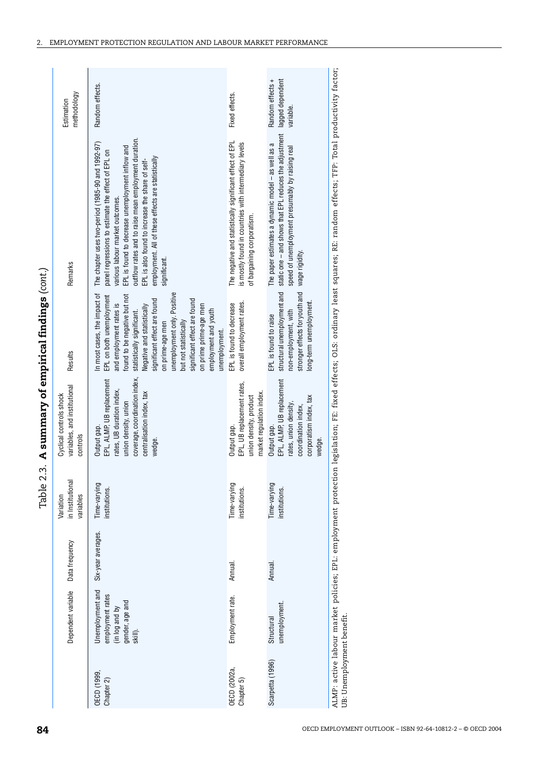| 84                                                         |                                   |                                                                                      |                    | Table 2.3.                                 |                                                                                                                                                                       | A summary of empirical findings (cont.)                                                                                                                                                                                                                                                                                                                                                               |                                                                                                                                                                                                                                                                                                                                                                                  |                                                   |
|------------------------------------------------------------|-----------------------------------|--------------------------------------------------------------------------------------|--------------------|--------------------------------------------|-----------------------------------------------------------------------------------------------------------------------------------------------------------------------|-------------------------------------------------------------------------------------------------------------------------------------------------------------------------------------------------------------------------------------------------------------------------------------------------------------------------------------------------------------------------------------------------------|----------------------------------------------------------------------------------------------------------------------------------------------------------------------------------------------------------------------------------------------------------------------------------------------------------------------------------------------------------------------------------|---------------------------------------------------|
|                                                            |                                   | Dependent variable                                                                   | Data frequency     | in Institutional<br>Variation<br>variables | variables, and institutional<br>Cyclical controls shock<br>controls                                                                                                   | Results                                                                                                                                                                                                                                                                                                                                                                                               | Remarks                                                                                                                                                                                                                                                                                                                                                                          | methodology<br>Estimation                         |
|                                                            | <b>DECD</b> (1999,<br>Chapter 2)  | Unemployment and<br>employment rates<br>gender, age and<br>(in log and by<br>skill). | Six-year averages. | Time-varying<br>institutions.              | coverage, coordination index,<br>EPL, ALMP, UB replacement<br>rates, UB duration index,<br>centralisation index, tax<br>union density, union<br>Output gap.<br>wedge. | unemployment only. Positive<br>In most cases, the impact of<br>found to be negative but not<br>EPL on both unemployment<br>significant effect are found<br>significant effect are found<br>and employment rates is<br>on prime prime-age men<br><b>Negative and statistically</b><br>employment and youth<br>statistically significant.<br>but not statistically<br>on prime-age men<br>unemployment. | outflow rates and to raise mean employment duration.<br>The chapter uses two-period (1985-90 and 1992-97)<br>EPL is found to decrease unemployment inflow and<br>panel regressions to estimate the effect of EPL on<br>employment. All of these effects are statistically<br>EPL is also found to increase the share of self-<br>various labour market outcomes.<br>significant. | Random effects.                                   |
|                                                            | <b>OECD (2002a,</b><br>Chapter 5) | Employment rate.                                                                     | Annual.            | Time-varying<br>institutions.              | EPL, UB replacement rates,<br>market regulation index<br>union density, product<br>Output gap                                                                         | overall employment rates.<br>EPL is found to decrease                                                                                                                                                                                                                                                                                                                                                 | The negative and statistically significant effect of EPL<br>is mostly found in countries with intermediary levels<br>of bargaining corporatism.                                                                                                                                                                                                                                  | Fixed effects.                                    |
|                                                            | Scarpetta (1996)                  | unemployment.<br>Structural                                                          | Annual.            | Time-varying<br>institutions.              | EPL, ALMP, UB replacement<br>corporatism index, tax<br>rates, union density,<br>coordination index,<br>Output gap.<br>wedge.                                          | structural unemploymentand<br>stronger effects for youth and<br>long-term unemployment.<br>non-employment, with<br>EPL is found to raise                                                                                                                                                                                                                                                              | static one - and shows that EPL reduces the adjustment<br>The paper estimates a dynamic model - as well as a<br>speed of unemployment presumably by raising real<br>wage rigidity.                                                                                                                                                                                               | lagged dependent<br>Random effects +<br>variable. |
| OECD EMPLOYMENT OUTLOOK - ISBN 92-64-10812-2 - @ OECD 2004 | UB: Unemployment benefit.         | ALMP: active labour market policies; EPL: employment                                 |                    |                                            |                                                                                                                                                                       |                                                                                                                                                                                                                                                                                                                                                                                                       | protection legislation; FE: fixed effects; OLS: ordinary least squares; RE: random effects; TFP: Total productivity factor;                                                                                                                                                                                                                                                      |                                                   |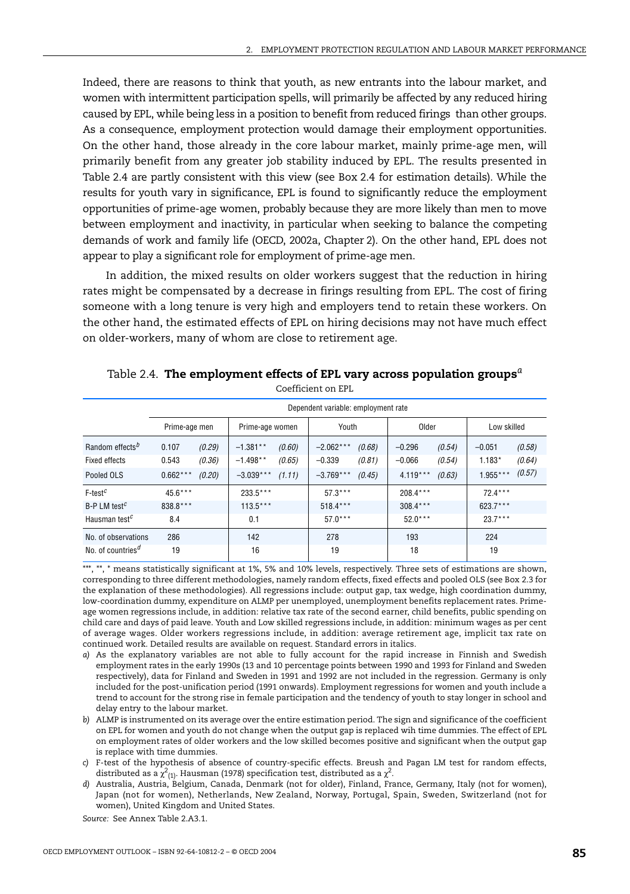Indeed, there are reasons to think that youth, as new entrants into the labour market, and women with intermittent participation spells, will primarily be affected by any reduced hiring caused by EPL, while being less in a position to benefit from reduced firings than other groups. As a consequence, employment protection would damage their employment opportunities. On the other hand, those already in the core labour market, mainly prime-age men, will primarily benefit from any greater job stability induced by EPL. The results presented in Table 2.4 are partly consistent with this view (see Box 2.4 for estimation details). While the results for youth vary in significance, EPL is found to significantly reduce the employment opportunities of prime-age women, probably because they are more likely than men to move between employment and inactivity, in particular when seeking to balance the competing demands of work and family life (OECD, 2002a, Chapter 2). On the other hand, EPL does not appear to play a significant role for employment of prime-age men.

In addition, the mixed results on older workers suggest that the reduction in hiring rates might be compensated by a decrease in firings resulting from EPL. The cost of firing someone with a long tenure is very high and employers tend to retain these workers. On the other hand, the estimated effects of EPL on hiring decisions may not have much effect on older-workers, many of whom are close to retirement age.

|                                            |               |        |                 |        | Dependent variable: employment rate |        |            |        |             |        |  |  |
|--------------------------------------------|---------------|--------|-----------------|--------|-------------------------------------|--------|------------|--------|-------------|--------|--|--|
|                                            | Prime-age men |        | Prime-age women |        | Youth                               |        | Older      |        | Low skilled |        |  |  |
| Random effects <sup>b</sup>                | 0.107         | (0.29) | $-1.381**$      | (0.60) | $-2.062***$                         | (0.68) | $-0.296$   | (0.54) | $-0.051$    | (0.58) |  |  |
| <b>Fixed effects</b>                       | 0.543         | (0.36) | $-1.498**$      | (0.65) | $-0.339$                            | (0.81) | $-0.066$   | (0.54) | $1.183*$    | (0.64) |  |  |
| Pooled OLS                                 | $0.662***$    | (0.20) | $-3.039***$     | (1.11) | $-3.769***$                         | (0.45) | $4.119***$ | (0.63) | $1.955***$  | (0.57) |  |  |
| $F$ -test $c$                              | $45.6***$     |        | $233.5***$      |        | $57.3***$                           |        | $208.4***$ |        | $72.4***$   |        |  |  |
| $B-P LM test^C$                            | 838.8***      |        | $113.5***$      |        | $518.4***$                          |        | $308.4***$ |        | $623.7***$  |        |  |  |
| Hausman test <sup><math>c</math></sup>     | 8.4           |        | 0.1             |        | $57.0***$                           |        | $52.0***$  |        | $23.7***$   |        |  |  |
| No. of observations                        | 286           |        | 142             |        | 278                                 |        | 193        |        | 224         |        |  |  |
| No. of countries <sup><math>d</math></sup> | 19            |        | 16              |        | 19                                  |        | 18         |        | 19          |        |  |  |

Table 2.4. **The employment effects of EPL vary across population groups***<sup>a</sup>*

Coefficient on EPL

\*\*\*, \*\*, \* means statistically significant at 1%, 5% and 10% levels, respectively. Three sets of estimations are shown, corresponding to three different methodologies, namely random effects, fixed effects and pooled OLS (see Box 2.3 for the explanation of these methodologies). All regressions include: output gap, tax wedge, high coordination dummy, low-coordination dummy, expenditure on ALMP per unemployed, unemployment benefits replacement rates. Primeage women regressions include, in addition: relative tax rate of the second earner, child benefits, public spending on child care and days of paid leave. Youth and Low skilled regressions include, in addition: minimum wages as per cent of average wages. Older workers regressions include, in addition: average retirement age, implicit tax rate on continued work. Detailed results are available on request. Standard errors in italics.

- *a)* As the explanatory variables are not able to fully account for the rapid increase in Finnish and Swedish employment rates in the early 1990s (13 and 10 percentage points between 1990 and 1993 for Finland and Sweden respectively), data for Finland and Sweden in 1991 and 1992 are not included in the regression. Germany is only included for the post-unification period (1991 onwards). Employment regressions for women and youth include a trend to account for the strong rise in female participation and the tendency of youth to stay longer in school and delay entry to the labour market.
- *b)* ALMP is instrumented on its average over the entire estimation period. The sign and significance of the coefficient on EPL for women and youth do not change when the output gap is replaced wih time dummies. The effect of EPL on employment rates of older workers and the low skilled becomes positive and significant when the output gap is replace with time dummies.
- *c)* F-test of the hypothesis of absence of country-specific effects. Breush and Pagan LM test for random effects, distributed as a  $\chi^2_{\ (1)}.$  Hausman (1978) specification test, distributed as a  $\chi^2.$
- *d)* Australia, Austria, Belgium, Canada, Denmark (not for older), Finland, France, Germany, Italy (not for women), Japan (not for women), Netherlands, New Zealand, Norway, Portugal, Spain, Sweden, Switzerland (not for women), United Kingdom and United States.

*Source:* See Annex Table 2.A3.1.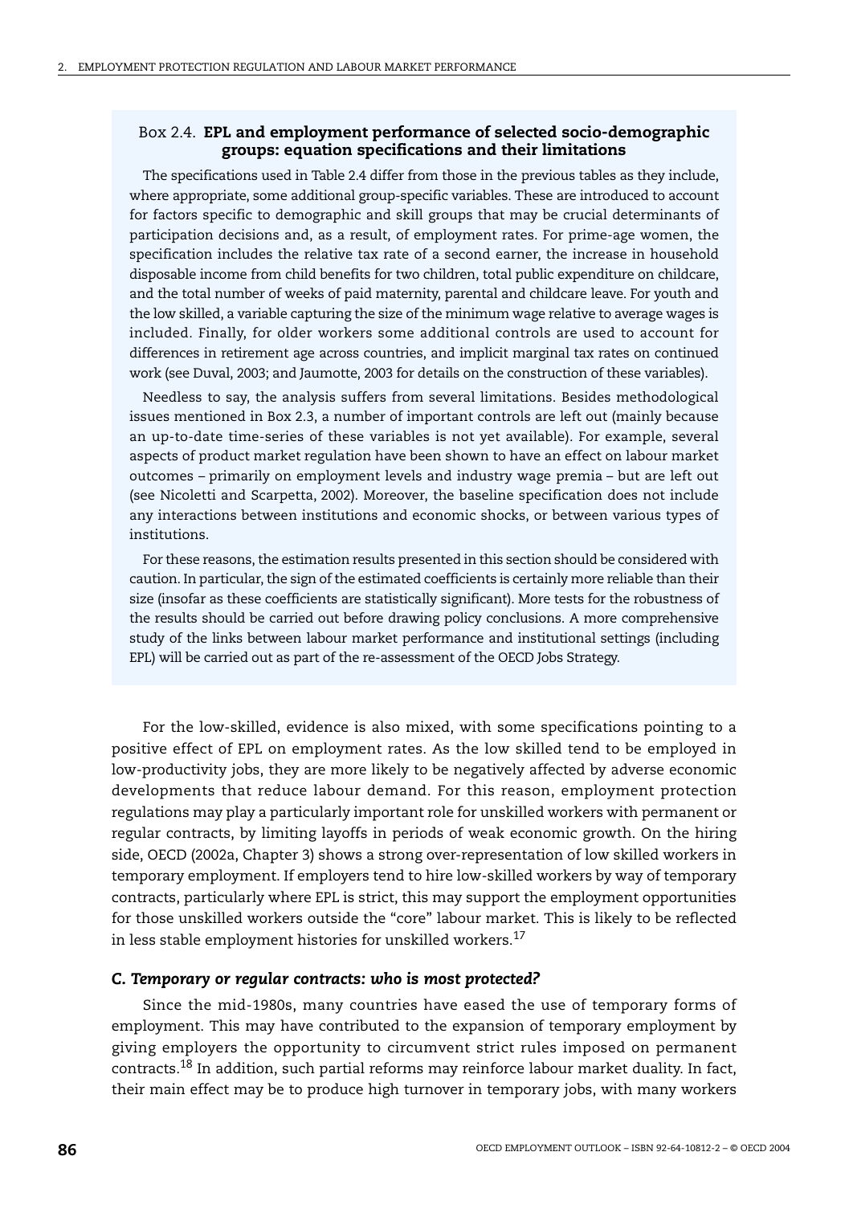#### Box 2.4. **EPL and employment performance of selected socio-demographic groups: equation specifications and their limitations**

The specifications used in Table 2.4 differ from those in the previous tables as they include, where appropriate, some additional group-specific variables. These are introduced to account for factors specific to demographic and skill groups that may be crucial determinants of participation decisions and, as a result, of employment rates. For prime-age women, the specification includes the relative tax rate of a second earner, the increase in household disposable income from child benefits for two children, total public expenditure on childcare, and the total number of weeks of paid maternity, parental and childcare leave. For youth and the low skilled, a variable capturing the size of the minimum wage relative to average wages is included. Finally, for older workers some additional controls are used to account for differences in retirement age across countries, and implicit marginal tax rates on continued work (see Duval, 2003; and Jaumotte, 2003 for details on the construction of these variables).

Needless to say, the analysis suffers from several limitations. Besides methodological issues mentioned in Box 2.3, a number of important controls are left out (mainly because an up-to-date time-series of these variables is not yet available). For example, several aspects of product market regulation have been shown to have an effect on labour market outcomes – primarily on employment levels and industry wage premia – but are left out (see Nicoletti and Scarpetta, 2002). Moreover, the baseline specification does not include any interactions between institutions and economic shocks, or between various types of institutions.

For these reasons, the estimation results presented in this section should be considered with caution. In particular, the sign of the estimated coefficients is certainly more reliable than their size (insofar as these coefficients are statistically significant). More tests for the robustness of the results should be carried out before drawing policy conclusions. A more comprehensive study of the links between labour market performance and institutional settings (including EPL) will be carried out as part of the re-assessment of the OECD Jobs Strategy.

For the low-skilled, evidence is also mixed, with some specifications pointing to a positive effect of EPL on employment rates. As the low skilled tend to be employed in low-productivity jobs, they are more likely to be negatively affected by adverse economic developments that reduce labour demand. For this reason, employment protection regulations may play a particularly important role for unskilled workers with permanent or regular contracts, by limiting layoffs in periods of weak economic growth. On the hiring side, OECD (2002a, Chapter 3) shows a strong over-representation of low skilled workers in temporary employment. If employers tend to hire low-skilled workers by way of temporary contracts, particularly where EPL is strict, this may support the employment opportunities for those unskilled workers outside the "core" labour market. This is likely to be reflected in less stable employment histories for unskilled workers.<sup>17</sup>

#### *C. Temporary or regular contracts: who is most protected?*

Since the mid-1980s, many countries have eased the use of temporary forms of employment. This may have contributed to the expansion of temporary employment by giving employers the opportunity to circumvent strict rules imposed on permanent contracts.18 In addition, such partial reforms may reinforce labour market duality. In fact, their main effect may be to produce high turnover in temporary jobs, with many workers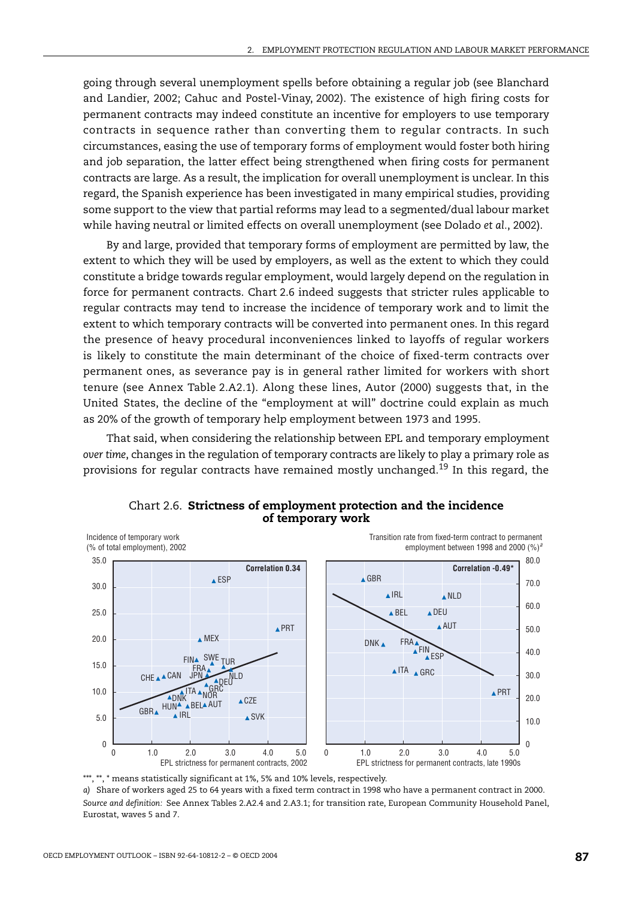going through several unemployment spells before obtaining a regular job (see Blanchard and Landier, 2002; Cahuc and Postel-Vinay, 2002). The existence of high firing costs for permanent contracts may indeed constitute an incentive for employers to use temporary contracts in sequence rather than converting them to regular contracts. In such circumstances, easing the use of temporary forms of employment would foster both hiring and job separation, the latter effect being strengthened when firing costs for permanent contracts are large. As a result, the implication for overall unemployment is unclear. In this regard, the Spanish experience has been investigated in many empirical studies, providing some support to the view that partial reforms may lead to a segmented/dual labour market while having neutral or limited effects on overall unemployment (see Dolado *et al.*, 2002).

By and large, provided that temporary forms of employment are permitted by law, the extent to which they will be used by employers, as well as the extent to which they could constitute a bridge towards regular employment, would largely depend on the regulation in force for permanent contracts. Chart 2.6 indeed suggests that stricter rules applicable to regular contracts may tend to increase the incidence of temporary work and to limit the extent to which temporary contracts will be converted into permanent ones. In this regard the presence of heavy procedural inconveniences linked to layoffs of regular workers is likely to constitute the main determinant of the choice of fixed-term contracts over permanent ones, as severance pay is in general rather limited for workers with short tenure (see Annex Table 2.A2.1). Along these lines, Autor (2000) suggests that, in the United States, the decline of the "employment at will" doctrine could explain as much as 20% of the growth of temporary help employment between 1973 and 1995.

That said, when considering the relationship between EPL and temporary employment *over time*, changes in the regulation of temporary contracts are likely to play a primary role as provisions for regular contracts have remained mostly unchanged.19 In this regard, the



Chart 2.6. **Strictness of employment protection and the incidence of temporary work**

\*\*\*, \*\*, \* means statistically significant at 1%, 5% and 10% levels, respectively.

*a)* Share of workers aged 25 to 64 years with a fixed term contract in 1998 who have a permanent contract in 2000. *Source and definition:* See Annex Tables 2.A2.4 and 2.A3.1; for transition rate, European Community Household Panel, Eurostat, waves 5 and 7.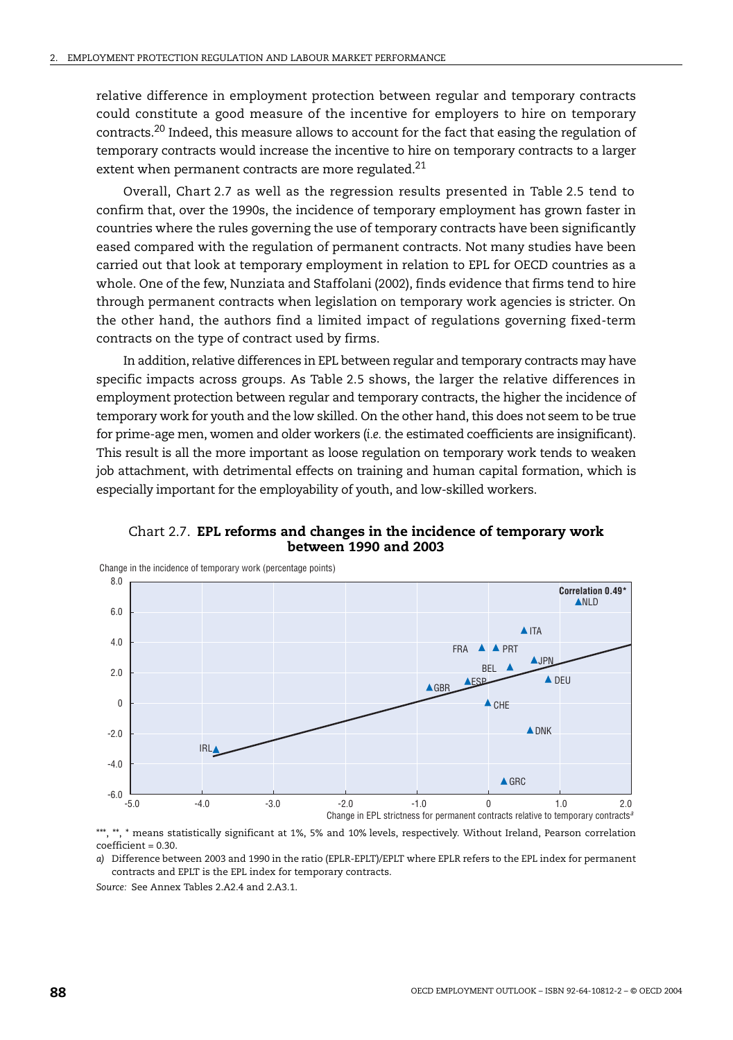relative difference in employment protection between regular and temporary contracts could constitute a good measure of the incentive for employers to hire on temporary contracts.20 Indeed, this measure allows to account for the fact that easing the regulation of temporary contracts would increase the incentive to hire on temporary contracts to a larger extent when permanent contracts are more regulated.<sup>21</sup>

Overall, Chart 2.7 as well as the regression results presented in Table 2.5 tend to confirm that, over the 1990s, the incidence of temporary employment has grown faster in countries where the rules governing the use of temporary contracts have been significantly eased compared with the regulation of permanent contracts. Not many studies have been carried out that look at temporary employment in relation to EPL for OECD countries as a whole. One of the few, Nunziata and Staffolani (2002), finds evidence that firms tend to hire through permanent contracts when legislation on temporary work agencies is stricter. On the other hand, the authors find a limited impact of regulations governing fixed-term contracts on the type of contract used by firms.

In addition, relative differences in EPL between regular and temporary contracts may have specific impacts across groups. As Table 2.5 shows, the larger the relative differences in employment protection between regular and temporary contracts, the higher the incidence of temporary work for youth and the low skilled. On the other hand, this does not seem to be true for prime-age men, women and older workers (*i.e.* the estimated coefficients are insignificant). This result is all the more important as loose regulation on temporary work tends to weaken job attachment, with detrimental effects on training and human capital formation, which is especially important for the employability of youth, and low-skilled workers.

#### Chart 2.7. **EPL reforms and changes in the incidence of temporary work between 1990 and 2003**



\*\*\*, \*\*, \* means statistically significant at 1%, 5% and 10% levels, respectively. Without Ireland, Pearson correlation  $coefficient = 0.30$ .

*a)* Difference between 2003 and 1990 in the ratio (EPLR-EPLT)/EPLT where EPLR refers to the EPL index for permanent contracts and EPLT is the EPL index for temporary contracts.

*Source:* See Annex Tables 2.A2.4 and 2.A3.1.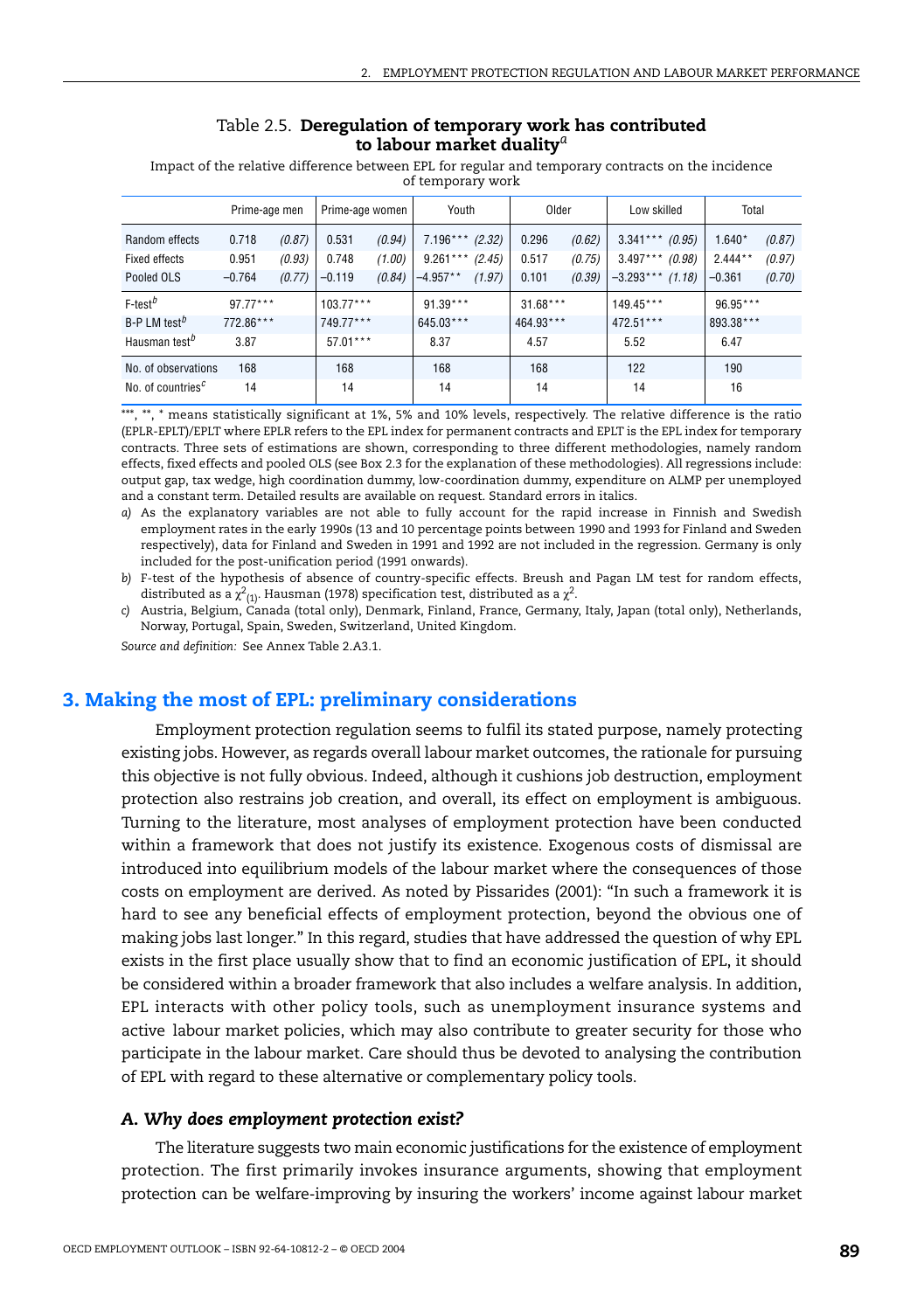|                                            | Prime-age men |        | Prime-age women |        | Youth      |        | Older      |        | Low skilled |        | Total     |        |
|--------------------------------------------|---------------|--------|-----------------|--------|------------|--------|------------|--------|-------------|--------|-----------|--------|
| Random effects                             | 0.718         | (0.87) | 0.531           | (0.94) | $7.196***$ | (2.32) | 0.296      | (0.62) | $3.341***$  | (0.95) | $1.640*$  | (0.87) |
| Fixed effects                              | 0.951         | (0.93) | 0.748           | (1.00) | $9.261***$ | (2.45) | 0.517      | (0.75) | $3.497***$  | (0.98) | $2.444**$ | (0.97) |
| Pooled OLS                                 | $-0.764$      | (0.77) | $-0.119$        | (0.84) | $-4.957**$ | (1.97) | 0.101      | (0.39) | $-3.293***$ | (1.18) | $-0.361$  | (0.70) |
| $F$ -test $^b$                             | $97.77***$    |        | $103.77***$     |        | $91.39***$ |        | $31.68***$ |        | $149.45***$ |        | 96.95***  |        |
| $B-P LM test^D$                            | 772.86***     |        | 749.77***       |        | 645.03***  |        | 464.93***  |        | 472.51***   |        | 893.38*** |        |
| Hausman test <sup>b</sup>                  | 3.87          |        | $57.01***$      |        | 8.37       |        | 4.57       |        | 5.52        |        | 6.47      |        |
| No. of observations                        | 168           |        | 168             |        | 168        |        | 168        |        | 122         |        | 190       |        |
| No. of countries <sup><math>c</math></sup> | 14            |        | 14              |        | 14         |        | 14         |        | 14          |        | 16        |        |

#### Table 2.5. **Deregulation of temporary work has contributed to labour market duality***<sup>a</sup>*

Impact of the relative difference between EPL for regular and temporary contracts on the incidence of temporary work

\*\*\*, \*\*, \* means statistically significant at 1%, 5% and 10% levels, respectively. The relative difference is the ratio (EPLR-EPLT)/EPLT where EPLR refers to the EPL index for permanent contracts and EPLT is the EPL index for temporary contracts. Three sets of estimations are shown, corresponding to three different methodologies, namely random effects, fixed effects and pooled OLS (see Box 2.3 for the explanation of these methodologies). All regressions include: output gap, tax wedge, high coordination dummy, low-coordination dummy, expenditure on ALMP per unemployed and a constant term. Detailed results are available on request. Standard errors in italics.

*a)* As the explanatory variables are not able to fully account for the rapid increase in Finnish and Swedish employment rates in the early 1990s (13 and 10 percentage points between 1990 and 1993 for Finland and Sweden respectively), data for Finland and Sweden in 1991 and 1992 are not included in the regression. Germany is only included for the post-unification period (1991 onwards).

*b)* F-test of the hypothesis of absence of country-specific effects. Breush and Pagan LM test for random effects, distributed as a  $\chi^2_{\ (1)}.$  Hausman (1978) specification test, distributed as a  $\chi^2.$ 

*c)* Austria, Belgium, Canada (total only), Denmark, Finland, France, Germany, Italy, Japan (total only), Netherlands, Norway, Portugal, Spain, Sweden, Switzerland, United Kingdom.

*Source and definition:* See Annex Table 2.A3.1.

## **3. Making the most of EPL: preliminary considerations**

Employment protection regulation seems to fulfil its stated purpose, namely protecting existing jobs. However, as regards overall labour market outcomes, the rationale for pursuing this objective is not fully obvious. Indeed, although it cushions job destruction, employment protection also restrains job creation, and overall, its effect on employment is ambiguous. Turning to the literature, most analyses of employment protection have been conducted within a framework that does not justify its existence. Exogenous costs of dismissal are introduced into equilibrium models of the labour market where the consequences of those costs on employment are derived. As noted by Pissarides (2001): "In such a framework it is hard to see any beneficial effects of employment protection, beyond the obvious one of making jobs last longer." In this regard, studies that have addressed the question of why EPL exists in the first place usually show that to find an economic justification of EPL, it should be considered within a broader framework that also includes a welfare analysis. In addition, EPL interacts with other policy tools, such as unemployment insurance systems and active labour market policies, which may also contribute to greater security for those who participate in the labour market. Care should thus be devoted to analysing the contribution of EPL with regard to these alternative or complementary policy tools.

#### *A. Why does employment protection exist?*

The literature suggests two main economic justifications for the existence of employment protection. The first primarily invokes insurance arguments, showing that employment protection can be welfare-improving by insuring the workers' income against labour market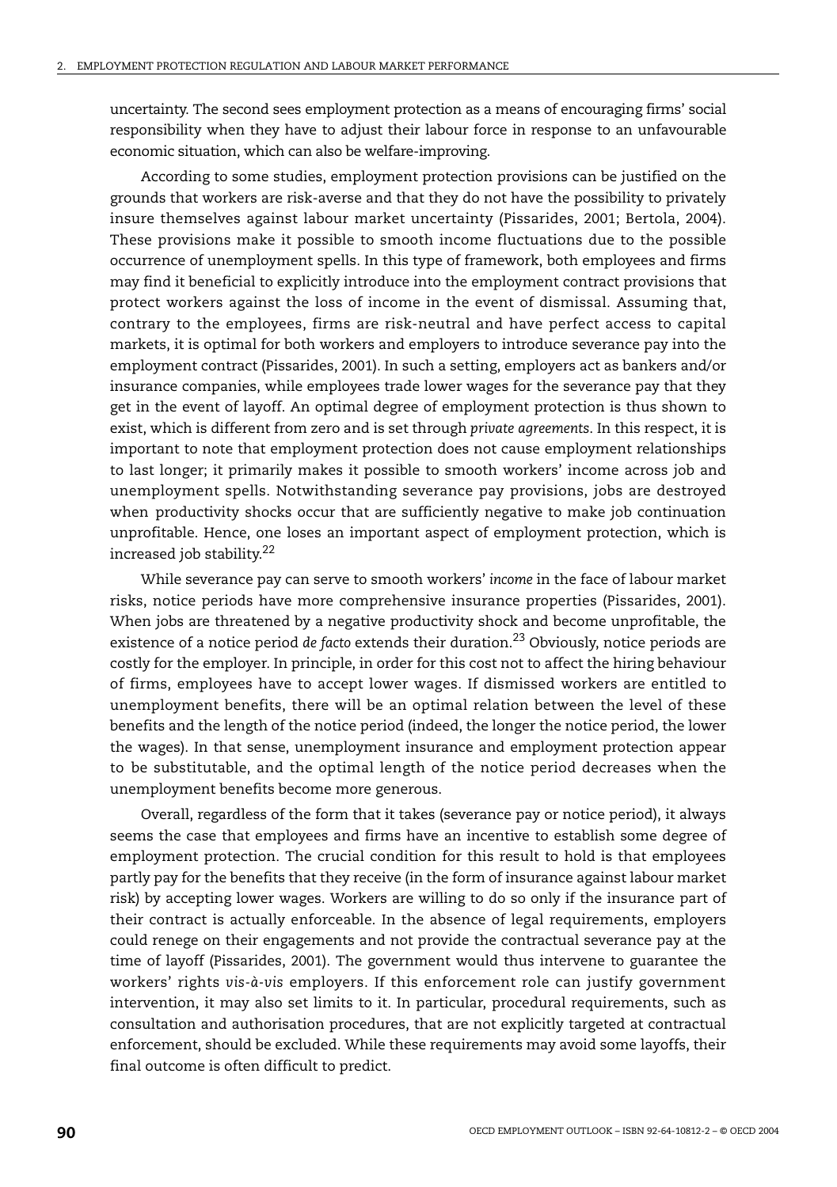uncertainty. The second sees employment protection as a means of encouraging firms' social responsibility when they have to adjust their labour force in response to an unfavourable economic situation, which can also be welfare-improving.

According to some studies, employment protection provisions can be justified on the grounds that workers are risk-averse and that they do not have the possibility to privately insure themselves against labour market uncertainty (Pissarides, 2001; Bertola, 2004). These provisions make it possible to smooth income fluctuations due to the possible occurrence of unemployment spells. In this type of framework, both employees and firms may find it beneficial to explicitly introduce into the employment contract provisions that protect workers against the loss of income in the event of dismissal. Assuming that, contrary to the employees, firms are risk-neutral and have perfect access to capital markets, it is optimal for both workers and employers to introduce severance pay into the employment contract (Pissarides, 2001). In such a setting, employers act as bankers and/or insurance companies, while employees trade lower wages for the severance pay that they get in the event of layoff. An optimal degree of employment protection is thus shown to exist, which is different from zero and is set through *private agreements*. In this respect, it is important to note that employment protection does not cause employment relationships to last longer; it primarily makes it possible to smooth workers' income across job and unemployment spells. Notwithstanding severance pay provisions, jobs are destroyed when productivity shocks occur that are sufficiently negative to make job continuation unprofitable. Hence, one loses an important aspect of employment protection, which is increased job stability.22

While severance pay can serve to smooth workers' *income* in the face of labour market risks, notice periods have more comprehensive insurance properties (Pissarides, 2001). When jobs are threatened by a negative productivity shock and become unprofitable, the existence of a notice period *de facto* extends their duration.23 Obviously, notice periods are costly for the employer. In principle, in order for this cost not to affect the hiring behaviour of firms, employees have to accept lower wages. If dismissed workers are entitled to unemployment benefits, there will be an optimal relation between the level of these benefits and the length of the notice period (indeed, the longer the notice period, the lower the wages). In that sense, unemployment insurance and employment protection appear to be substitutable, and the optimal length of the notice period decreases when the unemployment benefits become more generous.

Overall, regardless of the form that it takes (severance pay or notice period), it always seems the case that employees and firms have an incentive to establish some degree of employment protection. The crucial condition for this result to hold is that employees partly pay for the benefits that they receive (in the form of insurance against labour market risk) by accepting lower wages. Workers are willing to do so only if the insurance part of their contract is actually enforceable. In the absence of legal requirements, employers could renege on their engagements and not provide the contractual severance pay at the time of layoff (Pissarides, 2001). The government would thus intervene to guarantee the workers' rights *vis-à-vis* employers. If this enforcement role can justify government intervention, it may also set limits to it. In particular, procedural requirements, such as consultation and authorisation procedures, that are not explicitly targeted at contractual enforcement, should be excluded. While these requirements may avoid some layoffs, their final outcome is often difficult to predict.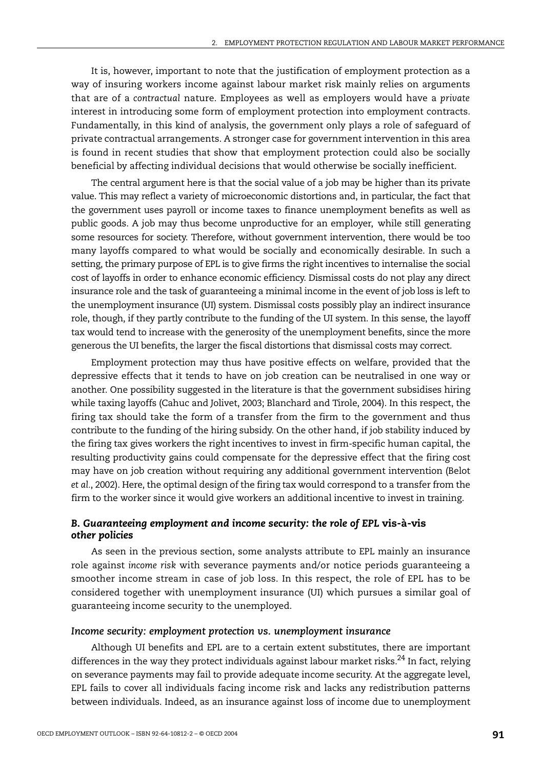It is, however, important to note that the justification of employment protection as a way of insuring workers income against labour market risk mainly relies on arguments that are of a *contractual* nature. Employees as well as employers would have a *private* interest in introducing some form of employment protection into employment contracts. Fundamentally, in this kind of analysis, the government only plays a role of safeguard of private contractual arrangements. A stronger case for government intervention in this area is found in recent studies that show that employment protection could also be socially beneficial by affecting individual decisions that would otherwise be socially inefficient.

The central argument here is that the social value of a job may be higher than its private value. This may reflect a variety of microeconomic distortions and, in particular, the fact that the government uses payroll or income taxes to finance unemployment benefits as well as public goods. A job may thus become unproductive for an employer, while still generating some resources for society. Therefore, without government intervention, there would be too many layoffs compared to what would be socially and economically desirable. In such a setting, the primary purpose of EPL is to give firms the right incentives to internalise the social cost of layoffs in order to enhance economic efficiency. Dismissal costs do not play any direct insurance role and the task of guaranteeing a minimal income in the event of job loss is left to the unemployment insurance (UI) system. Dismissal costs possibly play an indirect insurance role, though, if they partly contribute to the funding of the UI system. In this sense, the layoff tax would tend to increase with the generosity of the unemployment benefits, since the more generous the UI benefits, the larger the fiscal distortions that dismissal costs may correct.

Employment protection may thus have positive effects on welfare, provided that the depressive effects that it tends to have on job creation can be neutralised in one way or another. One possibility suggested in the literature is that the government subsidises hiring while taxing layoffs (Cahuc and Jolivet, 2003; Blanchard and Tirole, 2004). In this respect, the firing tax should take the form of a transfer from the firm to the government and thus contribute to the funding of the hiring subsidy. On the other hand, if job stability induced by the firing tax gives workers the right incentives to invest in firm-specific human capital, the resulting productivity gains could compensate for the depressive effect that the firing cost may have on job creation without requiring any additional government intervention (Belot *et al.*, 2002). Here, the optimal design of the firing tax would correspond to a transfer from the firm to the worker since it would give workers an additional incentive to invest in training.

#### *B. Guaranteeing employment and income security: the role of EPL* **vis-à-vis** *other policies*

As seen in the previous section, some analysts attribute to EPL mainly an insurance role against *income risk* with severance payments and/or notice periods guaranteeing a smoother income stream in case of job loss. In this respect, the role of EPL has to be considered together with unemployment insurance (UI) which pursues a similar goal of guaranteeing income security to the unemployed.

#### *Income security: employment protection vs. unemployment insurance*

Although UI benefits and EPL are to a certain extent substitutes, there are important differences in the way they protect individuals against labour market risks.<sup>24</sup> In fact, relying on severance payments may fail to provide adequate income security. At the aggregate level, EPL fails to cover all individuals facing income risk and lacks any redistribution patterns between individuals. Indeed, as an insurance against loss of income due to unemployment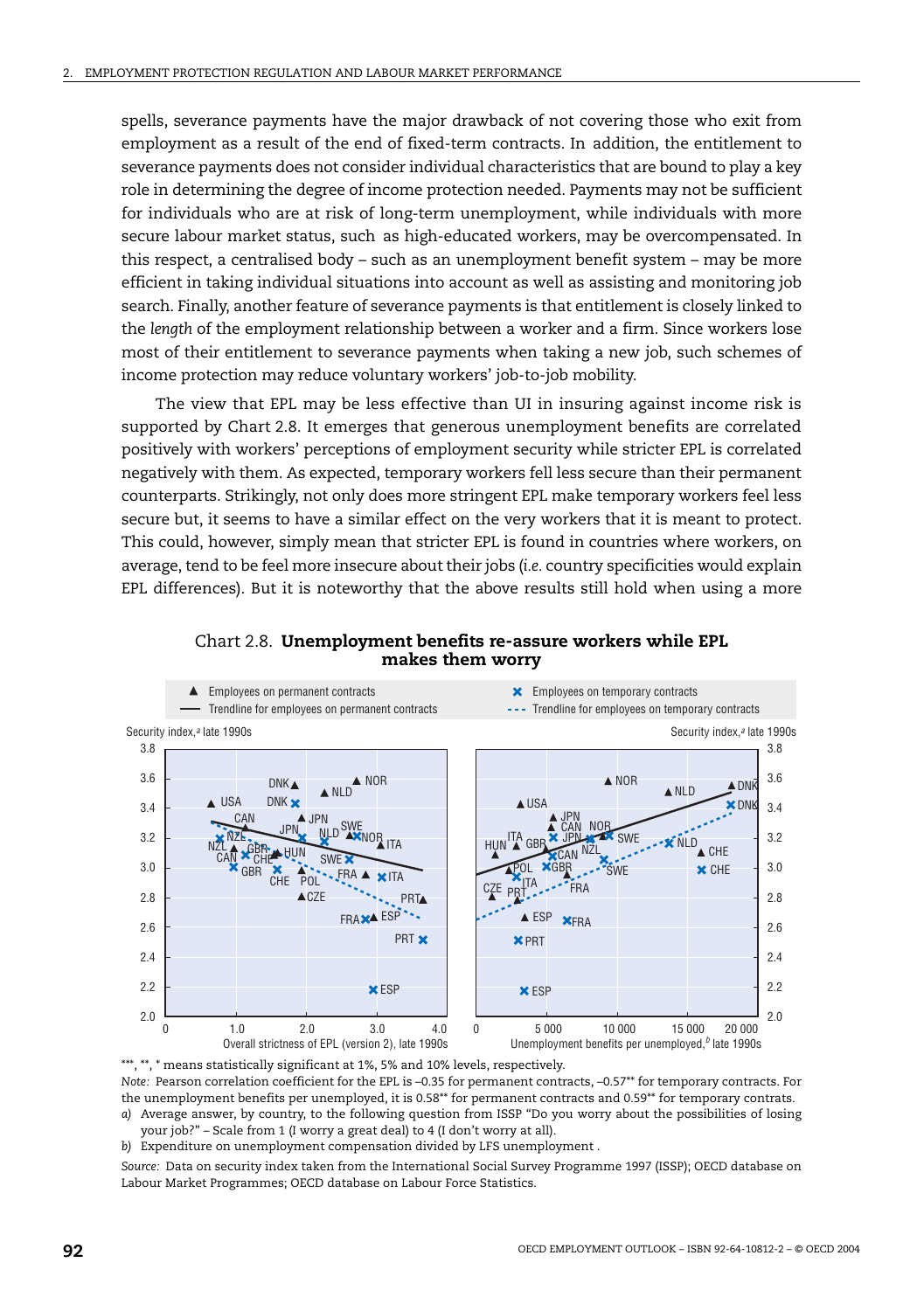spells, severance payments have the major drawback of not covering those who exit from employment as a result of the end of fixed-term contracts. In addition, the entitlement to severance payments does not consider individual characteristics that are bound to play a key role in determining the degree of income protection needed. Payments may not be sufficient for individuals who are at risk of long-term unemployment, while individuals with more secure labour market status, such as high-educated workers, may be overcompensated. In this respect, a centralised body – such as an unemployment benefit system – may be more efficient in taking individual situations into account as well as assisting and monitoring job search. Finally, another feature of severance payments is that entitlement is closely linked to the *length* of the employment relationship between a worker and a firm. Since workers lose most of their entitlement to severance payments when taking a new job, such schemes of income protection may reduce voluntary workers' job-to-job mobility.

The view that EPL may be less effective than UI in insuring against income risk is supported by Chart 2.8. It emerges that generous unemployment benefits are correlated positively with workers' perceptions of employment security while stricter EPL is correlated negatively with them. As expected, temporary workers fell less secure than their permanent counterparts. Strikingly, not only does more stringent EPL make temporary workers feel less secure but, it seems to have a similar effect on the very workers that it is meant to protect. This could, however, simply mean that stricter EPL is found in countries where workers, on average, tend to be feel more insecure about their jobs (*i.e.* country specificities would explain EPL differences). But it is noteworthy that the above results still hold when using a more





\*\*\*, \*\*, \* means statistically significant at 1%, 5% and 10% levels, respectively. *Note:* Pearson correlation coefficient for the EPL is –0.35 for permanent contracts, –0.57\*\* for temporary contracts. For the unemployment benefits per unemployed, it is 0.58\*\* for permanent contracts and 0.59\*\* for temporary contrats. *a)* Average answer, by country, to the following question from ISSP "Do you worry about the possibilities of losing

your job?" – Scale from 1 (I worry a great deal) to 4 (I don't worry at all).

*b)* Expenditure on unemployment compensation divided by LFS unemployment .

*Source:* Data on security index taken from the International Social Survey Programme 1997 (ISSP); OECD database on Labour Market Programmes; OECD database on Labour Force Statistics.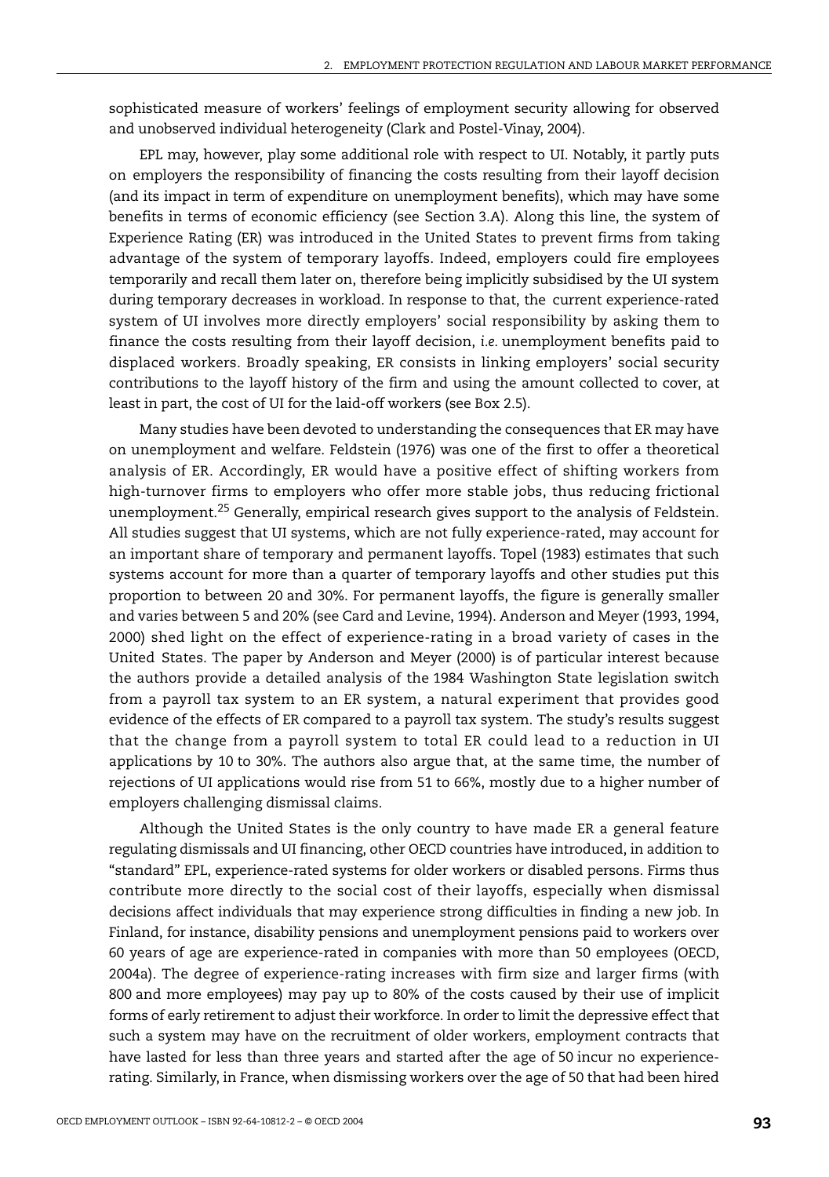sophisticated measure of workers' feelings of employment security allowing for observed and unobserved individual heterogeneity (Clark and Postel-Vinay, 2004).

EPL may, however, play some additional role with respect to UI. Notably, it partly puts on employers the responsibility of financing the costs resulting from their layoff decision (and its impact in term of expenditure on unemployment benefits), which may have some benefits in terms of economic efficiency (see Section 3.A). Along this line, the system of Experience Rating (ER) was introduced in the United States to prevent firms from taking advantage of the system of temporary layoffs. Indeed, employers could fire employees temporarily and recall them later on, therefore being implicitly subsidised by the UI system during temporary decreases in workload. In response to that, the current experience-rated system of UI involves more directly employers' social responsibility by asking them to finance the costs resulting from their layoff decision, *i.e.* unemployment benefits paid to displaced workers. Broadly speaking, ER consists in linking employers' social security contributions to the layoff history of the firm and using the amount collected to cover, at least in part, the cost of UI for the laid-off workers (see Box 2.5).

Many studies have been devoted to understanding the consequences that ER may have on unemployment and welfare. Feldstein (1976) was one of the first to offer a theoretical analysis of ER. Accordingly, ER would have a positive effect of shifting workers from high-turnover firms to employers who offer more stable jobs, thus reducing frictional unemployment.<sup>25</sup> Generally, empirical research gives support to the analysis of Feldstein. All studies suggest that UI systems, which are not fully experience-rated, may account for an important share of temporary and permanent layoffs. Topel (1983) estimates that such systems account for more than a quarter of temporary layoffs and other studies put this proportion to between 20 and 30%. For permanent layoffs, the figure is generally smaller and varies between 5 and 20% (see Card and Levine, 1994). Anderson and Meyer (1993, 1994, 2000) shed light on the effect of experience-rating in a broad variety of cases in the United States. The paper by Anderson and Meyer (2000) is of particular interest because the authors provide a detailed analysis of the 1984 Washington State legislation switch from a payroll tax system to an ER system, a natural experiment that provides good evidence of the effects of ER compared to a payroll tax system. The study's results suggest that the change from a payroll system to total ER could lead to a reduction in UI applications by 10 to 30%. The authors also argue that, at the same time, the number of rejections of UI applications would rise from 51 to 66%, mostly due to a higher number of employers challenging dismissal claims.

Although the United States is the only country to have made ER a general feature regulating dismissals and UI financing, other OECD countries have introduced, in addition to "standard" EPL, experience-rated systems for older workers or disabled persons. Firms thus contribute more directly to the social cost of their layoffs, especially when dismissal decisions affect individuals that may experience strong difficulties in finding a new job. In Finland, for instance, disability pensions and unemployment pensions paid to workers over 60 years of age are experience-rated in companies with more than 50 employees (OECD, 2004a). The degree of experience-rating increases with firm size and larger firms (with 800 and more employees) may pay up to 80% of the costs caused by their use of implicit forms of early retirement to adjust their workforce. In order to limit the depressive effect that such a system may have on the recruitment of older workers, employment contracts that have lasted for less than three years and started after the age of 50 incur no experiencerating. Similarly, in France, when dismissing workers over the age of 50 that had been hired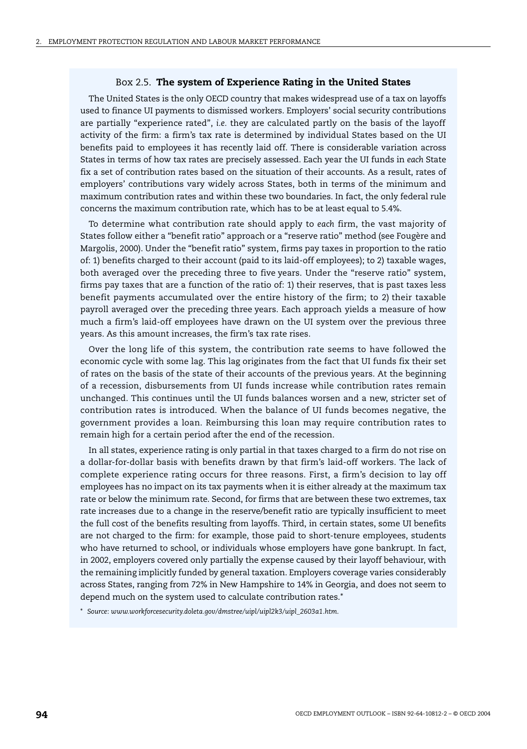#### Box 2.5. **The system of Experience Rating in the United States**

The United States is the only OECD country that makes widespread use of a tax on layoffs used to finance UI payments to dismissed workers. Employers' social security contributions are partially "experience rated", *i.e.* they are calculated partly on the basis of the layoff activity of the firm: a firm's tax rate is determined by individual States based on the UI benefits paid to employees it has recently laid off. There is considerable variation across States in terms of how tax rates are precisely assessed. Each year the UI funds in *each* State fix a set of contribution rates based on the situation of their accounts. As a result, rates of employers' contributions vary widely across States, both in terms of the minimum and maximum contribution rates and within these two boundaries. In fact, the only federal rule concerns the maximum contribution rate, which has to be at least equal to 5.4%.

To determine what contribution rate should apply to *each* firm, the vast majority of States follow either a "benefit ratio" approach or a "reserve ratio" method (see Fougère and Margolis, 2000). Under the "benefit ratio" system, firms pay taxes in proportion to the ratio of: 1) benefits charged to their account (paid to its laid-off employees); to 2) taxable wages, both averaged over the preceding three to five years. Under the "reserve ratio" system, firms pay taxes that are a function of the ratio of: 1) their reserves, that is past taxes less benefit payments accumulated over the entire history of the firm; to 2) their taxable payroll averaged over the preceding three years. Each approach yields a measure of how much a firm's laid-off employees have drawn on the UI system over the previous three years. As this amount increases, the firm's tax rate rises.

Over the long life of this system, the contribution rate seems to have followed the economic cycle with some lag. This lag originates from the fact that UI funds fix their set of rates on the basis of the state of their accounts of the previous years. At the beginning of a recession, disbursements from UI funds increase while contribution rates remain unchanged. This continues until the UI funds balances worsen and a new, stricter set of contribution rates is introduced. When the balance of UI funds becomes negative, the government provides a loan. Reimbursing this loan may require contribution rates to remain high for a certain period after the end of the recession.

In all states, experience rating is only partial in that taxes charged to a firm do not rise on a dollar-for-dollar basis with benefits drawn by that firm's laid-off workers. The lack of complete experience rating occurs for three reasons. First, a firm's decision to lay off employees has no impact on its tax payments when it is either already at the maximum tax rate or below the minimum rate. Second, for firms that are between these two extremes, tax rate increases due to a change in the reserve/benefit ratio are typically insufficient to meet the full cost of the benefits resulting from layoffs. Third, in certain states, some UI benefits are not charged to the firm: for example, those paid to short-tenure employees, students who have returned to school, or individuals whose employers have gone bankrupt. In fact, in 2002, employers covered only partially the expense caused by their layoff behaviour, with the remaining implicitly funded by general taxation. Employers coverage varies considerably across States, ranging from 72% in New Hampshire to 14% in Georgia, and does not seem to depend much on the system used to calculate contribution rates.*\**

\* *Source*: *www.workforcesecurity.doleta.gov/dmstree/uipl/uipl2k3/uipl\_2603a1.htm*.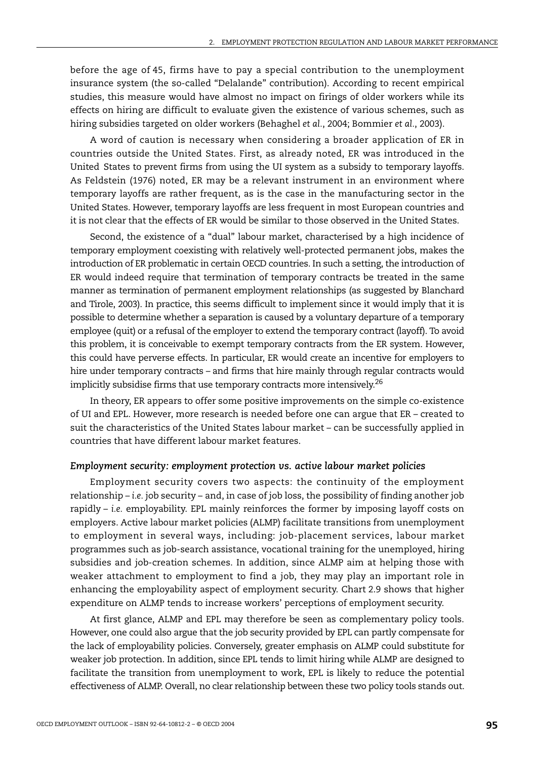before the age of 45, firms have to pay a special contribution to the unemployment insurance system (the so-called "Delalande" contribution). According to recent empirical studies, this measure would have almost no impact on firings of older workers while its effects on hiring are difficult to evaluate given the existence of various schemes, such as hiring subsidies targeted on older workers (Behaghel *et al.*, 2004; Bommier *et al.*, 2003).

A word of caution is necessary when considering a broader application of ER in countries outside the United States. First, as already noted, ER was introduced in the United States to prevent firms from using the UI system as a subsidy to temporary layoffs. As Feldstein (1976) noted, ER may be a relevant instrument in an environment where temporary layoffs are rather frequent, as is the case in the manufacturing sector in the United States. However, temporary layoffs are less frequent in most European countries and it is not clear that the effects of ER would be similar to those observed in the United States.

Second, the existence of a "dual" labour market, characterised by a high incidence of temporary employment coexisting with relatively well-protected permanent jobs, makes the introduction of ER problematic in certain OECD countries. In such a setting, the introduction of ER would indeed require that termination of temporary contracts be treated in the same manner as termination of permanent employment relationships (as suggested by Blanchard and Tirole, 2003). In practice, this seems difficult to implement since it would imply that it is possible to determine whether a separation is caused by a voluntary departure of a temporary employee (quit) or a refusal of the employer to extend the temporary contract (layoff). To avoid this problem, it is conceivable to exempt temporary contracts from the ER system. However, this could have perverse effects. In particular, ER would create an incentive for employers to hire under temporary contracts – and firms that hire mainly through regular contracts would implicitly subsidise firms that use temporary contracts more intensively.<sup>26</sup>

In theory, ER appears to offer some positive improvements on the simple co-existence of UI and EPL. However, more research is needed before one can argue that ER – created to suit the characteristics of the United States labour market – can be successfully applied in countries that have different labour market features.

#### *Employment security: employment protection vs. active labour market policies*

Employment security covers two aspects: the continuity of the employment relationship – *i.e.* job security – and, in case of job loss, the possibility of finding another job rapidly – *i.e.* employability. EPL mainly reinforces the former by imposing layoff costs on employers. Active labour market policies (ALMP) facilitate transitions from unemployment to employment in several ways, including: job-placement services, labour market programmes such as job-search assistance, vocational training for the unemployed, hiring subsidies and job-creation schemes. In addition, since ALMP aim at helping those with weaker attachment to employment to find a job, they may play an important role in enhancing the employability aspect of employment security. Chart 2.9 shows that higher expenditure on ALMP tends to increase workers' perceptions of employment security.

At first glance, ALMP and EPL may therefore be seen as complementary policy tools. However, one could also argue that the job security provided by EPL can partly compensate for the lack of employability policies. Conversely, greater emphasis on ALMP could substitute for weaker job protection. In addition, since EPL tends to limit hiring while ALMP are designed to facilitate the transition from unemployment to work, EPL is likely to reduce the potential effectiveness of ALMP. Overall, no clear relationship between these two policy tools stands out.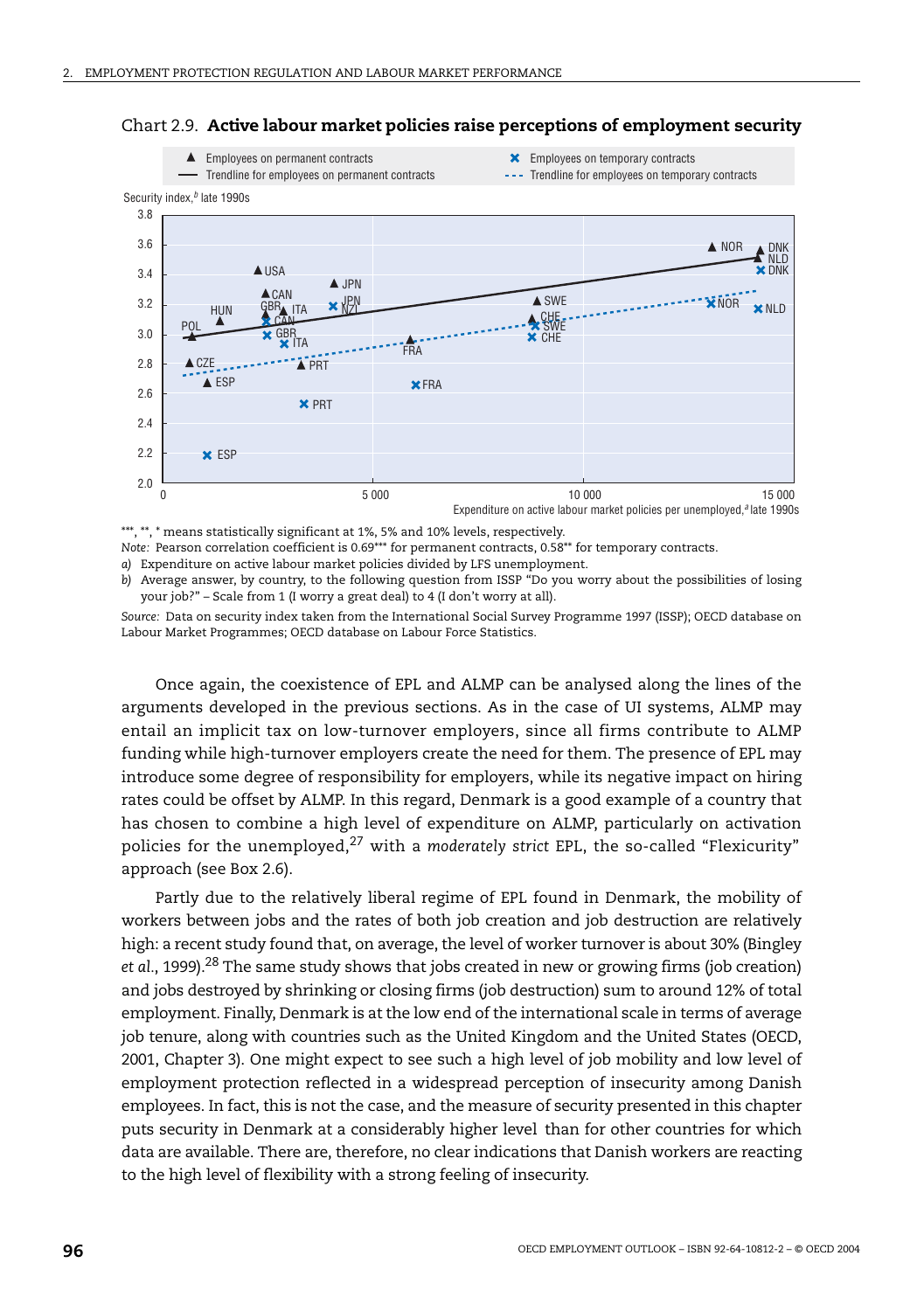Trendline for employees on permanent contracts

▲ Employees on permanent contracts



#### Chart 2.9. **Active labour market policies raise perceptions of employment security**

--- Trendline for employees on temporary contracts  $\times$  Employees on temporary contracts

\*\*\*, \*\*, \* means statistically significant at 1%, 5% and 10% levels, respectively.

*Note:* Pearson correlation coefficient is 0.69\*\*\* for permanent contracts, 0.58\*\* for temporary contracts.

*a)* Expenditure on active labour market policies divided by LFS unemployment.

*b)* Average answer, by country, to the following question from ISSP "Do you worry about the possibilities of losing your job?" – Scale from 1 (I worry a great deal) to 4 (I don't worry at all).

*Source:* Data on security index taken from the International Social Survey Programme 1997 (ISSP); OECD database on Labour Market Programmes; OECD database on Labour Force Statistics.

Once again, the coexistence of EPL and ALMP can be analysed along the lines of the arguments developed in the previous sections. As in the case of UI systems, ALMP may entail an implicit tax on low-turnover employers, since all firms contribute to ALMP funding while high-turnover employers create the need for them. The presence of EPL may introduce some degree of responsibility for employers, while its negative impact on hiring rates could be offset by ALMP. In this regard, Denmark is a good example of a country that has chosen to combine a high level of expenditure on ALMP, particularly on activation policies for the unemployed,<sup>27</sup> with a *moderately strict* EPL, the so-called "Flexicurity" approach (see Box 2.6).

Partly due to the relatively liberal regime of EPL found in Denmark, the mobility of workers between jobs and the rates of both job creation and job destruction are relatively high: a recent study found that, on average, the level of worker turnover is about 30% (Bingley et al., 1999).<sup>28</sup> The same study shows that jobs created in new or growing firms (job creation) and jobs destroyed by shrinking or closing firms (job destruction) sum to around 12% of total employment. Finally, Denmark is at the low end of the international scale in terms of average job tenure, along with countries such as the United Kingdom and the United States (OECD, 2001, Chapter 3). One might expect to see such a high level of job mobility and low level of employment protection reflected in a widespread perception of insecurity among Danish employees. In fact, this is not the case, and the measure of security presented in this chapter puts security in Denmark at a considerably higher level than for other countries for which data are available. There are, therefore, no clear indications that Danish workers are reacting to the high level of flexibility with a strong feeling of insecurity.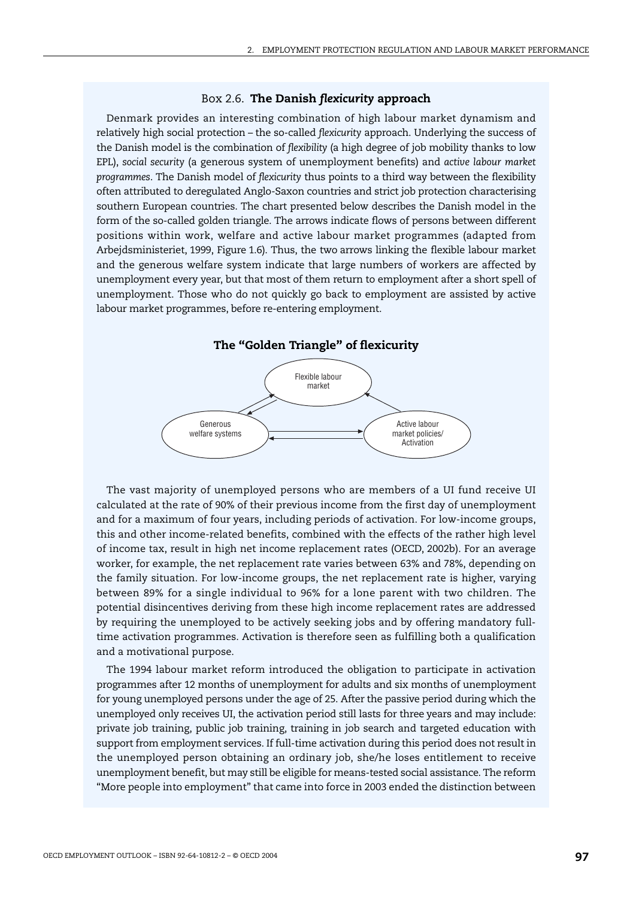#### Box 2.6. **The Danish** *flexicurity* **approach**

Denmark provides an interesting combination of high labour market dynamism and relatively high social protection – the so-called *flexicurity* approach. Underlying the success of the Danish model is the combination of *flexibility* (a high degree of job mobility thanks to low EPL), *social security* (a generous system of unemployment benefits) and *active labour market programmes*. The Danish model of *flexicurity* thus points to a third way between the flexibility often attributed to deregulated Anglo-Saxon countries and strict job protection characterising southern European countries. The chart presented below describes the Danish model in the form of the so-called golden triangle. The arrows indicate flows of persons between different positions within work, welfare and active labour market programmes (adapted from Arbejdsministeriet, 1999, Figure 1.6). Thus, the two arrows linking the flexible labour market and the generous welfare system indicate that large numbers of workers are affected by unemployment every year, but that most of them return to employment after a short spell of unemployment. Those who do not quickly go back to employment are assisted by active labour market programmes, before re-entering employment.



The vast majority of unemployed persons who are members of a UI fund receive UI calculated at the rate of 90% of their previous income from the first day of unemployment and for a maximum of four years, including periods of activation. For low-income groups, this and other income-related benefits, combined with the effects of the rather high level of income tax, result in high net income replacement rates (OECD, 2002b). For an average worker, for example, the net replacement rate varies between 63% and 78%, depending on the family situation. For low-income groups, the net replacement rate is higher, varying between 89% for a single individual to 96% for a lone parent with two children. The potential disincentives deriving from these high income replacement rates are addressed by requiring the unemployed to be actively seeking jobs and by offering mandatory fulltime activation programmes. Activation is therefore seen as fulfilling both a qualification and a motivational purpose.

The 1994 labour market reform introduced the obligation to participate in activation programmes after 12 months of unemployment for adults and six months of unemployment for young unemployed persons under the age of 25. After the passive period during which the unemployed only receives UI, the activation period still lasts for three years and may include: private job training, public job training, training in job search and targeted education with support from employment services. If full-time activation during this period does not result in the unemployed person obtaining an ordinary job, she/he loses entitlement to receive unemployment benefit, but may still be eligible for means-tested social assistance. The reform "More people into employment" that came into force in 2003 ended the distinction between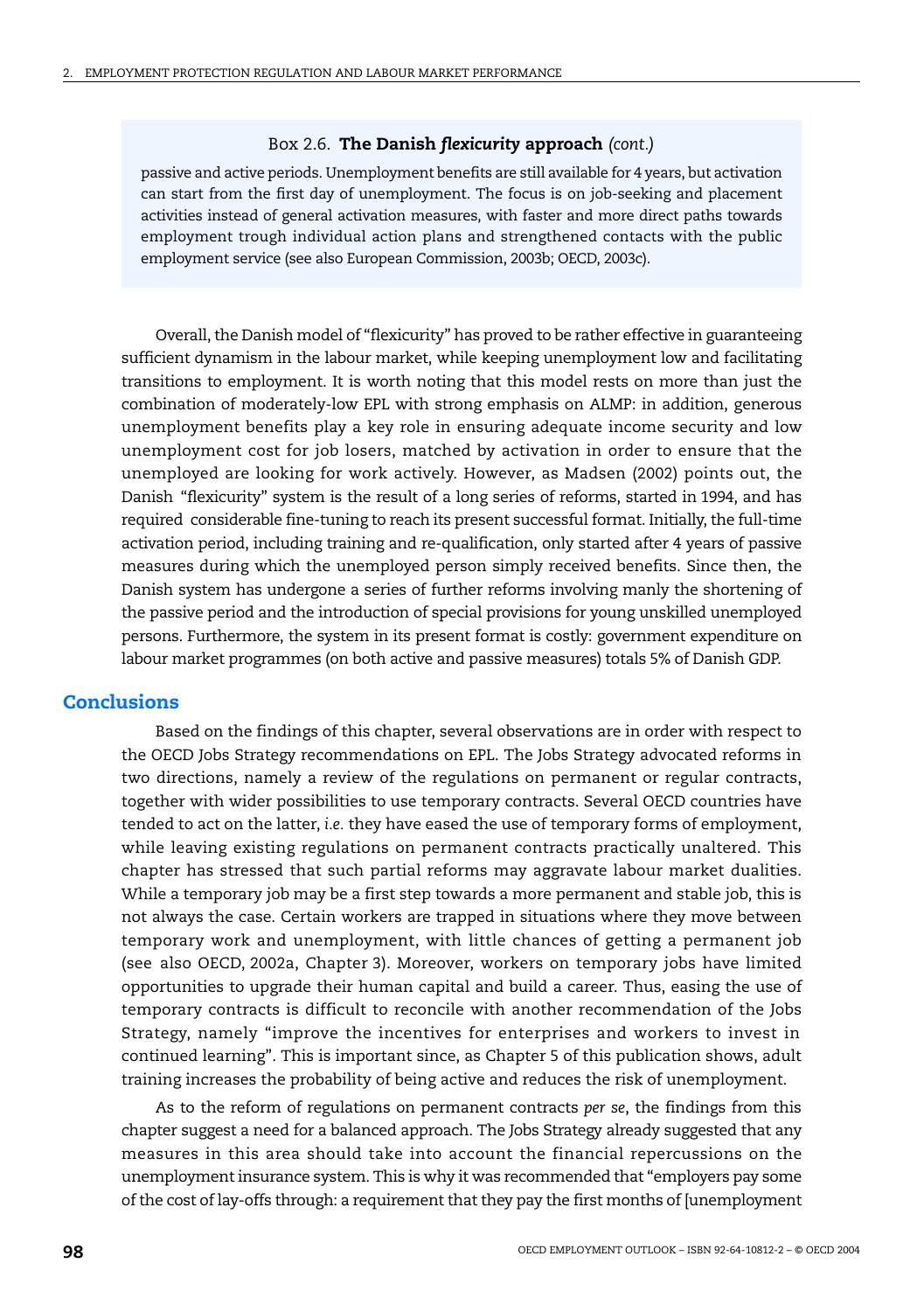#### Box 2.6. **The Danish** *flexicurity* **approach** *(cont.)*

passive and active periods. Unemployment benefits are still available for 4 years, but activation can start from the first day of unemployment. The focus is on job-seeking and placement activities instead of general activation measures, with faster and more direct paths towards employment trough individual action plans and strengthened contacts with the public employment service (see also European Commission, 2003b; OECD, 2003c).

Overall, the Danish model of "flexicurity" has proved to be rather effective in guaranteeing sufficient dynamism in the labour market, while keeping unemployment low and facilitating transitions to employment. It is worth noting that this model rests on more than just the combination of moderately-low EPL with strong emphasis on ALMP: in addition, generous unemployment benefits play a key role in ensuring adequate income security and low unemployment cost for job losers, matched by activation in order to ensure that the unemployed are looking for work actively. However, as Madsen (2002) points out, the Danish "flexicurity" system is the result of a long series of reforms, started in 1994, and has required considerable fine-tuning to reach its present successful format. Initially, the full-time activation period, including training and re-qualification, only started after 4 years of passive measures during which the unemployed person simply received benefits. Since then, the Danish system has undergone a series of further reforms involving manly the shortening of the passive period and the introduction of special provisions for young unskilled unemployed persons. Furthermore, the system in its present format is costly: government expenditure on labour market programmes (on both active and passive measures) totals 5% of Danish GDP.

## **Conclusions**

Based on the findings of this chapter, several observations are in order with respect to the OECD Jobs Strategy recommendations on EPL. The Jobs Strategy advocated reforms in two directions, namely a review of the regulations on permanent or regular contracts, together with wider possibilities to use temporary contracts. Several OECD countries have tended to act on the latter, *i.e.* they have eased the use of temporary forms of employment, while leaving existing regulations on permanent contracts practically unaltered. This chapter has stressed that such partial reforms may aggravate labour market dualities. While a temporary job may be a first step towards a more permanent and stable job, this is not always the case. Certain workers are trapped in situations where they move between temporary work and unemployment, with little chances of getting a permanent job (see also OECD, 2002a, Chapter 3). Moreover, workers on temporary jobs have limited opportunities to upgrade their human capital and build a career. Thus, easing the use of temporary contracts is difficult to reconcile with another recommendation of the Jobs Strategy, namely "improve the incentives for enterprises and workers to invest in continued learning". This is important since, as Chapter 5 of this publication shows, adult training increases the probability of being active and reduces the risk of unemployment.

As to the reform of regulations on permanent contracts *per se*, the findings from this chapter suggest a need for a balanced approach. The Jobs Strategy already suggested that any measures in this area should take into account the financial repercussions on the unemployment insurance system. This is why it was recommended that "employers pay some of the cost of lay-offs through: a requirement that they pay the first months of [unemployment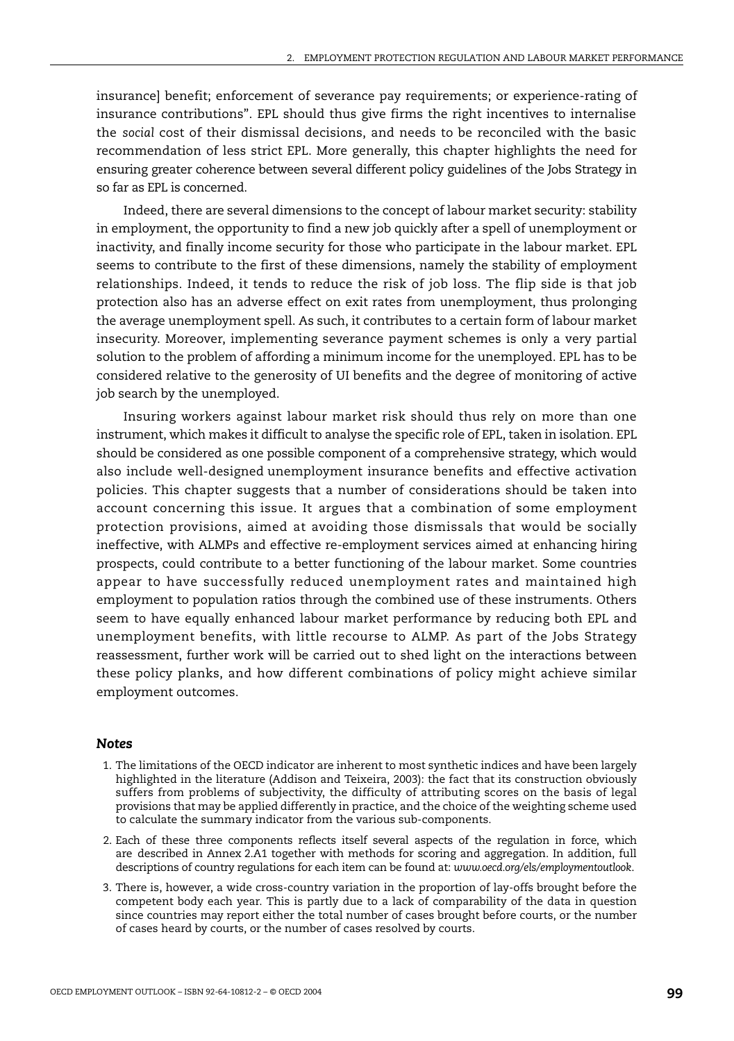insurance] benefit; enforcement of severance pay requirements; or experience-rating of insurance contributions". EPL should thus give firms the right incentives to internalise the *social* cost of their dismissal decisions, and needs to be reconciled with the basic recommendation of less strict EPL. More generally, this chapter highlights the need for ensuring greater coherence between several different policy guidelines of the Jobs Strategy in so far as EPL is concerned.

Indeed, there are several dimensions to the concept of labour market security: stability in employment, the opportunity to find a new job quickly after a spell of unemployment or inactivity, and finally income security for those who participate in the labour market. EPL seems to contribute to the first of these dimensions, namely the stability of employment relationships. Indeed, it tends to reduce the risk of job loss. The flip side is that job protection also has an adverse effect on exit rates from unemployment, thus prolonging the average unemployment spell. As such, it contributes to a certain form of labour market insecurity. Moreover, implementing severance payment schemes is only a very partial solution to the problem of affording a minimum income for the unemployed. EPL has to be considered relative to the generosity of UI benefits and the degree of monitoring of active job search by the unemployed.

Insuring workers against labour market risk should thus rely on more than one instrument, which makes it difficult to analyse the specific role of EPL, taken in isolation. EPL should be considered as one possible component of a comprehensive strategy, which would also include well-designed unemployment insurance benefits and effective activation policies. This chapter suggests that a number of considerations should be taken into account concerning this issue. It argues that a combination of some employment protection provisions, aimed at avoiding those dismissals that would be socially ineffective, with ALMPs and effective re-employment services aimed at enhancing hiring prospects, could contribute to a better functioning of the labour market. Some countries appear to have successfully reduced unemployment rates and maintained high employment to population ratios through the combined use of these instruments. Others seem to have equally enhanced labour market performance by reducing both EPL and unemployment benefits, with little recourse to ALMP. As part of the Jobs Strategy reassessment, further work will be carried out to shed light on the interactions between these policy planks, and how different combinations of policy might achieve similar employment outcomes.

#### *Notes*

- 1. The limitations of the OECD indicator are inherent to most synthetic indices and have been largely highlighted in the literature (Addison and Teixeira, 2003): the fact that its construction obviously suffers from problems of subjectivity, the difficulty of attributing scores on the basis of legal provisions that may be applied differently in practice, and the choice of the weighting scheme used to calculate the summary indicator from the various sub-components.
- 2. Each of these three components reflects itself several aspects of the regulation in force, which are described in Annex 2.A1 together with methods for scoring and aggregation. In addition, full descriptions of country regulations for each item can be found at: *www.oecd.org/els/employmentoutlook*.
- 3. There is, however, a wide cross-country variation in the proportion of lay-offs brought before the competent body each year. This is partly due to a lack of comparability of the data in question since countries may report either the total number of cases brought before courts, or the number of cases heard by courts, or the number of cases resolved by courts.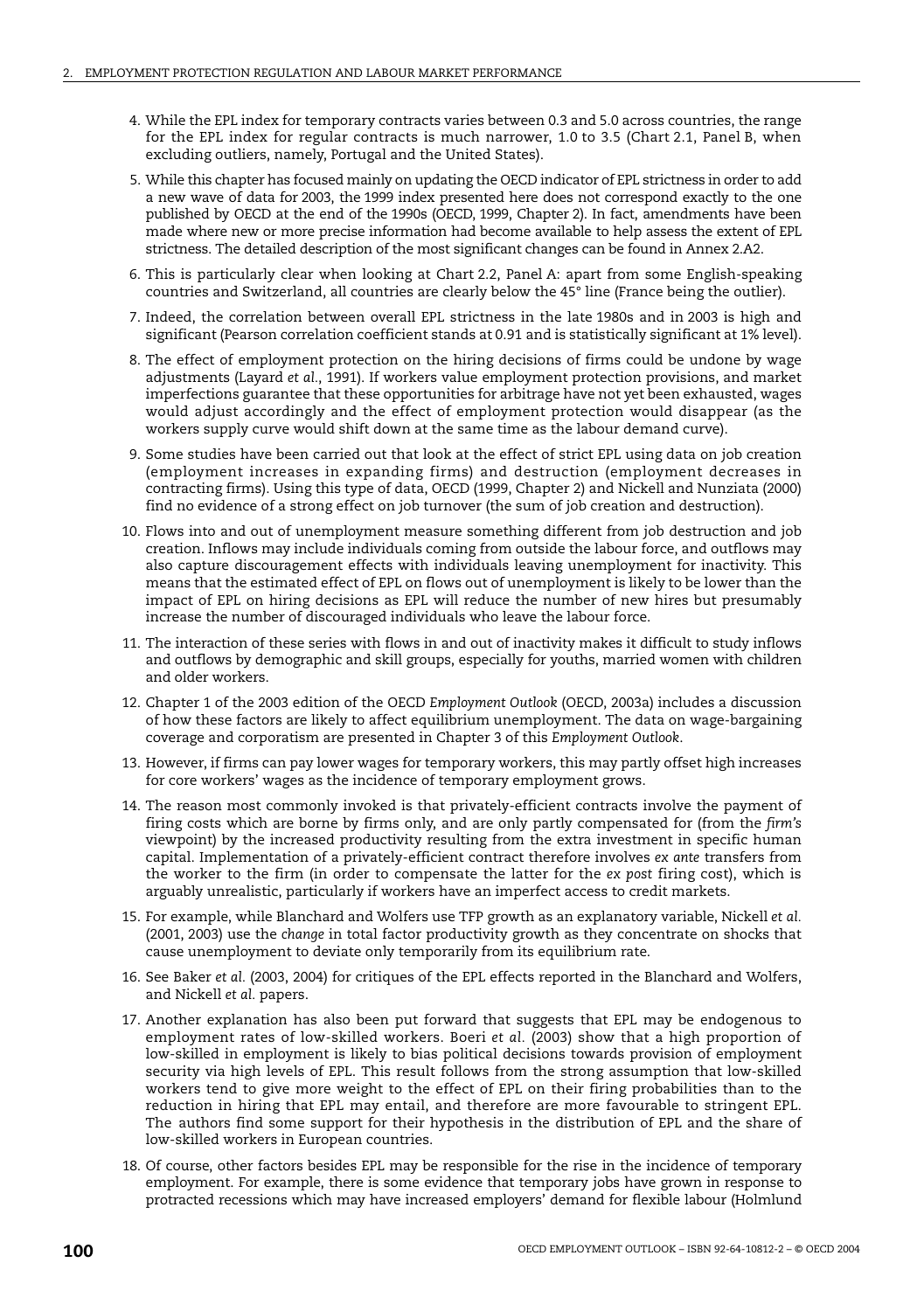- 4. While the EPL index for temporary contracts varies between 0.3 and 5.0 across countries, the range for the EPL index for regular contracts is much narrower, 1.0 to 3.5 (Chart 2.1, Panel B, when excluding outliers, namely, Portugal and the United States).
- 5. While this chapter has focused mainly on updating the OECD indicator of EPL strictness in order to add a new wave of data for 2003, the 1999 index presented here does not correspond exactly to the one published by OECD at the end of the 1990s (OECD, 1999, Chapter 2). In fact, amendments have been made where new or more precise information had become available to help assess the extent of EPL strictness. The detailed description of the most significant changes can be found in Annex 2.A2.
- 6. This is particularly clear when looking at Chart 2.2, Panel A: apart from some English-speaking countries and Switzerland, all countries are clearly below the 45° line (France being the outlier).
- 7. Indeed, the correlation between overall EPL strictness in the late 1980s and in 2003 is high and significant (Pearson correlation coefficient stands at 0.91 and is statistically significant at 1% level).
- 8. The effect of employment protection on the hiring decisions of firms could be undone by wage adjustments (Layard *et al.*, 1991). If workers value employment protection provisions, and market imperfections guarantee that these opportunities for arbitrage have not yet been exhausted, wages would adjust accordingly and the effect of employment protection would disappear (as the workers supply curve would shift down at the same time as the labour demand curve).
- 9. Some studies have been carried out that look at the effect of strict EPL using data on job creation (employment increases in expanding firms) and destruction (employment decreases in contracting firms). Using this type of data, OECD (1999, Chapter 2) and Nickell and Nunziata (2000) find no evidence of a strong effect on job turnover (the sum of job creation and destruction).
- 10. Flows into and out of unemployment measure something different from job destruction and job creation. Inflows may include individuals coming from outside the labour force, and outflows may also capture discouragement effects with individuals leaving unemployment for inactivity. This means that the estimated effect of EPL on flows out of unemployment is likely to be lower than the impact of EPL on hiring decisions as EPL will reduce the number of new hires but presumably increase the number of discouraged individuals who leave the labour force.
- 11. The interaction of these series with flows in and out of inactivity makes it difficult to study inflows and outflows by demographic and skill groups, especially for youths, married women with children and older workers.
- 12. Chapter 1 of the 2003 edition of the OECD *Employment Outlook* (OECD, 2003a) includes a discussion of how these factors are likely to affect equilibrium unemployment. The data on wage-bargaining coverage and corporatism are presented in Chapter 3 of this *Employment Outlook*.
- 13. However, if firms can pay lower wages for temporary workers, this may partly offset high increases for core workers' wages as the incidence of temporary employment grows.
- 14. The reason most commonly invoked is that privately-efficient contracts involve the payment of firing costs which are borne by firms only, and are only partly compensated for (from the *firm's* viewpoint) by the increased productivity resulting from the extra investment in specific human capital. Implementation of a privately-efficient contract therefore involves *ex ante* transfers from the worker to the firm (in order to compensate the latter for the *ex post* firing cost), which is arguably unrealistic, particularly if workers have an imperfect access to credit markets.
- 15. For example, while Blanchard and Wolfers use TFP growth as an explanatory variable, Nickell *et al.* (2001, 2003) use the *change* in total factor productivity growth as they concentrate on shocks that cause unemployment to deviate only temporarily from its equilibrium rate.
- 16. See Baker *et al.* (2003, 2004) for critiques of the EPL effects reported in the Blanchard and Wolfers, and Nickell *et al.* papers.
- 17. Another explanation has also been put forward that suggests that EPL may be endogenous to employment rates of low-skilled workers. Boeri *et al.* (2003) show that a high proportion of low-skilled in employment is likely to bias political decisions towards provision of employment security via high levels of EPL. This result follows from the strong assumption that low-skilled workers tend to give more weight to the effect of EPL on their firing probabilities than to the reduction in hiring that EPL may entail, and therefore are more favourable to stringent EPL. The authors find some support for their hypothesis in the distribution of EPL and the share of low-skilled workers in European countries.
- 18. Of course, other factors besides EPL may be responsible for the rise in the incidence of temporary employment. For example, there is some evidence that temporary jobs have grown in response to protracted recessions which may have increased employers' demand for flexible labour (Holmlund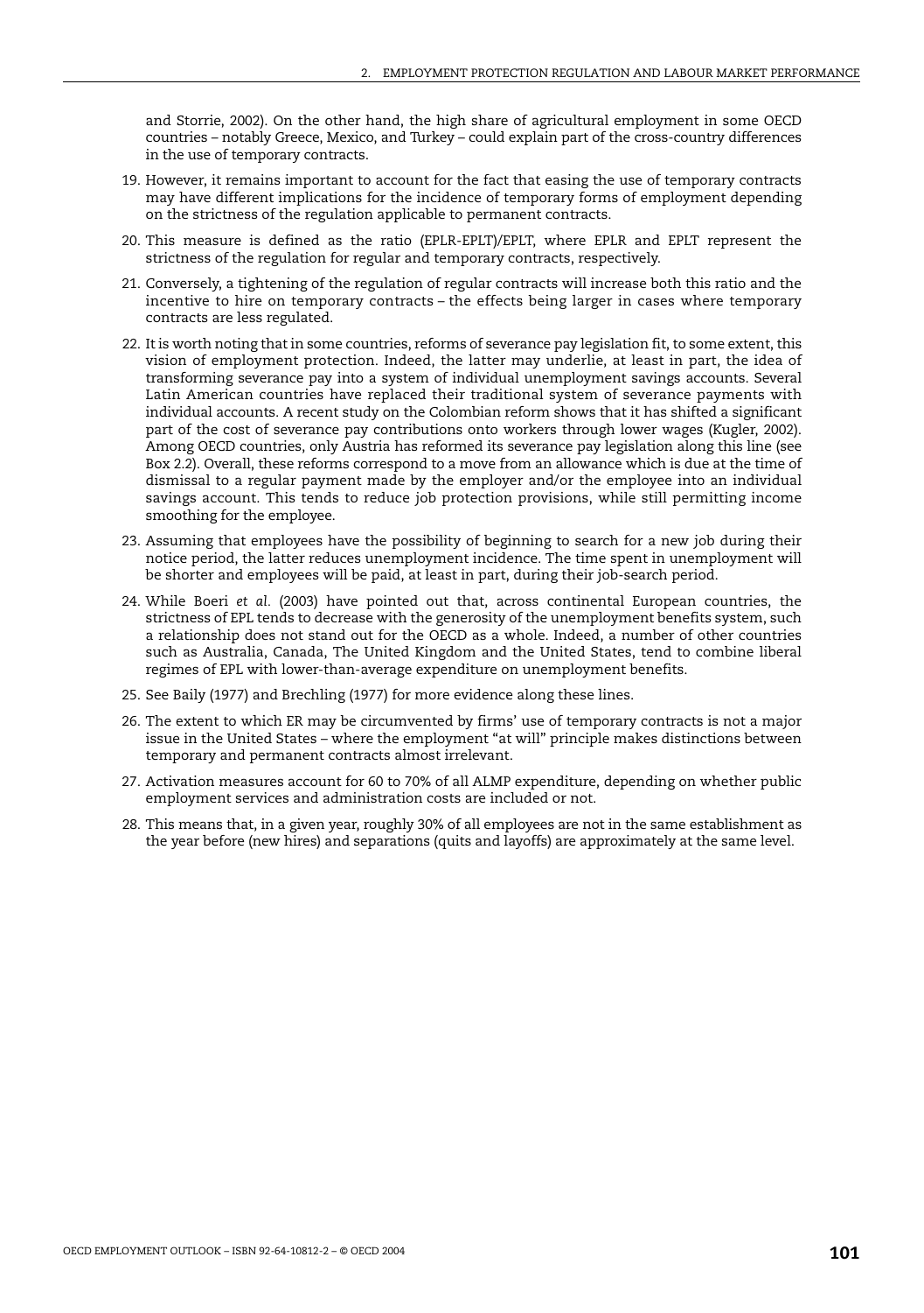and Storrie, 2002). On the other hand, the high share of agricultural employment in some OECD countries – notably Greece, Mexico, and Turkey – could explain part of the cross-country differences in the use of temporary contracts.

- 19. However, it remains important to account for the fact that easing the use of temporary contracts may have different implications for the incidence of temporary forms of employment depending on the strictness of the regulation applicable to permanent contracts.
- 20. This measure is defined as the ratio (EPLR-EPLT)/EPLT, where EPLR and EPLT represent the strictness of the regulation for regular and temporary contracts, respectively.
- 21. Conversely, a tightening of the regulation of regular contracts will increase both this ratio and the incentive to hire on temporary contracts – the effects being larger in cases where temporary contracts are less regulated.
- 22. It is worth noting that in some countries, reforms of severance pay legislation fit, to some extent, this vision of employment protection. Indeed, the latter may underlie, at least in part, the idea of transforming severance pay into a system of individual unemployment savings accounts. Several Latin American countries have replaced their traditional system of severance payments with individual accounts. A recent study on the Colombian reform shows that it has shifted a significant part of the cost of severance pay contributions onto workers through lower wages (Kugler, 2002). Among OECD countries, only Austria has reformed its severance pay legislation along this line (see Box 2.2). Overall, these reforms correspond to a move from an allowance which is due at the time of dismissal to a regular payment made by the employer and/or the employee into an individual savings account. This tends to reduce job protection provisions, while still permitting income smoothing for the employee.
- 23. Assuming that employees have the possibility of beginning to search for a new job during their notice period, the latter reduces unemployment incidence. The time spent in unemployment will be shorter and employees will be paid, at least in part, during their job-search period.
- 24. While Boeri *et al.* (2003) have pointed out that, across continental European countries, the strictness of EPL tends to decrease with the generosity of the unemployment benefits system, such a relationship does not stand out for the OECD as a whole. Indeed, a number of other countries such as Australia, Canada, The United Kingdom and the United States, tend to combine liberal regimes of EPL with lower-than-average expenditure on unemployment benefits.
- 25. See Baily (1977) and Brechling (1977) for more evidence along these lines.
- 26. The extent to which ER may be circumvented by firms' use of temporary contracts is not a major issue in the United States – where the employment "at will" principle makes distinctions between temporary and permanent contracts almost irrelevant.
- 27. Activation measures account for 60 to 70% of all ALMP expenditure, depending on whether public employment services and administration costs are included or not.
- 28. This means that, in a given year, roughly 30% of all employees are not in the same establishment as the year before (new hires) and separations (quits and layoffs) are approximately at the same level.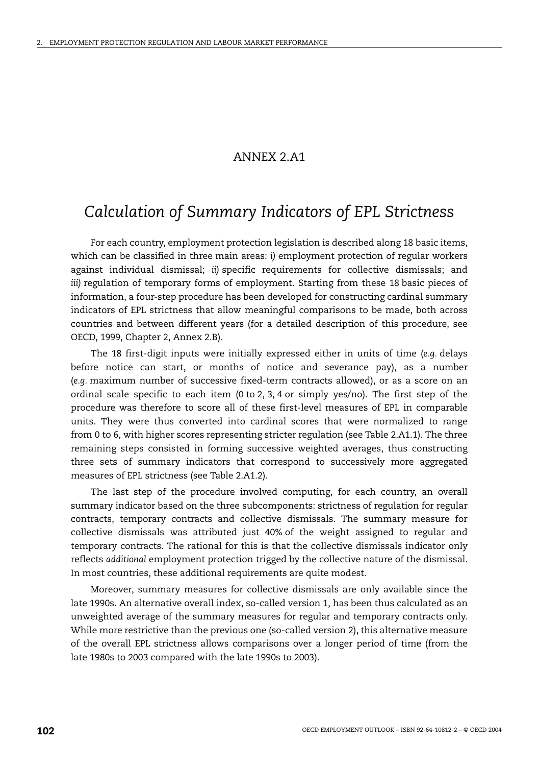### ANNEX 2.A1

## *Calculation of Summary Indicators of EPL Strictness*

For each country, employment protection legislation is described along 18 basic items, which can be classified in three main areas: *i)* employment protection of regular workers against individual dismissal; *ii)* specific requirements for collective dismissals; and *iii)* regulation of temporary forms of employment. Starting from these 18 basic pieces of information, a four-step procedure has been developed for constructing cardinal summary indicators of EPL strictness that allow meaningful comparisons to be made, both across countries and between different years (for a detailed description of this procedure, see OECD, 1999, Chapter 2, Annex 2.B).

The 18 first-digit inputs were initially expressed either in units of time (*e.g.* delays before notice can start, or months of notice and severance pay), as a number (*e.g.* maximum number of successive fixed-term contracts allowed), or as a score on an ordinal scale specific to each item (0 to 2, 3, 4 or simply yes/no). The first step of the procedure was therefore to score all of these first-level measures of EPL in comparable units. They were thus converted into cardinal scores that were normalized to range from 0 to 6, with higher scores representing stricter regulation (see Table 2.A1.1). The three remaining steps consisted in forming successive weighted averages, thus constructing three sets of summary indicators that correspond to successively more aggregated measures of EPL strictness (see Table 2.A1.2).

The last step of the procedure involved computing, for each country, an overall summary indicator based on the three subcomponents: strictness of regulation for regular contracts, temporary contracts and collective dismissals. The summary measure for collective dismissals was attributed just 40% of the weight assigned to regular and temporary contracts. The rational for this is that the collective dismissals indicator only reflects *additional* employment protection trigged by the collective nature of the dismissal. In most countries, these additional requirements are quite modest.

Moreover, summary measures for collective dismissals are only available since the late 1990s. An alternative overall index, so-called version 1, has been thus calculated as an unweighted average of the summary measures for regular and temporary contracts only. While more restrictive than the previous one (so-called version 2), this alternative measure of the overall EPL strictness allows comparisons over a longer period of time (from the late 1980s to 2003 compared with the late 1990s to 2003).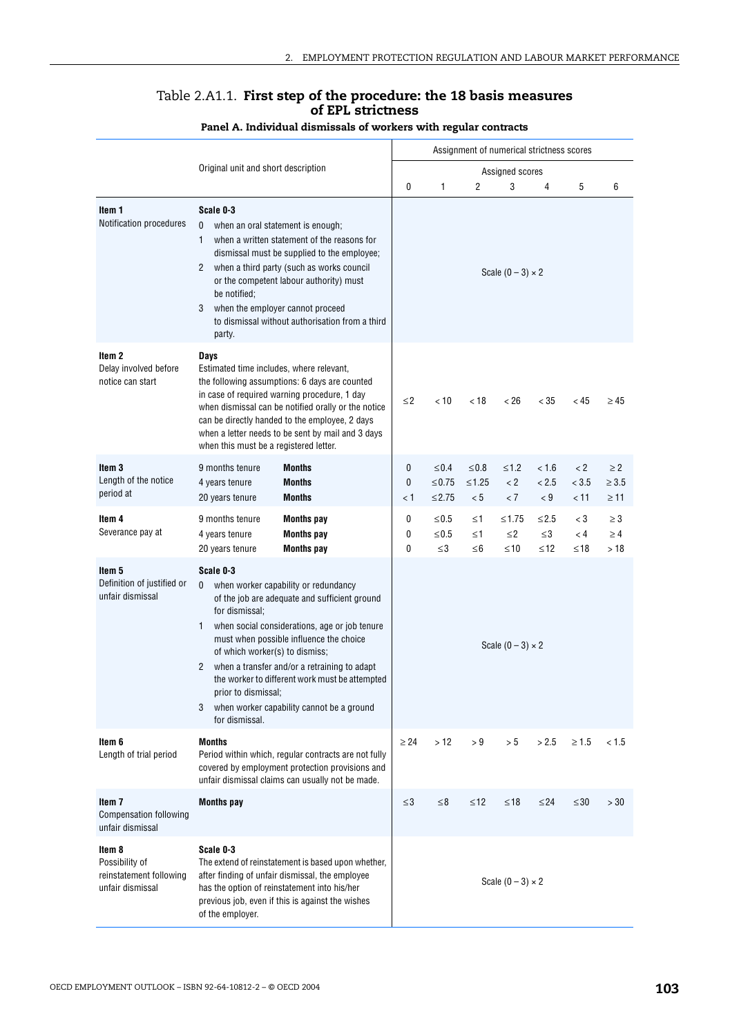## Table 2.A1.1. **First step of the procedure: the 18 basis measures of EPL strictness**

|                                                                         |                                                                                                                             |                                                                                                                                                                                                                                                                                                                                  |               |                                      |                            | Assignment of numerical strictness scores |                              |                          |                                     |
|-------------------------------------------------------------------------|-----------------------------------------------------------------------------------------------------------------------------|----------------------------------------------------------------------------------------------------------------------------------------------------------------------------------------------------------------------------------------------------------------------------------------------------------------------------------|---------------|--------------------------------------|----------------------------|-------------------------------------------|------------------------------|--------------------------|-------------------------------------|
|                                                                         | Original unit and short description                                                                                         |                                                                                                                                                                                                                                                                                                                                  |               |                                      |                            | Assigned scores                           |                              |                          |                                     |
|                                                                         |                                                                                                                             |                                                                                                                                                                                                                                                                                                                                  | 0             | 1                                    | 2                          | 3                                         | 4                            | 5                        | 6                                   |
| Item <sub>1</sub><br><b>Notification procedures</b>                     | Scale 0-3<br>0<br>1<br>2<br>be notified;<br>3<br>party.                                                                     | when an oral statement is enough;<br>when a written statement of the reasons for<br>dismissal must be supplied to the employee;<br>when a third party (such as works council<br>or the competent labour authority) must<br>when the employer cannot proceed<br>to dismissal without authorisation from a third                   |               |                                      |                            | Scale $(0-3) \times 2$                    |                              |                          |                                     |
| Item <sub>2</sub><br>Delay involved before<br>notice can start          | Days<br>Estimated time includes, where relevant,<br>when this must be a registered letter.                                  | the following assumptions: 6 days are counted<br>in case of required warning procedure, 1 day<br>when dismissal can be notified orally or the notice<br>can be directly handed to the employee, 2 days<br>when a letter needs to be sent by mail and 3 days                                                                      | $\leq$ 2      | < 10                                 | < 18                       | < 26                                      | $<$ 35                       | < 45                     | $\geq 45$                           |
| Item <sub>3</sub><br>Length of the notice<br>period at                  | 9 months tenure<br>4 years tenure<br>20 years tenure                                                                        | <b>Months</b><br><b>Months</b><br><b>Months</b>                                                                                                                                                                                                                                                                                  | 0<br>0<br>< 1 | $\leq 0.4$<br>$\leq$ 0.75<br>$≤2.75$ | $≤ 0.8$<br>$≤1.25$<br>< 5  | $≤1.2$<br>$\lt 2$<br>< 7                  | < 1.6<br>< 2.5<br>< 9        | $\lt 2$<br>< 3.5<br>< 11 | $\geq$ 2<br>$\geq 3.5$<br>$\geq 11$ |
| ltem 4<br>Severance pay at                                              | 9 months tenure<br>4 years tenure<br>20 years tenure                                                                        | Months pay<br><b>Months pay</b><br><b>Months pay</b>                                                                                                                                                                                                                                                                             | 0<br>0<br>0   | ≤ $0.5$<br>$\leq 0.5$<br>$\leq$ 3    | ≤1<br>$\leq 1$<br>$\leq 6$ | ≤1.75<br>$\leq$ 2<br>$\leq 10$            | ≤ $2.5$<br>$\leq$ 3<br>$≤12$ | $<$ 3<br>< 4<br>≤18      | $\geq$ 3<br>$\geq 4$<br>>18         |
| Item 5<br>Definition of justified or<br>unfair dismissal                | Scale 0-3<br>0<br>for dismissal;<br>1.<br>of which worker(s) to dismiss;<br>2<br>prior to dismissal;<br>3<br>for dismissal. | when worker capability or redundancy<br>of the job are adequate and sufficient ground<br>when social considerations, age or job tenure<br>must when possible influence the choice<br>when a transfer and/or a retraining to adapt<br>the worker to different work must be attempted<br>when worker capability cannot be a ground |               |                                      |                            | Scale $(0-3) \times 2$                    |                              |                          |                                     |
| ltem 6<br>Length of trial period                                        | Months                                                                                                                      | Period within which, regular contracts are not fully<br>covered by employment protection provisions and<br>unfair dismissal claims can usually not be made.                                                                                                                                                                      | $\geq$ 24     |                                      | $>12$ $>9$                 | > 5                                       |                              | $>2.5$ $\geq 1.5$ < 1.5  |                                     |
| Item <sub>7</sub><br><b>Compensation following</b><br>unfair dismissal  | <b>Months pay</b>                                                                                                           |                                                                                                                                                                                                                                                                                                                                  | $\leq$ 3      | $\leq 8$                             | $\leq$ 12                  | ≤18                                       | $\leq$ 24                    | $\leq 30$                | >30                                 |
| ltem 8<br>Possibility of<br>reinstatement following<br>unfair dismissal | Scale 0-3<br>of the employer.                                                                                               | The extend of reinstatement is based upon whether,<br>after finding of unfair dismissal, the employee<br>has the option of reinstatement into his/her<br>previous job, even if this is against the wishes                                                                                                                        |               |                                      |                            | Scale $(0-3) \times 2$                    |                              |                          |                                     |

#### **Panel A. Individual dismissals of workers with regular contracts**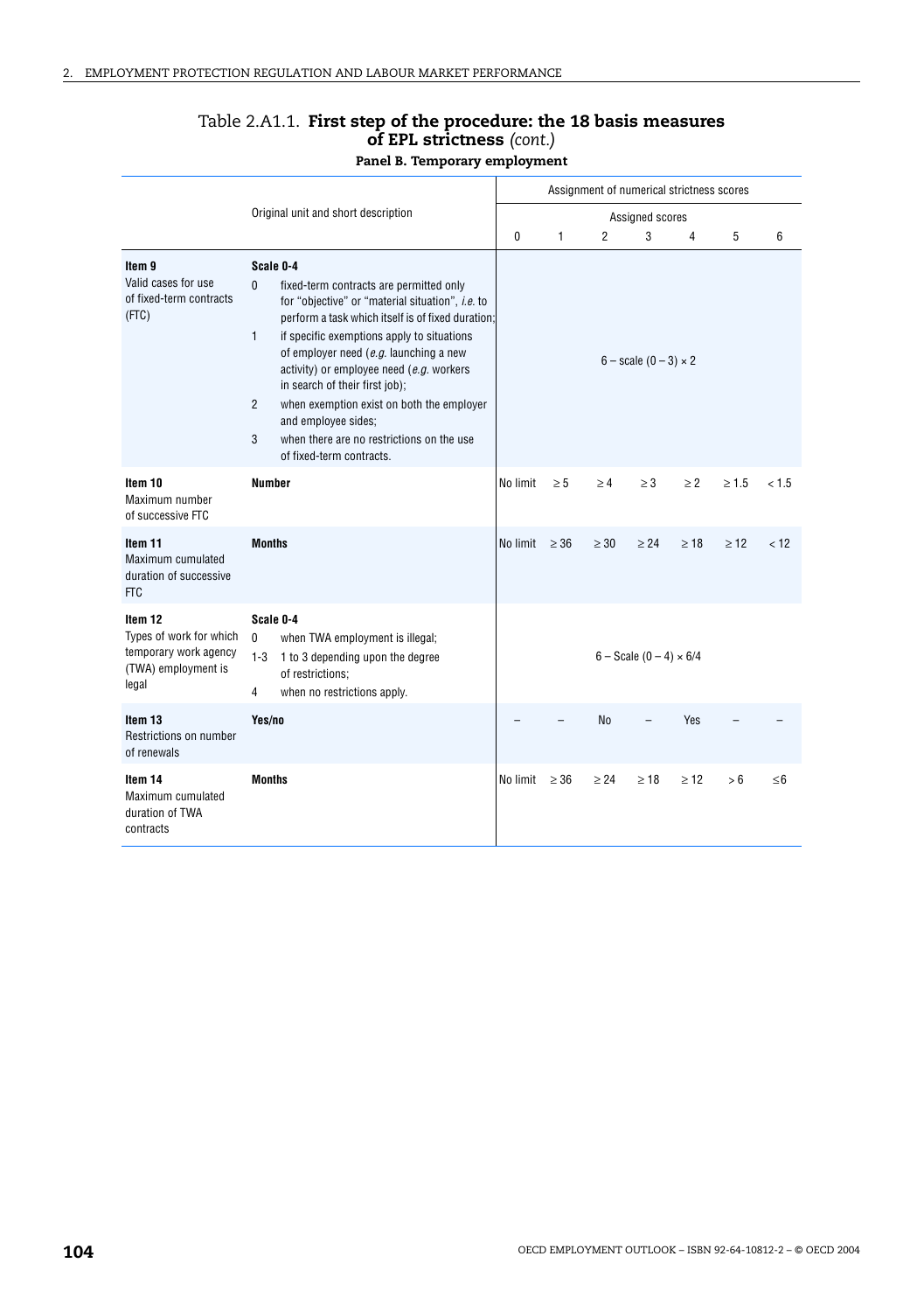|                                                                                             |                                                                                                                                                                                                                                                                                                                                                                                                                                                                                                                                           |          |              |                | Assignment of numerical strictness scores |          |            |          |
|---------------------------------------------------------------------------------------------|-------------------------------------------------------------------------------------------------------------------------------------------------------------------------------------------------------------------------------------------------------------------------------------------------------------------------------------------------------------------------------------------------------------------------------------------------------------------------------------------------------------------------------------------|----------|--------------|----------------|-------------------------------------------|----------|------------|----------|
|                                                                                             | Original unit and short description                                                                                                                                                                                                                                                                                                                                                                                                                                                                                                       |          |              |                | Assigned scores                           |          |            |          |
|                                                                                             |                                                                                                                                                                                                                                                                                                                                                                                                                                                                                                                                           | 0        | $\mathbf{1}$ | $\overline{2}$ | 3                                         | 4        | 5          | 6        |
| Item 9<br>Valid cases for use<br>of fixed-term contracts<br>(FTC)                           | Scale 0-4<br>$\mathbf{0}$<br>fixed-term contracts are permitted only<br>for "objective" or "material situation", i.e. to<br>perform a task which itself is of fixed duration;<br>$\mathbf{1}$<br>if specific exemptions apply to situations<br>of employer need $(e.g.$ launching a new<br>activity) or employee need (e.g. workers<br>in search of their first job);<br>$\overline{2}$<br>when exemption exist on both the employer<br>and employee sides;<br>3<br>when there are no restrictions on the use<br>of fixed-term contracts. |          |              |                | $6 - scale (0 - 3) \times 2$              |          |            |          |
| Item 10<br>Maximum number<br>of successive FTC                                              | <b>Number</b>                                                                                                                                                                                                                                                                                                                                                                                                                                                                                                                             | No limit | $\geq 5$     | $\geq 4$       | $\geq 3$                                  | $\geq$ 2 | $\geq 1.5$ | < 1.5    |
| Item 11<br>Maximum cumulated<br>duration of successive<br><b>FTC</b>                        | <b>Months</b>                                                                                                                                                                                                                                                                                                                                                                                                                                                                                                                             | No limit | $\geq 36$    | > 30           | $\geq 24$                                 | >18      | >12        | < 12     |
| Item 12<br>Types of work for which<br>temporary work agency<br>(TWA) employment is<br>legal | Scale 0-4<br>$\mathbf 0$<br>when TWA employment is illegal;<br>$1 - 3$<br>1 to 3 depending upon the degree<br>of restrictions;<br>4<br>when no restrictions apply.                                                                                                                                                                                                                                                                                                                                                                        |          |              |                | $6 - Scale (0 - 4) \times 6/4$            |          |            |          |
| Item 13<br>Restrictions on number<br>of renewals                                            | Yes/no                                                                                                                                                                                                                                                                                                                                                                                                                                                                                                                                    |          |              | No             |                                           | Yes      |            |          |
| Item 14<br>Maximum cumulated<br>duration of TWA<br>contracts                                | <b>Months</b>                                                                                                                                                                                                                                                                                                                                                                                                                                                                                                                             | No limit | $\geq 36$    | > 24           | $\geq 18$                                 | >12      | > 6        | $\leq 6$ |

## Table 2.A1.1. **First step of the procedure: the 18 basis measures of EPL strictness** *(cont.)*

#### **Panel B. Temporary employment**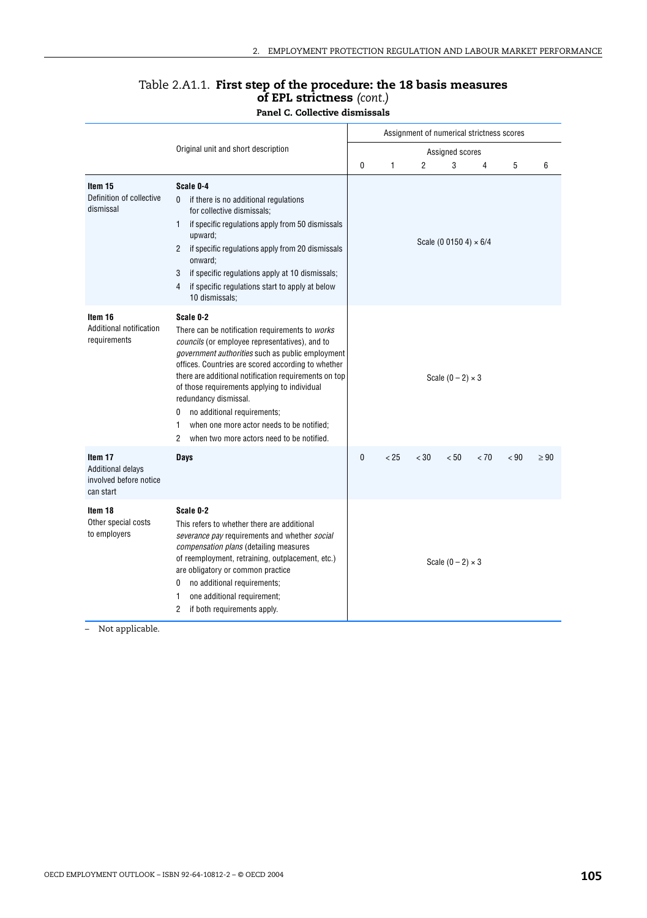|                                                                            |                                                                                                                                                                                                                                                                                                                                                                                                                                                                                                           |   |              |        |                               | Assignment of numerical strictness scores |      |           |
|----------------------------------------------------------------------------|-----------------------------------------------------------------------------------------------------------------------------------------------------------------------------------------------------------------------------------------------------------------------------------------------------------------------------------------------------------------------------------------------------------------------------------------------------------------------------------------------------------|---|--------------|--------|-------------------------------|-------------------------------------------|------|-----------|
|                                                                            | Original unit and short description                                                                                                                                                                                                                                                                                                                                                                                                                                                                       |   |              |        | Assigned scores               |                                           |      |           |
|                                                                            |                                                                                                                                                                                                                                                                                                                                                                                                                                                                                                           | 0 | $\mathbf{1}$ | 2      | 3                             | 4                                         | 5    | 6         |
| Item 15<br>Definition of collective<br>dismissal                           | Scale 0-4<br>if there is no additional regulations<br>0<br>for collective dismissals:<br>if specific regulations apply from 50 dismissals<br>1<br>upward;<br>if specific regulations apply from 20 dismissals<br>$\overline{2}$<br>onward;<br>if specific regulations apply at 10 dismissals;<br>3<br>4<br>if specific regulations start to apply at below<br>10 dismissals;                                                                                                                              |   |              |        | Scale (0 0150 4) $\times$ 6/4 |                                           |      |           |
| ltem 16<br>Additional notification<br>requirements                         | Scale 0-2<br>There can be notification requirements to works<br>councils (or employee representatives), and to<br><i>government authorities</i> such as public employment<br>offices. Countries are scored according to whether<br>there are additional notification requirements on top<br>of those requirements applying to individual<br>redundancy dismissal.<br>no additional requirements;<br>0<br>1<br>when one more actor needs to be notified;<br>2<br>when two more actors need to be notified. |   |              |        | Scale $(0-2) \times 3$        |                                           |      |           |
| Item 17<br><b>Additional delays</b><br>involved before notice<br>can start | Days                                                                                                                                                                                                                                                                                                                                                                                                                                                                                                      | 0 | < 25         | $<$ 30 | < 50                          | < 70                                      | < 90 | $\geq 90$ |
| Item 18<br>Other special costs<br>to employers                             | Scale 0-2<br>This refers to whether there are additional<br>severance pay requirements and whether social<br>compensation plans (detailing measures<br>of reemployment, retraining, outplacement, etc.)<br>are obligatory or common practice<br>no additional requirements;<br>0<br>1<br>one additional requirement;<br>2<br>if both requirements apply.                                                                                                                                                  |   |              |        | Scale $(0-2) \times 3$        |                                           |      |           |

## Table 2.A1.1. **First step of the procedure: the 18 basis measures of EPL strictness** *(cont.)*

**Panel C. Collective dismissals**

– Not applicable.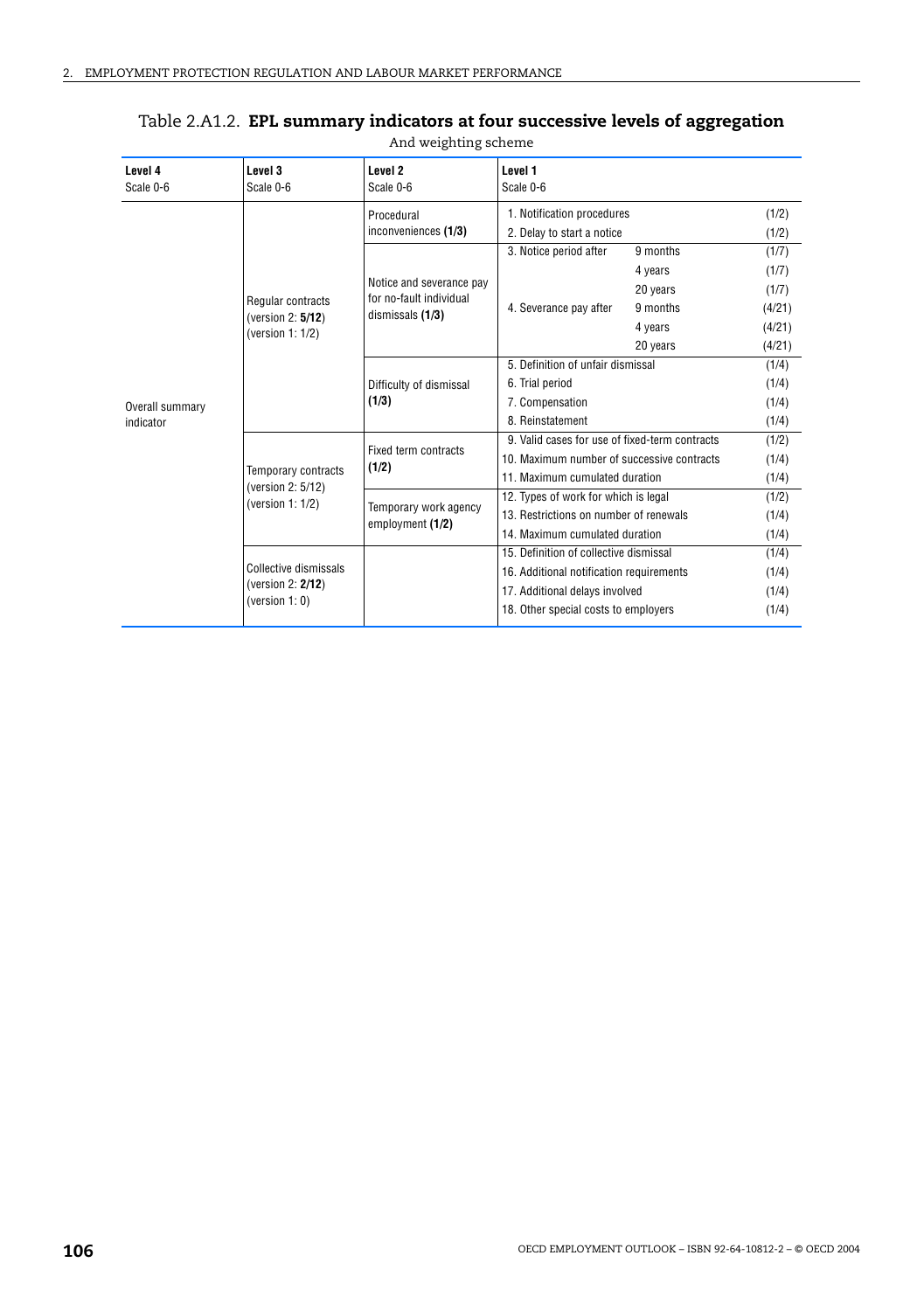| Level 4<br>Scale 0-6 | Level 3                                  |                                                     |                                                |          |        |
|----------------------|------------------------------------------|-----------------------------------------------------|------------------------------------------------|----------|--------|
|                      |                                          | Level <sub>2</sub>                                  | Level 1                                        |          |        |
|                      | Scale 0-6                                | Scale 0-6                                           | Scale 0-6                                      |          |        |
|                      |                                          | Procedural                                          | 1. Notification procedures                     |          | (1/2)  |
|                      |                                          | inconveniences (1/3)                                | 2. Delay to start a notice                     |          | (1/2)  |
|                      |                                          |                                                     | 3. Notice period after                         | 9 months | (1/7)  |
|                      |                                          |                                                     |                                                | 4 years  | (1/7)  |
|                      |                                          | Notice and severance pay<br>for no-fault individual |                                                | 20 years | (1/7)  |
|                      | Regular contracts<br>(version $2:5/12$ ) | dismissals $(1/3)$                                  | 4. Severance pay after                         | 9 months | (4/21) |
|                      | (version $1:1/2$ )                       |                                                     |                                                | 4 years  | (4/21) |
|                      |                                          |                                                     |                                                | 20 years | (4/21) |
|                      |                                          |                                                     | 5. Definition of unfair dismissal              |          | (1/4)  |
|                      |                                          | Difficulty of dismissal                             | 6. Trial period                                |          | (1/4)  |
| Overall summary      |                                          | (1/3)                                               | 7. Compensation                                |          | (1/4)  |
| indicator            |                                          |                                                     | 8. Reinstatement                               |          | (1/4)  |
|                      |                                          | Fixed term contracts                                | 9. Valid cases for use of fixed-term contracts |          | (1/2)  |
|                      |                                          | (1/2)                                               | 10. Maximum number of successive contracts     |          | (1/4)  |
|                      | Temporary contracts<br>(version 2: 5/12) |                                                     | 11. Maximum cumulated duration                 |          | (1/4)  |
|                      | (version $1:1/2$ )                       | Temporary work agency                               | 12. Types of work for which is legal           |          | (1/2)  |
|                      |                                          | employment (1/2)                                    | 13 Restrictions on number of renewals          |          | (1/4)  |
|                      |                                          |                                                     | 14. Maximum cumulated duration                 |          | (1/4)  |
|                      |                                          |                                                     | 15. Definition of collective dismissal         |          | (1/4)  |
|                      | Collective dismissals                    |                                                     | 16. Additional notification requirements       |          | (1/4)  |
|                      | (version $2:2/12$ )<br>(version $1:0$ )  |                                                     | 17. Additional delays involved                 |          | (1/4)  |
|                      |                                          |                                                     | 18. Other special costs to employers           |          | (1/4)  |

### Table 2.A1.2. **EPL summary indicators at four successive levels of aggregation** And weighting scheme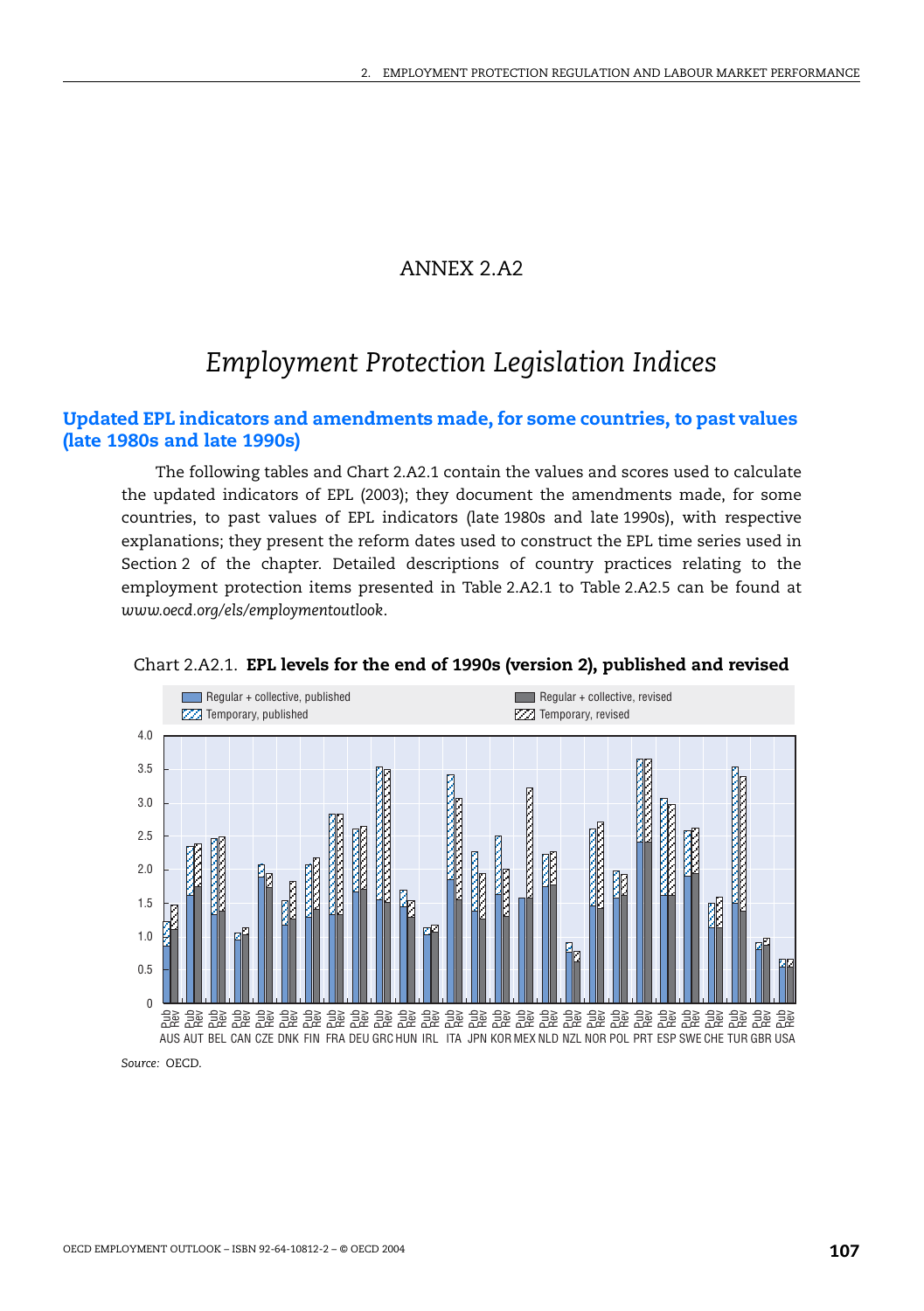## ANNEX 2.A2

## *Employment Protection Legislation Indices*

## **Updated EPL indicators and amendments made, for some countries, to past values (late 1980s and late 1990s)**

The following tables and Chart 2.A2.1 contain the values and scores used to calculate the updated indicators of EPL (2003); they document the amendments made, for some countries, to past values of EPL indicators (late 1980s and late 1990s), with respective explanations; they present the reform dates used to construct the EPL time series used in Section 2 of the chapter. Detailed descriptions of country practices relating to the employment protection items presented in Table 2.A2.1 to Table 2.A2.5 can be found at *www.oecd.org/els/employmentoutlook*.



#### Chart 2.A2.1. **EPL levels for the end of 1990s (version 2), published and revised**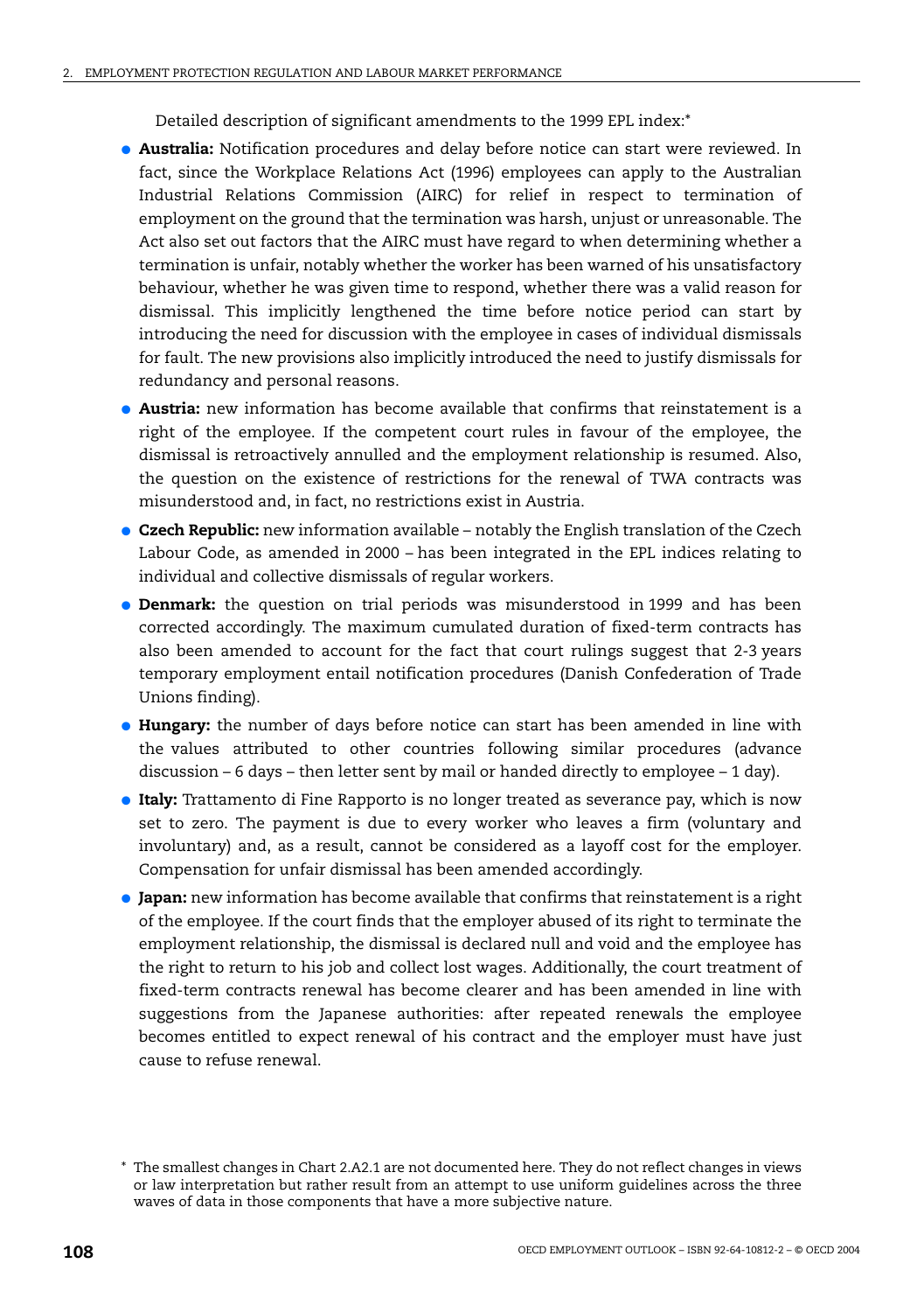Detailed description of significant amendments to the 1999 EPL index:\*

- **Australia:** Notification procedures and delay before notice can start were reviewed. In fact, since the Workplace Relations Act (1996) employees can apply to the Australian Industrial Relations Commission (AIRC) for relief in respect to termination of employment on the ground that the termination was harsh, unjust or unreasonable. The Act also set out factors that the AIRC must have regard to when determining whether a termination is unfair, notably whether the worker has been warned of his unsatisfactory behaviour, whether he was given time to respond, whether there was a valid reason for dismissal. This implicitly lengthened the time before notice period can start by introducing the need for discussion with the employee in cases of individual dismissals for fault. The new provisions also implicitly introduced the need to justify dismissals for redundancy and personal reasons.
- **Austria:** new information has become available that confirms that reinstatement is a right of the employee. If the competent court rules in favour of the employee, the dismissal is retroactively annulled and the employment relationship is resumed. Also, the question on the existence of restrictions for the renewal of TWA contracts was misunderstood and, in fact, no restrictions exist in Austria.
- **Czech Republic:** new information available notably the English translation of the Czech Labour Code, as amended in 2000 – has been integrated in the EPL indices relating to individual and collective dismissals of regular workers.
- **Denmark:** the question on trial periods was misunderstood in 1999 and has been corrected accordingly. The maximum cumulated duration of fixed-term contracts has also been amended to account for the fact that court rulings suggest that 2-3 years temporary employment entail notification procedures (Danish Confederation of Trade Unions finding).
- **Hungary:** the number of days before notice can start has been amended in line with the values attributed to other countries following similar procedures (advance discussion  $-6$  days  $-$  then letter sent by mail or handed directly to employee  $-1$  day).
- **Italy:** Trattamento di Fine Rapporto is no longer treated as severance pay, which is now set to zero. The payment is due to every worker who leaves a firm (voluntary and involuntary) and, as a result, cannot be considered as a layoff cost for the employer. Compensation for unfair dismissal has been amended accordingly.
- **Japan:** new information has become available that confirms that reinstatement is a right of the employee. If the court finds that the employer abused of its right to terminate the employment relationship, the dismissal is declared null and void and the employee has the right to return to his job and collect lost wages. Additionally, the court treatment of fixed-term contracts renewal has become clearer and has been amended in line with suggestions from the Japanese authorities: after repeated renewals the employee becomes entitled to expect renewal of his contract and the employer must have just cause to refuse renewal.

<sup>\*</sup> The smallest changes in Chart 2.A2.1 are not documented here. They do not reflect changes in views or law interpretation but rather result from an attempt to use uniform guidelines across the three waves of data in those components that have a more subjective nature.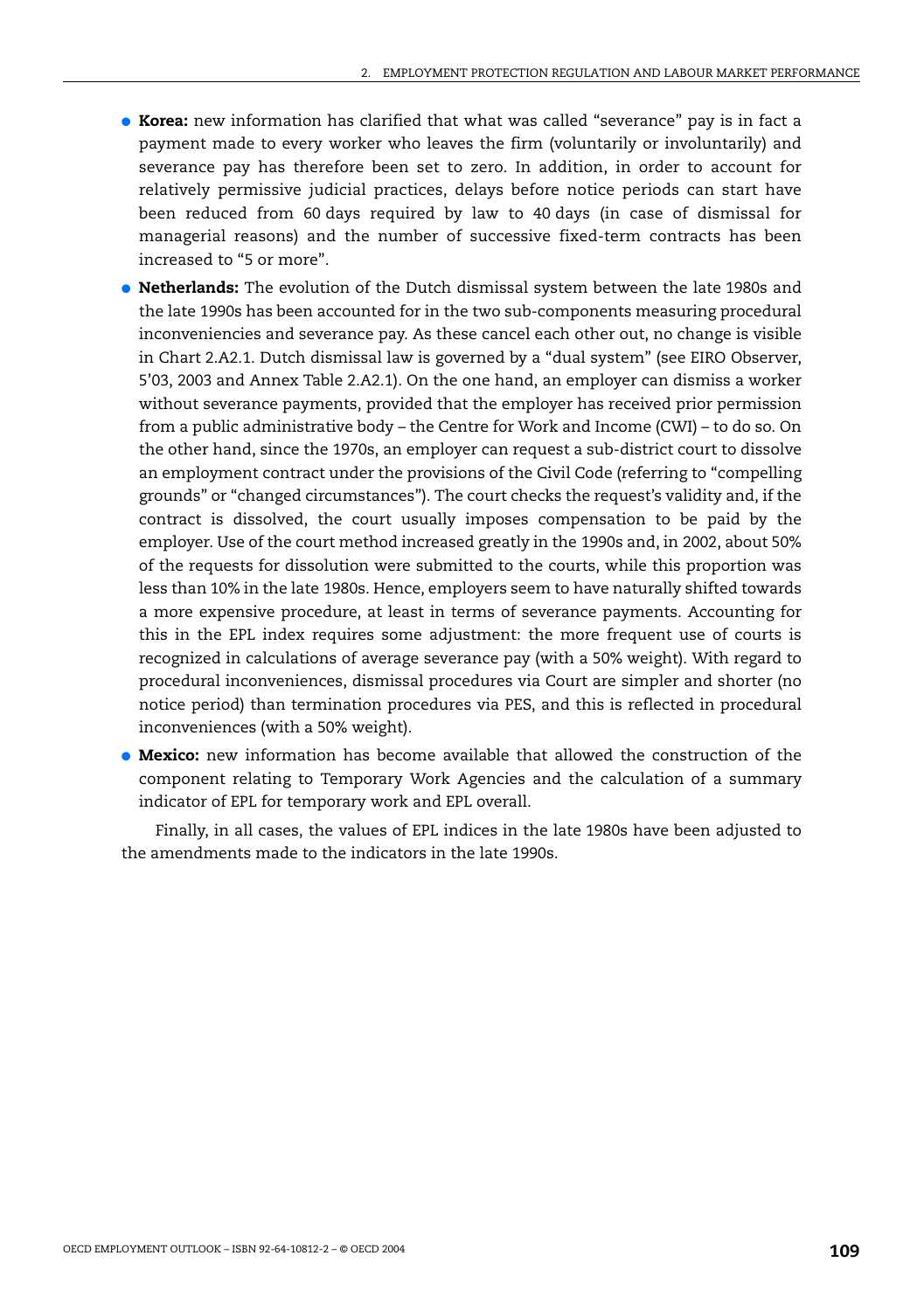- **Korea:** new information has clarified that what was called "severance" pay is in fact a payment made to every worker who leaves the firm (voluntarily or involuntarily) and severance pay has therefore been set to zero. In addition, in order to account for relatively permissive judicial practices, delays before notice periods can start have been reduced from 60 days required by law to 40 days (in case of dismissal for managerial reasons) and the number of successive fixed-term contracts has been increased to "5 or more".
- **Netherlands:** The evolution of the Dutch dismissal system between the late 1980s and the late 1990s has been accounted for in the two sub-components measuring procedural inconveniencies and severance pay. As these cancel each other out, no change is visible in Chart 2.A2.1. Dutch dismissal law is governed by a "dual system" (see EIRO Observer, 5'03, 2003 and Annex Table 2.A2.1). On the one hand, an employer can dismiss a worker without severance payments, provided that the employer has received prior permission from a public administrative body – the Centre for Work and Income (CWI) – to do so. On the other hand, since the 1970s, an employer can request a sub-district court to dissolve an employment contract under the provisions of the Civil Code (referring to "compelling grounds" or "changed circumstances"). The court checks the request's validity and, if the contract is dissolved, the court usually imposes compensation to be paid by the employer. Use of the court method increased greatly in the 1990s and, in 2002, about 50% of the requests for dissolution were submitted to the courts, while this proportion was less than 10% in the late 1980s. Hence, employers seem to have naturally shifted towards a more expensive procedure, at least in terms of severance payments. Accounting for this in the EPL index requires some adjustment: the more frequent use of courts is recognized in calculations of average severance pay (with a 50% weight). With regard to procedural inconveniences, dismissal procedures via Court are simpler and shorter (no notice period) than termination procedures via PES, and this is reflected in procedural inconveniences (with a 50% weight).
- **Mexico:** new information has become available that allowed the construction of the component relating to Temporary Work Agencies and the calculation of a summary indicator of EPL for temporary work and EPL overall.

Finally, in all cases, the values of EPL indices in the late 1980s have been adjusted to the amendments made to the indicators in the late 1990s.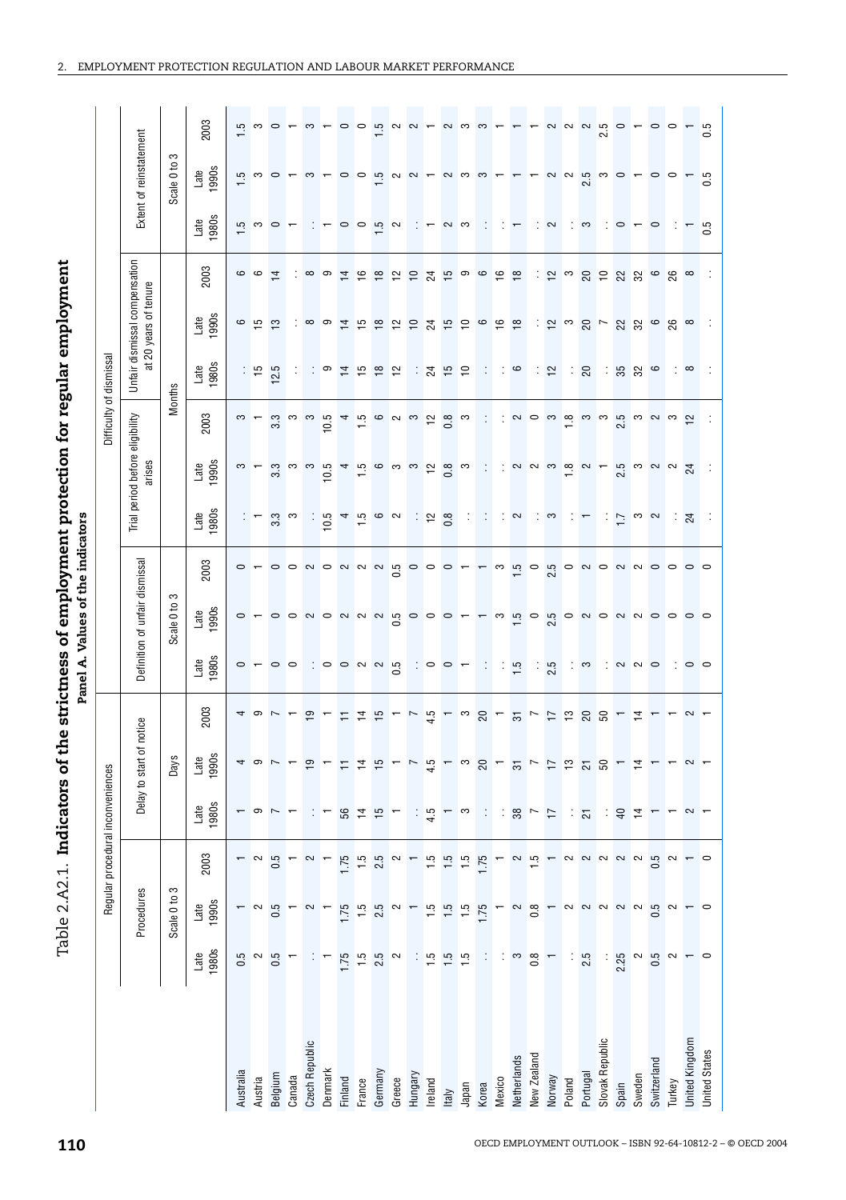| dicators of the strictness of employment protection for regular emplor | Danal A Values of the indicators    |
|------------------------------------------------------------------------|-------------------------------------|
| A2.1.                                                                  | Fallel A. Values VI Life IIIulicatu |

|                      |                                                               |                                  | Regular procedural incon |                                                                                | veniences                 |             |                                       |                                                         |                                    |                                                                            |                                                       |                                  | Difficulty of dismissal     |                                                        |                                |                                            |                                                                                                                                                                                                                                                                                                                                                                                                                                                                                         |                          |
|----------------------|---------------------------------------------------------------|----------------------------------|--------------------------|--------------------------------------------------------------------------------|---------------------------|-------------|---------------------------------------|---------------------------------------------------------|------------------------------------|----------------------------------------------------------------------------|-------------------------------------------------------|----------------------------------|-----------------------------|--------------------------------------------------------|--------------------------------|--------------------------------------------|-----------------------------------------------------------------------------------------------------------------------------------------------------------------------------------------------------------------------------------------------------------------------------------------------------------------------------------------------------------------------------------------------------------------------------------------------------------------------------------------|--------------------------|
|                      |                                                               | Procedures                       |                          |                                                                                | Delay to start of notice  |             |                                       | Definition of unfair dismissal                          |                                    |                                                                            | Trial period before eligibility<br>arises             |                                  |                             | Unfair dismissal compensation<br>at 20 years of tenure |                                |                                            | Extent of reinstatement                                                                                                                                                                                                                                                                                                                                                                                                                                                                 |                          |
|                      |                                                               | Scale 0 to 3                     |                          |                                                                                | Days                      |             |                                       | Scale 0 to 3                                            |                                    |                                                                            |                                                       |                                  | <b>Months</b>               |                                                        |                                |                                            | က<br>Scale 0 to                                                                                                                                                                                                                                                                                                                                                                                                                                                                         |                          |
|                      | 1980s<br>Late                                                 | Late<br>1990s                    | 2003                     | $\frac{ _{\text{late}}}{ _{\text{1980s}}}$                                     | $\frac{$ Late<br>1990s    | 2003        | $\frac{\text{Late}}{\text{1980s}}$    | Late<br>1990s                                           | 2003                               | $\frac{1}{1980s}$                                                          | 1990s<br>Late                                         | 2003                             | $\frac{Late}{1980s}$        | 1990s<br>Late                                          | 2003                           | Late<br>1980s                              | $\frac{1}{19}$                                                                                                                                                                                                                                                                                                                                                                                                                                                                          | 2003                     |
| Australia            | 0.5                                                           |                                  |                          |                                                                                |                           |             |                                       |                                                         |                                    |                                                                            |                                                       |                                  |                             | 9                                                      |                                |                                            |                                                                                                                                                                                                                                                                                                                                                                                                                                                                                         |                          |
| Austria              | $\sim$                                                        |                                  |                          | $ \circ$                                                                       | ⊣ თ                       | 40          | $0 - 0$                               | o + o o u o u u u u o o o + + w u o u o u o u u o o o o | O + O O N O N N N N O O O + + M N. | $\mathbb{R}^{\mathsf{m}}$                                                  | $\frac{1}{2}$                                         | $\infty$ $-$                     | : ≌                         | <b>500</b>                                             | $\circ$ $\circ$                | က္ကာ                                       | က္က                                                                                                                                                                                                                                                                                                                                                                                                                                                                                     | Faotatoo Faataaattraaa g |
| Belgium              | 0.5                                                           | 0.5                              | 0.5                      | $\sim$ $-$                                                                     | $\overline{ }$            | $\sim$ $-$  |                                       |                                                         |                                    | <b>ვ</b><br>ვ                                                              | ္ပံုက                                                 | <u>က္</u> ကာ                     | 2.5                         |                                                        | $\overline{4}$                 | $\circ$                                    | $\circ$ $\sim$                                                                                                                                                                                                                                                                                                                                                                                                                                                                          |                          |
| Canada               |                                                               |                                  |                          |                                                                                |                           |             |                                       |                                                         |                                    |                                                                            |                                                       |                                  |                             |                                                        |                                |                                            |                                                                                                                                                                                                                                                                                                                                                                                                                                                                                         |                          |
| Czech Republic       |                                                               |                                  |                          |                                                                                |                           | $P -$       |                                       |                                                         |                                    |                                                                            | က                                                     |                                  |                             |                                                        |                                |                                            |                                                                                                                                                                                                                                                                                                                                                                                                                                                                                         |                          |
| Denmark              |                                                               |                                  |                          |                                                                                |                           |             |                                       |                                                         |                                    |                                                                            | 10.5                                                  |                                  | ∶ື                          |                                                        |                                |                                            |                                                                                                                                                                                                                                                                                                                                                                                                                                                                                         |                          |
| Finland              | 1.75                                                          | 1.75                             | 1.75                     | $\therefore$ - $\frac{16}{12}$ $\frac{11}{12}$ $\frac{11}{12}$ $\frac{11}{12}$ | $P = 72P$                 |             | : 0 0 0 0 0 0                         |                                                         |                                    | $\frac{1}{10}$ a $\frac{1}{10}$ a $\alpha$                                 | 4                                                     | OCT CONDUCO<br>OCT CONDUCO       | 75                          | $\circ$ $\circ$ $\frac{1}{4}$ $\approx$                | : 894922229962                 | $\circ$ $\circ$                            | $\begin{array}{ccccccccccccccccc} \multicolumn{4}{c}{} & \multicolumn{4}{c}{} & \multicolumn{4}{c}{} & \multicolumn{4}{c}{} & \multicolumn{4}{c}{} & \multicolumn{4}{c}{} & \multicolumn{4}{c}{} & \multicolumn{4}{c}{} & \multicolumn{4}{c}{} & \multicolumn{4}{c}{} & \multicolumn{4}{c}{} & \multicolumn{4}{c}{} & \multicolumn{4}{c}{} & \multicolumn{4}{c}{} & \multicolumn{4}{c}{} & \multicolumn{4}{c}{} & \multicolumn{4}{c}{} & \multicolumn{4}{c}{} & \multicolumn{4}{c}{} &$ |                          |
| France               | $\frac{15}{15}$                                               | $\frac{15}{1}$                   | $1.5$<br>2.5             |                                                                                |                           |             |                                       |                                                         |                                    |                                                                            |                                                       |                                  |                             |                                                        |                                |                                            |                                                                                                                                                                                                                                                                                                                                                                                                                                                                                         |                          |
| Germany              | 2.5                                                           | 2.5                              |                          |                                                                                |                           |             |                                       |                                                         |                                    |                                                                            | 1.5 6 m m m m m 6                                     |                                  | $\frac{8}{2}$ $\frac{1}{2}$ | $\frac{8}{10}$                                         |                                | rù u                                       |                                                                                                                                                                                                                                                                                                                                                                                                                                                                                         |                          |
| Greece               | $\sim$                                                        |                                  |                          |                                                                                |                           |             |                                       |                                                         |                                    |                                                                            |                                                       |                                  |                             |                                                        |                                |                                            |                                                                                                                                                                                                                                                                                                                                                                                                                                                                                         |                          |
| Hungary              |                                                               |                                  |                          |                                                                                |                           |             |                                       |                                                         |                                    |                                                                            |                                                       |                                  |                             | 225                                                    |                                |                                            |                                                                                                                                                                                                                                                                                                                                                                                                                                                                                         |                          |
| Ireland              |                                                               |                                  | $\frac{15}{2}$           |                                                                                | 4.5                       |             |                                       |                                                         |                                    | $\frac{1}{2}$ $\frac{1}{2}$ $\frac{8}{6}$                                  |                                                       |                                  | $\frac{1}{2}$               |                                                        |                                |                                            |                                                                                                                                                                                                                                                                                                                                                                                                                                                                                         |                          |
| Italy                | $\frac{1}{2}$ in $\frac{1}{2}$ in $\frac{1}{2}$               | $\frac{15}{1}$ 5 $\frac{175}{1}$ | $\frac{15}{1}$           | $\frac{1}{4}$ $\frac{1}{4}$ $\frac{1}{4}$ $\frac{1}{10}$                       |                           |             | $\frac{1}{2}$ $\circ$ $\circ$ $\circ$ |                                                         |                                    |                                                                            |                                                       |                                  | 52                          | $\frac{1}{2}$                                          |                                | $ \sim$ $\infty$                           |                                                                                                                                                                                                                                                                                                                                                                                                                                                                                         |                          |
| Japan                |                                                               |                                  | $\frac{15}{15}$          |                                                                                | က                         |             |                                       |                                                         |                                    |                                                                            | က                                                     |                                  |                             | P                                                      |                                |                                            |                                                                                                                                                                                                                                                                                                                                                                                                                                                                                         |                          |
| Korea                |                                                               |                                  | 1.75                     |                                                                                | $R - R$ 5 7 7 7 8 7 7 7 7 |             | - 11                                  |                                                         |                                    | $\mathbb{R}^n \times \mathbb{R}^n \times \mathbb{R}^n \times \mathbb{R}^n$ |                                                       |                                  |                             | $\mathbf{c}$                                           |                                |                                            |                                                                                                                                                                                                                                                                                                                                                                                                                                                                                         |                          |
| Mexico               |                                                               |                                  |                          |                                                                                |                           |             |                                       |                                                         |                                    |                                                                            |                                                       |                                  |                             | 999                                                    |                                |                                            |                                                                                                                                                                                                                                                                                                                                                                                                                                                                                         |                          |
| Netherlands          | $\frac{1}{2}$ m $\frac{1}{2}$ m $\frac{1}{2}$ m $\frac{1}{2}$ | $\sim$                           |                          | $\therefore$ 28 $\sim$ 5                                                       |                           |             | $\frac{1}{1}$                         |                                                         |                                    |                                                                            | $\alpha$ $\alpha$ $\alpha$ $\alpha$ $\alpha$ $\alpha$ | : : ျပေ တစ် မဲ မဲ မိ မိ မိ မိ မိ | : ဖ                         |                                                        |                                | $\mathbf{r} = \mathbf{r} \cdot \mathbf{r}$ |                                                                                                                                                                                                                                                                                                                                                                                                                                                                                         |                          |
| New Zealand          |                                                               | 0.8                              | <u>ي</u>                 |                                                                                |                           |             |                                       |                                                         |                                    |                                                                            |                                                       |                                  |                             |                                                        |                                |                                            |                                                                                                                                                                                                                                                                                                                                                                                                                                                                                         |                          |
| Norway               |                                                               |                                  |                          |                                                                                |                           |             | $\frac{1}{2}$                         |                                                         | O <b>D</b> O N O N N O O           |                                                                            |                                                       |                                  | $\frac{1}{2}$               | : 2 ా 8 ా 8 ఖ ఉ 8 ఇ                                    | : 2 <sub>ຕ</sub> ຊ ຊ ຊ ຊ ຊ ຊ ∞ |                                            |                                                                                                                                                                                                                                                                                                                                                                                                                                                                                         |                          |
| Poland               |                                                               | 22222                            |                          |                                                                                |                           |             |                                       |                                                         |                                    |                                                                            |                                                       |                                  |                             |                                                        |                                |                                            |                                                                                                                                                                                                                                                                                                                                                                                                                                                                                         |                          |
| Portugal             | 2.5                                                           |                                  | $\sim$ $\sim$            | ់ ស                                                                            |                           |             | <u>: ო</u>                            |                                                         |                                    | in the                                                                     |                                                       |                                  |                             |                                                        |                                | <u>: ო</u>                                 |                                                                                                                                                                                                                                                                                                                                                                                                                                                                                         |                          |
| Slovak Republic      |                                                               |                                  |                          | $\mathbb{C}$                                                                   |                           |             |                                       |                                                         |                                    |                                                                            |                                                       |                                  |                             |                                                        |                                |                                            | $\begin{array}{c} 1.5 \\ 1.5 \\ 1.5 \end{array}$                                                                                                                                                                                                                                                                                                                                                                                                                                        |                          |
| Spain                | 2.25                                                          |                                  |                          |                                                                                |                           |             |                                       |                                                         |                                    |                                                                            |                                                       |                                  |                             |                                                        |                                | $\circ$ $\sim$                             |                                                                                                                                                                                                                                                                                                                                                                                                                                                                                         |                          |
| Sweden               | $\sim$                                                        |                                  |                          | 40                                                                             |                           |             | $\therefore$ $\circ$ $\circ$          |                                                         |                                    | $\therefore$ $\overline{C}$ $\omega$ $\alpha$                              |                                                       |                                  | : ඝ <u>ඍ</u> ෧              |                                                        |                                |                                            |                                                                                                                                                                                                                                                                                                                                                                                                                                                                                         |                          |
| Switzerland          | 0.5                                                           | $0.5$ $\alpha$                   | 2 2 5 2                  | $- -$                                                                          |                           | $- 7 - 0 -$ |                                       |                                                         |                                    |                                                                            | ro co co                                              |                                  |                             |                                                        |                                | $\circ$                                    | $00 - 5$                                                                                                                                                                                                                                                                                                                                                                                                                                                                                |                          |
| Turkey               | $\sim$                                                        |                                  |                          |                                                                                |                           |             |                                       |                                                         |                                    | ÷                                                                          |                                                       |                                  |                             |                                                        |                                |                                            |                                                                                                                                                                                                                                                                                                                                                                                                                                                                                         |                          |
| United Kingdom       |                                                               |                                  |                          | $\sim$ $-$                                                                     | $\sim$ $-$                |             | $\blacksquare$ : $\lhd$ $\lhd$        |                                                         | $\circ$ $\circ$                    | $\overline{24}$                                                            | $\overline{c}$                                        |                                  | $\infty$                    |                                                        |                                |                                            |                                                                                                                                                                                                                                                                                                                                                                                                                                                                                         | $\overline{ }$           |
| <b>United States</b> |                                                               | $\circ$                          | $\circ$                  |                                                                                |                           |             |                                       |                                                         |                                    |                                                                            |                                                       |                                  |                             |                                                        |                                | P.                                         |                                                                                                                                                                                                                                                                                                                                                                                                                                                                                         | 0.5                      |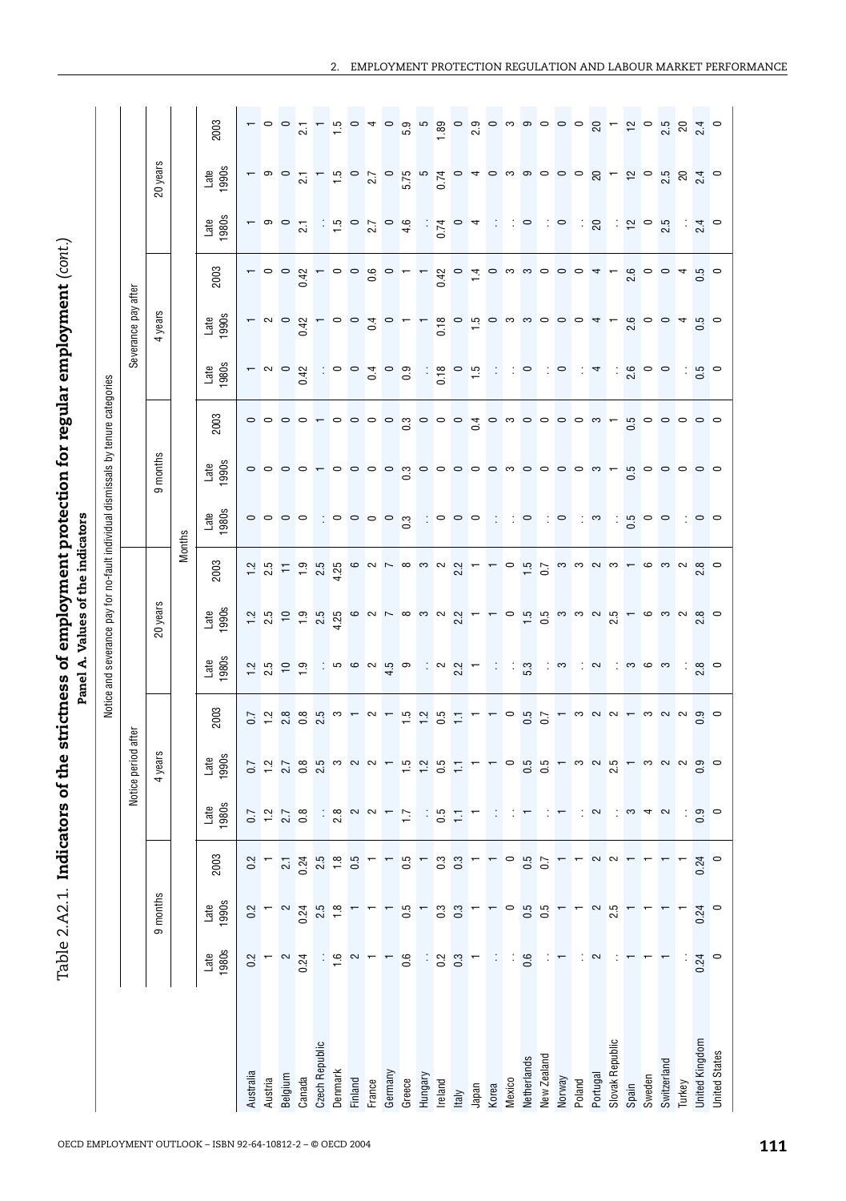|                      |                                                                       |                                           |                                            |                                                                                                                               |                                                                                                               |                  | Notice and severance pay for no-fault individual dismissals by tenure categories |                                             |               |                                                                                                               |                 |                 |                                                                                                                                                                                                                                                                                                                     |                                                                                                                                                                                                                                                                                                                     |                                            |                                                                                                                                                                                                                                                                                                                     |                                                                                                                                                                                                                                                                                                                                    |  |
|----------------------|-----------------------------------------------------------------------|-------------------------------------------|--------------------------------------------|-------------------------------------------------------------------------------------------------------------------------------|---------------------------------------------------------------------------------------------------------------|------------------|----------------------------------------------------------------------------------|---------------------------------------------|---------------|---------------------------------------------------------------------------------------------------------------|-----------------|-----------------|---------------------------------------------------------------------------------------------------------------------------------------------------------------------------------------------------------------------------------------------------------------------------------------------------------------------|---------------------------------------------------------------------------------------------------------------------------------------------------------------------------------------------------------------------------------------------------------------------------------------------------------------------|--------------------------------------------|---------------------------------------------------------------------------------------------------------------------------------------------------------------------------------------------------------------------------------------------------------------------------------------------------------------------|------------------------------------------------------------------------------------------------------------------------------------------------------------------------------------------------------------------------------------------------------------------------------------------------------------------------------------|--|
|                      |                                                                       |                                           |                                            |                                                                                                                               | Notice period after                                                                                           |                  |                                                                                  |                                             |               |                                                                                                               |                 |                 |                                                                                                                                                                                                                                                                                                                     | Severance pay after                                                                                                                                                                                                                                                                                                 |                                            |                                                                                                                                                                                                                                                                                                                     |                                                                                                                                                                                                                                                                                                                                    |  |
|                      |                                                                       | 9 months                                  |                                            |                                                                                                                               | 4 years                                                                                                       |                  |                                                                                  | 20 years                                    |               |                                                                                                               | months<br>ၜ     |                 |                                                                                                                                                                                                                                                                                                                     | 4 years                                                                                                                                                                                                                                                                                                             |                                            |                                                                                                                                                                                                                                                                                                                     | 20 years                                                                                                                                                                                                                                                                                                                           |  |
|                      |                                                                       |                                           |                                            |                                                                                                                               |                                                                                                               |                  |                                                                                  |                                             |               | <b>Months</b>                                                                                                 |                 |                 |                                                                                                                                                                                                                                                                                                                     |                                                                                                                                                                                                                                                                                                                     |                                            |                                                                                                                                                                                                                                                                                                                     |                                                                                                                                                                                                                                                                                                                                    |  |
|                      | <b>1980s</b><br>Late                                                  | 1990s<br>Late                             | 2003                                       | 1980s<br>Late                                                                                                                 | $\frac{_\text{Late}}{1990s}$                                                                                  | 2003             | $\frac{\text{Late}}{\text{1980s}}$                                               | Late<br>1990s                               | 2003          | $\frac{1}{3}$                                                                                                 | $Late$<br>1990s | 2003            | $\frac{\text{Late}}{\text{1980}}$                                                                                                                                                                                                                                                                                   | Late<br>1990s                                                                                                                                                                                                                                                                                                       | 2003                                       | $\frac{\text{Late}}{\text{1980s}}$                                                                                                                                                                                                                                                                                  | $Late$<br>1990s                                                                                                                                                                                                                                                                                                                    |  |
| Australia            | $\frac{2}{3}$                                                         | $\frac{2}{3}$                             | $\approx$                                  |                                                                                                                               |                                                                                                               | $\overline{0.7}$ |                                                                                  |                                             |               |                                                                                                               |                 |                 |                                                                                                                                                                                                                                                                                                                     |                                                                                                                                                                                                                                                                                                                     |                                            |                                                                                                                                                                                                                                                                                                                     |                                                                                                                                                                                                                                                                                                                                    |  |
| Austria              |                                                                       |                                           |                                            |                                                                                                                               | $0.7$<br>1.2                                                                                                  |                  |                                                                                  | $\frac{2}{1}$ $\frac{5}{10}$ $\frac{5}{10}$ | 12.5          |                                                                                                               |                 |                 |                                                                                                                                                                                                                                                                                                                     |                                                                                                                                                                                                                                                                                                                     | $\circ$                                    | ြ                                                                                                                                                                                                                                                                                                                   |                                                                                                                                                                                                                                                                                                                                    |  |
| Belgium              | $\sim$                                                                |                                           | $2.1$<br>$0.24$<br>$2.5$<br>$1.8$<br>$1.5$ | $0.7$<br>$1.2$<br>$2.7$<br>$0.8$                                                                                              | $2.7$<br>0.8                                                                                                  |                  | $7.5$<br>$2.5$<br>$7.9$<br>$7.9$                                                 |                                             | $= 20$        | $\circ \circ \circ \circ$                                                                                     |                 |                 | $ \circ$ $\frac{a}{r}$                                                                                                                                                                                                                                                                                              | $N = \frac{a}{r} - 0 = 0$                                                                                                                                                                                                                                                                                           | $\circ$                                    | $\frac{0}{21}$                                                                                                                                                                                                                                                                                                      | $\begin{array}{c} 0 & 0 & - & - & 0 \\ 0 & 0 & 0 & - & 0 \\ 0 & 0 & 0 & 0 \\ 0 & 0 & 0 & 0 \\ 0 & 0 & 0 & 0 \\ 0 & 0 & 0 & 0 \\ 0 & 0 & 0 & 0 \\ 0 & 0 & 0 & 0 \\ 0 & 0 & 0 & 0 \\ 0 & 0 & 0 & 0 \\ 0 & 0 & 0 & 0 \\ 0 & 0 & 0 & 0 \\ 0 & 0 & 0 & 0 \\ 0 & 0 & 0 & 0 \\ 0 & 0 & 0 & 0 & 0 \\ 0 & 0 & 0 & 0 & 0 \\ 0 & 0 & 0 & 0 &$ |  |
| Canada               | 0.24                                                                  | 0.24                                      |                                            |                                                                                                                               |                                                                                                               |                  |                                                                                  | $\frac{1}{2}$                               |               |                                                                                                               |                 |                 |                                                                                                                                                                                                                                                                                                                     |                                                                                                                                                                                                                                                                                                                     | $\overline{a}$                             |                                                                                                                                                                                                                                                                                                                     |                                                                                                                                                                                                                                                                                                                                    |  |
| Czech Republic       |                                                                       | $2.5$<br>1.8                              |                                            |                                                                                                                               | 2.5                                                                                                           |                  |                                                                                  | $2.5$<br>$4.25$                             | $2.5$<br>4.25 |                                                                                                               |                 |                 |                                                                                                                                                                                                                                                                                                                     |                                                                                                                                                                                                                                                                                                                     |                                            |                                                                                                                                                                                                                                                                                                                     |                                                                                                                                                                                                                                                                                                                                    |  |
| Denmark              | $\frac{16}{16}$ a $-$                                                 |                                           |                                            |                                                                                                                               |                                                                                                               |                  |                                                                                  |                                             |               |                                                                                                               |                 |                 |                                                                                                                                                                                                                                                                                                                     |                                                                                                                                                                                                                                                                                                                     | $\circ$                                    |                                                                                                                                                                                                                                                                                                                     |                                                                                                                                                                                                                                                                                                                                    |  |
| Finland              |                                                                       |                                           |                                            |                                                                                                                               | $m \sim N$                                                                                                    |                  |                                                                                  |                                             |               |                                                                                                               |                 |                 |                                                                                                                                                                                                                                                                                                                     |                                                                                                                                                                                                                                                                                                                     | $\circ$                                    |                                                                                                                                                                                                                                                                                                                     |                                                                                                                                                                                                                                                                                                                                    |  |
| France               |                                                                       |                                           |                                            |                                                                                                                               |                                                                                                               |                  |                                                                                  |                                             |               |                                                                                                               |                 |                 |                                                                                                                                                                                                                                                                                                                     |                                                                                                                                                                                                                                                                                                                     | 0.6                                        |                                                                                                                                                                                                                                                                                                                     |                                                                                                                                                                                                                                                                                                                                    |  |
| Germany              |                                                                       |                                           |                                            | $\frac{1}{2}$ $\frac{1}{2}$ $\frac{1}{2}$ $\frac{1}{2}$ $\frac{1}{2}$ $\frac{1}{2}$ $\frac{1}{2}$ $\frac{1}{2}$ $\frac{1}{2}$ |                                                                                                               |                  | $\frac{4}{10}$ to the value of $\frac{4}{10}$                                    |                                             |               | $\frac{1}{2}$ , $\frac{1}{2}$ , $\frac{1}{2}$ , $\frac{1}{2}$ , $\frac{1}{2}$ , $\frac{1}{2}$ , $\frac{1}{2}$ |                 |                 | $\frac{1}{2}$ $\frac{1}{2}$ $\frac{1}{2}$ $\frac{1}{2}$ $\frac{1}{2}$ $\frac{1}{2}$ $\frac{1}{2}$ $\frac{1}{2}$ $\frac{1}{2}$ $\frac{1}{2}$ $\frac{1}{2}$ $\frac{1}{2}$ $\frac{1}{2}$ $\frac{1}{2}$ $\frac{1}{2}$ $\frac{1}{2}$ $\frac{1}{2}$ $\frac{1}{2}$ $\frac{1}{2}$ $\frac{1}{2}$ $\frac{1}{2}$ $\frac{1}{2}$ |                                                                                                                                                                                                                                                                                                                     |                                            | $\frac{1}{2}$ $\frac{1}{2}$ $\frac{1}{2}$ $\frac{1}{2}$ $\frac{1}{2}$ $\frac{1}{2}$ $\frac{1}{2}$ $\frac{1}{2}$ $\frac{1}{2}$ $\frac{1}{2}$ $\frac{1}{2}$ $\frac{1}{2}$ $\frac{1}{2}$ $\frac{1}{2}$ $\frac{1}{2}$ $\frac{1}{2}$ $\frac{1}{2}$ $\frac{1}{2}$ $\frac{1}{2}$ $\frac{1}{2}$ $\frac{1}{2}$ $\frac{1}{2}$ |                                                                                                                                                                                                                                                                                                                                    |  |
| Greece               | 0.6                                                                   | $5 - 33 - 7$                              |                                            |                                                                                                                               | $\frac{5}{15}$                                                                                                |                  |                                                                                  |                                             |               |                                                                                                               |                 |                 |                                                                                                                                                                                                                                                                                                                     |                                                                                                                                                                                                                                                                                                                     |                                            |                                                                                                                                                                                                                                                                                                                     | 5.75                                                                                                                                                                                                                                                                                                                               |  |
| Hungary              |                                                                       |                                           |                                            |                                                                                                                               | $\frac{1}{2}$                                                                                                 |                  |                                                                                  |                                             |               |                                                                                                               |                 |                 |                                                                                                                                                                                                                                                                                                                     |                                                                                                                                                                                                                                                                                                                     |                                            |                                                                                                                                                                                                                                                                                                                     |                                                                                                                                                                                                                                                                                                                                    |  |
| Ireland              | $\frac{1}{2}$ $\frac{1}{2}$ $\frac{1}{2}$ $\frac{1}{2}$ $\frac{1}{2}$ |                                           |                                            | $\frac{1}{2}$ is $\frac{1}{2}$ in $\frac{1}{2}$                                                                               | 6.5                                                                                                           |                  | $\frac{1}{2}$ $\frac{1}{2}$ $\frac{1}{2}$ $\frac{1}{2}$ $\frac{1}{2}$            |                                             |               | $\frac{1}{2}$ $\circ$ $\circ$ $\circ$                                                                         |                 |                 | $\frac{1}{2}$ = $\frac{1}{2}$                                                                                                                                                                                                                                                                                       |                                                                                                                                                                                                                                                                                                                     | 0.42                                       | $\frac{1}{2}$ 0 4                                                                                                                                                                                                                                                                                                   |                                                                                                                                                                                                                                                                                                                                    |  |
| Italy                |                                                                       |                                           |                                            |                                                                                                                               | 들                                                                                                             |                  |                                                                                  |                                             |               |                                                                                                               |                 |                 |                                                                                                                                                                                                                                                                                                                     |                                                                                                                                                                                                                                                                                                                     | $\circ$                                    |                                                                                                                                                                                                                                                                                                                     |                                                                                                                                                                                                                                                                                                                                    |  |
| Japan                |                                                                       |                                           |                                            |                                                                                                                               |                                                                                                               |                  |                                                                                  |                                             |               |                                                                                                               |                 |                 |                                                                                                                                                                                                                                                                                                                     |                                                                                                                                                                                                                                                                                                                     | 4                                          |                                                                                                                                                                                                                                                                                                                     |                                                                                                                                                                                                                                                                                                                                    |  |
| Korea                | 41                                                                    |                                           | $\overline{\phantom{0}}$                   | ÷.                                                                                                                            | $\overline{ }$                                                                                                |                  |                                                                                  |                                             |               |                                                                                                               |                 |                 |                                                                                                                                                                                                                                                                                                                     |                                                                                                                                                                                                                                                                                                                     |                                            |                                                                                                                                                                                                                                                                                                                     |                                                                                                                                                                                                                                                                                                                                    |  |
| Mexico               |                                                                       | $\circ$                                   |                                            |                                                                                                                               | $\circ$                                                                                                       |                  | ∷ : ສ                                                                            |                                             |               |                                                                                                               |                 |                 | $\frac{1}{2}$ : $\frac{1}{2}$                                                                                                                                                                                                                                                                                       |                                                                                                                                                                                                                                                                                                                     |                                            |                                                                                                                                                                                                                                                                                                                     |                                                                                                                                                                                                                                                                                                                                    |  |
| <b>Netherlands</b>   | $\frac{1}{5}$                                                         | $\begin{array}{c} 0.5 \\ 0.5 \end{array}$ | $\begin{array}{c} 0.5 \\ 0.7 \end{array}$  |                                                                                                                               | $\begin{array}{c} 0.5 \\ 0.5 \end{array}$                                                                     |                  |                                                                                  |                                             |               |                                                                                                               |                 |                 |                                                                                                                                                                                                                                                                                                                     |                                                                                                                                                                                                                                                                                                                     |                                            |                                                                                                                                                                                                                                                                                                                     |                                                                                                                                                                                                                                                                                                                                    |  |
| New Zealand          | 江州                                                                    |                                           |                                            |                                                                                                                               |                                                                                                               |                  | <u>: ო</u>                                                                       |                                             |               | $\therefore$ $\circ$ $\circ$ $\circ$ $\circ$                                                                  |                 |                 | $\blacksquare$                                                                                                                                                                                                                                                                                                      | $\frac{1}{2}$ $\frac{1}{2}$ $\frac{1}{2}$ $\frac{1}{2}$ $\frac{1}{2}$ $\frac{1}{2}$ $\frac{1}{2}$ $\frac{1}{2}$ $\frac{1}{2}$ $\frac{1}{2}$ $\frac{1}{2}$ $\frac{1}{2}$ $\frac{1}{2}$ $\frac{1}{2}$ $\frac{1}{2}$ $\frac{1}{2}$ $\frac{1}{2}$ $\frac{1}{2}$ $\frac{1}{2}$ $\frac{1}{2}$ $\frac{1}{2}$ $\frac{1}{2}$ | $\circ$ $\circ$ $\circ$ $\circ$ $\circ$    | $\therefore$ $\circ$ $\circ$                                                                                                                                                                                                                                                                                        | rio 40 w w o o o o o a - a o mo 40                                                                                                                                                                                                                                                                                                 |  |
| Norway               |                                                                       |                                           |                                            |                                                                                                                               | $\begin{array}{c} \n - \circ \circ \circ \circ - \circ \circ \circ \circ \\ \n \circ \circ \circ \end{array}$ |                  |                                                                                  |                                             |               |                                                                                                               |                 |                 |                                                                                                                                                                                                                                                                                                                     |                                                                                                                                                                                                                                                                                                                     |                                            |                                                                                                                                                                                                                                                                                                                     |                                                                                                                                                                                                                                                                                                                                    |  |
| Poland               |                                                                       |                                           |                                            | $\vdots$ $\sim$                                                                                                               |                                                                                                               |                  |                                                                                  |                                             |               |                                                                                                               |                 |                 | $\frac{1}{4}$                                                                                                                                                                                                                                                                                                       |                                                                                                                                                                                                                                                                                                                     |                                            | ະ ສ                                                                                                                                                                                                                                                                                                                 |                                                                                                                                                                                                                                                                                                                                    |  |
| Portugal             | $\frac{1}{2}$                                                         | $\sim$                                    | $\sim$ $\sim$                              |                                                                                                                               |                                                                                                               |                  |                                                                                  |                                             |               |                                                                                                               |                 |                 |                                                                                                                                                                                                                                                                                                                     |                                                                                                                                                                                                                                                                                                                     | $4 -$                                      |                                                                                                                                                                                                                                                                                                                     |                                                                                                                                                                                                                                                                                                                                    |  |
| Slovak Republic      |                                                                       | 2.5                                       |                                            |                                                                                                                               |                                                                                                               |                  |                                                                                  |                                             |               |                                                                                                               |                 |                 |                                                                                                                                                                                                                                                                                                                     |                                                                                                                                                                                                                                                                                                                     |                                            |                                                                                                                                                                                                                                                                                                                     |                                                                                                                                                                                                                                                                                                                                    |  |
| Spain                |                                                                       |                                           |                                            | ္က — လ                                                                                                                        |                                                                                                               |                  | $\alpha$ $\alpha$ $\alpha$ $\beta$                                               |                                             |               | $\frac{1}{2}$ $\frac{1}{2}$ $\frac{1}{2}$ $\frac{1}{2}$                                                       |                 |                 | $\frac{1}{2}$ $\frac{1}{2}$ $\frac{1}{2}$ $\frac{1}{2}$ $\frac{1}{2}$                                                                                                                                                                                                                                               | 600460                                                                                                                                                                                                                                                                                                              | $\begin{array}{c} 0 \\ 0 \\ 0 \end{array}$ | : ೪ ° ೫                                                                                                                                                                                                                                                                                                             |                                                                                                                                                                                                                                                                                                                                    |  |
| Sweden               |                                                                       |                                           |                                            |                                                                                                                               |                                                                                                               |                  |                                                                                  |                                             |               |                                                                                                               |                 |                 |                                                                                                                                                                                                                                                                                                                     |                                                                                                                                                                                                                                                                                                                     |                                            |                                                                                                                                                                                                                                                                                                                     |                                                                                                                                                                                                                                                                                                                                    |  |
| Switzerland          |                                                                       |                                           |                                            |                                                                                                                               |                                                                                                               |                  |                                                                                  |                                             |               |                                                                                                               |                 |                 |                                                                                                                                                                                                                                                                                                                     |                                                                                                                                                                                                                                                                                                                     |                                            |                                                                                                                                                                                                                                                                                                                     |                                                                                                                                                                                                                                                                                                                                    |  |
| Turkey               |                                                                       |                                           |                                            | $\ddot{\cdot}$                                                                                                                |                                                                                                               |                  |                                                                                  |                                             |               | $\blacksquare$ : $\circ$ $\circ$                                                                              |                 |                 |                                                                                                                                                                                                                                                                                                                     |                                                                                                                                                                                                                                                                                                                     |                                            |                                                                                                                                                                                                                                                                                                                     |                                                                                                                                                                                                                                                                                                                                    |  |
| United Kingdom       | 0.24                                                                  | 0.24                                      | 0.24                                       | 0.9                                                                                                                           | 0.9                                                                                                           |                  | $\frac{1}{2}$ $\frac{8}{2}$ $\circ$                                              |                                             |               |                                                                                                               |                 | $\circ$ $\circ$ | : " ေ                                                                                                                                                                                                                                                                                                               |                                                                                                                                                                                                                                                                                                                     | $\frac{5}{6}$                              | $\frac{1}{24}$ 0                                                                                                                                                                                                                                                                                                    |                                                                                                                                                                                                                                                                                                                                    |  |
| <b>United States</b> | $\circ$                                                               |                                           |                                            | $\circ$                                                                                                                       |                                                                                                               |                  |                                                                                  |                                             |               |                                                                                                               |                 |                 |                                                                                                                                                                                                                                                                                                                     |                                                                                                                                                                                                                                                                                                                     |                                            |                                                                                                                                                                                                                                                                                                                     |                                                                                                                                                                                                                                                                                                                                    |  |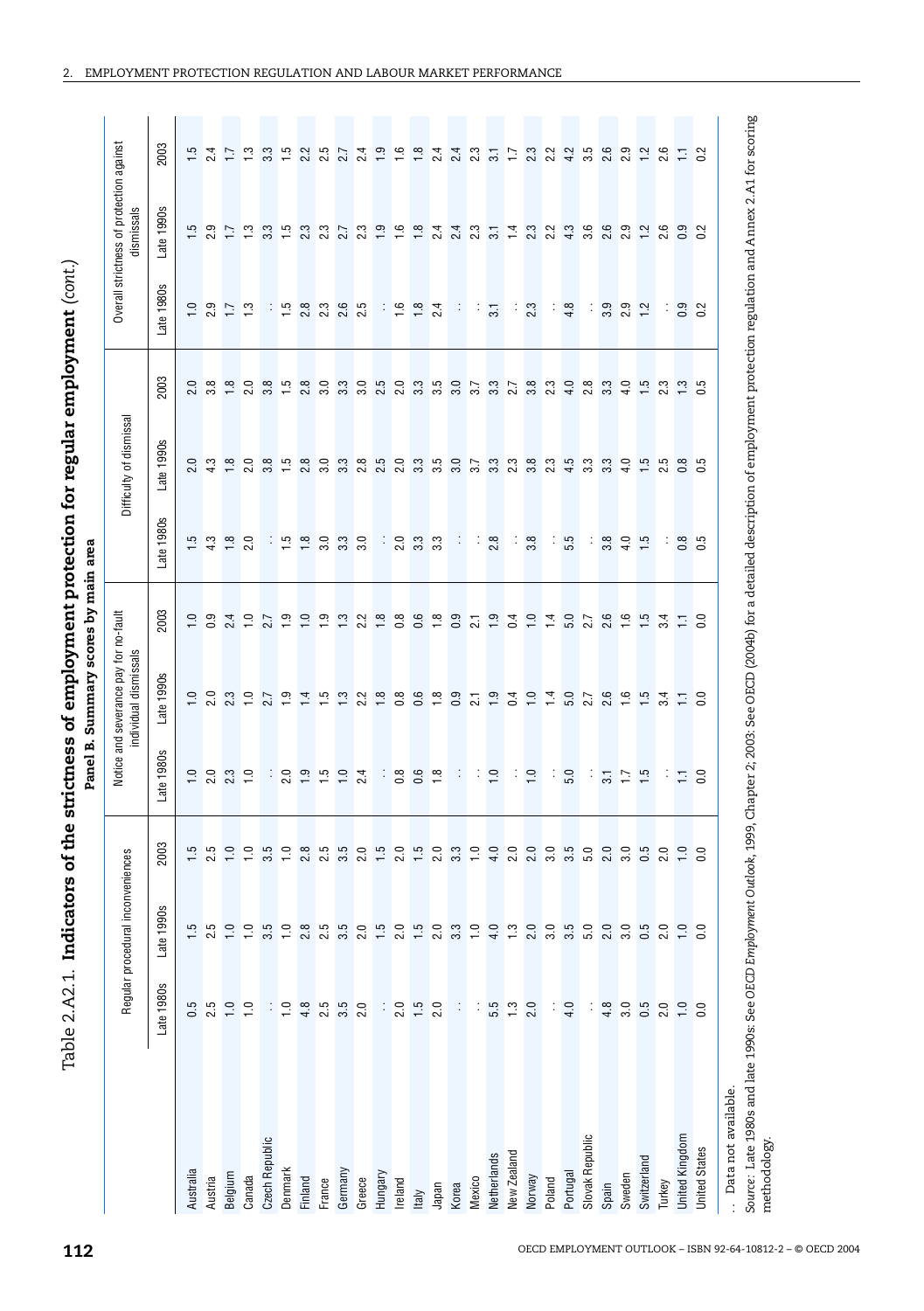| Late 1990s<br>$2.\overline{3}$<br>23<br>21368<br>$2.9$<br>$7.2$<br>$2.6$<br>00 N<br>$1.5$ $2.5$ $1.3$<br>$3, 3$<br>1.5<br>2.7<br>$7.6$ $7.8$ $7.4$<br>$2.3 \over 2.3$<br>14.3<br>$\sim$<br>$\sim$<br>$\overline{\mathbf{a}}$<br>$\circ$<br>$\circ$<br>Late 1980s<br>19972<br>$\frac{5}{1}$<br>$2.\overline{3}$<br><u>ဖ</u> ြော<br>$\frac{1}{1}$ $\frac{6}{1}$<br>4.8<br>3.9<br>2.9<br>0.2<br>÷<br>$\frac{8}{10}$<br>$\overline{2.4}$<br>2.3<br>÷<br>$\overline{3}$<br>$\sim$ $\sim$<br>$\overline{\mathbf{N}}$<br>$\overline{\mathbf{N}}$<br>2003<br>$\frac{8}{1}$<br>3.8<br>5<br>2000 5000 5000 5000 5000 500<br>2000 500 500 500<br>4.0<br>3.3<br>$2.\overline{3}$ $1.\overline{3}$ 0.5<br>$\circ$<br>$\infty$<br>20<br>$\frac{15}{15}$<br>2.8<br>3.3<br>3.0<br>က<br>28<br>$\frac{1}{4}$<br>$\frac{5}{1}$<br>പ്ത്<br>$\overline{\mathbf{a}}$<br>Late 1990s<br>$2.000000$<br>2.3808085<br>Late 1980s<br>$1.9$ $9.9$ $0.9$<br>$1.9$ $0.9$ $0.9$<br>$\frac{1}{2}$ $\frac{1}{2}$ $\frac{1}{2}$ $\frac{1}{2}$ $\frac{1}{2}$<br>33<br>3.0<br>2.0<br>3.3<br>3.3<br>2.8<br>3.8<br>5.5<br>3.8<br>$\frac{1}{4}$ .5<br><u>∞ ო</u><br>÷,<br>÷<br>$\overline{\circ}$ $\overline{\circ}$<br>2003<br>ာ<br>$2.4$<br>$7.9$<br>$7.9$<br>$7.9$ $7.3$ $7.3$<br>7.8888887<br>$\frac{9}{0.4}$<br>$\overline{1.0}$<br>$5.0$<br>2.7<br>$\mathbf{c}$<br>$1.5$ $1.5$ $3.4$<br>$\circ$<br>$\circ$<br>$\frac{4}{11}$<br>Ξ<br>÷<br>$\circ$<br>$\sim$<br>$\overline{\mathbf{N}}$<br>$\circ$<br>Late 1990s<br>2.0<br>S<br>$\frac{10}{11}$<br>$\frac{1}{2}$<br>$\frac{8}{1.8}$<br>0.6<br>$0.\overline{9}$ $2.\overline{1}$<br>$\frac{9}{10}$<br>$\frac{0}{1}$<br>5.0<br>2.7<br>2.6<br>$\frac{6}{10}$<br>$1.5$<br>3.4<br>$\frac{0}{1}$<br>2.7<br>$\frac{4}{1}$ = $\frac{1}{2}$<br>$\frac{13}{2}$<br>$\overline{0.4}$<br>$\frac{1}{4}$<br>$\overline{0.0}$<br>Ξ<br>$\sim$<br>Late 1980s<br>2.0<br>2.3<br>$\frac{1}{2}$<br>2.0<br>$\frac{5}{1}$ .5<br>$\frac{1}{2}$<br>24<br>$\frac{3}{5}$<br>0.6<br>$\frac{8}{10}$<br>$\frac{1}{2}$<br>$\frac{10}{10}$<br>5.0<br>$\frac{1}{2}$ 3<br>$\frac{10}{10}$<br>÷<br>$\overline{31}$<br>$\frac{17}{15}$<br>÷<br>÷.<br>÷<br>÷<br>$\cdot$<br>2003<br>3.5<br>$4.0$<br>$2.0$<br>$2.0$<br>$\begin{array}{c} 0 \\ 0 \\ 0 \\ 0 \\ 0 \\ \end{array}$<br>3.0<br>$1.5$ $0.9$ $1.9$<br>8 5 5 6 9<br>2 8 9 20<br>$1.5$ 0 $1.5$ 0 $-2.5$<br>$\frac{33}{10}$<br>2.0<br>$0.5$<br>$2.0$<br>$\frac{1}{2}$<br>$\overline{0}$<br>് പ<br>Late 1990s<br>$1.5$ 2.0<br>2.5<br>$\overline{1}$ .0<br>$\frac{1}{10}$<br>3.5<br>$\frac{1}{2}$<br>2.8<br>2.5<br>3.5<br>2.0<br>1.5<br>2.0<br>$3.\overline{3}$<br>1.0<br>4.3<br>2.0<br>3.0<br>3.5<br>5.0<br>2.0<br>3.0<br>0.5<br>2.0<br>$\overline{1.0}$<br>$\overline{0}$ .<br>$\frac{15}{1}$<br>Late 1980s<br>$\begin{array}{c} 0.5 \\ 2.5 \end{array}$<br>$\frac{10}{10}$<br>2.5<br>$\begin{array}{c} 5 \\ 2.0 \end{array}$<br>$\frac{1}{2}$<br>$\begin{array}{c} 5.5 \\ -1.3 \end{array}$<br>4.8<br>3.0<br>0.5<br>2.0<br>$\overline{1.0}$<br>÷<br>$\frac{1}{2}$<br>4.8<br>$1.5$<br>2.0<br>÷<br>2.0<br>$\frac{1}{4}$<br>$\ddot{\phantom{a}}$<br>$\overline{0}$<br>÷<br>Data not available.<br>Slovak Republic<br>United Kingdom<br>Czech Republic<br>methodology.<br><b>United States</b><br>New Zealand<br>Netherlands<br>Switzerland<br>Denmark<br>Australia<br>Germany<br>Belgium<br>Hungary<br>Portugal<br>Sweden<br>Canada<br>Norway<br>Austria<br>Finland<br>Mexico<br>Greece<br>Poland<br>Ireland<br>France<br>Turkey<br>Spain<br>Japan<br>Korea<br>Italy |  | Regular procedural inconven | iences | Notice and severance pay for no-fault<br>individual dismissals |  | Difficulty of dismissal |  | Overall strictness of protection against<br>dismissals |      |
|----------------------------------------------------------------------------------------------------------------------------------------------------------------------------------------------------------------------------------------------------------------------------------------------------------------------------------------------------------------------------------------------------------------------------------------------------------------------------------------------------------------------------------------------------------------------------------------------------------------------------------------------------------------------------------------------------------------------------------------------------------------------------------------------------------------------------------------------------------------------------------------------------------------------------------------------------------------------------------------------------------------------------------------------------------------------------------------------------------------------------------------------------------------------------------------------------------------------------------------------------------------------------------------------------------------------------------------------------------------------------------------------------------------------------------------------------------------------------------------------------------------------------------------------------------------------------------------------------------------------------------------------------------------------------------------------------------------------------------------------------------------------------------------------------------------------------------------------------------------------------------------------------------------------------------------------------------------------------------------------------------------------------------------------------------------------------------------------------------------------------------------------------------------------------------------------------------------------------------------------------------------------------------------------------------------------------------------------------------------------------------------------------------------------------------------------------------------------------------------------------------------------------------------------------------------------------------------------------------------------------------------------------------------------------------------------------------------------------------------------------------------------------------------------------------------------------------------------------------------------------------------------------------------------------------------------------------------------------------------------------------------------------------------------------------------------------------------------------------------------------------------------------------------------------------------------------------------------------------------------------------------------------------------------------------------------------------------------------------------------------------------------------------------------------------------------------------------------------------------------|--|-----------------------------|--------|----------------------------------------------------------------|--|-------------------------|--|--------------------------------------------------------|------|
| $1.5$ $2.7$ $1.3$                                                                                                                                                                                                                                                                                                                                                                                                                                                                                                                                                                                                                                                                                                                                                                                                                                                                                                                                                                                                                                                                                                                                                                                                                                                                                                                                                                                                                                                                                                                                                                                                                                                                                                                                                                                                                                                                                                                                                                                                                                                                                                                                                                                                                                                                                                                                                                                                                                                                                                                                                                                                                                                                                                                                                                                                                                                                                                                                                                                                                                                                                                                                                                                                                                                                                                                                                                                                                                                                            |  |                             |        |                                                                |  |                         |  |                                                        | 2003 |
|                                                                                                                                                                                                                                                                                                                                                                                                                                                                                                                                                                                                                                                                                                                                                                                                                                                                                                                                                                                                                                                                                                                                                                                                                                                                                                                                                                                                                                                                                                                                                                                                                                                                                                                                                                                                                                                                                                                                                                                                                                                                                                                                                                                                                                                                                                                                                                                                                                                                                                                                                                                                                                                                                                                                                                                                                                                                                                                                                                                                                                                                                                                                                                                                                                                                                                                                                                                                                                                                                              |  |                             |        |                                                                |  |                         |  |                                                        |      |
|                                                                                                                                                                                                                                                                                                                                                                                                                                                                                                                                                                                                                                                                                                                                                                                                                                                                                                                                                                                                                                                                                                                                                                                                                                                                                                                                                                                                                                                                                                                                                                                                                                                                                                                                                                                                                                                                                                                                                                                                                                                                                                                                                                                                                                                                                                                                                                                                                                                                                                                                                                                                                                                                                                                                                                                                                                                                                                                                                                                                                                                                                                                                                                                                                                                                                                                                                                                                                                                                                              |  |                             |        |                                                                |  |                         |  |                                                        |      |
| Source: Late 1980s and late 1990s: See OECD Employment Outlook, 1999, Chapter 2; 2003: See OECD (2004b) for a detailed description of employment protection regulation and Annex 2.A1 for scoring<br>$\frac{1}{2}$ 3 3 4 5 6 6<br>$2.9$<br>$7.2$<br>$2.6$<br>$\frac{9}{1}$ $\frac{1}{6}$<br>$\frac{18}{24}$<br>$2.\overline{3}$<br>$\frac{1}{2}$ $\frac{1}{2}$                                                                                                                                                                                                                                                                                                                                                                                                                                                                                                                                                                                                                                                                                                                                                                                                                                                                                                                                                                                                                                                                                                                                                                                                                                                                                                                                                                                                                                                                                                                                                                                                                                                                                                                                                                                                                                                                                                                                                                                                                                                                                                                                                                                                                                                                                                                                                                                                                                                                                                                                                                                                                                                                                                                                                                                                                                                                                                                                                                                                                                                                                                                               |  |                             |        |                                                                |  |                         |  |                                                        |      |
|                                                                                                                                                                                                                                                                                                                                                                                                                                                                                                                                                                                                                                                                                                                                                                                                                                                                                                                                                                                                                                                                                                                                                                                                                                                                                                                                                                                                                                                                                                                                                                                                                                                                                                                                                                                                                                                                                                                                                                                                                                                                                                                                                                                                                                                                                                                                                                                                                                                                                                                                                                                                                                                                                                                                                                                                                                                                                                                                                                                                                                                                                                                                                                                                                                                                                                                                                                                                                                                                                              |  |                             |        |                                                                |  |                         |  |                                                        |      |
|                                                                                                                                                                                                                                                                                                                                                                                                                                                                                                                                                                                                                                                                                                                                                                                                                                                                                                                                                                                                                                                                                                                                                                                                                                                                                                                                                                                                                                                                                                                                                                                                                                                                                                                                                                                                                                                                                                                                                                                                                                                                                                                                                                                                                                                                                                                                                                                                                                                                                                                                                                                                                                                                                                                                                                                                                                                                                                                                                                                                                                                                                                                                                                                                                                                                                                                                                                                                                                                                                              |  |                             |        |                                                                |  |                         |  |                                                        |      |
|                                                                                                                                                                                                                                                                                                                                                                                                                                                                                                                                                                                                                                                                                                                                                                                                                                                                                                                                                                                                                                                                                                                                                                                                                                                                                                                                                                                                                                                                                                                                                                                                                                                                                                                                                                                                                                                                                                                                                                                                                                                                                                                                                                                                                                                                                                                                                                                                                                                                                                                                                                                                                                                                                                                                                                                                                                                                                                                                                                                                                                                                                                                                                                                                                                                                                                                                                                                                                                                                                              |  |                             |        |                                                                |  |                         |  |                                                        |      |
|                                                                                                                                                                                                                                                                                                                                                                                                                                                                                                                                                                                                                                                                                                                                                                                                                                                                                                                                                                                                                                                                                                                                                                                                                                                                                                                                                                                                                                                                                                                                                                                                                                                                                                                                                                                                                                                                                                                                                                                                                                                                                                                                                                                                                                                                                                                                                                                                                                                                                                                                                                                                                                                                                                                                                                                                                                                                                                                                                                                                                                                                                                                                                                                                                                                                                                                                                                                                                                                                                              |  |                             |        |                                                                |  |                         |  |                                                        |      |
|                                                                                                                                                                                                                                                                                                                                                                                                                                                                                                                                                                                                                                                                                                                                                                                                                                                                                                                                                                                                                                                                                                                                                                                                                                                                                                                                                                                                                                                                                                                                                                                                                                                                                                                                                                                                                                                                                                                                                                                                                                                                                                                                                                                                                                                                                                                                                                                                                                                                                                                                                                                                                                                                                                                                                                                                                                                                                                                                                                                                                                                                                                                                                                                                                                                                                                                                                                                                                                                                                              |  |                             |        |                                                                |  |                         |  |                                                        |      |
|                                                                                                                                                                                                                                                                                                                                                                                                                                                                                                                                                                                                                                                                                                                                                                                                                                                                                                                                                                                                                                                                                                                                                                                                                                                                                                                                                                                                                                                                                                                                                                                                                                                                                                                                                                                                                                                                                                                                                                                                                                                                                                                                                                                                                                                                                                                                                                                                                                                                                                                                                                                                                                                                                                                                                                                                                                                                                                                                                                                                                                                                                                                                                                                                                                                                                                                                                                                                                                                                                              |  |                             |        |                                                                |  |                         |  |                                                        |      |
|                                                                                                                                                                                                                                                                                                                                                                                                                                                                                                                                                                                                                                                                                                                                                                                                                                                                                                                                                                                                                                                                                                                                                                                                                                                                                                                                                                                                                                                                                                                                                                                                                                                                                                                                                                                                                                                                                                                                                                                                                                                                                                                                                                                                                                                                                                                                                                                                                                                                                                                                                                                                                                                                                                                                                                                                                                                                                                                                                                                                                                                                                                                                                                                                                                                                                                                                                                                                                                                                                              |  |                             |        |                                                                |  |                         |  |                                                        | 2.4  |
|                                                                                                                                                                                                                                                                                                                                                                                                                                                                                                                                                                                                                                                                                                                                                                                                                                                                                                                                                                                                                                                                                                                                                                                                                                                                                                                                                                                                                                                                                                                                                                                                                                                                                                                                                                                                                                                                                                                                                                                                                                                                                                                                                                                                                                                                                                                                                                                                                                                                                                                                                                                                                                                                                                                                                                                                                                                                                                                                                                                                                                                                                                                                                                                                                                                                                                                                                                                                                                                                                              |  |                             |        |                                                                |  |                         |  |                                                        |      |
|                                                                                                                                                                                                                                                                                                                                                                                                                                                                                                                                                                                                                                                                                                                                                                                                                                                                                                                                                                                                                                                                                                                                                                                                                                                                                                                                                                                                                                                                                                                                                                                                                                                                                                                                                                                                                                                                                                                                                                                                                                                                                                                                                                                                                                                                                                                                                                                                                                                                                                                                                                                                                                                                                                                                                                                                                                                                                                                                                                                                                                                                                                                                                                                                                                                                                                                                                                                                                                                                                              |  |                             |        |                                                                |  |                         |  |                                                        |      |
|                                                                                                                                                                                                                                                                                                                                                                                                                                                                                                                                                                                                                                                                                                                                                                                                                                                                                                                                                                                                                                                                                                                                                                                                                                                                                                                                                                                                                                                                                                                                                                                                                                                                                                                                                                                                                                                                                                                                                                                                                                                                                                                                                                                                                                                                                                                                                                                                                                                                                                                                                                                                                                                                                                                                                                                                                                                                                                                                                                                                                                                                                                                                                                                                                                                                                                                                                                                                                                                                                              |  |                             |        |                                                                |  |                         |  |                                                        |      |
|                                                                                                                                                                                                                                                                                                                                                                                                                                                                                                                                                                                                                                                                                                                                                                                                                                                                                                                                                                                                                                                                                                                                                                                                                                                                                                                                                                                                                                                                                                                                                                                                                                                                                                                                                                                                                                                                                                                                                                                                                                                                                                                                                                                                                                                                                                                                                                                                                                                                                                                                                                                                                                                                                                                                                                                                                                                                                                                                                                                                                                                                                                                                                                                                                                                                                                                                                                                                                                                                                              |  |                             |        |                                                                |  |                         |  |                                                        |      |
|                                                                                                                                                                                                                                                                                                                                                                                                                                                                                                                                                                                                                                                                                                                                                                                                                                                                                                                                                                                                                                                                                                                                                                                                                                                                                                                                                                                                                                                                                                                                                                                                                                                                                                                                                                                                                                                                                                                                                                                                                                                                                                                                                                                                                                                                                                                                                                                                                                                                                                                                                                                                                                                                                                                                                                                                                                                                                                                                                                                                                                                                                                                                                                                                                                                                                                                                                                                                                                                                                              |  |                             |        |                                                                |  |                         |  |                                                        |      |
|                                                                                                                                                                                                                                                                                                                                                                                                                                                                                                                                                                                                                                                                                                                                                                                                                                                                                                                                                                                                                                                                                                                                                                                                                                                                                                                                                                                                                                                                                                                                                                                                                                                                                                                                                                                                                                                                                                                                                                                                                                                                                                                                                                                                                                                                                                                                                                                                                                                                                                                                                                                                                                                                                                                                                                                                                                                                                                                                                                                                                                                                                                                                                                                                                                                                                                                                                                                                                                                                                              |  |                             |        |                                                                |  |                         |  |                                                        |      |
|                                                                                                                                                                                                                                                                                                                                                                                                                                                                                                                                                                                                                                                                                                                                                                                                                                                                                                                                                                                                                                                                                                                                                                                                                                                                                                                                                                                                                                                                                                                                                                                                                                                                                                                                                                                                                                                                                                                                                                                                                                                                                                                                                                                                                                                                                                                                                                                                                                                                                                                                                                                                                                                                                                                                                                                                                                                                                                                                                                                                                                                                                                                                                                                                                                                                                                                                                                                                                                                                                              |  |                             |        |                                                                |  |                         |  |                                                        | 31   |
|                                                                                                                                                                                                                                                                                                                                                                                                                                                                                                                                                                                                                                                                                                                                                                                                                                                                                                                                                                                                                                                                                                                                                                                                                                                                                                                                                                                                                                                                                                                                                                                                                                                                                                                                                                                                                                                                                                                                                                                                                                                                                                                                                                                                                                                                                                                                                                                                                                                                                                                                                                                                                                                                                                                                                                                                                                                                                                                                                                                                                                                                                                                                                                                                                                                                                                                                                                                                                                                                                              |  |                             |        |                                                                |  |                         |  |                                                        |      |
|                                                                                                                                                                                                                                                                                                                                                                                                                                                                                                                                                                                                                                                                                                                                                                                                                                                                                                                                                                                                                                                                                                                                                                                                                                                                                                                                                                                                                                                                                                                                                                                                                                                                                                                                                                                                                                                                                                                                                                                                                                                                                                                                                                                                                                                                                                                                                                                                                                                                                                                                                                                                                                                                                                                                                                                                                                                                                                                                                                                                                                                                                                                                                                                                                                                                                                                                                                                                                                                                                              |  |                             |        |                                                                |  |                         |  |                                                        |      |
|                                                                                                                                                                                                                                                                                                                                                                                                                                                                                                                                                                                                                                                                                                                                                                                                                                                                                                                                                                                                                                                                                                                                                                                                                                                                                                                                                                                                                                                                                                                                                                                                                                                                                                                                                                                                                                                                                                                                                                                                                                                                                                                                                                                                                                                                                                                                                                                                                                                                                                                                                                                                                                                                                                                                                                                                                                                                                                                                                                                                                                                                                                                                                                                                                                                                                                                                                                                                                                                                                              |  |                             |        |                                                                |  |                         |  |                                                        |      |
|                                                                                                                                                                                                                                                                                                                                                                                                                                                                                                                                                                                                                                                                                                                                                                                                                                                                                                                                                                                                                                                                                                                                                                                                                                                                                                                                                                                                                                                                                                                                                                                                                                                                                                                                                                                                                                                                                                                                                                                                                                                                                                                                                                                                                                                                                                                                                                                                                                                                                                                                                                                                                                                                                                                                                                                                                                                                                                                                                                                                                                                                                                                                                                                                                                                                                                                                                                                                                                                                                              |  |                             |        |                                                                |  |                         |  |                                                        |      |
|                                                                                                                                                                                                                                                                                                                                                                                                                                                                                                                                                                                                                                                                                                                                                                                                                                                                                                                                                                                                                                                                                                                                                                                                                                                                                                                                                                                                                                                                                                                                                                                                                                                                                                                                                                                                                                                                                                                                                                                                                                                                                                                                                                                                                                                                                                                                                                                                                                                                                                                                                                                                                                                                                                                                                                                                                                                                                                                                                                                                                                                                                                                                                                                                                                                                                                                                                                                                                                                                                              |  |                             |        |                                                                |  |                         |  |                                                        |      |
|                                                                                                                                                                                                                                                                                                                                                                                                                                                                                                                                                                                                                                                                                                                                                                                                                                                                                                                                                                                                                                                                                                                                                                                                                                                                                                                                                                                                                                                                                                                                                                                                                                                                                                                                                                                                                                                                                                                                                                                                                                                                                                                                                                                                                                                                                                                                                                                                                                                                                                                                                                                                                                                                                                                                                                                                                                                                                                                                                                                                                                                                                                                                                                                                                                                                                                                                                                                                                                                                                              |  |                             |        |                                                                |  |                         |  |                                                        |      |
|                                                                                                                                                                                                                                                                                                                                                                                                                                                                                                                                                                                                                                                                                                                                                                                                                                                                                                                                                                                                                                                                                                                                                                                                                                                                                                                                                                                                                                                                                                                                                                                                                                                                                                                                                                                                                                                                                                                                                                                                                                                                                                                                                                                                                                                                                                                                                                                                                                                                                                                                                                                                                                                                                                                                                                                                                                                                                                                                                                                                                                                                                                                                                                                                                                                                                                                                                                                                                                                                                              |  |                             |        |                                                                |  |                         |  |                                                        |      |
|                                                                                                                                                                                                                                                                                                                                                                                                                                                                                                                                                                                                                                                                                                                                                                                                                                                                                                                                                                                                                                                                                                                                                                                                                                                                                                                                                                                                                                                                                                                                                                                                                                                                                                                                                                                                                                                                                                                                                                                                                                                                                                                                                                                                                                                                                                                                                                                                                                                                                                                                                                                                                                                                                                                                                                                                                                                                                                                                                                                                                                                                                                                                                                                                                                                                                                                                                                                                                                                                                              |  |                             |        |                                                                |  |                         |  |                                                        |      |
|                                                                                                                                                                                                                                                                                                                                                                                                                                                                                                                                                                                                                                                                                                                                                                                                                                                                                                                                                                                                                                                                                                                                                                                                                                                                                                                                                                                                                                                                                                                                                                                                                                                                                                                                                                                                                                                                                                                                                                                                                                                                                                                                                                                                                                                                                                                                                                                                                                                                                                                                                                                                                                                                                                                                                                                                                                                                                                                                                                                                                                                                                                                                                                                                                                                                                                                                                                                                                                                                                              |  |                             |        |                                                                |  |                         |  |                                                        |      |
|                                                                                                                                                                                                                                                                                                                                                                                                                                                                                                                                                                                                                                                                                                                                                                                                                                                                                                                                                                                                                                                                                                                                                                                                                                                                                                                                                                                                                                                                                                                                                                                                                                                                                                                                                                                                                                                                                                                                                                                                                                                                                                                                                                                                                                                                                                                                                                                                                                                                                                                                                                                                                                                                                                                                                                                                                                                                                                                                                                                                                                                                                                                                                                                                                                                                                                                                                                                                                                                                                              |  |                             |        |                                                                |  |                         |  |                                                        |      |
|                                                                                                                                                                                                                                                                                                                                                                                                                                                                                                                                                                                                                                                                                                                                                                                                                                                                                                                                                                                                                                                                                                                                                                                                                                                                                                                                                                                                                                                                                                                                                                                                                                                                                                                                                                                                                                                                                                                                                                                                                                                                                                                                                                                                                                                                                                                                                                                                                                                                                                                                                                                                                                                                                                                                                                                                                                                                                                                                                                                                                                                                                                                                                                                                                                                                                                                                                                                                                                                                                              |  |                             |        |                                                                |  |                         |  |                                                        |      |
|                                                                                                                                                                                                                                                                                                                                                                                                                                                                                                                                                                                                                                                                                                                                                                                                                                                                                                                                                                                                                                                                                                                                                                                                                                                                                                                                                                                                                                                                                                                                                                                                                                                                                                                                                                                                                                                                                                                                                                                                                                                                                                                                                                                                                                                                                                                                                                                                                                                                                                                                                                                                                                                                                                                                                                                                                                                                                                                                                                                                                                                                                                                                                                                                                                                                                                                                                                                                                                                                                              |  |                             |        |                                                                |  |                         |  |                                                        |      |
|                                                                                                                                                                                                                                                                                                                                                                                                                                                                                                                                                                                                                                                                                                                                                                                                                                                                                                                                                                                                                                                                                                                                                                                                                                                                                                                                                                                                                                                                                                                                                                                                                                                                                                                                                                                                                                                                                                                                                                                                                                                                                                                                                                                                                                                                                                                                                                                                                                                                                                                                                                                                                                                                                                                                                                                                                                                                                                                                                                                                                                                                                                                                                                                                                                                                                                                                                                                                                                                                                              |  |                             |        |                                                                |  |                         |  |                                                        |      |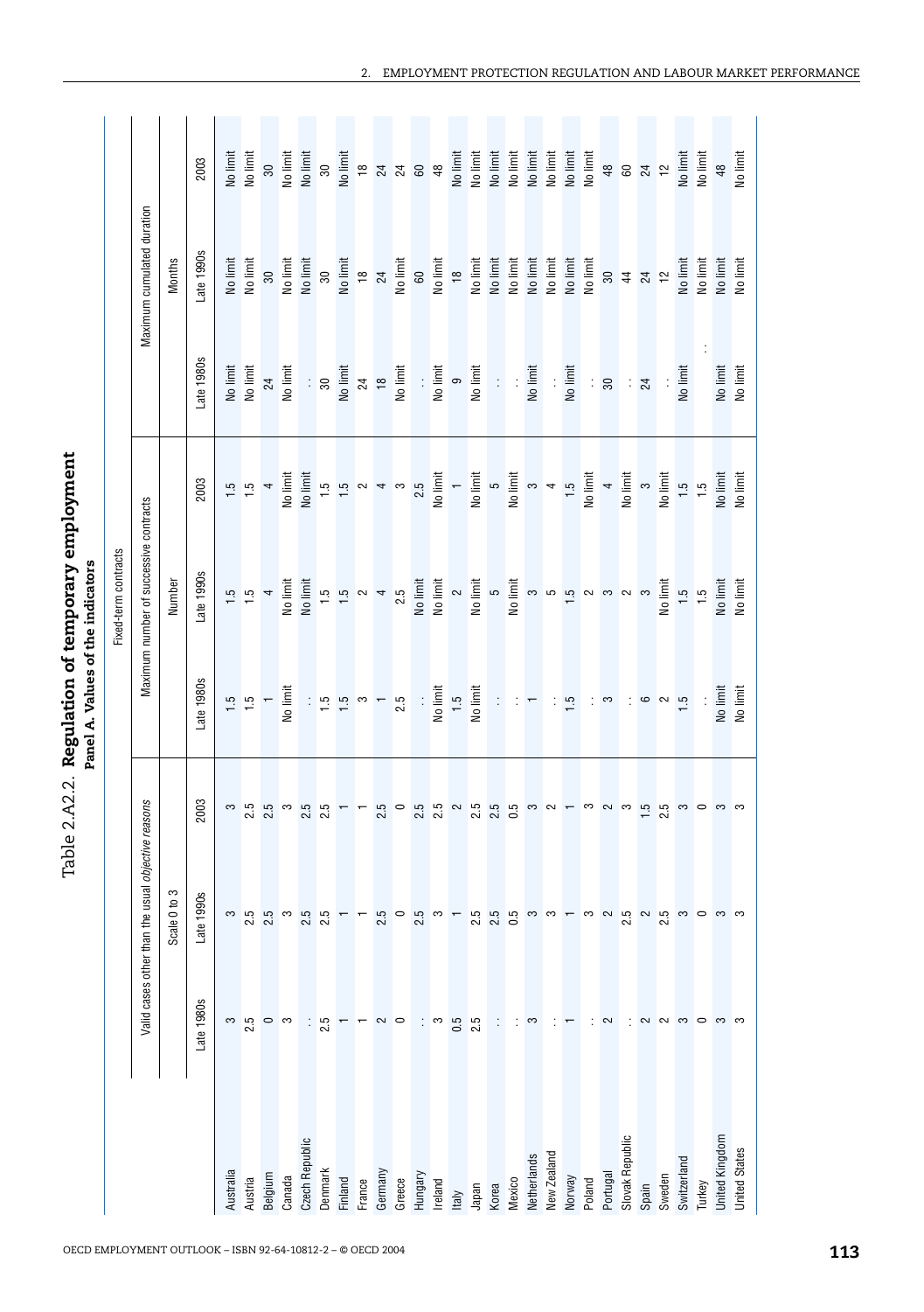|                      |                 | Valid cases other than the usual objective reasons                 |                                                                                                                                       |                                                                                                                                             | Maximum number of successive contracts                                                                                                                                                                                   |                                                                                                                                                                                                                           |                                                      | Maximum cumulated duration                                           |                                                                      |
|----------------------|-----------------|--------------------------------------------------------------------|---------------------------------------------------------------------------------------------------------------------------------------|---------------------------------------------------------------------------------------------------------------------------------------------|--------------------------------------------------------------------------------------------------------------------------------------------------------------------------------------------------------------------------|---------------------------------------------------------------------------------------------------------------------------------------------------------------------------------------------------------------------------|------------------------------------------------------|----------------------------------------------------------------------|----------------------------------------------------------------------|
|                      |                 | Scale 0 to 3                                                       |                                                                                                                                       |                                                                                                                                             | Number                                                                                                                                                                                                                   |                                                                                                                                                                                                                           |                                                      | <b>Months</b>                                                        |                                                                      |
|                      | Late 1980s      | Late 1990s                                                         | 2003                                                                                                                                  | Late 1980s                                                                                                                                  | Late 1990s                                                                                                                                                                                                               | 2003                                                                                                                                                                                                                      | Late 1980s                                           | Late 1990s                                                           | 2003                                                                 |
| Australia            | က               |                                                                    | $\frac{3}{25}$                                                                                                                        |                                                                                                                                             |                                                                                                                                                                                                                          |                                                                                                                                                                                                                           | No limit<br>No limit                                 | No limit                                                             | No limit                                                             |
| Austria              | 2.5             | $\frac{3}{25}$                                                     |                                                                                                                                       | $\frac{15}{15}$                                                                                                                             |                                                                                                                                                                                                                          |                                                                                                                                                                                                                           |                                                      | No limit                                                             | No limit                                                             |
| Belgium              | $\circ$ $\circ$ | 2.5                                                                | 2.5<br>2.                                                                                                                             |                                                                                                                                             | $\frac{15}{1}$ 5                                                                                                                                                                                                         | $1.5$ 4                                                                                                                                                                                                                   | 24                                                   | 30 <sub>o</sub>                                                      | 30 <sub>o</sub>                                                      |
| Canada               |                 | က                                                                  |                                                                                                                                       | No limit                                                                                                                                    | No limit                                                                                                                                                                                                                 | No limit                                                                                                                                                                                                                  | No limit                                             | No limit                                                             | No limit                                                             |
| Czech Republic       |                 | 2.5                                                                | $\begin{array}{c} 2.5 \\ 2.5 \end{array}$                                                                                             |                                                                                                                                             | No limit                                                                                                                                                                                                                 | No limit                                                                                                                                                                                                                  |                                                      | No limit                                                             | No limit<br>30                                                       |
| Denmark              | 2.5             | 2.5                                                                |                                                                                                                                       |                                                                                                                                             |                                                                                                                                                                                                                          |                                                                                                                                                                                                                           |                                                      | $\frac{8}{3}$                                                        |                                                                      |
| Finland              |                 |                                                                    |                                                                                                                                       |                                                                                                                                             |                                                                                                                                                                                                                          |                                                                                                                                                                                                                           |                                                      |                                                                      | No limit<br>18                                                       |
| France               |                 |                                                                    |                                                                                                                                       | $\frac{1}{2}$ $\frac{1}{2}$ $\frac{1}{2}$ $\frac{1}{2}$ $\frac{1}{2}$ $\frac{1}{2}$ $\frac{1}{2}$ $\frac{1}{2}$ $\frac{1}{2}$ $\frac{1}{2}$ | $\frac{15}{1}$ in a $\frac{1}{2}$ a $\frac{1}{4}$ in a $\frac{1}{2}$                                                                                                                                                     | $\frac{1}{2}$<br>$\frac{1}{2}$<br>$\frac{1}{2}$<br>$\frac{1}{2}$<br>$\frac{1}{2}$<br>$\frac{1}{2}$<br>$\frac{1}{2}$<br>$\frac{1}{2}$<br>$\frac{1}{2}$<br>$\frac{1}{2}$<br>$\frac{1}{2}$<br>$\frac{1}{2}$<br>$\frac{1}{2}$ | $\frac{30}{100}$<br>No limit<br>24<br>18<br>No limit | No limit<br>18<br>24<br>No limit<br>60                               |                                                                      |
| Germany              | 2               | 2.5                                                                | 2.5                                                                                                                                   |                                                                                                                                             |                                                                                                                                                                                                                          |                                                                                                                                                                                                                           |                                                      |                                                                      |                                                                      |
| Greece               | $\circ$         | $\circ$                                                            | $\circ$ 555                                                                                                                           |                                                                                                                                             |                                                                                                                                                                                                                          |                                                                                                                                                                                                                           |                                                      |                                                                      | 2 2 2 3 3                                                            |
| Hungary              |                 | 2.5                                                                |                                                                                                                                       |                                                                                                                                             |                                                                                                                                                                                                                          |                                                                                                                                                                                                                           |                                                      |                                                                      |                                                                      |
| Ireland              | က               | က                                                                  |                                                                                                                                       |                                                                                                                                             |                                                                                                                                                                                                                          |                                                                                                                                                                                                                           |                                                      |                                                                      |                                                                      |
| Italy                | 0.5             |                                                                    |                                                                                                                                       | $\frac{1}{\sqrt{1.5}}$                                                                                                                      |                                                                                                                                                                                                                          |                                                                                                                                                                                                                           |                                                      | No limit<br>18                                                       | No limit                                                             |
| Japan                | 2.5             |                                                                    | $\begin{array}{c} \mathbf{N} & \mathbf{N} & \mathbf{N} & \mathbf{N} \\ \mathbf{N} & \mathbf{N} & \mathbf{N} & \mathbf{N} \end{array}$ | No limit                                                                                                                                    |                                                                                                                                                                                                                          |                                                                                                                                                                                                                           | No limit<br>$\frac{9}{2}$<br>No limit<br>No limit    | No limit<br>No limit<br>No limit<br>No limit<br>No limit<br>No limit | No limit                                                             |
| Korea                |                 |                                                                    |                                                                                                                                       |                                                                                                                                             |                                                                                                                                                                                                                          |                                                                                                                                                                                                                           |                                                      |                                                                      |                                                                      |
| Mexico               |                 | 2.5<br>2.5<br>2.6<br>2.6<br>2.6<br>2.6<br>2.6<br>2.6<br>2.6<br>2.6 |                                                                                                                                       |                                                                                                                                             |                                                                                                                                                                                                                          |                                                                                                                                                                                                                           |                                                      |                                                                      |                                                                      |
| <b>Netherlands</b>   | S               |                                                                    |                                                                                                                                       |                                                                                                                                             |                                                                                                                                                                                                                          |                                                                                                                                                                                                                           |                                                      |                                                                      |                                                                      |
| New Zealand          |                 | က                                                                  |                                                                                                                                       |                                                                                                                                             |                                                                                                                                                                                                                          |                                                                                                                                                                                                                           |                                                      |                                                                      | No limit<br>No limit<br>No limit<br>No limit<br>No limit<br>No limit |
| Norway               |                 | $\overline{\phantom{0}}$                                           |                                                                                                                                       | <u>: ဗု</u>                                                                                                                                 |                                                                                                                                                                                                                          |                                                                                                                                                                                                                           |                                                      |                                                                      |                                                                      |
| Poland               |                 | က                                                                  | က                                                                                                                                     | <u>း က</u>                                                                                                                                  |                                                                                                                                                                                                                          |                                                                                                                                                                                                                           |                                                      |                                                                      |                                                                      |
| Portugal             | 2               | $\sim$                                                             | $\sim$                                                                                                                                |                                                                                                                                             |                                                                                                                                                                                                                          |                                                                                                                                                                                                                           |                                                      | 30 <sub>o</sub>                                                      | 48                                                                   |
| Slovak Republic      |                 | 2.5                                                                | က                                                                                                                                     |                                                                                                                                             | Moline Reserved No. 2016<br>2016 11: 2016 11: 2016 11: 2016 11: 2016 11: 2016 11: 2016 11: 2016 11: 20<br>2016 12: 2016 12: 2016 12: 2016 12: 2016 12: 2016 12: 2016 12: 2016 12: 2016 12: 2016 12: 2016 12: 2016 12: 20 |                                                                                                                                                                                                                           |                                                      | $\frac{4}{3}$                                                        | $\mathbb{S}^0$                                                       |
| Spain                | $\sim$          | $\begin{array}{c} \n\alpha & \beta & \alpha \n\end{array}$         | $1.5$<br>2.5                                                                                                                          | $\frac{1}{2}$ ( $\frac{1}{2}$ ( $\frac{1}{2}$ )                                                                                             |                                                                                                                                                                                                                          |                                                                                                                                                                                                                           |                                                      | 24                                                                   | $24$<br>12                                                           |
| Sweden               | $\sim$          |                                                                    |                                                                                                                                       |                                                                                                                                             | No limit                                                                                                                                                                                                                 |                                                                                                                                                                                                                           |                                                      | $\approx$                                                            |                                                                      |
| Switzerland          | $\circ$ $\circ$ |                                                                    | $\frac{1}{2}$                                                                                                                         |                                                                                                                                             | $1.5$<br>$1.5$                                                                                                                                                                                                           |                                                                                                                                                                                                                           | No limit                                             | No limit                                                             | No limit                                                             |
| Turkey               |                 |                                                                    |                                                                                                                                       |                                                                                                                                             |                                                                                                                                                                                                                          |                                                                                                                                                                                                                           |                                                      | No limit                                                             | No limit                                                             |
| United Kingdom       | က က             | က က                                                                | က က                                                                                                                                   | No limit                                                                                                                                    | No limit                                                                                                                                                                                                                 | No limit                                                                                                                                                                                                                  | No limit                                             | No limit                                                             | 48                                                                   |
| <b>United States</b> |                 |                                                                    |                                                                                                                                       | No limit                                                                                                                                    | No limit                                                                                                                                                                                                                 | <b>Vo limit</b>                                                                                                                                                                                                           | No limit                                             | No limit                                                             | No limit                                                             |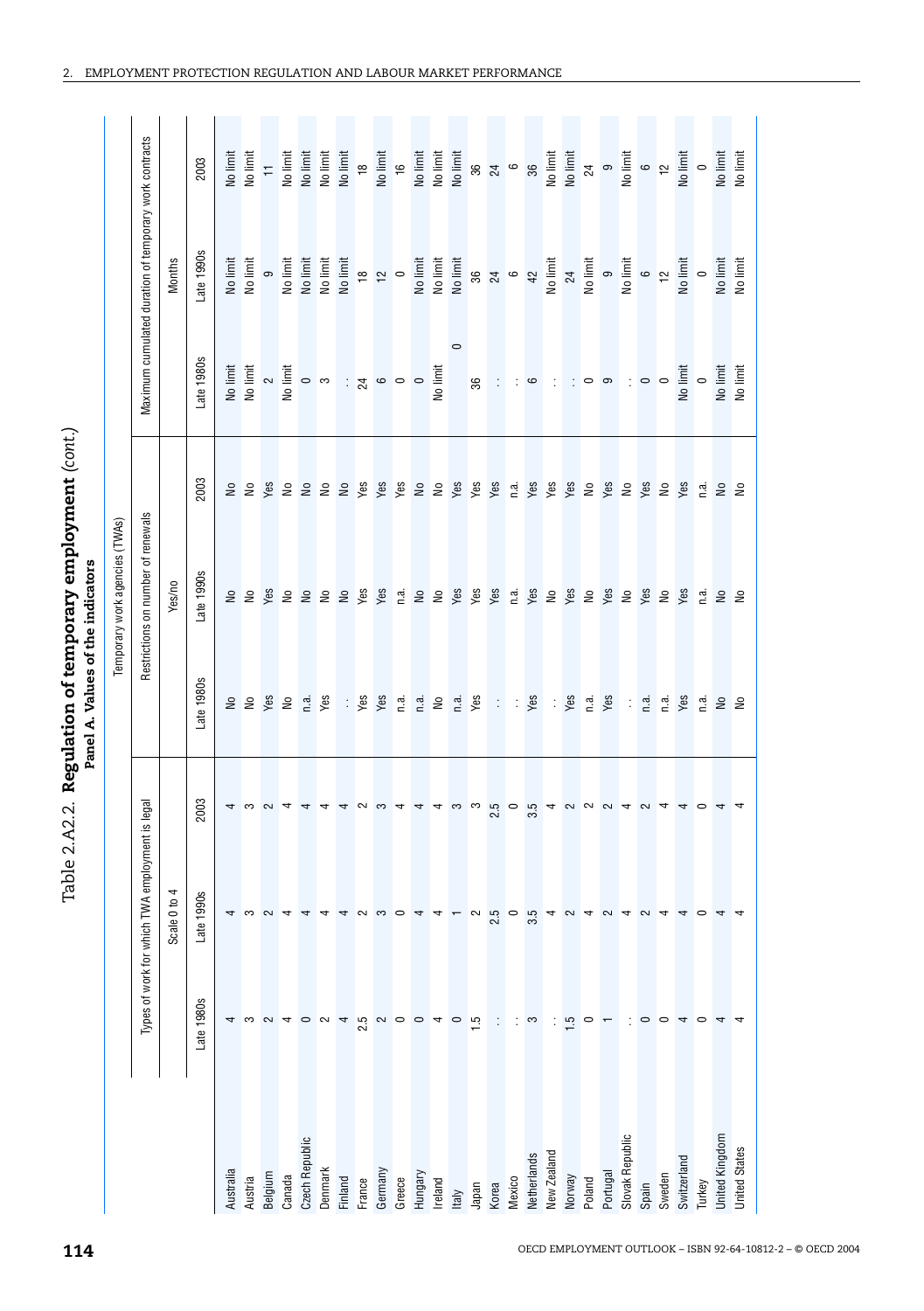| ۰. | ۰. |  |
|----|----|--|
|    |    |  |

|                      |               |                                                 |                |                      | Temporary work agencies (TWAs)     |                |                                                                                                                 |                                                        |                                                       |
|----------------------|---------------|-------------------------------------------------|----------------|----------------------|------------------------------------|----------------|-----------------------------------------------------------------------------------------------------------------|--------------------------------------------------------|-------------------------------------------------------|
|                      |               | Types of work for which TWA employment is legal |                |                      | Restrictions on number of renewals |                |                                                                                                                 | Maximum cumulated duration of temporary work contracts |                                                       |
|                      |               | 4<br>Scale 0 to                                 |                |                      | Yes/no                             |                |                                                                                                                 | <b>Months</b>                                          |                                                       |
|                      | Late 1980s    | Late 1990s                                      | 2003           | Late 1980s           | Late 1990s                         | 2003           | Late 1980s                                                                                                      | Late 1990s                                             | 2003                                                  |
| Australia            | 4             |                                                 | 4 <sub>o</sub> | 22                   |                                    | 2 <sup>o</sup> | No limit<br>No limit                                                                                            | No limit                                               | No limit                                              |
| Austria              | က             |                                                 |                |                      | 228                                |                |                                                                                                                 | No limit                                               | No limit                                              |
| Belgium              | $\sim$        |                                                 | $\sim$ 4       | Yes                  |                                    | Yes            | $\sim$                                                                                                          | $\circ$                                                | $\overline{1}$                                        |
| Canada               | 4             |                                                 |                | $\geq$               | $\epsilon$                         | $\frac{1}{2}$  |                                                                                                                 | No limit                                               | No limit                                              |
| Czech Republic       | $\circ$       |                                                 | 4 4 4 7 8 4 4  | n.a.<br>Yes          | 2222                               | $\geq$         | No limit<br>$\begin{bmatrix} 0 \\ 0 \\ 3 \end{bmatrix}$                                                         | No limit                                               | No limit                                              |
| Denmark              | 2             |                                                 |                |                      |                                    | $\epsilon$     |                                                                                                                 |                                                        |                                                       |
| Finland              | 4             |                                                 |                |                      |                                    | $\epsilon$     |                                                                                                                 | No limit<br>No limit                                   |                                                       |
| France               | 2.5           |                                                 |                | ∶ se                 |                                    | Yes            | $\frac{1}{2}$ $\frac{1}{2}$ $\frac{1}{2}$ $\frac{1}{2}$ $\frac{1}{2}$ $\frac{1}{2}$ $\frac{1}{2}$ $\frac{1}{2}$ |                                                        | No limit<br>No limit<br>18<br>No limit<br>16          |
| Germany              | $\sim$        |                                                 |                | Yes                  | Yes                                | Yes            |                                                                                                                 | $\begin{array}{c} \infty \\ \infty \end{array}$        |                                                       |
| Greece               | $\circ$       |                                                 |                | n.d.                 | r.a.                               | Yes            |                                                                                                                 |                                                        |                                                       |
| Hungary              | $\circ$       |                                                 |                | $\frac{a}{n}$ $\geq$ | 28                                 | 2 <sup>o</sup> |                                                                                                                 | No limit<br>No limit                                   | No limit<br>No limit                                  |
| Ireland              | 4             |                                                 | $\overline{4}$ |                      |                                    |                | No limit                                                                                                        |                                                        |                                                       |
| Italy                | $\circ$       |                                                 | <u>ຕ ຕ</u>     | n.a.                 | Yes                                | Yes            | $\circ$                                                                                                         | No limit<br>36<br>24<br>42                             |                                                       |
| Japan                | $\frac{5}{1}$ |                                                 |                | Yes                  |                                    | Yes            | 36                                                                                                              |                                                        |                                                       |
| Korea                |               | 2.5                                             | $\frac{5}{20}$ |                      | Yes<br>Yes                         | Yes            |                                                                                                                 |                                                        | No limit<br>36<br>8<br>6<br>6                         |
| Mexico               |               | $\circ$                                         |                | $\sim 100$           |                                    | n.a.           |                                                                                                                 |                                                        |                                                       |
| <b>Netherlands</b>   | က             | 3.5                                             |                | Yes                  | Yes                                | Yes            | $\therefore$ $\circ$                                                                                            |                                                        | 36                                                    |
| New Zealand          |               |                                                 |                |                      |                                    | Yes            |                                                                                                                 |                                                        |                                                       |
| Norway               | $\frac{5}{1}$ |                                                 |                | : say                |                                    | Yes            |                                                                                                                 |                                                        |                                                       |
| Poland               | $\circ$       |                                                 |                | n.a.                 | <b>PERSES</b>                      | $rac{1}{2}$    | $\therefore$ $\circ$ $\circ$                                                                                    |                                                        |                                                       |
| Portugal             |               |                                                 |                | Yes                  |                                    | Yes            |                                                                                                                 |                                                        |                                                       |
| Slovak Republic      |               |                                                 |                | $\cdot$ :            | <b>P</b> Se S                      | $rac{1}{2}$    |                                                                                                                 | No limit<br>24<br>No limit<br>9<br>No limit<br>6<br>6  | No limit<br>No limit<br>24<br>9<br>No limit<br>6<br>6 |
| Spain                | $\circ$       |                                                 | $\sim$ 4       | n.a.                 |                                    | Yes            | $\mathbf{C} \circ \mathbf{C}$                                                                                   |                                                        |                                                       |
| Sweden               | $\circ$       |                                                 |                | $\vec{e}$            |                                    | $\frac{1}{2}$  |                                                                                                                 |                                                        |                                                       |
| Switzerland          | 4             |                                                 | $\sim$         | Yes                  |                                    | Yes            | No limit<br>0                                                                                                   | No limit<br>0                                          | No limit<br>0                                         |
| Turkey               | $\circ$       | $\circ$                                         |                | n.a.                 | $\overline{\mathbf{a}}$            | n.a.           |                                                                                                                 |                                                        |                                                       |
| United Kingdom       | ₹             |                                                 | 4              | 2 <sup>o</sup>       | 22                                 | 2 <sup>o</sup> | No limit                                                                                                        | No limit                                               | No limit                                              |
| <b>United States</b> | ₹             |                                                 |                |                      |                                    |                | No limit                                                                                                        | No limit                                               | No limit                                              |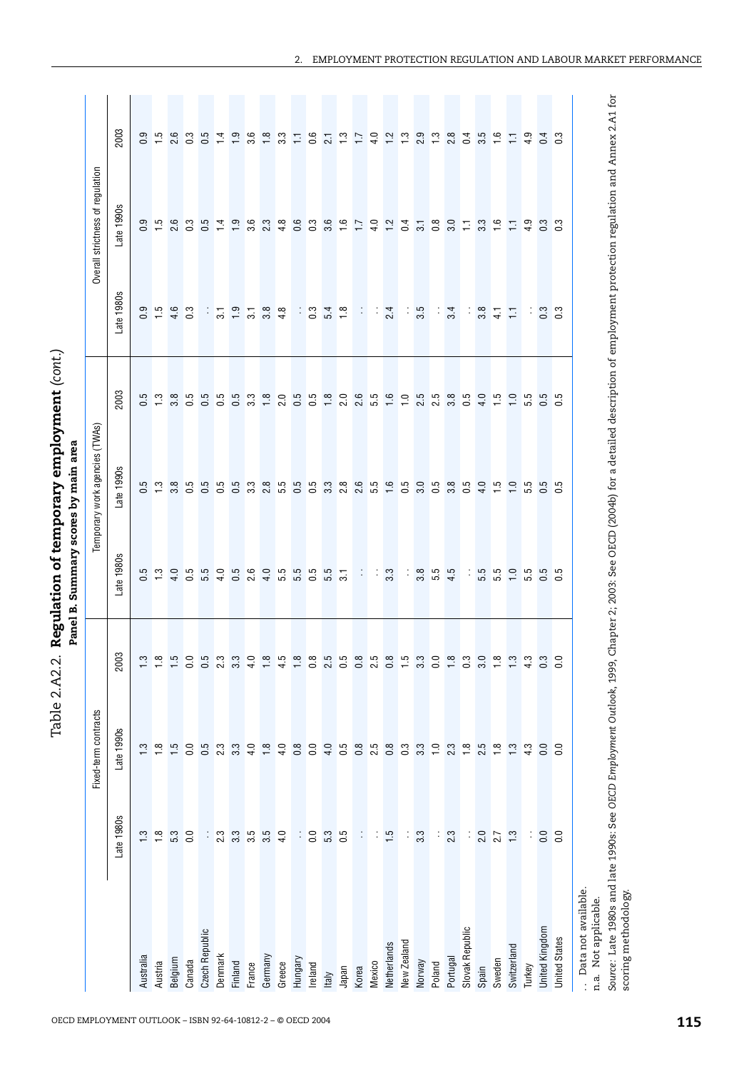|                                                                                                                                                                                           |                  | Fixed-term contracts |                                                                                                                                                                                                                               |                                | Temporary work agencies (TWAs) |                         |                                                                                     | Overall strictness of regulation |                                                                                                                |
|-------------------------------------------------------------------------------------------------------------------------------------------------------------------------------------------|------------------|----------------------|-------------------------------------------------------------------------------------------------------------------------------------------------------------------------------------------------------------------------------|--------------------------------|--------------------------------|-------------------------|-------------------------------------------------------------------------------------|----------------------------------|----------------------------------------------------------------------------------------------------------------|
|                                                                                                                                                                                           | Late 1980s       | Late 1990s           | 2003                                                                                                                                                                                                                          | Late 1980s                     | <b>1990s</b><br>Late           | 2003                    | Late 1980s                                                                          | Late 1990s                       | 2003                                                                                                           |
| Australia                                                                                                                                                                                 | 1.3              | $\frac{3}{2}$        |                                                                                                                                                                                                                               |                                |                                |                         |                                                                                     |                                  |                                                                                                                |
| Austria                                                                                                                                                                                   | $\frac{8}{10}$   | $\frac{8}{10}$       | $1.8$ $1.8$ $1.9$ $1.9$ $1.9$ $1.9$ $1.9$ $1.9$ $1.9$ $1.9$ $1.9$ $1.9$ $1.9$ $1.9$ $1.9$ $1.9$ $1.9$ $1.9$ $1.9$ $1.9$ $1.9$ $1.9$ $1.9$ $1.9$ $1.9$ $1.9$ $1.9$ $1.9$ $1.9$ $1.9$ $1.9$ $1.9$ $1.9$ $1.9$ $1.9$ $1.9$ $1.9$ |                                |                                | 0.7800                  | $0.56$ $0.36$                                                                       |                                  | 0 5 5 6 6 7 6 7 6 7 8 7 8                                                                                      |
| Belgium                                                                                                                                                                                   | 5.3              | $\frac{5}{1}$        |                                                                                                                                                                                                                               |                                |                                |                         |                                                                                     |                                  |                                                                                                                |
| Canada                                                                                                                                                                                    | $\overline{0.0}$ | $\overline{0}$ .     |                                                                                                                                                                                                                               |                                |                                |                         |                                                                                     |                                  |                                                                                                                |
| Czech Republic                                                                                                                                                                            | :                | 0.5                  |                                                                                                                                                                                                                               |                                |                                |                         |                                                                                     |                                  |                                                                                                                |
| Denmark                                                                                                                                                                                   | 2.3              | 2.3                  |                                                                                                                                                                                                                               |                                |                                |                         | $\frac{1}{2}$ $\frac{1}{2}$ $\frac{1}{2}$ $\frac{1}{2}$ $\frac{1}{2}$ $\frac{1}{2}$ |                                  |                                                                                                                |
| Finland                                                                                                                                                                                   | 3.3              | 3.3                  |                                                                                                                                                                                                                               |                                |                                |                         |                                                                                     |                                  |                                                                                                                |
| France                                                                                                                                                                                    | 3.5              | 4.0                  |                                                                                                                                                                                                                               |                                |                                |                         |                                                                                     |                                  |                                                                                                                |
| Germany                                                                                                                                                                                   | 3.5              | $\frac{8}{10}$       |                                                                                                                                                                                                                               |                                |                                |                         | $3.\overline{8}$                                                                    |                                  |                                                                                                                |
| Greece                                                                                                                                                                                    | 4.0              | 4.0                  |                                                                                                                                                                                                                               |                                |                                |                         |                                                                                     |                                  |                                                                                                                |
| Hungary                                                                                                                                                                                   |                  | 0.8                  | 1 4 1 0 2 3 4 5 6 7 6 7 7 8 9 7                                                                                                                                                                                               | 5 1 4 5 16 4 5 6 4 5 6 7 6 7 6 |                                | 8 5 5 5 5 6 7 8 9 9 9 9 |                                                                                     |                                  | $\frac{1}{10}$ .6                                                                                              |
| Ireland                                                                                                                                                                                   | 0.0              | 0.0                  |                                                                                                                                                                                                                               |                                |                                |                         | $\frac{1}{2}$                                                                       |                                  |                                                                                                                |
| Italy                                                                                                                                                                                     | 5.3              | 4.0                  |                                                                                                                                                                                                                               | 5.7                            |                                |                         | $5.\overline{4}$<br>1.8                                                             | 8 9 9 7 9 2 3 5 6 8 9            |                                                                                                                |
| Japan                                                                                                                                                                                     | 0.5              | 0.5                  |                                                                                                                                                                                                                               |                                |                                |                         |                                                                                     |                                  |                                                                                                                |
| Korea                                                                                                                                                                                     | ÷                | 0.8                  |                                                                                                                                                                                                                               |                                |                                |                         | $\sim$                                                                              |                                  |                                                                                                                |
| Mexico                                                                                                                                                                                    | $\cdot$          | 2.5                  |                                                                                                                                                                                                                               | း း ဗ္ဗ                        |                                |                         | - 1                                                                                 |                                  |                                                                                                                |
| Netherlands                                                                                                                                                                               | $\ddot{5}$       | 0.8                  |                                                                                                                                                                                                                               |                                |                                |                         | 2.4                                                                                 |                                  |                                                                                                                |
| New Zealand                                                                                                                                                                               | ÷                | 0.3                  |                                                                                                                                                                                                                               |                                |                                |                         |                                                                                     |                                  |                                                                                                                |
| Norway                                                                                                                                                                                    | 3.3              | 3.3                  |                                                                                                                                                                                                                               | $3.5$<br>$5.5$<br>$4.5$        |                                |                         | $\frac{1}{3}$                                                                       |                                  |                                                                                                                |
| Poland                                                                                                                                                                                    | ÷                | $\frac{10}{10}$      |                                                                                                                                                                                                                               |                                |                                |                         | ÷,                                                                                  |                                  |                                                                                                                |
| Portugal                                                                                                                                                                                  | 2.3              | 2.3                  |                                                                                                                                                                                                                               |                                | 3.8                            |                         | 3.4                                                                                 |                                  |                                                                                                                |
| Slovak Republic                                                                                                                                                                           | ÷                | $\frac{8}{10}$       |                                                                                                                                                                                                                               |                                | $\frac{50}{5}$                 | $\circ$                 |                                                                                     |                                  |                                                                                                                |
| Spain                                                                                                                                                                                     | 2.0              | 2.5                  | $3.9$ $\frac{8}{1}$ $\frac{13}{1}$                                                                                                                                                                                            | 5.5<br>5.5                     | $4.\overline{5}$               | 5.9912                  | $\frac{1}{3}$                                                                       | $7.39$ $7.7$                     | 21 22 22 23 23 24 25 26 26 27 28 29 29 20 20 21 22 23 24 25 26 27 28 29 29 20 20 20 20 20 20 20 20 20 20 20 20 |
| Sweden                                                                                                                                                                                    | 2.7              | 18                   |                                                                                                                                                                                                                               |                                |                                |                         | $\frac{1}{4}$ $\frac{1}{4}$                                                         |                                  |                                                                                                                |
| Switzerland                                                                                                                                                                               | 1.3              | $\frac{13}{2}$       |                                                                                                                                                                                                                               | $\frac{1}{2}$                  | $\frac{1}{2}$                  |                         |                                                                                     |                                  |                                                                                                                |
| Turkey                                                                                                                                                                                    | ÷                | 4.3                  | 4.3                                                                                                                                                                                                                           | 5.5<br>5.5<br>5.0              | rö.<br>ျက်                     | 5.5                     |                                                                                     | $4.9$<br>0.3<br>0.3              | $4.9$<br>0.4<br>0.3                                                                                            |
| United Kingdom                                                                                                                                                                            | 0.0              | 0.0                  | $0.\overline{3}$                                                                                                                                                                                                              |                                | ro ro<br>$\circ$ $\circ$       | 5 S<br>$\circ$ $\circ$  | း ဒီ ဒီ                                                                             |                                  |                                                                                                                |
| <b>United States</b>                                                                                                                                                                      | $\overline{0.0}$ | <b>CO</b>            |                                                                                                                                                                                                                               |                                |                                |                         |                                                                                     |                                  |                                                                                                                |
| . Data not available.<br>n.a. Not applicable.                                                                                                                                             |                  |                      |                                                                                                                                                                                                                               |                                |                                |                         |                                                                                     |                                  |                                                                                                                |
| Source: Late 1980s and late 1990s: See OECD Employment Outlook, 1999, Chapter 2; 2003: See OECD (2004b) for a detailed description of employment protection regulation and Annex 2.A1 for |                  |                      |                                                                                                                                                                                                                               |                                |                                |                         |                                                                                     |                                  |                                                                                                                |
| scoring methodology.                                                                                                                                                                      |                  |                      |                                                                                                                                                                                                                               |                                |                                |                         |                                                                                     |                                  |                                                                                                                |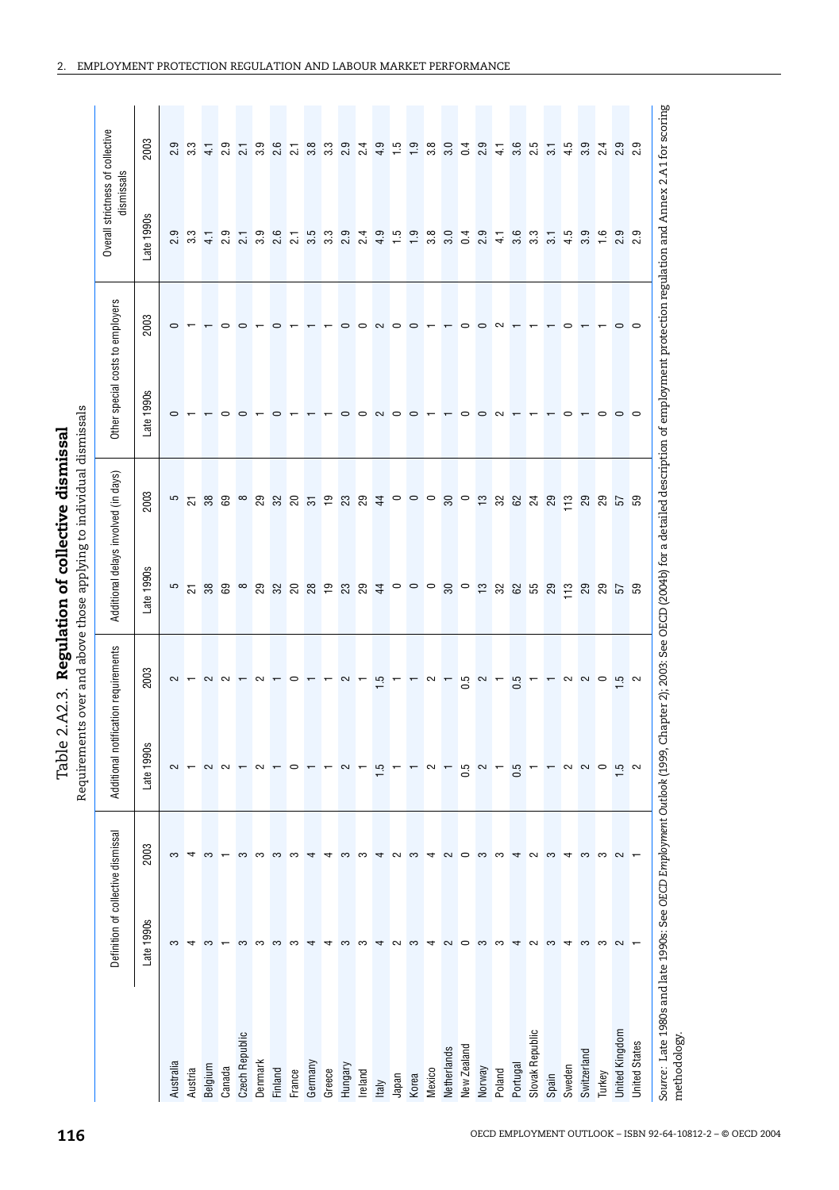|                           | Definition of collective dismissal | Additional notification requirements |                         | Additional delays involved (in days) |                                                   | Other special costs to employers |                | Overall strictness of collective<br>dismissals |                                           |
|---------------------------|------------------------------------|--------------------------------------|-------------------------|--------------------------------------|---------------------------------------------------|----------------------------------|----------------|------------------------------------------------|-------------------------------------------|
| Late 1990s                | 2003                               | Late 1990s                           | 2003                    | Late 1990s                           | 2003                                              | Late 1990s                       | 2003           | Late 1990s                                     | 2003                                      |
| က<br>Australia            | S                                  | $\sim$ $-$                           | $\sim$ $-$              |                                      |                                                   |                                  | $\circ$        |                                                | 2. 3<br>3. 3                              |
| 4<br>Austria              | 4                                  |                                      |                         |                                      |                                                   |                                  |                | 2.9<br>3.3                                     |                                           |
| S<br>Belgium              | S                                  | $\sim$ $\sim$                        |                         | 5 8 8 8 8 8 8 8 8 9                  | <b>" 2 % &amp;</b>                                |                                  |                |                                                | 4.1                                       |
| Canada                    |                                    |                                      | $\sim$ $\sim$           |                                      |                                                   | $\circ$                          | $\circ$        | $\frac{1}{4}$ - 8                              | 2.9                                       |
| S<br>Czech Republic       | S                                  |                                      |                         |                                      |                                                   | $\circ$                          | $\circ$ $-$    | $\overline{2.1}$                               | 2.1                                       |
| S<br>Denmark              | က                                  | $\sim$                               | $\sim$                  |                                      |                                                   |                                  |                | 3.9                                            | 3.9                                       |
| S<br>Finland              | $\infty$                           |                                      |                         |                                      |                                                   |                                  | $\circ$        | $2.5$ $2.5$                                    | 2.5                                       |
| S<br>France               | က                                  | 0                                    | $\circ$                 |                                      |                                                   |                                  |                |                                                |                                           |
| 4<br>Germany              | $\overline{ }$                     |                                      |                         |                                      | $^{\circ}$ 2 3 $\%$ 2 $\frac{1}{2}$ $\frac{1}{2}$ |                                  |                |                                                | $\infty$<br>က                             |
| 4<br>Greece               | 4                                  |                                      |                         |                                      |                                                   |                                  |                | 3.3                                            | 3.3                                       |
| S<br>Hungary              | က                                  | 2                                    | $\sim$                  | 221000800388821                      | R R T O O O O O O T N & A R T R R R G B           |                                  | $\circ$        | $2.9$<br>$2.4$                                 | ၜႄ<br>$\overline{\mathbf{c}}$             |
| S<br>Ireland              | S                                  |                                      |                         |                                      |                                                   | $\circ$                          | $\circ$        |                                                | 2.4                                       |
| 4<br>Italy                | $\overline{\phantom{a}}$           | $\ddot{5}$                           | r.                      |                                      |                                                   | $\sim$                           | $\sim$         | 4.9                                            |                                           |
| $\sim$<br>Japan           | $\sim$ $\sim$                      |                                      |                         |                                      |                                                   | $\circ$                          | $\circ$        |                                                |                                           |
| ွ<br>Korea                |                                    |                                      |                         |                                      |                                                   | $\circ$                          |                | $1.9$ $8$ $8$ $9$                              | $4.5$ $9.8$<br>$7.9$<br>$8.8$             |
| 4<br>Mexico               | $\overline{4}$                     | $\sim$                               | $\sim$                  |                                      |                                                   | $ -$                             |                |                                                |                                           |
| $\sim$<br>Netherlands     | $\sim$                             |                                      |                         |                                      |                                                   |                                  | $O - - + O$    |                                                | 3.0                                       |
| $\circ$<br>New Zealand    | $\circ$                            | $\frac{5}{0}$                        | 0.5                     |                                      |                                                   | $\circ$                          |                | 0.4                                            | 0.4                                       |
| S<br>Norway               | က                                  | $\sim$                               | $\overline{\mathbf{c}}$ |                                      |                                                   | 0                                | $\circ$        | 2.9                                            | 2.9                                       |
| က<br>Poland               | က                                  |                                      |                         |                                      |                                                   | $\sim$                           | $\sim$         | $\frac{1}{4}$                                  | $\frac{1}{4}$                             |
| 4<br>Portugal             | 4                                  | 0.5                                  | 0.5                     |                                      |                                                   |                                  |                | 3.6                                            | G.<br>က                                   |
| $\sim$<br>Slovak Republic | $\sim$                             |                                      |                         |                                      |                                                   |                                  |                | 3.3                                            | rö.<br>$\overline{\mathbf{a}}$            |
| S<br>Spain                | င                                  |                                      |                         |                                      |                                                   |                                  | $\overline{ }$ | 3.1                                            | 3.1                                       |
| $\overline{ }$<br>Sweden  | $\overline{4}$                     |                                      |                         |                                      |                                                   | $\circ$                          | $\circ$        | 4.5                                            | 4.5                                       |
| S<br>Switzerland          | S                                  | NNO                                  | NNO                     |                                      |                                                   |                                  |                | 3.9                                            | ၜႄ<br>က                                   |
| က<br>Turkey               | က                                  |                                      |                         | 8858                                 |                                                   | $\circ$                          | $\overline{ }$ | $\frac{6}{16}$                                 | $\overline{4}$<br>$\overline{\mathbf{a}}$ |
| $\sim$<br>United Kingdom  | $\sim$                             | $\frac{15}{2}$ $\alpha$              | rù u                    |                                      |                                                   | $\circ$                          | $\circ$        | 0<br>2. 9                                      | ၜ<br>$\sim$ $\sim$                        |
| <b>United States</b>      |                                    |                                      |                         |                                      |                                                   | $\circ$                          |                |                                                | ာ                                         |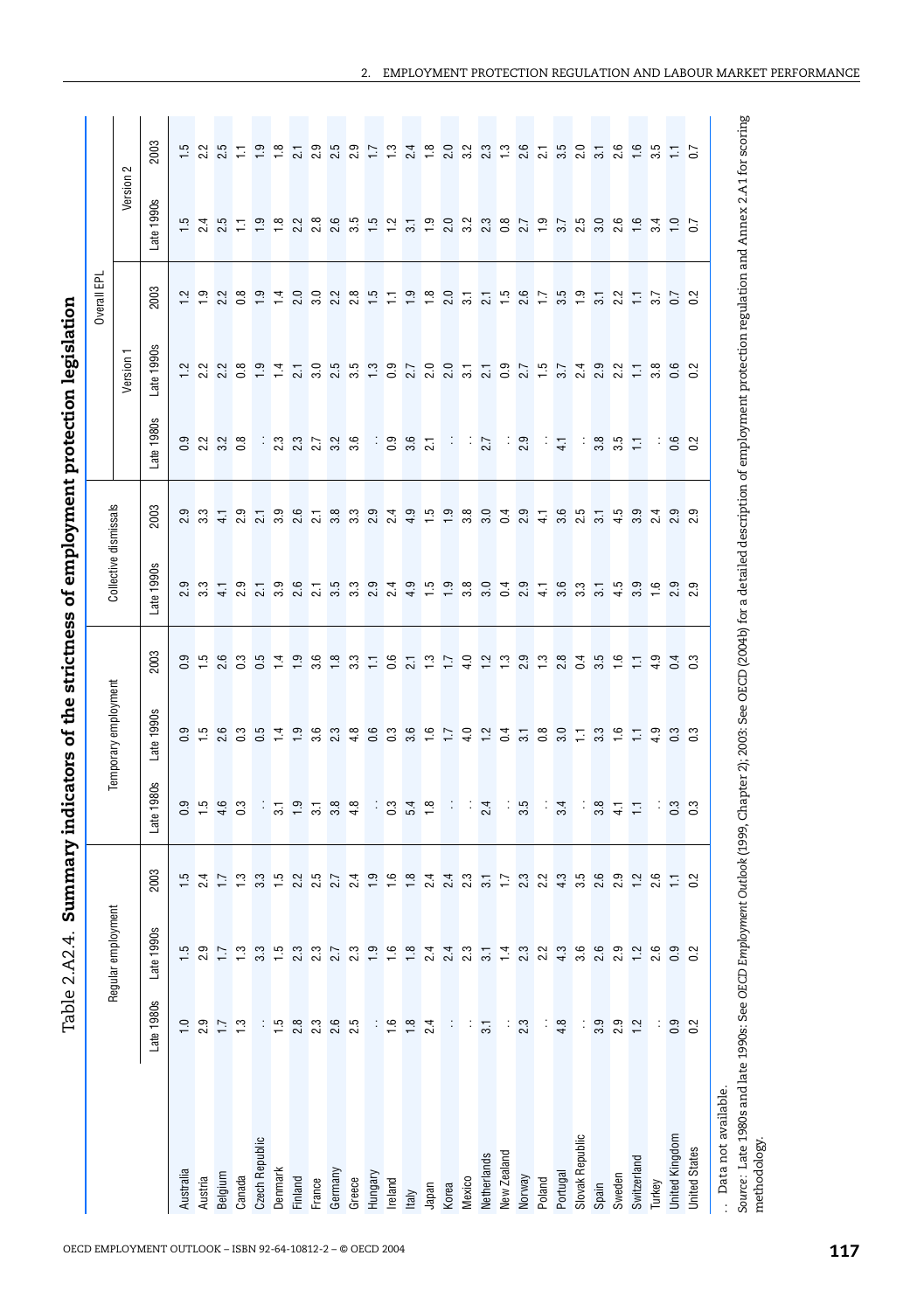| $2,000\n2,000\n3,100$<br>$2.3$ $0.5$ $0.5$ $1.5$<br>$7.2$ $2.2$<br>പ്ത്<br>Late 1980s<br>÷<br>0<br>0<br>0<br>0<br>0<br>0<br>0<br>0<br>2.3<br>$3.6$<br>$3.5$<br>$2.1$<br>2.9<br>$2.7$<br>$3.2$<br>$3.6$<br>2.7<br>÷<br>$\overline{4}$<br>÷<br>÷<br>Collective dismissals<br>2003<br>2.9<br>တ္<br>2.6<br>$\infty$<br>္မ်ား<br>တ္<br>2.4<br>4.9<br>$\frac{15}{1.9}$<br>3.8<br>3.0<br>0.4<br>2.9<br>3.6<br>ro.<br>2.3<br>2.3<br>$\frac{1}{4}$<br>4.1<br>$\overline{21}$<br>$\overline{21}$<br>ကြ<br>က<br>$\mathbf{a}$<br>$\overline{\mathbf{a}}$<br>Late 1990s<br>2.3<br>$3.3 + 5.9$<br>$3.4 + 3.5$<br>$\overline{4}$<br>2003<br>$0.\overline{5}$<br>2.6<br>1.9<br>$2.\overline{3}$<br>2.8<br>က္<br>0.5<br>$\frac{8}{1}$<br>$7.7$<br>$4.0$<br>$\frac{2}{1}$ $\frac{3}{1}$<br>$\overline{4}$<br>$\frac{4}{1}$<br>3.6<br>္လွ်<br>F<br>0.6<br>2.1<br>$\circ$<br>$\circ$<br>Temporary employment<br>Late 1990s<br><u>ဖေ</u> က ဟ<br>$\overline{1}$<br>0.8<br>3.0<br>ၜႄ<br>$\frac{15}{15}$<br>E<br>3.1<br>$\sim$<br>ö<br>$\circ$<br>ö<br>Late 1980s<br>$0.56$<br>$0.56$<br>$0.36$<br>3.8<br>$\frac{1}{3}$ 3 $\frac{4}{3}$ 8<br>$\mathbb{C}^{\times}$<br>$\frac{1}{2}$<br>$\frac{8}{4}$<br>÷<br>3.5<br>3.4<br>$\overline{31}$<br>2.4<br>$\overline{31}$<br><b>SO</b><br>ちみてるほうこうことももの はんさいけい こうちゅうとうけい<br>20<br>Regular employment<br>Late 1990s<br>2.3<br>$\frac{1}{2}$<br>$2.\overline{3}$<br>$2.\overline{2}$<br>$4.\overline{3}$ 6<br>1.5<br>2.9<br>1.7<br>$\frac{3}{12}$<br>$\begin{array}{c} 3 \\ 1 \end{array}$<br>2.3<br>2.7<br>23<br>$1.8$ $1.8$ $2.4$<br>2.4<br>2.3<br>$\frac{1}{4}$<br>3.1<br>Late 1980s<br>2.8<br>2.3<br>2.6<br>2.5<br>$\frac{6}{16}$<br>÷<br>2.9<br>$\frac{3}{1}$<br>÷<br>$\frac{15}{1}$<br>÷<br>1.8<br>24<br>÷<br>÷<br>2.3<br>4.8<br>÷<br>$\frac{10}{10}$<br>$\overline{11}$<br>$\overline{3}$ .<br>÷<br>Slovak Republic<br>Czech Republic<br>New Zealand<br><b>Netherlands</b><br>Denmark<br>Australia<br>Germany<br>Belgium<br>Hungary<br>Portugal<br>Canada<br>Norway<br>Austria<br>Finland<br>Greece<br>Mexico<br>Poland<br>Ireland<br>France<br>Japan<br>Korea<br>Italy |       |     |            |     |                      |     |     |                | Version 1                        |                                  |                                           | Version 2                                          |
|-------------------------------------------------------------------------------------------------------------------------------------------------------------------------------------------------------------------------------------------------------------------------------------------------------------------------------------------------------------------------------------------------------------------------------------------------------------------------------------------------------------------------------------------------------------------------------------------------------------------------------------------------------------------------------------------------------------------------------------------------------------------------------------------------------------------------------------------------------------------------------------------------------------------------------------------------------------------------------------------------------------------------------------------------------------------------------------------------------------------------------------------------------------------------------------------------------------------------------------------------------------------------------------------------------------------------------------------------------------------------------------------------------------------------------------------------------------------------------------------------------------------------------------------------------------------------------------------------------------------------------------------------------------------------------------------------------------------------------------------------------------------------------------------------------------------------------------------------------------------------------------------------------------------------------------------------------------------------------------------------------------------------------------------------------------------------------------------------|-------|-----|------------|-----|----------------------|-----|-----|----------------|----------------------------------|----------------------------------|-------------------------------------------|----------------------------------------------------|
|                                                                                                                                                                                                                                                                                                                                                                                                                                                                                                                                                                                                                                                                                                                                                                                                                                                                                                                                                                                                                                                                                                                                                                                                                                                                                                                                                                                                                                                                                                                                                                                                                                                                                                                                                                                                                                                                                                                                                                                                                                                                                                 |       |     |            |     |                      |     |     |                |                                  |                                  |                                           |                                                    |
|                                                                                                                                                                                                                                                                                                                                                                                                                                                                                                                                                                                                                                                                                                                                                                                                                                                                                                                                                                                                                                                                                                                                                                                                                                                                                                                                                                                                                                                                                                                                                                                                                                                                                                                                                                                                                                                                                                                                                                                                                                                                                                 |       |     |            |     |                      |     |     |                | Late 1990s                       | 2003                             | <b>1990s</b><br>Late 1                    | 2003                                               |
|                                                                                                                                                                                                                                                                                                                                                                                                                                                                                                                                                                                                                                                                                                                                                                                                                                                                                                                                                                                                                                                                                                                                                                                                                                                                                                                                                                                                                                                                                                                                                                                                                                                                                                                                                                                                                                                                                                                                                                                                                                                                                                 |       |     |            |     |                      |     |     |                |                                  |                                  |                                           |                                                    |
|                                                                                                                                                                                                                                                                                                                                                                                                                                                                                                                                                                                                                                                                                                                                                                                                                                                                                                                                                                                                                                                                                                                                                                                                                                                                                                                                                                                                                                                                                                                                                                                                                                                                                                                                                                                                                                                                                                                                                                                                                                                                                                 |       |     |            |     |                      |     |     |                |                                  |                                  |                                           |                                                    |
|                                                                                                                                                                                                                                                                                                                                                                                                                                                                                                                                                                                                                                                                                                                                                                                                                                                                                                                                                                                                                                                                                                                                                                                                                                                                                                                                                                                                                                                                                                                                                                                                                                                                                                                                                                                                                                                                                                                                                                                                                                                                                                 |       |     |            |     |                      |     |     |                |                                  | $7.9$ $2.2$                      | $1.5$<br>$2.4$<br>$2.5$<br>$1.1$          | $1.5$ $2.5$ $2.5$ $1.7$                            |
|                                                                                                                                                                                                                                                                                                                                                                                                                                                                                                                                                                                                                                                                                                                                                                                                                                                                                                                                                                                                                                                                                                                                                                                                                                                                                                                                                                                                                                                                                                                                                                                                                                                                                                                                                                                                                                                                                                                                                                                                                                                                                                 |       |     |            |     |                      |     |     |                | $\infty$<br>$\overline{\bullet}$ | $\infty$<br>$\circ$              |                                           |                                                    |
|                                                                                                                                                                                                                                                                                                                                                                                                                                                                                                                                                                                                                                                                                                                                                                                                                                                                                                                                                                                                                                                                                                                                                                                                                                                                                                                                                                                                                                                                                                                                                                                                                                                                                                                                                                                                                                                                                                                                                                                                                                                                                                 |       |     |            |     |                      |     |     |                | ၜ                                | $\frac{1}{2}$                    |                                           |                                                    |
|                                                                                                                                                                                                                                                                                                                                                                                                                                                                                                                                                                                                                                                                                                                                                                                                                                                                                                                                                                                                                                                                                                                                                                                                                                                                                                                                                                                                                                                                                                                                                                                                                                                                                                                                                                                                                                                                                                                                                                                                                                                                                                 |       |     |            |     |                      |     |     |                | $\frac{1}{4}$                    | $\frac{1}{4}$                    |                                           | $\frac{9}{1}$ $\frac{8}{1}$                        |
|                                                                                                                                                                                                                                                                                                                                                                                                                                                                                                                                                                                                                                                                                                                                                                                                                                                                                                                                                                                                                                                                                                                                                                                                                                                                                                                                                                                                                                                                                                                                                                                                                                                                                                                                                                                                                                                                                                                                                                                                                                                                                                 |       |     |            |     |                      |     |     |                | 2.1                              | $\cup$<br>$\sim$                 |                                           | $\overline{21}$                                    |
|                                                                                                                                                                                                                                                                                                                                                                                                                                                                                                                                                                                                                                                                                                                                                                                                                                                                                                                                                                                                                                                                                                                                                                                                                                                                                                                                                                                                                                                                                                                                                                                                                                                                                                                                                                                                                                                                                                                                                                                                                                                                                                 |       |     |            |     |                      |     |     |                | 3.0                              | $Q$ $Q$<br>ကြ                    |                                           |                                                    |
|                                                                                                                                                                                                                                                                                                                                                                                                                                                                                                                                                                                                                                                                                                                                                                                                                                                                                                                                                                                                                                                                                                                                                                                                                                                                                                                                                                                                                                                                                                                                                                                                                                                                                                                                                                                                                                                                                                                                                                                                                                                                                                 |       |     |            |     |                      |     |     |                | S                                | $\sim$                           | $1.7$ $2.8$ $3.8$ $3.8$ $4.9$ $5.7$ $5.7$ |                                                    |
|                                                                                                                                                                                                                                                                                                                                                                                                                                                                                                                                                                                                                                                                                                                                                                                                                                                                                                                                                                                                                                                                                                                                                                                                                                                                                                                                                                                                                                                                                                                                                                                                                                                                                                                                                                                                                                                                                                                                                                                                                                                                                                 |       |     |            |     |                      |     |     |                | P.                               | $\infty$<br>$\sim$               |                                           |                                                    |
|                                                                                                                                                                                                                                                                                                                                                                                                                                                                                                                                                                                                                                                                                                                                                                                                                                                                                                                                                                                                                                                                                                                                                                                                                                                                                                                                                                                                                                                                                                                                                                                                                                                                                                                                                                                                                                                                                                                                                                                                                                                                                                 |       |     |            |     |                      |     |     |                | $\frac{3}{1}$                    | $\frac{15}{11}$                  |                                           | $2.5$<br>$2.5$<br>$2.5$<br>$2.5$<br>$2.5$<br>$2.5$ |
|                                                                                                                                                                                                                                                                                                                                                                                                                                                                                                                                                                                                                                                                                                                                                                                                                                                                                                                                                                                                                                                                                                                                                                                                                                                                                                                                                                                                                                                                                                                                                                                                                                                                                                                                                                                                                                                                                                                                                                                                                                                                                                 |       |     |            |     |                      |     |     |                | 0.9                              |                                  |                                           |                                                    |
|                                                                                                                                                                                                                                                                                                                                                                                                                                                                                                                                                                                                                                                                                                                                                                                                                                                                                                                                                                                                                                                                                                                                                                                                                                                                                                                                                                                                                                                                                                                                                                                                                                                                                                                                                                                                                                                                                                                                                                                                                                                                                                 |       |     |            |     |                      |     |     |                |                                  |                                  |                                           |                                                    |
|                                                                                                                                                                                                                                                                                                                                                                                                                                                                                                                                                                                                                                                                                                                                                                                                                                                                                                                                                                                                                                                                                                                                                                                                                                                                                                                                                                                                                                                                                                                                                                                                                                                                                                                                                                                                                                                                                                                                                                                                                                                                                                 |       |     |            |     |                      |     |     |                |                                  | $7.\overline{8}$<br>7.8          | $\frac{1}{2}$                             |                                                    |
|                                                                                                                                                                                                                                                                                                                                                                                                                                                                                                                                                                                                                                                                                                                                                                                                                                                                                                                                                                                                                                                                                                                                                                                                                                                                                                                                                                                                                                                                                                                                                                                                                                                                                                                                                                                                                                                                                                                                                                                                                                                                                                 |       |     |            |     |                      |     |     |                |                                  |                                  | 2.2                                       |                                                    |
|                                                                                                                                                                                                                                                                                                                                                                                                                                                                                                                                                                                                                                                                                                                                                                                                                                                                                                                                                                                                                                                                                                                                                                                                                                                                                                                                                                                                                                                                                                                                                                                                                                                                                                                                                                                                                                                                                                                                                                                                                                                                                                 |       |     |            |     |                      |     |     |                |                                  | $\overline{31}$                  |                                           |                                                    |
|                                                                                                                                                                                                                                                                                                                                                                                                                                                                                                                                                                                                                                                                                                                                                                                                                                                                                                                                                                                                                                                                                                                                                                                                                                                                                                                                                                                                                                                                                                                                                                                                                                                                                                                                                                                                                                                                                                                                                                                                                                                                                                 |       |     |            |     |                      |     |     |                |                                  |                                  |                                           |                                                    |
|                                                                                                                                                                                                                                                                                                                                                                                                                                                                                                                                                                                                                                                                                                                                                                                                                                                                                                                                                                                                                                                                                                                                                                                                                                                                                                                                                                                                                                                                                                                                                                                                                                                                                                                                                                                                                                                                                                                                                                                                                                                                                                 |       |     |            |     |                      |     |     |                |                                  |                                  |                                           |                                                    |
|                                                                                                                                                                                                                                                                                                                                                                                                                                                                                                                                                                                                                                                                                                                                                                                                                                                                                                                                                                                                                                                                                                                                                                                                                                                                                                                                                                                                                                                                                                                                                                                                                                                                                                                                                                                                                                                                                                                                                                                                                                                                                                 |       |     |            |     |                      |     |     |                |                                  | $2.1$<br>$1.5$<br>$2.6$<br>$1.7$ | $2.3$<br>$0.8$<br>$7.9$                   |                                                    |
|                                                                                                                                                                                                                                                                                                                                                                                                                                                                                                                                                                                                                                                                                                                                                                                                                                                                                                                                                                                                                                                                                                                                                                                                                                                                                                                                                                                                                                                                                                                                                                                                                                                                                                                                                                                                                                                                                                                                                                                                                                                                                                 |       |     |            |     |                      |     |     |                |                                  |                                  |                                           |                                                    |
|                                                                                                                                                                                                                                                                                                                                                                                                                                                                                                                                                                                                                                                                                                                                                                                                                                                                                                                                                                                                                                                                                                                                                                                                                                                                                                                                                                                                                                                                                                                                                                                                                                                                                                                                                                                                                                                                                                                                                                                                                                                                                                 |       |     |            |     |                      |     |     |                | 3.7                              | 3.5                              |                                           |                                                    |
|                                                                                                                                                                                                                                                                                                                                                                                                                                                                                                                                                                                                                                                                                                                                                                                                                                                                                                                                                                                                                                                                                                                                                                                                                                                                                                                                                                                                                                                                                                                                                                                                                                                                                                                                                                                                                                                                                                                                                                                                                                                                                                 |       |     |            |     |                      |     |     |                | $2.322$<br>$2.327$               |                                  |                                           |                                                    |
|                                                                                                                                                                                                                                                                                                                                                                                                                                                                                                                                                                                                                                                                                                                                                                                                                                                                                                                                                                                                                                                                                                                                                                                                                                                                                                                                                                                                                                                                                                                                                                                                                                                                                                                                                                                                                                                                                                                                                                                                                                                                                                 | Spain | 3.9 | 0 0<br>2 0 | 3.8 | $3.\overline{3}$ 1.6 | 3.5 | 3.1 | 3. 9.<br>3. 9. |                                  | 3.1                              |                                           |                                                    |
| rö.<br>$\vec{v}$<br>$\overline{4}$<br>2.9<br>Sweden                                                                                                                                                                                                                                                                                                                                                                                                                                                                                                                                                                                                                                                                                                                                                                                                                                                                                                                                                                                                                                                                                                                                                                                                                                                                                                                                                                                                                                                                                                                                                                                                                                                                                                                                                                                                                                                                                                                                                                                                                                             |       |     |            |     |                      |     |     |                |                                  | 2 <sup>2</sup>                   |                                           |                                                    |
| 툳<br>ၜႄ<br>က<br>Ξ<br>F<br>들<br>1.2<br>Switzerland                                                                                                                                                                                                                                                                                                                                                                                                                                                                                                                                                                                                                                                                                                                                                                                                                                                                                                                                                                                                                                                                                                                                                                                                                                                                                                                                                                                                                                                                                                                                                                                                                                                                                                                                                                                                                                                                                                                                                                                                                                               |       |     |            |     |                      |     |     |                |                                  | $\frac{17}{5}$                   |                                           |                                                    |
| 4<br>് പ<br>$\frac{6}{4}$<br>ြော<br>₹<br>$7.89$<br>$0.902$<br>2.<br>Turkey                                                                                                                                                                                                                                                                                                                                                                                                                                                                                                                                                                                                                                                                                                                                                                                                                                                                                                                                                                                                                                                                                                                                                                                                                                                                                                                                                                                                                                                                                                                                                                                                                                                                                                                                                                                                                                                                                                                                                                                                                      |       |     |            |     |                      |     |     |                | $\infty$<br><u>ന്</u>            |                                  |                                           |                                                    |
| $\circ$ $\circ$<br>بہ ب<br>$\circ$ $\circ$<br><u>ာ တ</u><br>$\sim$ $\sim$<br>0 0<br>$\sim$ $\sim$<br>ن نه<br>$\circ$<br><u>က က</u><br>$\circ$ $\circ$<br>نی نب<br>$\circ$ $\circ$<br>0.2<br>United Kingdom                                                                                                                                                                                                                                                                                                                                                                                                                                                                                                                                                                                                                                                                                                                                                                                                                                                                                                                                                                                                                                                                                                                                                                                                                                                                                                                                                                                                                                                                                                                                                                                                                                                                                                                                                                                                                                                                                      |       |     |            |     |                      |     |     |                | $\circ$ $\sim$                   | $0.7$<br>$0.2$                   |                                           | $1.6$<br>$3.5$<br>$1.7$<br>$0.7$                   |
| $\circ$<br><b>United States</b>                                                                                                                                                                                                                                                                                                                                                                                                                                                                                                                                                                                                                                                                                                                                                                                                                                                                                                                                                                                                                                                                                                                                                                                                                                                                                                                                                                                                                                                                                                                                                                                                                                                                                                                                                                                                                                                                                                                                                                                                                                                                 |       |     |            |     |                      |     |     |                |                                  |                                  |                                           | $\circ$                                            |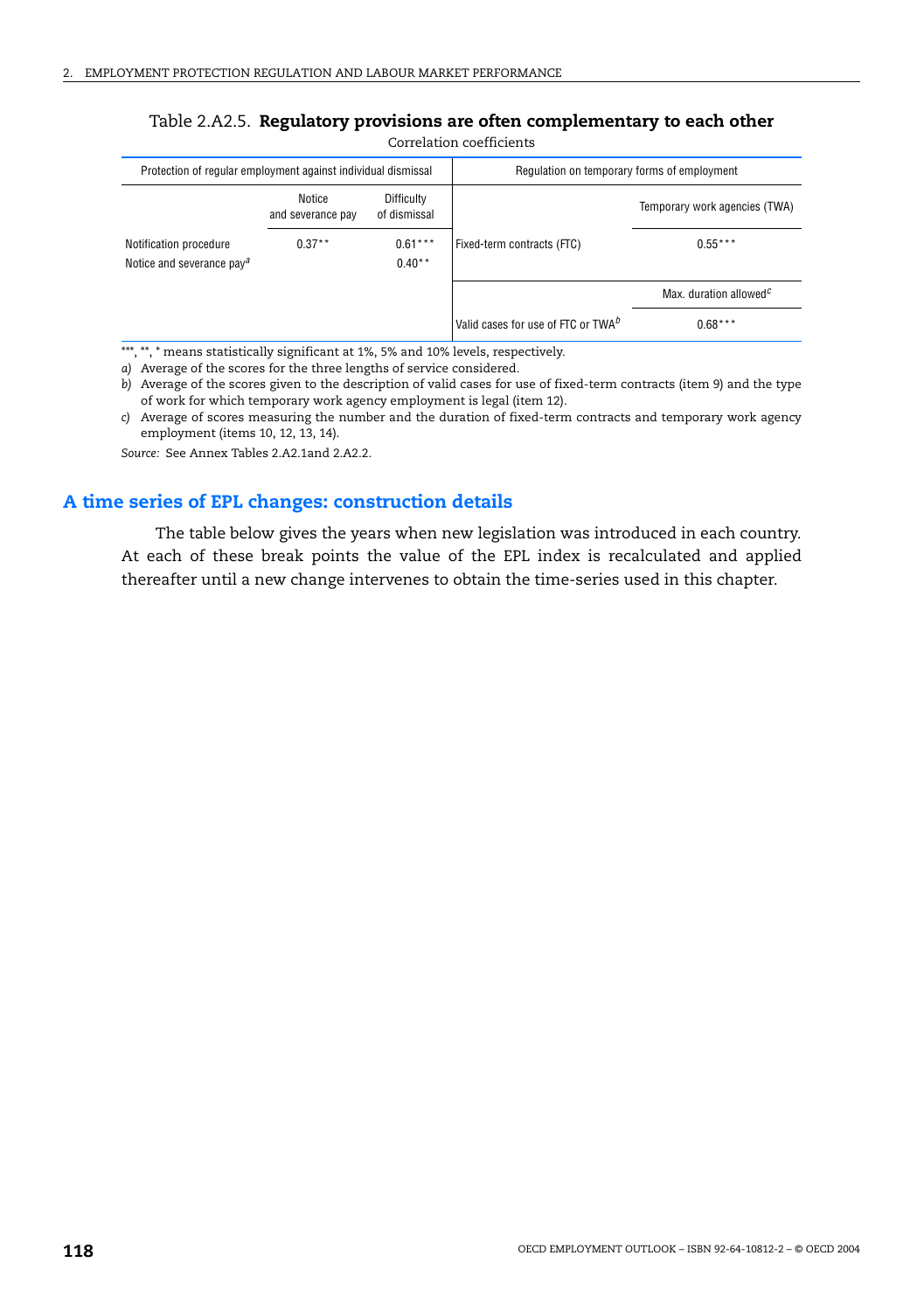| Protection of regular employment against individual dismissal                |                             |                            | Regulation on temporary forms of employment    |                                    |
|------------------------------------------------------------------------------|-----------------------------|----------------------------|------------------------------------------------|------------------------------------|
|                                                                              | Notice<br>and severance pay | Difficulty<br>of dismissal |                                                | Temporary work agencies (TWA)      |
| Notification procedure<br>Notice and severance pay <sup><math>a</math></sup> | $0.37**$                    | $0.61***$<br>$0.40**$      | Fixed-term contracts (FTC)                     | $0.55***$                          |
|                                                                              |                             |                            |                                                | Max. duration allowed <sup>c</sup> |
|                                                                              |                             |                            | Valid cases for use of FTC or TWA <sup>b</sup> | $0.68***$                          |

#### Table 2.A2.5. **Regulatory provisions are often complementary to each other** Correlation coefficients

\*\*\*, \*\*, \* means statistically significant at 1%, 5% and 10% levels, respectively.

*a)* Average of the scores for the three lengths of service considered.

*b)* Average of the scores given to the description of valid cases for use of fixed-term contracts (item 9) and the type of work for which temporary work agency employment is legal (item 12).

*c)* Average of scores measuring the number and the duration of fixed-term contracts and temporary work agency employment (items 10, 12, 13, 14).

*Source:* See Annex Tables 2.A2.1and 2.A2.2.

### **A time series of EPL changes: construction details**

The table below gives the years when new legislation was introduced in each country. At each of these break points the value of the EPL index is recalculated and applied thereafter until a new change intervenes to obtain the time-series used in this chapter.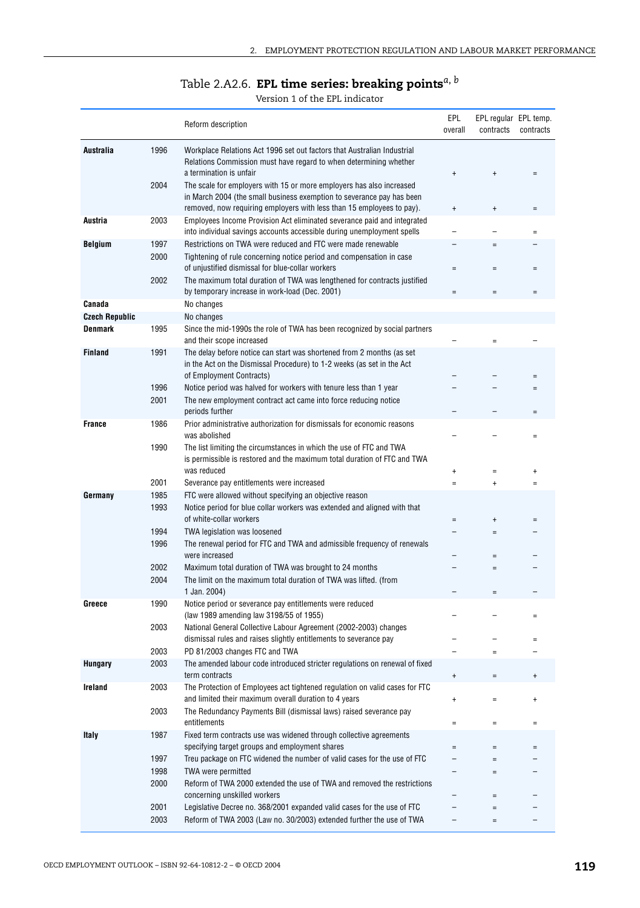## Table 2.A2.6. **EPL time series: breaking points***a*, *<sup>b</sup>*

Version 1 of the EPL indicator

|                                         |              | Reform description                                                                                                                                                                                                         | EPL<br>overall                   | EPL regular EPL temp.<br>contracts | contracts                        |
|-----------------------------------------|--------------|----------------------------------------------------------------------------------------------------------------------------------------------------------------------------------------------------------------------------|----------------------------------|------------------------------------|----------------------------------|
| <b>Australia</b>                        | 1996         | Workplace Relations Act 1996 set out factors that Australian Industrial<br>Relations Commission must have regard to when determining whether<br>a termination is unfair                                                    | $\ddot{}$                        | $\begin{array}{c} + \end{array}$   | $=$                              |
|                                         | 2004         | The scale for employers with 15 or more employers has also increased<br>in March 2004 (the small business exemption to severance pay has been                                                                              |                                  |                                    |                                  |
| Austria                                 | 2003         | removed, now requiring employers with less than 15 employees to pay).<br>Employees Income Provision Act eliminated severance paid and integrated<br>into individual savings accounts accessible during unemployment spells | $\boldsymbol{+}$                 | $\ddot{}$                          | $=$<br>$=$                       |
| Belgium                                 | 1997         | Restrictions on TWA were reduced and FTC were made renewable                                                                                                                                                               |                                  | $=$                                |                                  |
|                                         | 2000         | Tightening of rule concerning notice period and compensation in case<br>of unjustified dismissal for blue-collar workers                                                                                                   | $=$                              | $=$                                | $=$                              |
|                                         | 2002         | The maximum total duration of TWA was lengthened for contracts justified<br>by temporary increase in work-load (Dec. 2001)                                                                                                 | $=$                              | $=$                                | $=$                              |
| Canada                                  |              | No changes                                                                                                                                                                                                                 |                                  |                                    |                                  |
| <b>Czech Republic</b><br><b>Denmark</b> | 1995         | No changes<br>Since the mid-1990s the role of TWA has been recognized by social partners<br>and their scope increased                                                                                                      |                                  | $=$                                |                                  |
| <b>Finland</b>                          | 1991         | The delay before notice can start was shortened from 2 months (as set<br>in the Act on the Dismissal Procedure) to 1-2 weeks (as set in the Act                                                                            |                                  |                                    |                                  |
|                                         | 1996         | of Employment Contracts)<br>Notice period was halved for workers with tenure less than 1 year                                                                                                                              |                                  |                                    | $=$<br>$=$                       |
|                                         | 2001         | The new employment contract act came into force reducing notice<br>periods further                                                                                                                                         |                                  |                                    | $=$                              |
| France                                  | 1986         | Prior administrative authorization for dismissals for economic reasons<br>was abolished                                                                                                                                    |                                  |                                    | $=$                              |
|                                         | 1990         | The list limiting the circumstances in which the use of FTC and TWA<br>is permissible is restored and the maximum total duration of FTC and TWA<br>was reduced                                                             | $\ddot{}$                        | $=$                                | $\ddot{}$                        |
|                                         | 2001         | Severance pay entitlements were increased                                                                                                                                                                                  | $\equiv$                         | $\ddot{}$                          | $=$                              |
| Germany                                 | 1985         | FTC were allowed without specifying an objective reason                                                                                                                                                                    |                                  |                                    |                                  |
|                                         | 1993         | Notice period for blue collar workers was extended and aligned with that<br>of white-collar workers                                                                                                                        | $=$                              | $\ddot{}$                          | $=$                              |
|                                         | 1994         | TWA legislation was loosened                                                                                                                                                                                               |                                  | $=$                                |                                  |
|                                         | 1996         | The renewal period for FTC and TWA and admissible frequency of renewals<br>were increased                                                                                                                                  |                                  | $=$                                |                                  |
|                                         | 2002<br>2004 | Maximum total duration of TWA was brought to 24 months<br>The limit on the maximum total duration of TWA was lifted. (from<br>1 Jan. 2004)                                                                                 |                                  | $=$<br>$=$                         |                                  |
| Greece                                  | 1990         | Notice period or severance pay entitlements were reduced<br>(law 1989 amending law 3198/55 of 1955)                                                                                                                        |                                  |                                    | $=$                              |
|                                         | 2003         | National General Collective Labour Agreement (2002-2003) changes<br>dismissal rules and raises slightly entitlements to severance pay                                                                                      |                                  |                                    | $\quad = \quad$                  |
|                                         | 2003         | PD 81/2003 changes FTC and TWA                                                                                                                                                                                             |                                  | $=$                                |                                  |
| Hungary                                 | 2003         | The amended labour code introduced stricter regulations on renewal of fixed<br>term contracts                                                                                                                              | $^{\mathrm{+}}$                  | $=$                                | $^{\mathrm{+}}$                  |
| Ireland                                 | 2003<br>2003 | The Protection of Employees act tightened regulation on valid cases for FTC<br>and limited their maximum overall duration to 4 years<br>The Redundancy Payments Bill (dismissal laws) raised severance pay                 | $\begin{array}{c} + \end{array}$ | $=$                                | $\begin{array}{c} + \end{array}$ |
| Italy                                   | 1987         | entitlements<br>Fixed term contracts use was widened through collective agreements                                                                                                                                         | $\equiv$                         | $=$                                | $\quad \  \, =$                  |
|                                         |              | specifying target groups and employment shares                                                                                                                                                                             | $\equiv$                         | $=$                                | $\equiv$                         |
|                                         | 1997         | Treu package on FTC widened the number of valid cases for the use of FTC                                                                                                                                                   |                                  | $=$                                |                                  |
|                                         | 1998         | TWA were permitted                                                                                                                                                                                                         |                                  | $=$                                | -                                |
|                                         | 2000         | Reform of TWA 2000 extended the use of TWA and removed the restrictions<br>concerning unskilled workers                                                                                                                    |                                  | $=$                                |                                  |
|                                         | 2001<br>2003 | Legislative Decree no. 368/2001 expanded valid cases for the use of FTC<br>Reform of TWA 2003 (Law no. 30/2003) extended further the use of TWA                                                                            | -                                | $=$<br>$=$                         |                                  |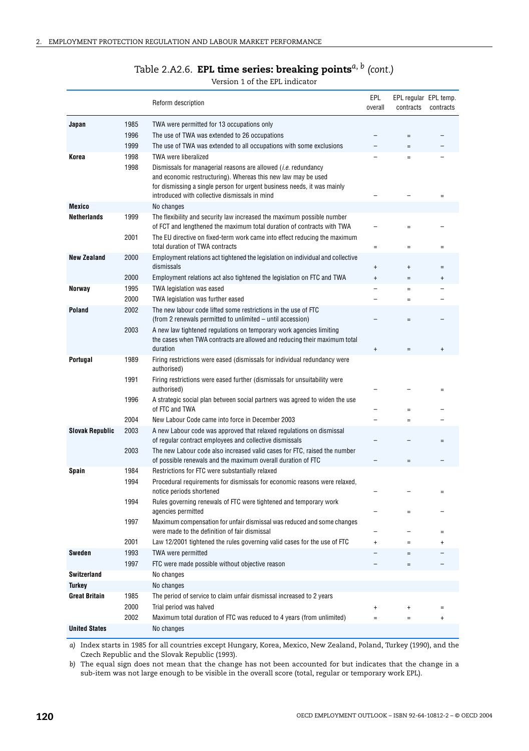| Table 2.A2.6. <b>EPL time series: breaking points</b> <sup><math>a, b</math></sup> (cont.) |  |  |  |  |  |
|--------------------------------------------------------------------------------------------|--|--|--|--|--|
|--------------------------------------------------------------------------------------------|--|--|--|--|--|

Version 1 of the EPL indicator

|                        |              | Reform description                                                                                                                                                                                                                                                 | EPL<br>overall                   | EPL regular EPL temp.<br>contracts | contracts                        |
|------------------------|--------------|--------------------------------------------------------------------------------------------------------------------------------------------------------------------------------------------------------------------------------------------------------------------|----------------------------------|------------------------------------|----------------------------------|
| Japan                  | 1985         | TWA were permitted for 13 occupations only                                                                                                                                                                                                                         |                                  |                                    |                                  |
|                        | 1996         | The use of TWA was extended to 26 occupations                                                                                                                                                                                                                      |                                  | $=$                                |                                  |
|                        | 1999         | The use of TWA was extended to all occupations with some exclusions                                                                                                                                                                                                |                                  | $=$                                |                                  |
| Korea                  | 1998         | <b>TWA</b> were liberalized                                                                                                                                                                                                                                        |                                  | $=$                                | $\equiv$                         |
|                        | 1998         | Dismissals for managerial reasons are allowed <i>(i.e.</i> redundancy<br>and economic restructuring). Whereas this new law may be used<br>for dismissing a single person for urgent business needs, it was mainly<br>introduced with collective dismissals in mind |                                  |                                    | $\equiv$                         |
| Mexico                 |              | No changes                                                                                                                                                                                                                                                         |                                  |                                    |                                  |
| <b>Netherlands</b>     | 1999         | The flexibility and security law increased the maximum possible number<br>of FCT and lengthened the maximum total duration of contracts with TWA                                                                                                                   |                                  |                                    |                                  |
|                        | 2001         | The EU directive on fixed-term work came into effect reducing the maximum<br>total duration of TWA contracts                                                                                                                                                       | $=$                              | $=$                                | $=$                              |
| <b>New Zealand</b>     | 2000         | Employment relations act tightened the legislation on individual and collective<br>dismissals                                                                                                                                                                      | $\ddot{}$                        | $\ddot{}$                          | $\equiv$                         |
|                        | 2000         | Employment relations act also tightened the legislation on FTC and TWA                                                                                                                                                                                             | $\ddot{}$                        | $=$                                | $\ddot{}$                        |
| Norway                 | 1995         | TWA legislation was eased                                                                                                                                                                                                                                          |                                  | $=$                                |                                  |
|                        | 2000         | TWA legislation was further eased                                                                                                                                                                                                                                  |                                  | $=$                                |                                  |
| Poland                 | 2002         | The new labour code lifted some restrictions in the use of FTC<br>(from 2 renewals permitted to unlimited - until accession)                                                                                                                                       |                                  | $=$                                |                                  |
|                        | 2003         | A new law tightened regulations on temporary work agencies limiting<br>the cases when TWA contracts are allowed and reducing their maximum total<br>duration                                                                                                       | $\begin{array}{c} + \end{array}$ |                                    | $\ddot{}$                        |
| Portugal               | 1989         | Firing restrictions were eased (dismissals for individual redundancy were<br>authorised)                                                                                                                                                                           |                                  |                                    |                                  |
|                        | 1991         | Firing restrictions were eased further (dismissals for unsuitability were<br>authorised)                                                                                                                                                                           |                                  |                                    | $\equiv$                         |
|                        | 1996         | A strategic social plan between social partners was agreed to widen the use<br>of FTC and TWA                                                                                                                                                                      |                                  | $=$                                |                                  |
|                        | 2004         | New Labour Code came into force in December 2003                                                                                                                                                                                                                   |                                  | $=$                                |                                  |
| <b>Slovak Republic</b> | 2003         | A new Labour code was approved that relaxed regulations on dismissal<br>of regular contract employees and collective dismissals                                                                                                                                    |                                  |                                    | $\equiv$                         |
|                        | 2003         | The new Labour code also increased valid cases for FTC, raised the number<br>of possible renewals and the maximum overall duration of FTC                                                                                                                          |                                  | $=$                                |                                  |
| Spain                  | 1984         | Restrictions for FTC were substantially relaxed                                                                                                                                                                                                                    |                                  |                                    |                                  |
|                        | 1994         | Procedural requirements for dismissals for economic reasons were relaxed,<br>notice periods shortened                                                                                                                                                              |                                  |                                    |                                  |
|                        | 1994         | Rules governing renewals of FTC were tightened and temporary work<br>agencies permitted                                                                                                                                                                            |                                  |                                    |                                  |
|                        | 1997         | Maximum compensation for unfair dismissal was reduced and some changes<br>were made to the definition of fair dismissal                                                                                                                                            |                                  |                                    |                                  |
|                        | 2001         | Law 12/2001 tightened the rules governing valid cases for the use of FTC                                                                                                                                                                                           | $\ddot{}$                        | $\quad \  \  =$                    | $\ddot{}$                        |
| Sweden                 | 1993<br>1997 | TWA were permitted<br>FTC were made possible without objective reason                                                                                                                                                                                              |                                  | $=$<br>$=$                         |                                  |
| Switzerland            |              | No changes                                                                                                                                                                                                                                                         |                                  |                                    |                                  |
| Turkey                 |              | No changes                                                                                                                                                                                                                                                         |                                  |                                    |                                  |
| <b>Great Britain</b>   | 1985         | The period of service to claim unfair dismissal increased to 2 years                                                                                                                                                                                               |                                  |                                    |                                  |
|                        | 2000         | Trial period was halved                                                                                                                                                                                                                                            | $\ddagger$                       | $\ddagger$                         | $\equiv$                         |
|                        | 2002         | Maximum total duration of FTC was reduced to 4 years (from unlimited)                                                                                                                                                                                              | $=$                              | $=$                                | $\begin{array}{c} + \end{array}$ |
| <b>United States</b>   |              | No changes                                                                                                                                                                                                                                                         |                                  |                                    |                                  |

*a)* Index starts in 1985 for all countries except Hungary, Korea, Mexico, New Zealand, Poland, Turkey (1990), and the Czech Republic and the Slovak Republic (1993).

*b)* The equal sign does not mean that the change has not been accounted for but indicates that the change in a sub-item was not large enough to be visible in the overall score (total, regular or temporary work EPL).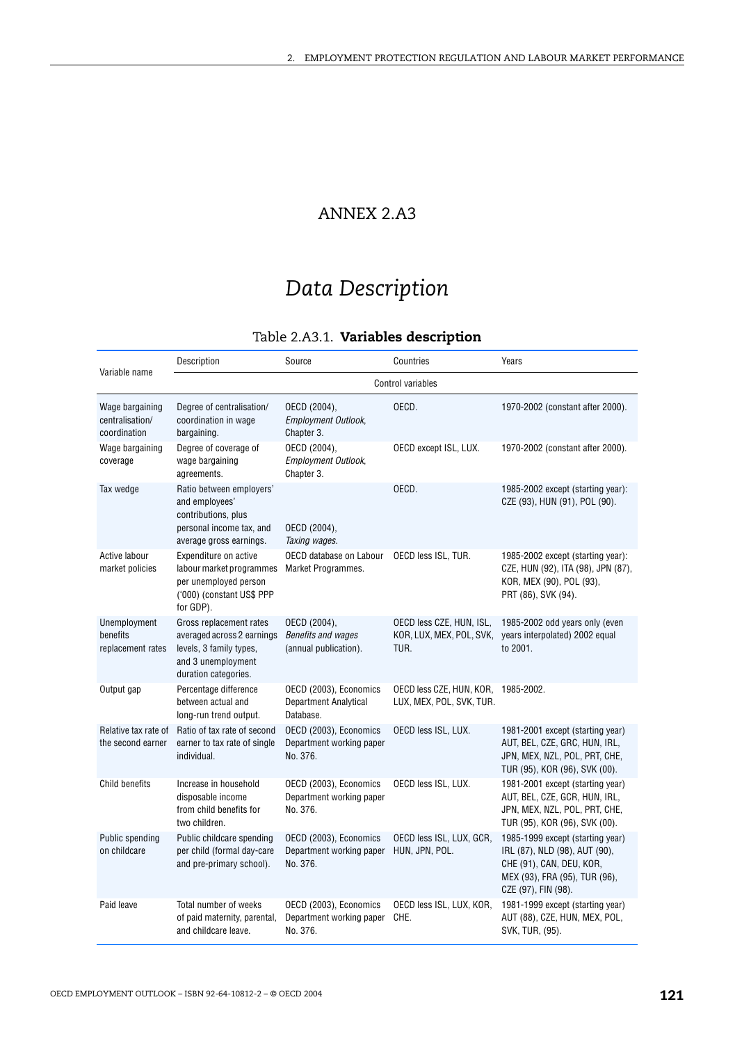## ANNEX 2.A3

## *Data Description*

## Table 2.A3.1. **Variables description**

| Variable name                                      | Description                                                                                                                    | Source                                                             | Countries                                                       | Years                                                                                                                                                 |
|----------------------------------------------------|--------------------------------------------------------------------------------------------------------------------------------|--------------------------------------------------------------------|-----------------------------------------------------------------|-------------------------------------------------------------------------------------------------------------------------------------------------------|
|                                                    |                                                                                                                                |                                                                    | Control variables                                               |                                                                                                                                                       |
| Wage bargaining<br>centralisation/<br>coordination | Degree of centralisation/<br>coordination in wage<br>bargaining.                                                               | OECD (2004),<br><b>Employment Outlook,</b><br>Chapter 3.           | OECD.                                                           | 1970-2002 (constant after 2000).                                                                                                                      |
| Wage bargaining<br>coverage                        | Degree of coverage of<br>wage bargaining<br>agreements.                                                                        | OECD (2004),<br>Employment Outlook,<br>Chapter 3.                  | OECD except ISL, LUX.                                           | 1970-2002 (constant after 2000).                                                                                                                      |
| Tax wedge                                          | Ratio between employers'<br>and employees'<br>contributions, plus<br>personal income tax, and<br>average gross earnings.       | OECD (2004),<br>Taxing wages.                                      | OECD.                                                           | 1985-2002 except (starting year):<br>CZE (93), HUN (91), POL (90).                                                                                    |
| Active labour<br>market policies                   | Expenditure on active<br>labour market programmes<br>per unemployed person<br>('000) (constant US\$ PPP<br>for GDP).           | OECD database on Labour<br>Market Programmes.                      | OECD less ISL, TUR.                                             | 1985-2002 except (starting year):<br>CZE, HUN (92), ITA (98), JPN (87),<br>KOR, MEX (90), POL (93),<br>PRT (86), SVK (94).                            |
| Unemployment<br>benefits<br>replacement rates      | Gross replacement rates<br>averaged across 2 earnings<br>levels, 3 family types,<br>and 3 unemployment<br>duration categories. | OECD (2004),<br><b>Benefits and wages</b><br>(annual publication). | OECD less CZE, HUN, ISL,<br>KOR, LUX, MEX, POL, SVK,<br>TUR.    | 1985-2002 odd years only (even<br>years interpolated) 2002 equal<br>to 2001.                                                                          |
| Output gap                                         | Percentage difference<br>between actual and<br>long-run trend output.                                                          | OECD (2003), Economics<br>Department Analytical<br>Database.       | OECD less CZE, HUN, KOR, 1985-2002.<br>LUX, MEX, POL, SVK, TUR. |                                                                                                                                                       |
| Relative tax rate of<br>the second earner          | Ratio of tax rate of second<br>earner to tax rate of single<br>individual.                                                     | OECD (2003), Economics<br>Department working paper<br>No. 376.     | OECD less ISL, LUX.                                             | 1981-2001 except (starting year)<br>AUT, BEL, CZE, GRC, HUN, IRL,<br>JPN, MEX, NZL, POL, PRT, CHE,<br>TUR (95), KOR (96), SVK (00).                   |
| Child benefits                                     | Increase in household<br>disposable income<br>from child benefits for<br>two children.                                         | OECD (2003), Economics<br>Department working paper<br>No. 376.     | OECD less ISL, LUX.                                             | 1981-2001 except (starting year)<br>AUT, BEL, CZE, GCR, HUN, IRL,<br>JPN, MEX, NZL, POL, PRT, CHE,<br>TUR (95), KOR (96), SVK (00).                   |
| Public spending<br>on childcare                    | Public childcare spending<br>per child (formal day-care<br>and pre-primary school).                                            | OECD (2003), Economics<br>Department working paper<br>No. 376.     | OECD less ISL, LUX, GCR,<br>HUN, JPN, POL.                      | 1985-1999 except (starting year)<br>IRL (87), NLD (98), AUT (90),<br>CHE (91), CAN, DEU, KOR,<br>MEX (93), FRA (95), TUR (96),<br>CZE (97), FIN (98). |
| Paid leave                                         | Total number of weeks<br>of paid maternity, parental,<br>and childcare leave.                                                  | OECD (2003), Economics<br>Department working paper<br>No. 376.     | OECD less ISL, LUX, KOR,<br>CHE.                                | 1981-1999 except (starting year)<br>AUT (88), CZE, HUN, MEX, POL,<br>SVK, TUR, (95).                                                                  |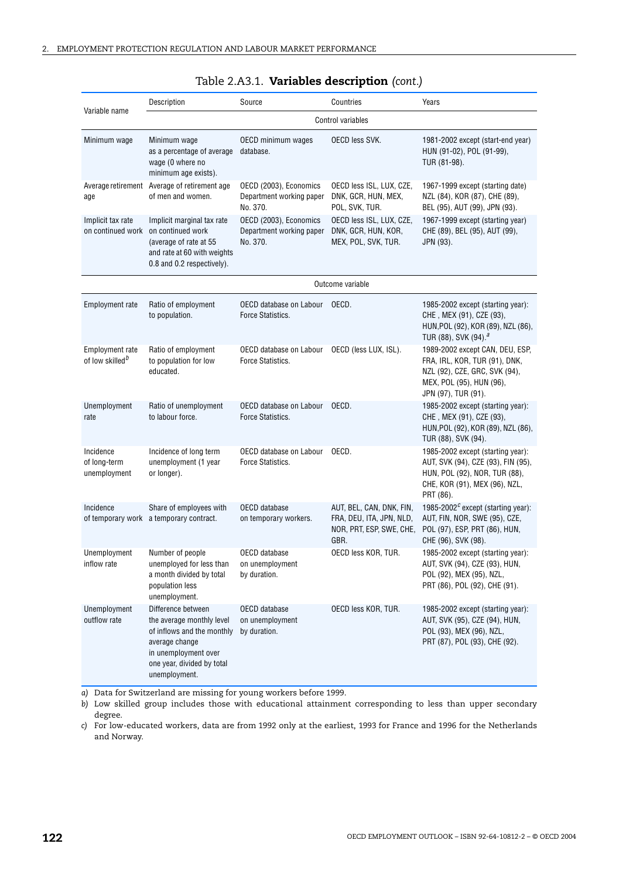| Variable name                                         | Description                                                                                                                                                            | Source                                                         | Countries                                                                                | Years                                                                                                                                                  |
|-------------------------------------------------------|------------------------------------------------------------------------------------------------------------------------------------------------------------------------|----------------------------------------------------------------|------------------------------------------------------------------------------------------|--------------------------------------------------------------------------------------------------------------------------------------------------------|
|                                                       |                                                                                                                                                                        |                                                                | Control variables                                                                        |                                                                                                                                                        |
| Minimum wage                                          | Minimum wage<br>as a percentage of average<br>wage (0 where no<br>minimum age exists).                                                                                 | OECD minimum wages<br>database.                                | <b>OECD less SVK.</b>                                                                    | 1981-2002 except (start-end year)<br>HUN (91-02), POL (91-99),<br>TUR (81-98).                                                                         |
| age                                                   | Average retirement Average of retirement age<br>of men and women.                                                                                                      | OECD (2003), Economics<br>Department working paper<br>No. 370. | OECD less ISL, LUX, CZE,<br>DNK, GCR, HUN, MEX,<br>POL, SVK, TUR.                        | 1967-1999 except (starting date)<br>NZL (84), KOR (87), CHE (89),<br>BEL (95), AUT (99), JPN (93).                                                     |
| Implicit tax rate                                     | Implicit marginal tax rate<br>on continued work on continued work<br>(average of rate at 55<br>and rate at 60 with weights<br>0.8 and 0.2 respectively).               | OECD (2003), Economics<br>Department working paper<br>No. 370. | OECD less ISL, LUX, CZE,<br>DNK, GCR, HUN, KOR,<br>MEX, POL, SVK, TUR.                   | 1967-1999 except (starting year)<br>CHE (89), BEL (95), AUT (99),<br>JPN (93).                                                                         |
|                                                       |                                                                                                                                                                        |                                                                | Outcome variable                                                                         |                                                                                                                                                        |
| <b>Employment rate</b>                                | Ratio of employment<br>to population.                                                                                                                                  | OECD database on Labour<br>Force Statistics.                   | OECD.                                                                                    | 1985-2002 except (starting year):<br>CHE, MEX (91), CZE (93),<br>HUN, POL (92), KOR (89), NZL (86),<br>TUR (88), SVK (94). <sup>a</sup>                |
| <b>Employment rate</b><br>of low skilled <sup>b</sup> | Ratio of employment<br>to population for low<br>educated.                                                                                                              | OECD database on Labour<br>Force Statistics.                   | OECD (less LUX, ISL).                                                                    | 1989-2002 except CAN, DEU, ESP,<br>FRA, IRL, KOR, TUR (91), DNK,<br>NZL (92), CZE, GRC, SVK (94),<br>MEX, POL (95), HUN (96),<br>JPN (97), TUR (91).   |
| Unemployment<br>rate                                  | Ratio of unemployment<br>to labour force.                                                                                                                              | OECD database on Labour<br>Force Statistics.                   | OECD.                                                                                    | 1985-2002 except (starting year):<br>CHE, MEX (91), CZE (93),<br>HUN, POL (92), KOR (89), NZL (86),<br>TUR (88), SVK (94).                             |
| Incidence<br>of long-term<br>unemployment             | Incidence of long term<br>unemployment (1 year<br>or longer).                                                                                                          | OECD database on Labour OECD.<br>Force Statistics.             |                                                                                          | 1985-2002 except (starting year):<br>AUT, SVK (94), CZE (93), FIN (95),<br>HUN, POL (92), NOR, TUR (88),<br>CHE, KOR (91), MEX (96), NZL,<br>PRT (86). |
| Incidence                                             | Share of employees with<br>of temporary work a temporary contract.                                                                                                     | OECD database<br>on temporary workers.                         | AUT, BEL, CAN, DNK, FIN,<br>FRA, DEU, ITA, JPN, NLD,<br>NOR, PRT, ESP, SWE, CHE,<br>GBR. | 1985-2002 <sup>c</sup> except (starting year):<br>AUT, FIN, NOR, SWE (95), CZE,<br>POL (97), ESP, PRT (86), HUN,<br>CHE (96), SVK (98).                |
| Unemployment<br>inflow rate                           | Number of people<br>unemployed for less than<br>a month divided by total<br>population less<br>unemployment.                                                           | OECD database<br>on unemployment<br>by duration.               | OECD less KOR, TUR.                                                                      | 1985-2002 except (starting year):<br>AUT, SVK (94), CZE (93), HUN,<br>POL (92), MEX (95), NZL,<br>PRT (86), POL (92), CHE (91).                        |
| Unemployment<br>outflow rate                          | Difference between<br>the average monthly level<br>of inflows and the monthly<br>average change<br>in unemployment over<br>one year, divided by total<br>unemployment. | OECD database<br>on unemployment<br>by duration.               | OECD less KOR, TUR.                                                                      | 1985-2002 except (starting year):<br>AUT, SVK (95), CZE (94), HUN,<br>POL (93), MEX (96), NZL,<br>PRT (87), POL (93), CHE (92).                        |

## Table 2.A3.1. **Variables description** *(cont.)*

*a)* Data for Switzerland are missing for young workers before 1999.

*b)* Low skilled group includes those with educational attainment corresponding to less than upper secondary degree.

*c)* For low-educated workers, data are from 1992 only at the earliest, 1993 for France and 1996 for the Netherlands and Norway.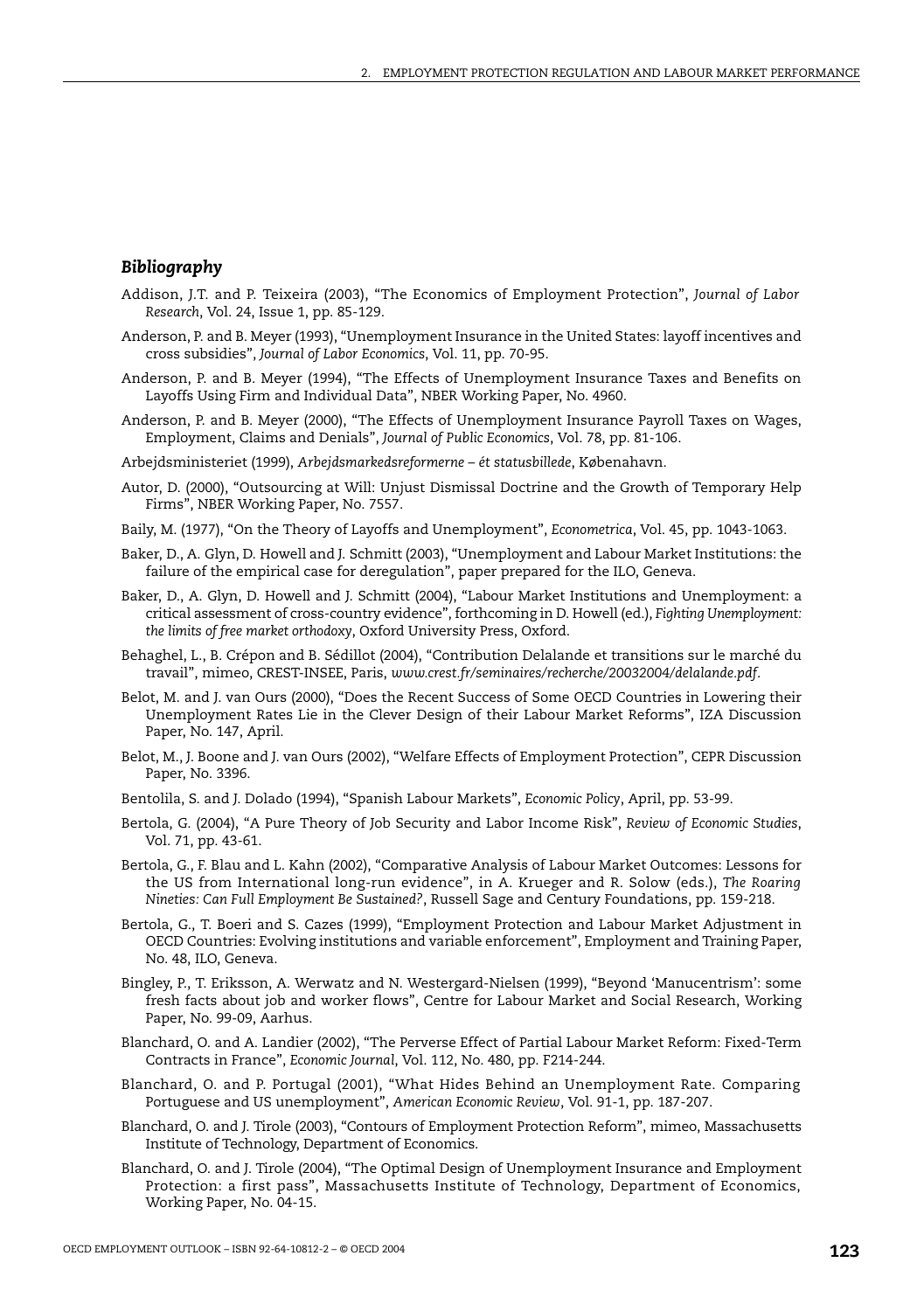#### *Bibliography*

- Addison, J.T. and P. Teixeira (2003), "The Economics of Employment Protection", *Journal of Labor Research*, Vol. 24, Issue 1, pp. 85-129.
- Anderson, P. and B. Meyer (1993), "Unemployment Insurance in the United States: layoff incentives and cross subsidies", *Journal of Labor Economics*, Vol. 11, pp. 70-95.
- Anderson, P. and B. Meyer (1994), "The Effects of Unemployment Insurance Taxes and Benefits on Layoffs Using Firm and Individual Data", NBER Working Paper, No. 4960.
- Anderson, P. and B. Meyer (2000), "The Effects of Unemployment Insurance Payroll Taxes on Wages, Employment, Claims and Denials", *Journal of Public Economics*, Vol. 78, pp. 81-106.
- Arbejdsministeriet (1999), *Arbejdsmarkedsreformerne ét statusbillede*, Købenahavn.
- Autor, D. (2000), "Outsourcing at Will: Unjust Dismissal Doctrine and the Growth of Temporary Help Firms", NBER Working Paper, No. 7557.
- Baily, M. (1977), "On the Theory of Layoffs and Unemployment", *Econometrica*, Vol. 45, pp. 1043-1063.
- Baker, D., A. Glyn, D. Howell and J. Schmitt (2003), "Unemployment and Labour Market Institutions: the failure of the empirical case for deregulation", paper prepared for the ILO, Geneva.
- Baker, D., A. Glyn, D. Howell and J. Schmitt (2004), "Labour Market Institutions and Unemployment: a critical assessment of cross-country evidence", forthcoming in D. Howell (ed.), *Fighting Unemployment: the limits of free market orthodoxy*, Oxford University Press, Oxford.
- Behaghel, L., B. Crépon and B. Sédillot (2004), "Contribution Delalande et transitions sur le marché du travail", mimeo, CREST-INSEE, Paris, *www.crest.fr/seminaires/recherche/20032004/delalande.pdf*.
- Belot, M. and J. van Ours (2000), "Does the Recent Success of Some OECD Countries in Lowering their Unemployment Rates Lie in the Clever Design of their Labour Market Reforms", IZA Discussion Paper, No. 147, April.
- Belot, M., J. Boone and J. van Ours (2002), "Welfare Effects of Employment Protection", CEPR Discussion Paper, No. 3396.
- Bentolila, S. and J. Dolado (1994), "Spanish Labour Markets", *Economic Policy*, April, pp. 53-99.
- Bertola, G. (2004), "A Pure Theory of Job Security and Labor Income Risk", *Review of Economic Studies*, Vol. 71, pp. 43-61.
- Bertola, G., F. Blau and L. Kahn (2002), "Comparative Analysis of Labour Market Outcomes: Lessons for the US from International long-run evidence", in A. Krueger and R. Solow (eds.), *The Roaring Nineties: Can Full Employment Be Sustained?*, Russell Sage and Century Foundations, pp. 159-218.
- Bertola, G., T. Boeri and S. Cazes (1999), "Employment Protection and Labour Market Adjustment in OECD Countries: Evolving institutions and variable enforcement", Employment and Training Paper, No. 48, ILO, Geneva.
- Bingley, P., T. Eriksson, A. Werwatz and N. Westergard-Nielsen (1999), "Beyond 'Manucentrism': some fresh facts about job and worker flows", Centre for Labour Market and Social Research, Working Paper, No. 99-09, Aarhus.
- Blanchard, O. and A. Landier (2002), "The Perverse Effect of Partial Labour Market Reform: Fixed-Term Contracts in France", *Economic Journal*, Vol. 112, No. 480, pp. F214-244.
- Blanchard, O. and P. Portugal (2001), "What Hides Behind an Unemployment Rate. Comparing Portuguese and US unemployment", *American Economic Review*, Vol. 91-1, pp. 187-207.
- Blanchard, O. and J. Tirole (2003), "Contours of Employment Protection Reform", mimeo, Massachusetts Institute of Technology, Department of Economics.
- Blanchard, O. and J. Tirole (2004), "The Optimal Design of Unemployment Insurance and Employment Protection: a first pass", Massachusetts Institute of Technology, Department of Economics, Working Paper, No. 04-15.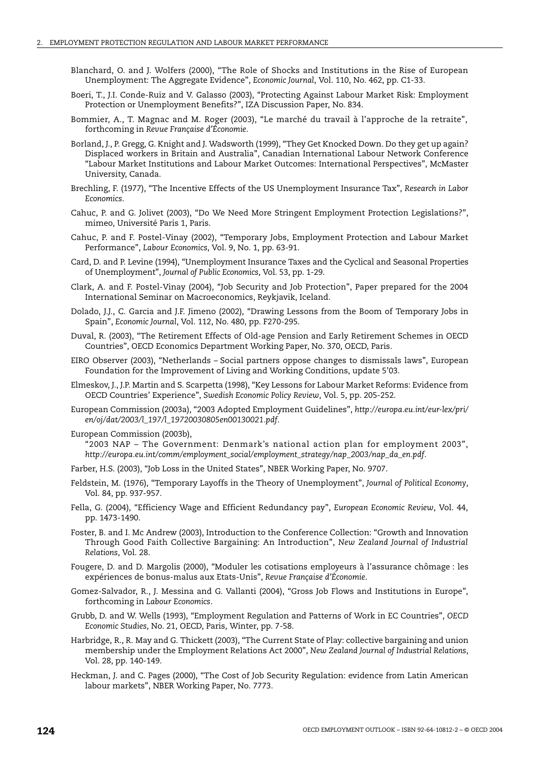- Blanchard, O. and J. Wolfers (2000), "The Role of Shocks and Institutions in the Rise of European Unemployment: The Aggregate Evidence", *Economic Journal*, Vol. 110, No. 462, pp. C1-33.
- Boeri, T., J.I. Conde-Ruiz and V. Galasso (2003), "Protecting Against Labour Market Risk: Employment Protection or Unemployment Benefits?", IZA Discussion Paper, No. 834.
- Bommier, A., T. Magnac and M. Roger (2003), "Le marché du travail à l'approche de la retraite", forthcoming in *Revue Française d'Économie*.
- Borland, J., P. Gregg, G. Knight and J. Wadsworth (1999), "They Get Knocked Down. Do they get up again? Displaced workers in Britain and Australia", Canadian International Labour Network Conference "Labour Market Institutions and Labour Market Outcomes: International Perspectives", McMaster University, Canada.
- Brechling, F. (1977), "The Incentive Effects of the US Unemployment Insurance Tax", *Research in Labor Economics*.
- Cahuc, P. and G. Jolivet (2003), "Do We Need More Stringent Employment Protection Legislations?", mimeo, Université Paris 1, Paris.
- Cahuc, P. and F. Postel-Vinay (2002), "Temporary Jobs, Employment Protection and Labour Market Performance", *Labour Economics*, Vol. 9, No. 1, pp. 63-91.
- Card, D. and P. Levine (1994), "Unemployment Insurance Taxes and the Cyclical and Seasonal Properties of Unemployment", *Journal of Public Economics*, Vol. 53, pp. 1-29.
- Clark, A. and F. Postel-Vinay (2004), "Job Security and Job Protection", Paper prepared for the 2004 International Seminar on Macroeconomics, Reykjavik, Iceland.
- Dolado, J.J., C. Garcia and J.F. Jimeno (2002), "Drawing Lessons from the Boom of Temporary Jobs in Spain", *Economic Journal*, Vol. 112, No. 480, pp. F270-295.
- Duval, R. (2003), "The Retirement Effects of Old-age Pension and Early Retirement Schemes in OECD Countries", OECD Economics Department Working Paper, No. 370, OECD, Paris.
- EIRO Observer (2003), "Netherlands Social partners oppose changes to dismissals laws", European Foundation for the Improvement of Living and Working Conditions, update 5'03.
- Elmeskov, J., J.P. Martin and S. Scarpetta (1998), "Key Lessons for Labour Market Reforms: Evidence from OECD Countries' Experience", *Swedish Economic Policy Review*, Vol. 5, pp. 205-252.
- European Commission (2003a), "2003 Adopted Employment Guidelines", *http://europa.eu.int/eur-lex/pri/ en/oj/dat/2003/l\_197/l\_19720030805en00130021.pdf*.
- European Commission (2003b),
	- "2003 NAP The Government: Denmark's national action plan for employment 2003", *http://europa.eu.int/comm/employment\_social/employment\_strategy/nap\_2003/nap\_da\_en.pdf*.
- Farber, H.S. (2003), "Job Loss in the United States", NBER Working Paper, No. 9707.
- Feldstein, M. (1976), "Temporary Layoffs in the Theory of Unemployment", *Journal of Political Economy*, Vol. 84, pp. 937-957.
- Fella, G. (2004), "Efficiency Wage and Efficient Redundancy pay", *European Economic Review*, Vol. 44, pp. 1473-1490.
- Foster, B. and I. Mc Andrew (2003), Introduction to the Conference Collection: "Growth and Innovation Through Good Faith Collective Bargaining: An Introduction", *New Zealand Journal of Industrial Relations*, Vol. 28.
- Fougere, D. and D. Margolis (2000), "Moduler les cotisations employeurs à l'assurance chômage : les expériences de bonus-malus aux Etats-Unis", *Revue Française d'Économie*.
- Gomez-Salvador, R., J. Messina and G. Vallanti (2004), "Gross Job Flows and Institutions in Europe", forthcoming in *Labour Economics*.
- Grubb, D. and W. Wells (1993), "Employment Regulation and Patterns of Work in EC Countries", *OECD Economic Studies*, No. 21, OECD, Paris, Winter, pp. 7-58.
- Harbridge, R., R. May and G. Thickett (2003), "The Current State of Play: collective bargaining and union membership under the Employment Relations Act 2000", *New Zealand Journal of Industrial Relations*, Vol. 28, pp. 140-149.
- Heckman, J. and C. Pages (2000), "The Cost of Job Security Regulation: evidence from Latin American labour markets", NBER Working Paper, No. 7773.